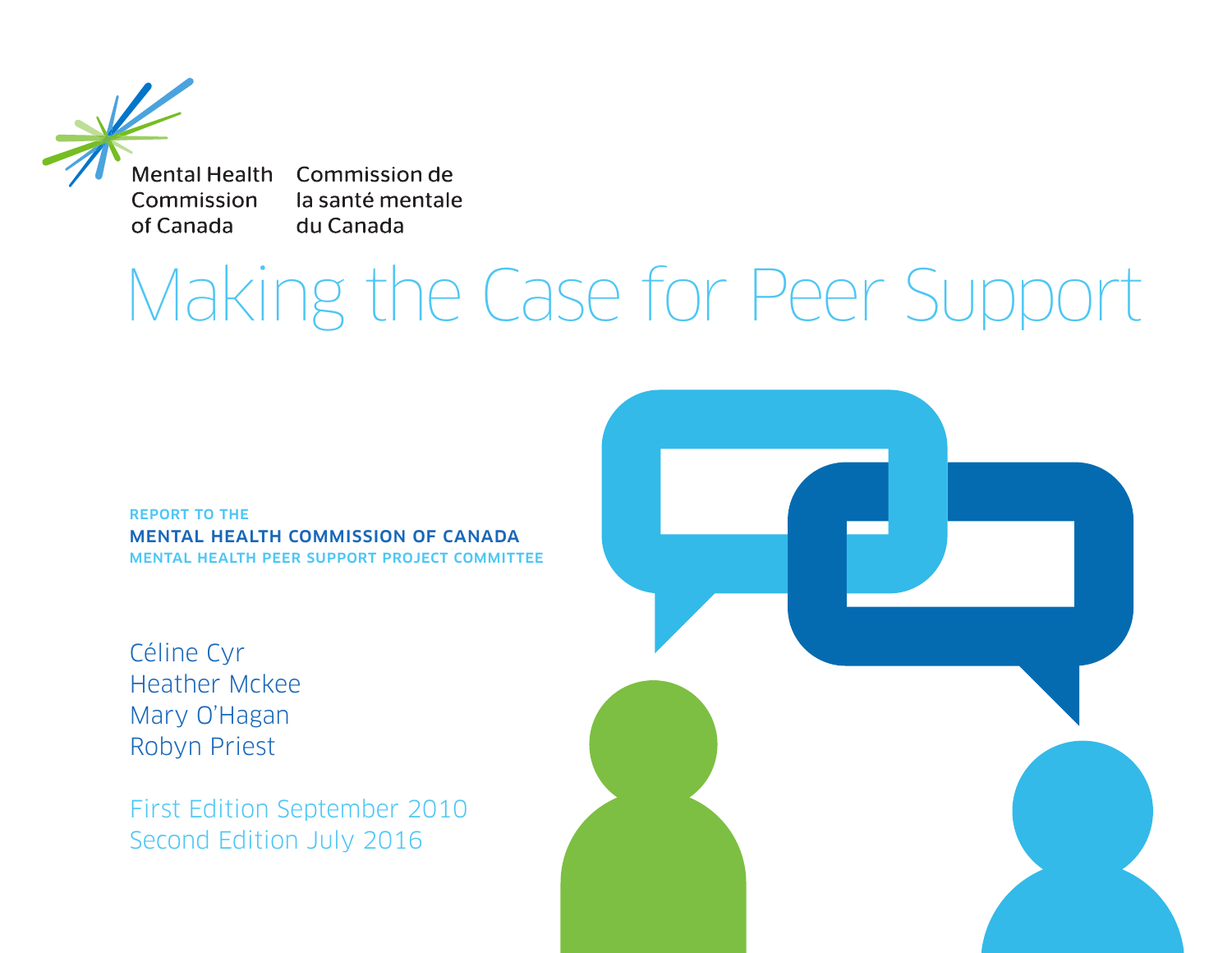Mental Health Commission of Canada

Commission de la santé mentale du Canada

# Making the Case for Peer Support

REPORT TO THE

**MENTAL HEALTH COMMISSION OF CANADA**

MENTAL HEALTH PEER SUPPORT PROJECT COMMITTEE

Céline Cyr
Heather Mckee
Mary O'Hagan
Robyn Priest

First Edition September 2010
Second Edition July 2016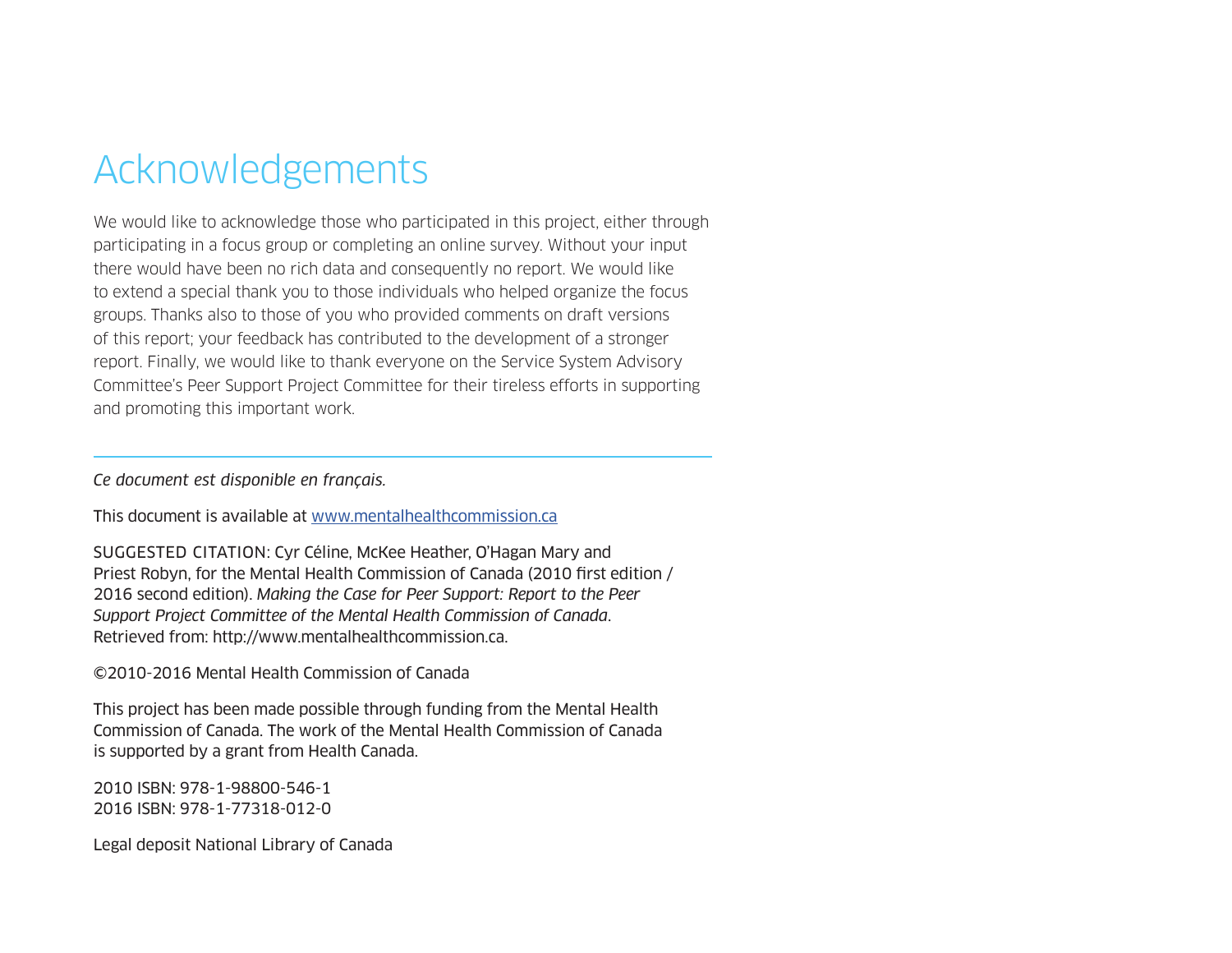# Acknowledgements

We would like to acknowledge those who participated in this project, either through participating in a focus group or completing an online survey. Without your input there would have been no rich data and consequently no report. We would like to extend a special thank you to those individuals who helped organize the focus groups. Thanks also to those of you who provided comments on draft versions of this report; your feedback has contributed to the development of a stronger report. Finally, we would like to thank everyone on the Service System Advisory Committee's Peer Support Project Committee for their tireless efforts in supporting and promoting this important work.

---

*Ce document est disponible en français.*

This document is available at [www.mentalhealthcommission.ca](http://www.mentalhealthcommission.ca)

SUGGESTED CITATION: Cyr Céline, McKee Heather, O'Hagan Mary and Priest Robyn, for the Mental Health Commission of Canada (2010 first edition / 2016 second edition). *Making the Case for Peer Support: Report to the Peer Support Project Committee of the Mental Health Commission of Canada*. Retrieved from: http://www.mentalhealthcommission.ca.

©2010-2016 Mental Health Commission of Canada

This project has been made possible through funding from the Mental Health Commission of Canada. The work of the Mental Health Commission of Canada is supported by a grant from Health Canada.

2010 ISBN: 978-1-98800-546-1
2016 ISBN: 978-1-77318-012-0

Legal deposit National Library of Canada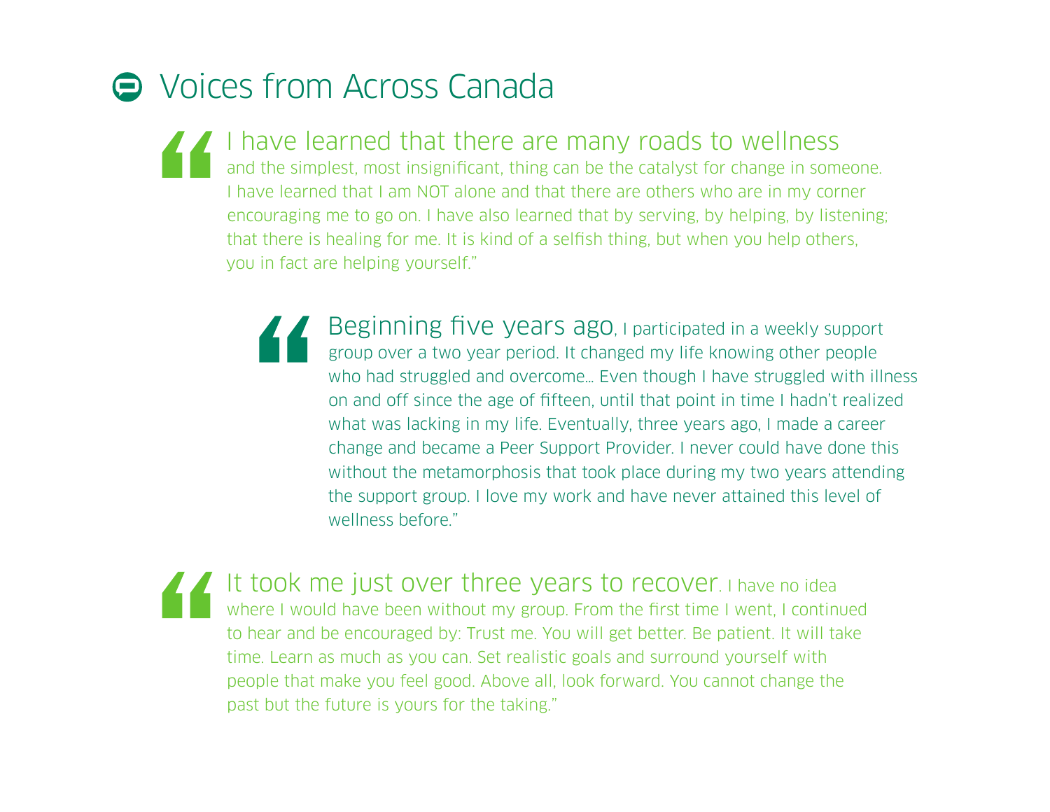# Voices from Across Canada

> “I have learned that there are many roads to wellness and the simplest, most insignificant, thing can be the catalyst for change in someone. I have learned that I am NOT alone and that there are others who are in my corner encouraging me to go on. I have also learned that by serving, by helping, by listening; that there is healing for me. It is kind of a selfish thing, but when you help others, you in fact are helping yourself.”

> “Beginning five years ago, I participated in a weekly support group over a two year period. It changed my life knowing other people who had struggled and overcome… Even though I have struggled with illness on and off since the age of fifteen, until that point in time I hadn’t realized what was lacking in my life. Eventually, three years ago, I made a career change and became a Peer Support Provider. I never could have done this without the metamorphosis that took place during my two years attending the support group. I love my work and have never attained this level of wellness before.”

> “It took me just over three years to recover. I have no idea where I would have been without my group. From the first time I went, I continued to hear and be encouraged by: Trust me. You will get better. Be patient. It will take time. Learn as much as you can. Set realistic goals and surround yourself with people that make you feel good. Above all, look forward. You cannot change the past but the future is yours for the taking.”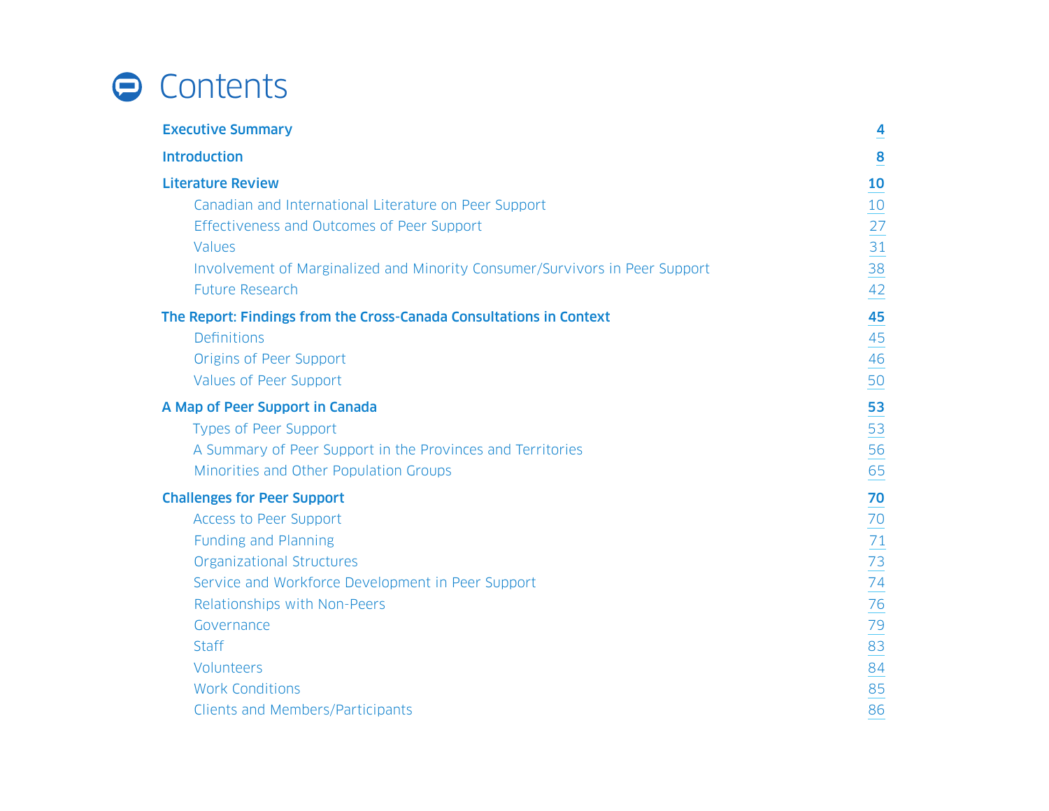# Contents

| | |
|---|---|
| **Executive Summary** | **4** |
| **Introduction** | **8** |
| **Literature Review** | **10** |
| Canadian and International Literature on Peer Support | 10 |
| Effectiveness and Outcomes of Peer Support | 27 |
| Values | 31 |
| Involvement of Marginalized and Minority Consumer/Survivors in Peer Support | 38 |
| Future Research | 42 |
| **The Report: Findings from the Cross-Canada Consultations in Context** | **45** |
| Definitions | 45 |
| Origins of Peer Support | 46 |
| Values of Peer Support | 50 |
| **A Map of Peer Support in Canada** | **53** |
| Types of Peer Support | 53 |
| A Summary of Peer Support in the Provinces and Territories | 56 |
| Minorities and Other Population Groups | 65 |
| **Challenges for Peer Support** | **70** |
| Access to Peer Support | 70 |
| Funding and Planning | 71 |
| Organizational Structures | 73 |
| Service and Workforce Development in Peer Support | 74 |
| Relationships with Non-Peers | 76 |
| Governance | 79 |
| Staff | 83 |
| Volunteers | 84 |
| Work Conditions | 85 |
| Clients and Members/Participants | 86 |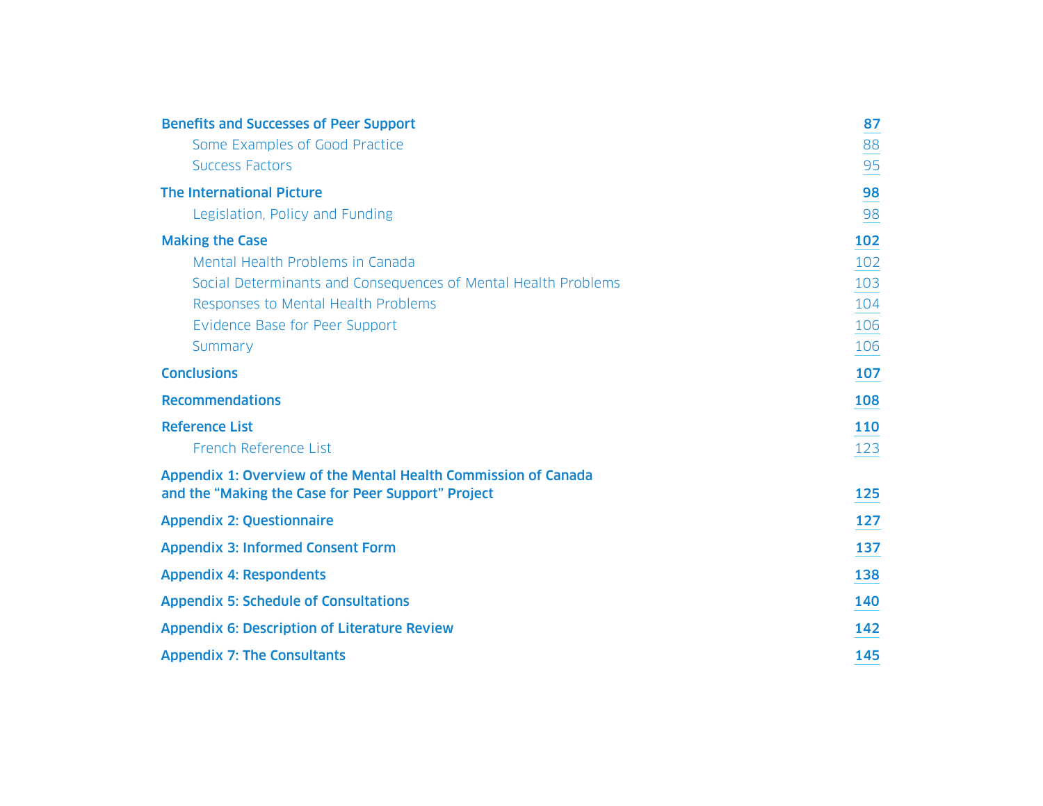| | |
|---|---|
| **Benefits and Successes of Peer Support** | **87** |
| Some Examples of Good Practice | 88 |
| Success Factors | 95 |
| **The International Picture** | **98** |
| Legislation, Policy and Funding | 98 |
| **Making the Case** | **102** |
| Mental Health Problems in Canada | 102 |
| Social Determinants and Consequences of Mental Health Problems | 103 |
| Responses to Mental Health Problems | 104 |
| Evidence Base for Peer Support | 106 |
| Summary | 106 |
| **Conclusions** | **107** |
| **Recommendations** | **108** |
| **Reference List** | **110** |
| French Reference List | 123 |
| **Appendix 1: Overview of the Mental Health Commission of Canada and the "Making the Case for Peer Support" Project** | **125** |
| **Appendix 2: Questionnaire** | **127** |
| **Appendix 3: Informed Consent Form** | **137** |
| **Appendix 4: Respondents** | **138** |
| **Appendix 5: Schedule of Consultations** | **140** |
| **Appendix 6: Description of Literature Review** | **142** |
| **Appendix 7: The Consultants** | **145** |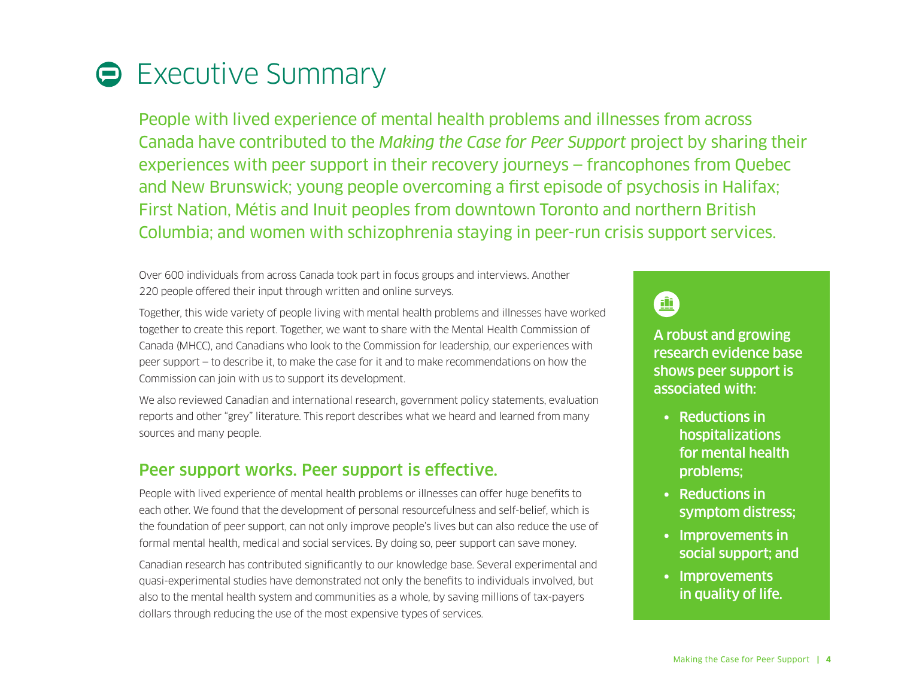# Executive Summary

People with lived experience of mental health problems and illnesses from across Canada have contributed to the *Making the Case for Peer Support* project by sharing their experiences with peer support in their recovery journeys – francophones from Quebec and New Brunswick; young people overcoming a first episode of psychosis in Halifax; First Nation, Métis and Inuit peoples from downtown Toronto and northern British Columbia; and women with schizophrenia staying in peer-run crisis support services.

Over 600 individuals from across Canada took part in focus groups and interviews. Another 220 people offered their input through written and online surveys.

Together, this wide variety of people living with mental health problems and illnesses have worked together to create this report. Together, we want to share with the Mental Health Commission of Canada (MHCC), and Canadians who look to the Commission for leadership, our experiences with peer support – to describe it, to make the case for it and to make recommendations on how the Commission can join with us to support its development.

We also reviewed Canadian and international research, government policy statements, evaluation reports and other "grey" literature. This report describes what we heard and learned from many sources and many people.

## Peer support works. Peer support is effective.

People with lived experience of mental health problems or illnesses can offer huge benefits to each other. We found that the development of personal resourcefulness and self-belief, which is the foundation of peer support, can not only improve people's lives but can also reduce the use of formal mental health, medical and social services. By doing so, peer support can save money.

Canadian research has contributed significantly to our knowledge base. Several experimental and quasi-experimental studies have demonstrated not only the benefits to individuals involved, but also to the mental health system and communities as a whole, by saving millions of tax-payers dollars through reducing the use of the most expensive types of services.

**A robust and growing research evidence base shows peer support is associated with:**

- **Reductions in hospitalizations for mental health problems;**
- **Reductions in symptom distress;**
- **Improvements in social support; and**
- **Improvements in quality of life.**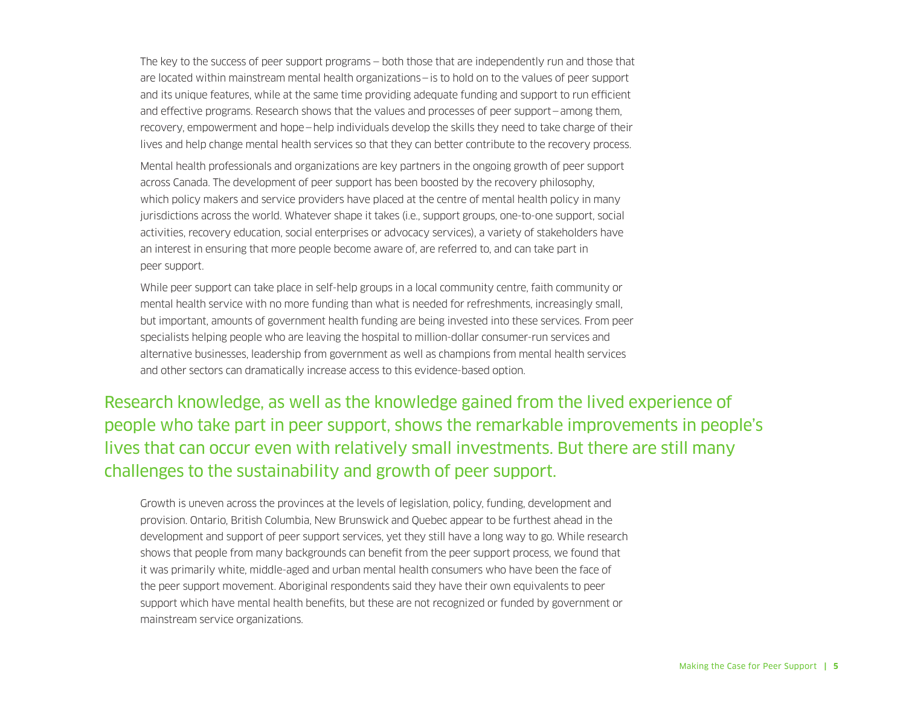The key to the success of peer support programs – both those that are independently run and those that are located within mainstream mental health organizations – is to hold on to the values of peer support and its unique features, while at the same time providing adequate funding and support to run efficient and effective programs. Research shows that the values and processes of peer support – among them, recovery, empowerment and hope – help individuals develop the skills they need to take charge of their lives and help change mental health services so that they can better contribute to the recovery process.

Mental health professionals and organizations are key partners in the ongoing growth of peer support across Canada. The development of peer support has been boosted by the recovery philosophy, which policy makers and service providers have placed at the centre of mental health policy in many jurisdictions across the world. Whatever shape it takes (i.e., support groups, one-to-one support, social activities, recovery education, social enterprises or advocacy services), a variety of stakeholders have an interest in ensuring that more people become aware of, are referred to, and can take part in peer support.

While peer support can take place in self-help groups in a local community centre, faith community or mental health service with no more funding than what is needed for refreshments, increasingly small, but important, amounts of government health funding are being invested into these services. From peer specialists helping people who are leaving the hospital to million-dollar consumer-run services and alternative businesses, leadership from government as well as champions from mental health services and other sectors can dramatically increase access to this evidence-based option.

**Research knowledge, as well as the knowledge gained from the lived experience of people who take part in peer support, shows the remarkable improvements in people's lives that can occur even with relatively small investments. But there are still many challenges to the sustainability and growth of peer support.**

Growth is uneven across the provinces at the levels of legislation, policy, funding, development and provision. Ontario, British Columbia, New Brunswick and Quebec appear to be furthest ahead in the development and support of peer support services, yet they still have a long way to go. While research shows that people from many backgrounds can benefit from the peer support process, we found that it was primarily white, middle-aged and urban mental health consumers who have been the face of the peer support movement. Aboriginal respondents said they have their own equivalents to peer support which have mental health benefits, but these are not recognized or funded by government or mainstream service organizations.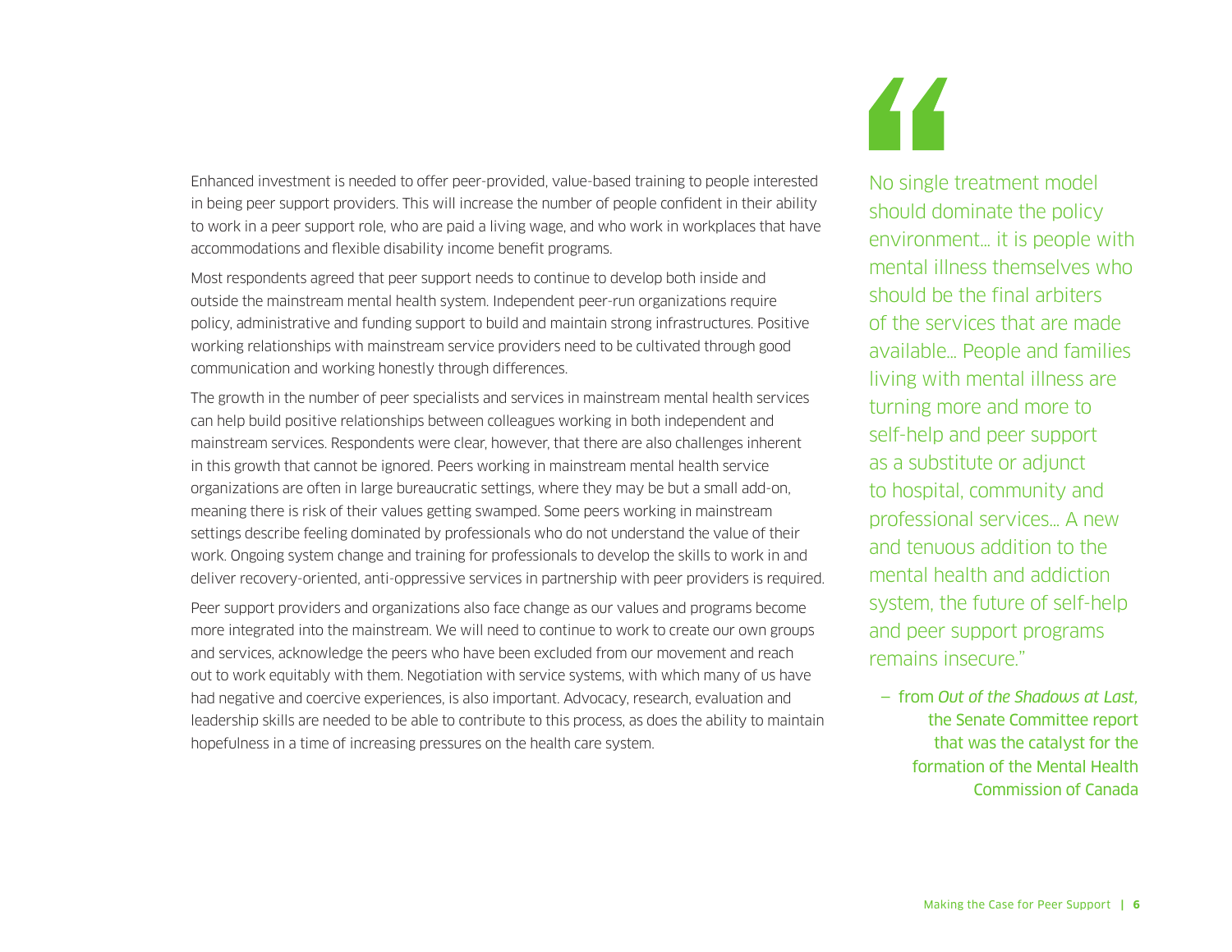Enhanced investment is needed to offer peer-provided, value-based training to people interested in being peer support providers. This will increase the number of people confident in their ability to work in a peer support role, who are paid a living wage, and who work in workplaces that have accommodations and flexible disability income benefit programs.

Most respondents agreed that peer support needs to continue to develop both inside and outside the mainstream mental health system. Independent peer-run organizations require policy, administrative and funding support to build and maintain strong infrastructures. Positive working relationships with mainstream service providers need to be cultivated through good communication and working honestly through differences.

The growth in the number of peer specialists and services in mainstream mental health services can help build positive relationships between colleagues working in both independent and mainstream services. Respondents were clear, however, that there are also challenges inherent in this growth that cannot be ignored. Peers working in mainstream mental health service organizations are often in large bureaucratic settings, where they may be but a small add-on, meaning there is risk of their values getting swamped. Some peers working in mainstream settings describe feeling dominated by professionals who do not understand the value of their work. Ongoing system change and training for professionals to develop the skills to work in and deliver recovery-oriented, anti-oppressive services in partnership with peer providers is required.

Peer support providers and organizations also face change as our values and programs become more integrated into the mainstream. We will need to continue to work to create our own groups and services, acknowledge the peers who have been excluded from our movement and reach out to work equitably with them. Negotiation with service systems, with which many of us have had negative and coercive experiences, is also important. Advocacy, research, evaluation and leadership skills are needed to be able to contribute to this process, as does the ability to maintain hopefulness in a time of increasing pressures on the health care system.

> "No single treatment model should dominate the policy environment… it is people with mental illness themselves who should be the final arbiters of the services that are made available… People and families living with mental illness are turning more and more to self-help and peer support as a substitute or adjunct to hospital, community and professional services… A new and tenuous addition to the mental health and addiction system, the future of self-help and peer support programs remains insecure."
>
> — from *Out of the Shadows at Last*, the Senate Committee report that was the catalyst for the formation of the Mental Health Commission of Canada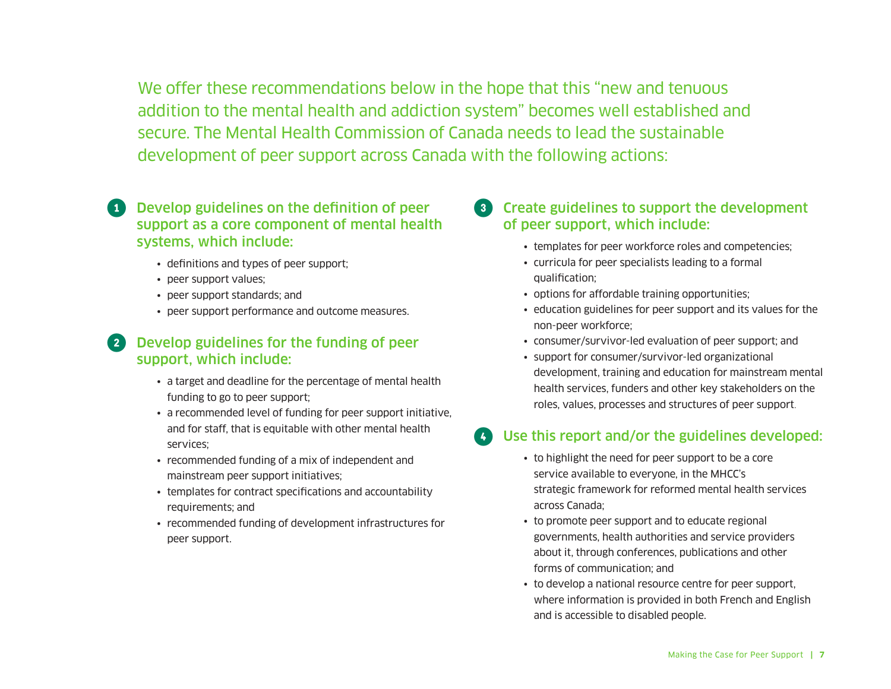We offer these recommendations below in the hope that this "new and tenuous addition to the mental health and addiction system" becomes well established and secure. The Mental Health Commission of Canada needs to lead the sustainable development of peer support across Canada with the following actions:

### 1 Develop guidelines on the definition of peer support as a core component of mental health systems, which include:

- definitions and types of peer support;
- peer support values;
- peer support standards; and
- peer support performance and outcome measures.

### 2 Develop guidelines for the funding of peer support, which include:

- a target and deadline for the percentage of mental health funding to go to peer support;
- a recommended level of funding for peer support initiative, and for staff, that is equitable with other mental health services;
- recommended funding of a mix of independent and mainstream peer support initiatives;
- templates for contract specifications and accountability requirements; and
- recommended funding of development infrastructures for peer support.

### 3 Create guidelines to support the development of peer support, which include:

- templates for peer workforce roles and competencies;
- curricula for peer specialists leading to a formal qualification;
- options for affordable training opportunities;
- education guidelines for peer support and its values for the non-peer workforce;
- consumer/survivor-led evaluation of peer support; and
- support for consumer/survivor-led organizational development, training and education for mainstream mental health services, funders and other key stakeholders on the roles, values, processes and structures of peer support.

### 4 Use this report and/or the guidelines developed:

- to highlight the need for peer support to be a core service available to everyone, in the MHCC's strategic framework for reformed mental health services across Canada;
- to promote peer support and to educate regional governments, health authorities and service providers about it, through conferences, publications and other forms of communication; and
- to develop a national resource centre for peer support, where information is provided in both French and English and is accessible to disabled people.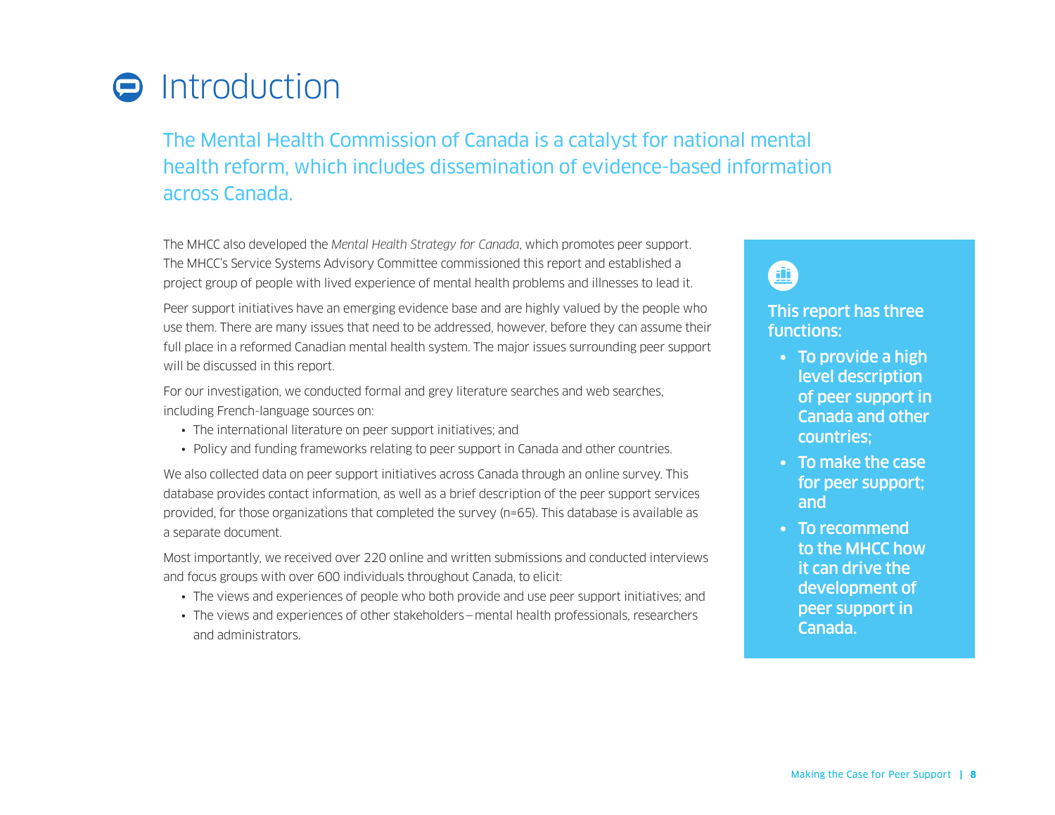# Introduction

The Mental Health Commission of Canada is a catalyst for national mental health reform, which includes dissemination of evidence-based information across Canada.

The MHCC also developed the *Mental Health Strategy for Canada*, which promotes peer support. The MHCC's Service Systems Advisory Committee commissioned this report and established a project group of people with lived experience of mental health problems and illnesses to lead it.

Peer support initiatives have an emerging evidence base and are highly valued by the people who use them. There are many issues that need to be addressed, however, before they can assume their full place in a reformed Canadian mental health system. The major issues surrounding peer support will be discussed in this report.

For our investigation, we conducted formal and grey literature searches and web searches, including French-language sources on:

- The international literature on peer support initiatives; and
- Policy and funding frameworks relating to peer support in Canada and other countries.

We also collected data on peer support initiatives across Canada through an online survey. This database provides contact information, as well as a brief description of the peer support services provided, for those organizations that completed the survey (n=65). This database is available as a separate document.

Most importantly, we received over 220 online and written submissions and conducted interviews and focus groups with over 600 individuals throughout Canada, to elicit:

- The views and experiences of people who both provide and use peer support initiatives; and
- The views and experiences of other stakeholders – mental health professionals, researchers and administrators.

**This report has three functions:**

- **To provide a high level description of peer support in Canada and other countries;**
- **To make the case for peer support; and**
- **To recommend to the MHCC how it can drive the development of peer support in Canada.**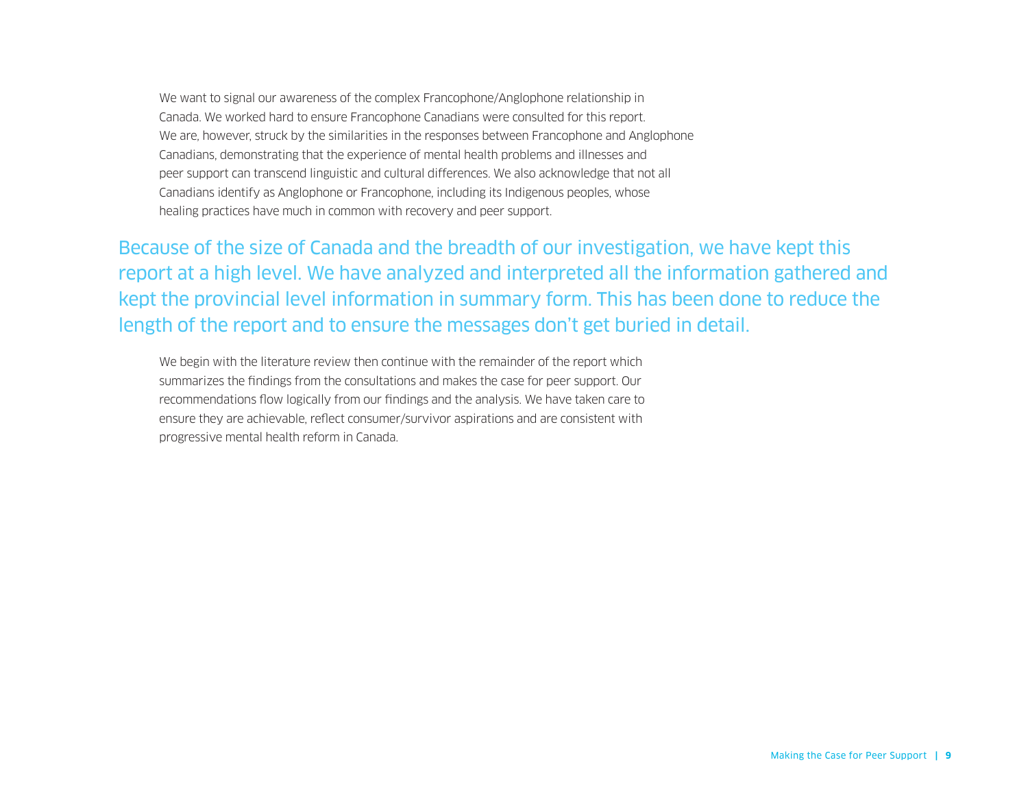We want to signal our awareness of the complex Francophone/Anglophone relationship in Canada. We worked hard to ensure Francophone Canadians were consulted for this report. We are, however, struck by the similarities in the responses between Francophone and Anglophone Canadians, demonstrating that the experience of mental health problems and illnesses and peer support can transcend linguistic and cultural differences. We also acknowledge that not all Canadians identify as Anglophone or Francophone, including its Indigenous peoples, whose healing practices have much in common with recovery and peer support.

Because of the size of Canada and the breadth of our investigation, we have kept this report at a high level. We have analyzed and interpreted all the information gathered and kept the provincial level information in summary form. This has been done to reduce the length of the report and to ensure the messages don't get buried in detail.

We begin with the literature review then continue with the remainder of the report which summarizes the findings from the consultations and makes the case for peer support. Our recommendations flow logically from our findings and the analysis. We have taken care to ensure they are achievable, reflect consumer/survivor aspirations and are consistent with progressive mental health reform in Canada.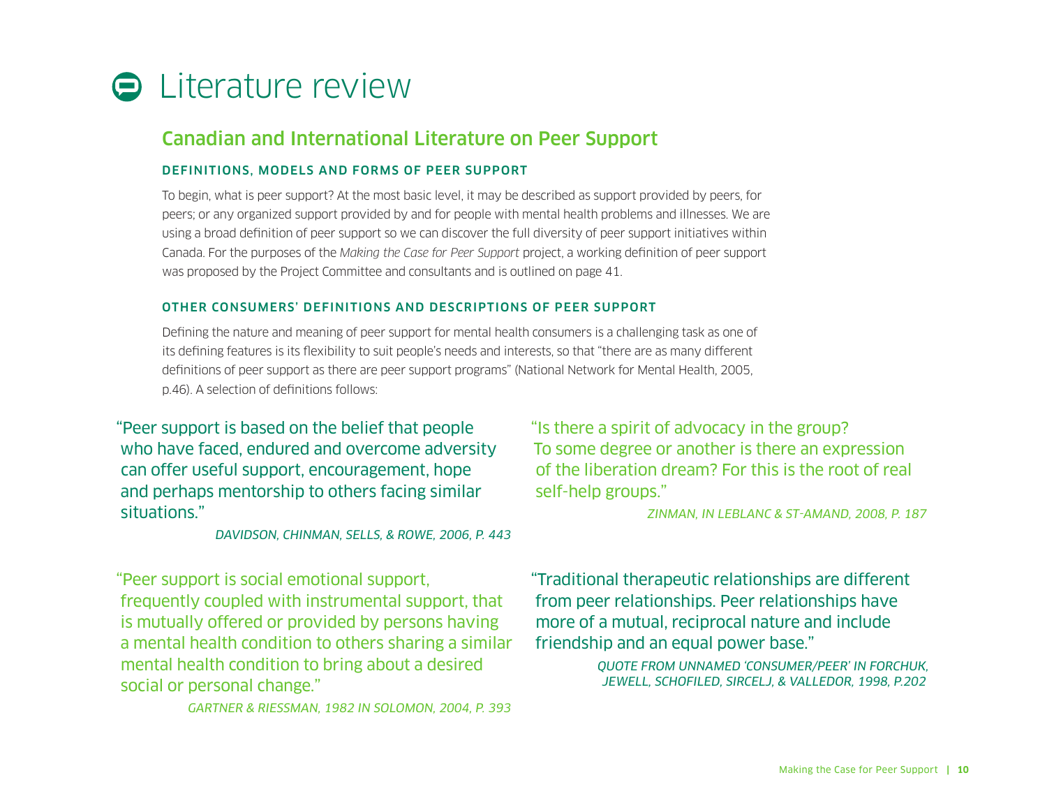# Literature review

## Canadian and International Literature on Peer Support

### DEFINITIONS, MODELS AND FORMS OF PEER SUPPORT

To begin, what is peer support? At the most basic level, it may be described as support provided by peers, for peers; or any organized support provided by and for people with mental health problems and illnesses. We are using a broad definition of peer support so we can discover the full diversity of peer support initiatives within Canada. For the purposes of the *Making the Case for Peer Support* project, a working definition of peer support was proposed by the Project Committee and consultants and is outlined on page 41.

### OTHER CONSUMERS' DEFINITIONS AND DESCRIPTIONS OF PEER SUPPORT

Defining the nature and meaning of peer support for mental health consumers is a challenging task as one of its defining features is its flexibility to suit people's needs and interests, so that "there are as many different definitions of peer support as there are peer support programs" (National Network for Mental Health, 2005, p.46). A selection of definitions follows:

> "Peer support is based on the belief that people who have faced, endured and overcome adversity can offer useful support, encouragement, hope and perhaps mentorship to others facing similar situations."
>
> *DAVIDSON, CHINMAN, SELLS, & ROWE, 2006, P. 443*

> "Peer support is social emotional support, frequently coupled with instrumental support, that is mutually offered or provided by persons having a mental health condition to others sharing a similar mental health condition to bring about a desired social or personal change."
>
> *GARTNER & RIESSMAN, 1982 IN SOLOMON, 2004, P. 393*

> "Is there a spirit of advocacy in the group? To some degree or another is there an expression of the liberation dream? For this is the root of real self-help groups."
>
> *ZINMAN, IN LEBLANC & ST-AMAND, 2008, P. 187*

> "Traditional therapeutic relationships are different from peer relationships. Peer relationships have more of a mutual, reciprocal nature and include friendship and an equal power base."
>
> *QUOTE FROM UNNAMED 'CONSUMER/PEER' IN FORCHUK, JEWELL, SCHOFILED, SIRCELJ, & VALLEDOR, 1998, P.202*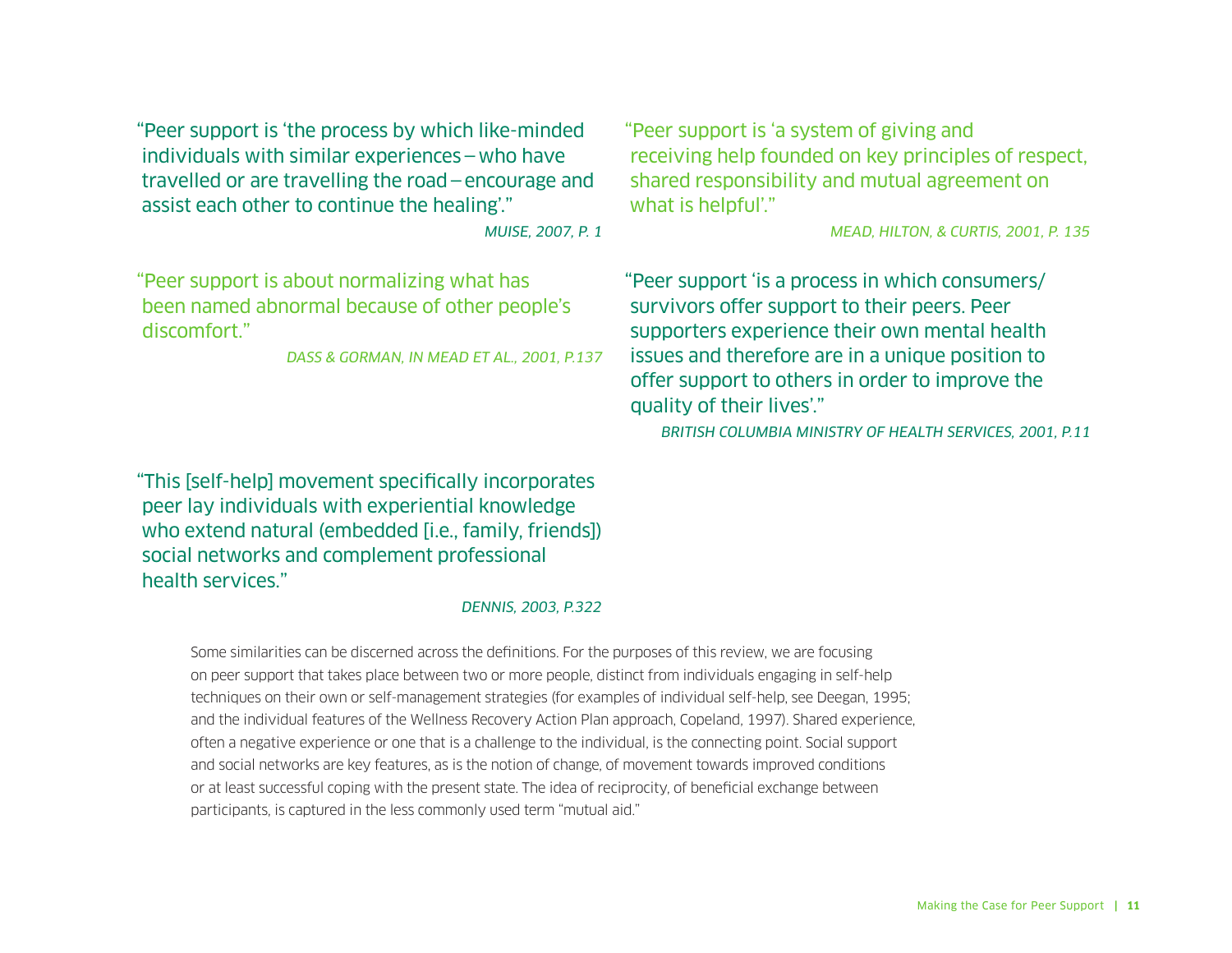"Peer support is 'the process by which like-minded individuals with similar experiences – who have travelled or are travelling the road – encourage and assist each other to continue the healing'."

*MUISE, 2007, P. 1*

"Peer support is 'a system of giving and receiving help founded on key principles of respect, shared responsibility and mutual agreement on what is helpful'."

*MEAD, HILTON, & CURTIS, 2001, P. 135*

"Peer support is about normalizing what has been named abnormal because of other people's discomfort."

*DASS & GORMAN, IN MEAD ET AL., 2001, P.137*

"Peer support 'is a process in which consumers/survivors offer support to their peers. Peer supporters experience their own mental health issues and therefore are in a unique position to offer support to others in order to improve the quality of their lives'."

*BRITISH COLUMBIA MINISTRY OF HEALTH SERVICES, 2001, P.11*

"This [self-help] movement specifically incorporates peer lay individuals with experiential knowledge who extend natural (embedded [i.e., family, friends]) social networks and complement professional health services."

*DENNIS, 2003, P.322*

Some similarities can be discerned across the definitions. For the purposes of this review, we are focusing on peer support that takes place between two or more people, distinct from individuals engaging in self-help techniques on their own or self-management strategies (for examples of individual self-help, see Deegan, 1995; and the individual features of the Wellness Recovery Action Plan approach, Copeland, 1997). Shared experience, often a negative experience or one that is a challenge to the individual, is the connecting point. Social support and social networks are key features, as is the notion of change, of movement towards improved conditions or at least successful coping with the present state. The idea of reciprocity, of beneficial exchange between participants, is captured in the less commonly used term "mutual aid."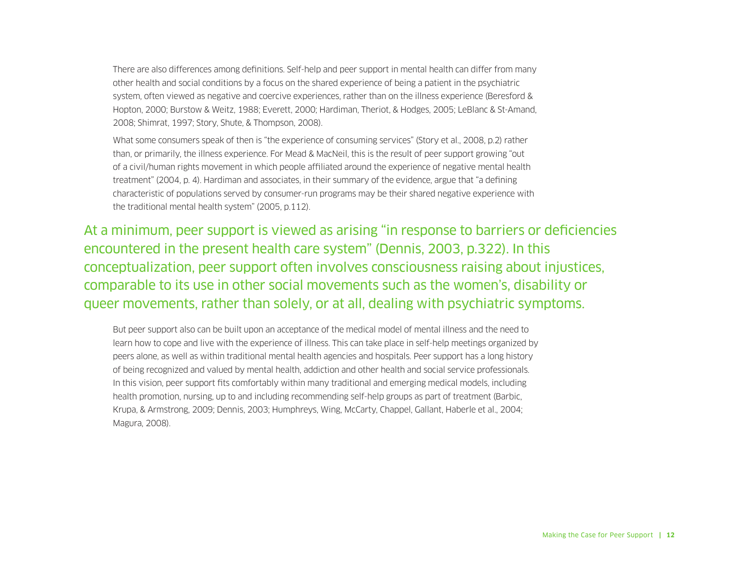There are also differences among definitions. Self-help and peer support in mental health can differ from many other health and social conditions by a focus on the shared experience of being a patient in the psychiatric system, often viewed as negative and coercive experiences, rather than on the illness experience (Beresford & Hopton, 2000; Burstow & Weitz, 1988; Everett, 2000; Hardiman, Theriot, & Hodges, 2005; LeBlanc & St-Amand, 2008; Shimrat, 1997; Story, Shute, & Thompson, 2008).

What some consumers speak of then is “the experience of consuming services” (Story et al., 2008, p.2) rather than, or primarily, the illness experience. For Mead & MacNeil, this is the result of peer support growing “out of a civil/human rights movement in which people affiliated around the experience of negative mental health treatment” (2004, p. 4). Hardiman and associates, in their summary of the evidence, argue that “a defining characteristic of populations served by consumer-run programs may be their shared negative experience with the traditional mental health system” (2005, p.112).

At a minimum, peer support is viewed as arising “in response to barriers or deficiencies encountered in the present health care system” (Dennis, 2003, p.322). In this conceptualization, peer support often involves consciousness raising about injustices, comparable to its use in other social movements such as the women’s, disability or queer movements, rather than solely, or at all, dealing with psychiatric symptoms.

But peer support also can be built upon an acceptance of the medical model of mental illness and the need to learn how to cope and live with the experience of illness. This can take place in self-help meetings organized by peers alone, as well as within traditional mental health agencies and hospitals. Peer support has a long history of being recognized and valued by mental health, addiction and other health and social service professionals. In this vision, peer support fits comfortably within many traditional and emerging medical models, including health promotion, nursing, up to and including recommending self-help groups as part of treatment (Barbic, Krupa, & Armstrong, 2009; Dennis, 2003; Humphreys, Wing, McCarty, Chappel, Gallant, Haberle et al., 2004; Magura, 2008).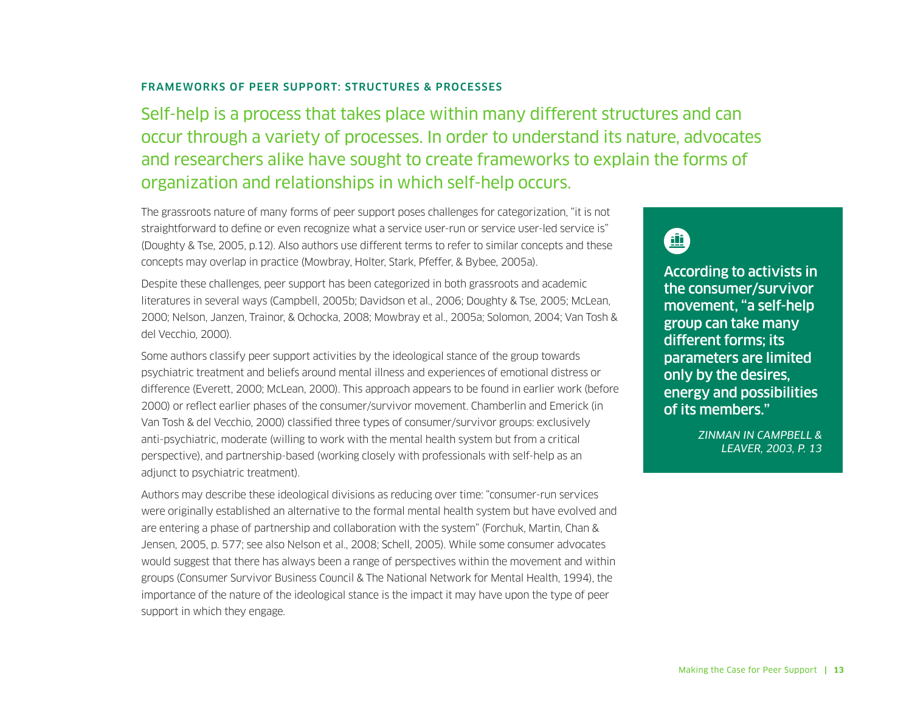## FRAMEWORKS OF PEER SUPPORT: STRUCTURES & PROCESSES

Self-help is a process that takes place within many different structures and can occur through a variety of processes. In order to understand its nature, advocates and researchers alike have sought to create frameworks to explain the forms of organization and relationships in which self-help occurs.

The grassroots nature of many forms of peer support poses challenges for categorization, "it is not straightforward to define or even recognize what a service user-run or service user-led service is" (Doughty & Tse, 2005, p.12). Also authors use different terms to refer to similar concepts and these concepts may overlap in practice (Mowbray, Holter, Stark, Pfeffer, & Bybee, 2005a).

Despite these challenges, peer support has been categorized in both grassroots and academic literatures in several ways (Campbell, 2005b; Davidson et al., 2006; Doughty & Tse, 2005; McLean, 2000; Nelson, Janzen, Trainor, & Ochocka, 2008; Mowbray et al., 2005a; Solomon, 2004; Van Tosh & del Vecchio, 2000).

Some authors classify peer support activities by the ideological stance of the group towards psychiatric treatment and beliefs around mental illness and experiences of emotional distress or difference (Everett, 2000; McLean, 2000). This approach appears to be found in earlier work (before 2000) or reflect earlier phases of the consumer/survivor movement. Chamberlin and Emerick (in Van Tosh & del Vecchio, 2000) classified three types of consumer/survivor groups: exclusively anti-psychiatric, moderate (willing to work with the mental health system but from a critical perspective), and partnership-based (working closely with professionals with self-help as an adjunct to psychiatric treatment).

Authors may describe these ideological divisions as reducing over time: "consumer-run services were originally established an alternative to the formal mental health system but have evolved and are entering a phase of partnership and collaboration with the system" (Forchuk, Martin, Chan & Jensen, 2005, p. 577; see also Nelson et al., 2008; Schell, 2005). While some consumer advocates would suggest that there has always been a range of perspectives within the movement and within groups (Consumer Survivor Business Council & The National Network for Mental Health, 1994), the importance of the nature of the ideological stance is the impact it may have upon the type of peer support in which they engage.

> **According to activists in the consumer/survivor movement, "a self-help group can take many different forms; its parameters are limited only by the desires, energy and possibilities of its members."**
>
> *ZINMAN IN CAMPBELL & LEAVER, 2003, P. 13*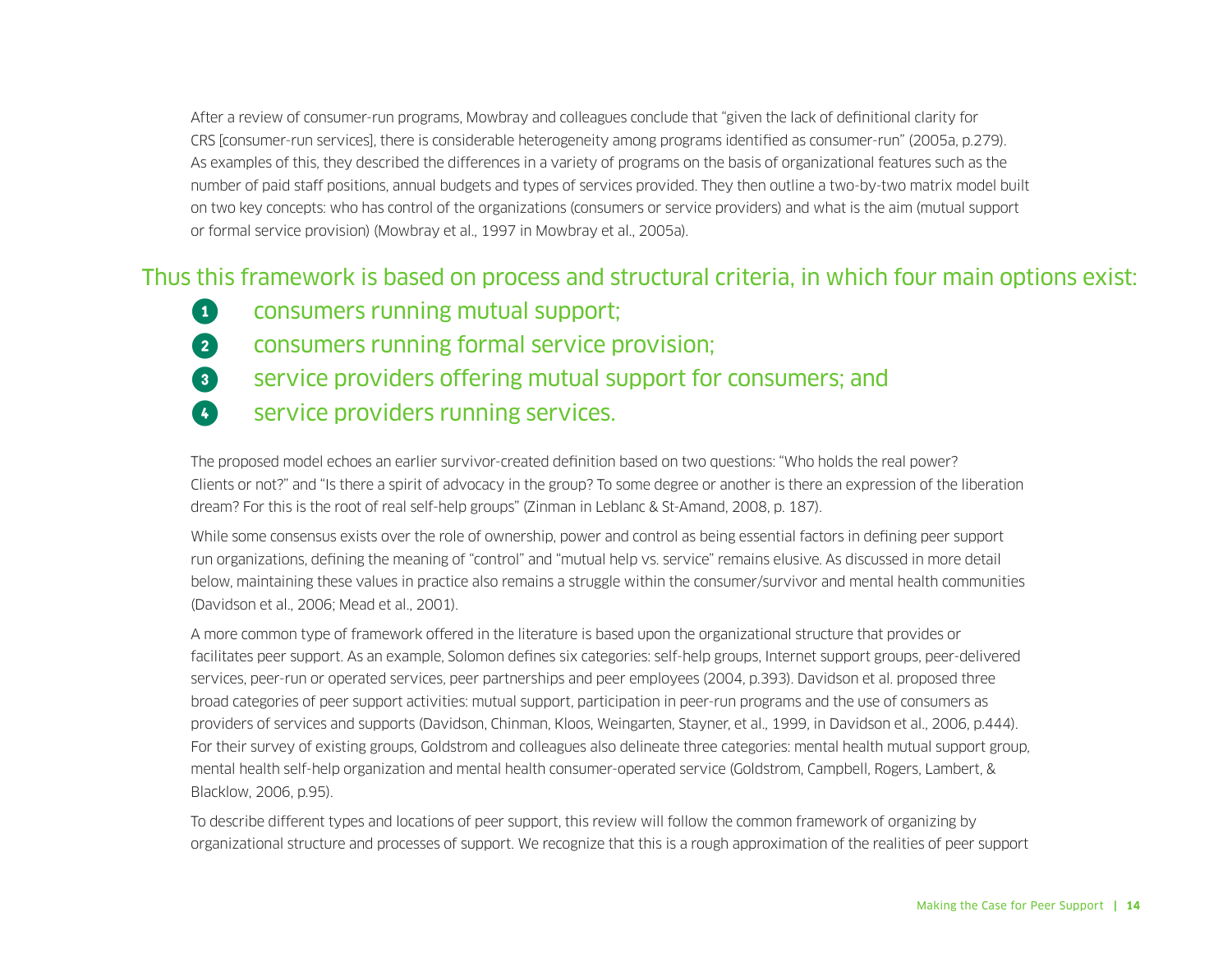After a review of consumer-run programs, Mowbray and colleagues conclude that "given the lack of definitional clarity for CRS [consumer-run services], there is considerable heterogeneity among programs identified as consumer-run" (2005a, p.279). As examples of this, they described the differences in a variety of programs on the basis of organizational features such as the number of paid staff positions, annual budgets and types of services provided. They then outline a two-by-two matrix model built on two key concepts: who has control of the organizations (consumers or service providers) and what is the aim (mutual support or formal service provision) (Mowbray et al., 1997 in Mowbray et al., 2005a).

Thus this framework is based on process and structural criteria, in which four main options exist:

1. consumers running mutual support;
2. consumers running formal service provision;
3. service providers offering mutual support for consumers; and
4. service providers running services.

The proposed model echoes an earlier survivor-created definition based on two questions: "Who holds the real power? Clients or not?" and "Is there a spirit of advocacy in the group? To some degree or another is there an expression of the liberation dream? For this is the root of real self-help groups" (Zinman in Leblanc & St-Amand, 2008, p. 187).

While some consensus exists over the role of ownership, power and control as being essential factors in defining peer support run organizations, defining the meaning of "control" and "mutual help vs. service" remains elusive. As discussed in more detail below, maintaining these values in practice also remains a struggle within the consumer/survivor and mental health communities (Davidson et al., 2006; Mead et al., 2001).

A more common type of framework offered in the literature is based upon the organizational structure that provides or facilitates peer support. As an example, Solomon defines six categories: self-help groups, Internet support groups, peer-delivered services, peer-run or operated services, peer partnerships and peer employees (2004, p.393). Davidson et al. proposed three broad categories of peer support activities: mutual support, participation in peer-run programs and the use of consumers as providers of services and supports (Davidson, Chinman, Kloos, Weingarten, Stayner, et al., 1999, in Davidson et al., 2006, p.444). For their survey of existing groups, Goldstrom and colleagues also delineate three categories: mental health mutual support group, mental health self-help organization and mental health consumer-operated service (Goldstrom, Campbell, Rogers, Lambert, & Blacklow, 2006, p.95).

To describe different types and locations of peer support, this review will follow the common framework of organizing by organizational structure and processes of support. We recognize that this is a rough approximation of the realities of peer support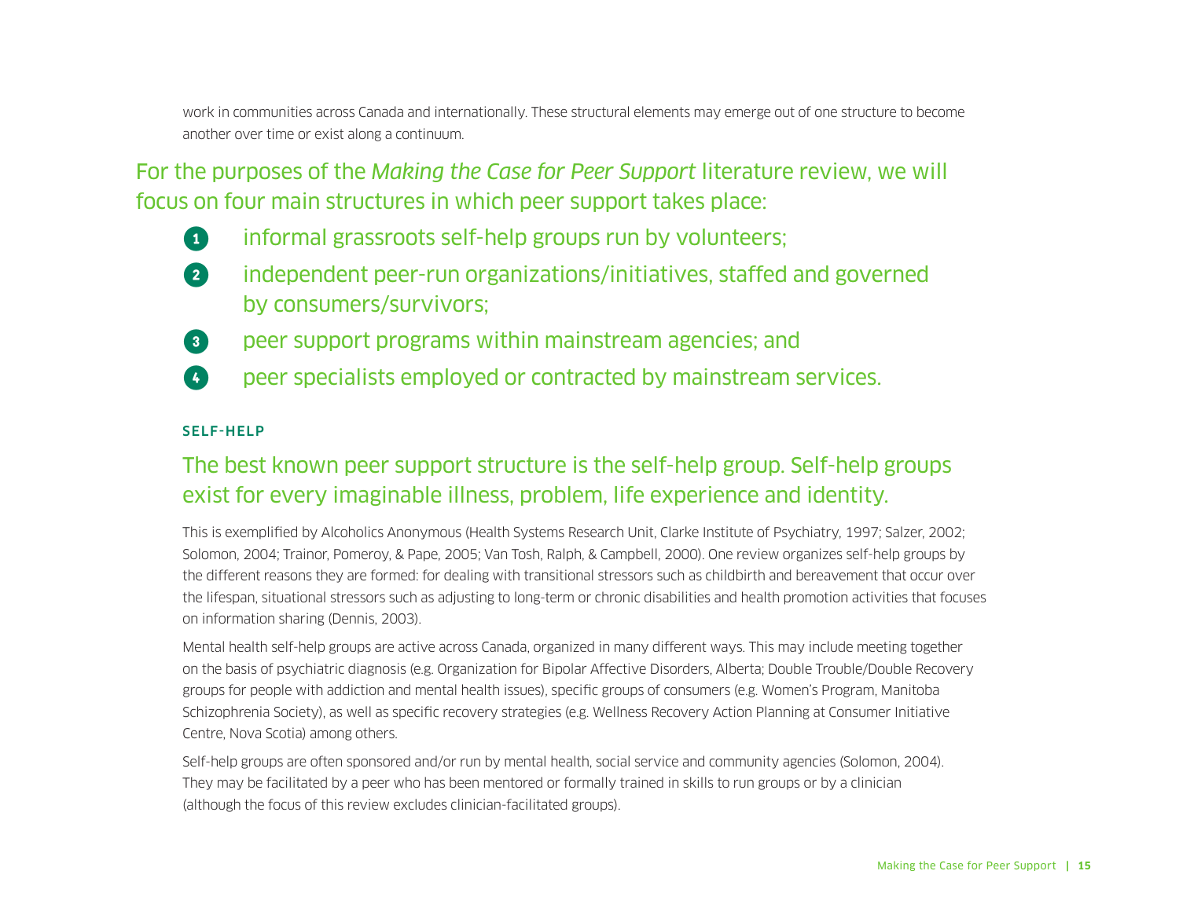work in communities across Canada and internationally. These structural elements may emerge out of one structure to become another over time or exist along a continuum.

For the purposes of the *Making the Case for Peer Support* literature review, we will focus on four main structures in which peer support takes place:

1. informal grassroots self-help groups run by volunteers;
2. independent peer-run organizations/initiatives, staffed and governed by consumers/survivors;
3. peer support programs within mainstream agencies; and
4. peer specialists employed or contracted by mainstream services.

### SELF-HELP

The best known peer support structure is the self-help group. Self-help groups exist for every imaginable illness, problem, life experience and identity.

This is exemplified by Alcoholics Anonymous (Health Systems Research Unit, Clarke Institute of Psychiatry, 1997; Salzer, 2002; Solomon, 2004; Trainor, Pomeroy, & Pape, 2005; Van Tosh, Ralph, & Campbell, 2000). One review organizes self-help groups by the different reasons they are formed: for dealing with transitional stressors such as childbirth and bereavement that occur over the lifespan, situational stressors such as adjusting to long-term or chronic disabilities and health promotion activities that focuses on information sharing (Dennis, 2003).

Mental health self-help groups are active across Canada, organized in many different ways. This may include meeting together on the basis of psychiatric diagnosis (e.g. Organization for Bipolar Affective Disorders, Alberta; Double Trouble/Double Recovery groups for people with addiction and mental health issues), specific groups of consumers (e.g. Women's Program, Manitoba Schizophrenia Society), as well as specific recovery strategies (e.g. Wellness Recovery Action Planning at Consumer Initiative Centre, Nova Scotia) among others.

Self-help groups are often sponsored and/or run by mental health, social service and community agencies (Solomon, 2004). They may be facilitated by a peer who has been mentored or formally trained in skills to run groups or by a clinician (although the focus of this review excludes clinician-facilitated groups).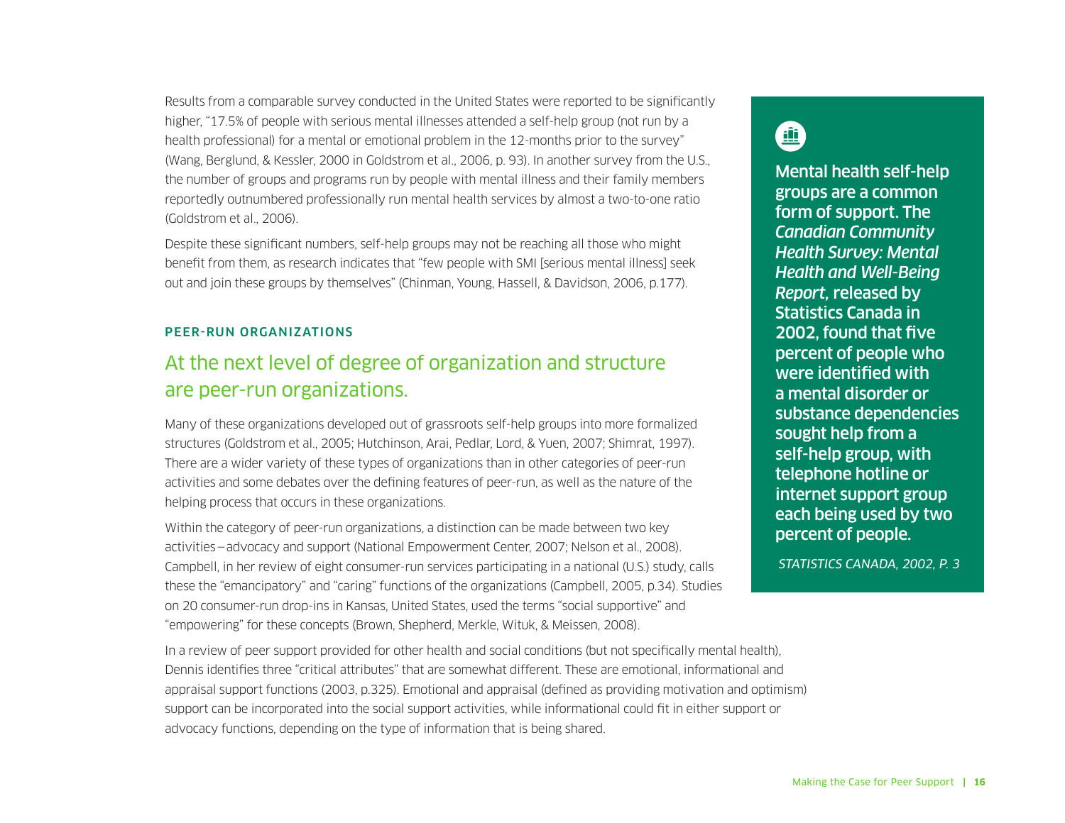Results from a comparable survey conducted in the United States were reported to be significantly higher, "17.5% of people with serious mental illnesses attended a self-help group (not run by a health professional) for a mental or emotional problem in the 12-months prior to the survey" (Wang, Berglund, & Kessler, 2000 in Goldstrom et al., 2006, p. 93). In another survey from the U.S., the number of groups and programs run by people with mental illness and their family members reportedly outnumbered professionally run mental health services by almost a two-to-one ratio (Goldstrom et al., 2006).

Despite these significant numbers, self-help groups may not be reaching all those who might benefit from them, as research indicates that "few people with SMI [serious mental illness] seek out and join these groups by themselves" (Chinman, Young, Hassell, & Davidson, 2006, p.177).

### PEER-RUN ORGANIZATIONS

## At the next level of degree of organization and structure are peer-run organizations.

Many of these organizations developed out of grassroots self-help groups into more formalized structures (Goldstrom et al., 2005; Hutchinson, Arai, Pedlar, Lord, & Yuen, 2007; Shimrat, 1997). There are a wider variety of these types of organizations than in other categories of peer-run activities and some debates over the defining features of peer-run, as well as the nature of the helping process that occurs in these organizations.

Within the category of peer-run organizations, a distinction can be made between two key activities – advocacy and support (National Empowerment Center, 2007; Nelson et al., 2008). Campbell, in her review of eight consumer-run services participating in a national (U.S.) study, calls these the "emancipatory" and "caring" functions of the organizations (Campbell, 2005, p.34). Studies on 20 consumer-run drop-ins in Kansas, United States, used the terms "social supportive" and "empowering" for these concepts (Brown, Shepherd, Merkle, Wituk, & Meissen, 2008).

**Mental health self-help groups are a common form of support. The *Canadian Community Health Survey: Mental Health and Well-Being Report*, released by Statistics Canada in 2002, found that five percent of people who were identified with a mental disorder or substance dependencies sought help from a self-help group, with telephone hotline or internet support group each being used by two percent of people.**

*STATISTICS CANADA, 2002, P. 3*

In a review of peer support provided for other health and social conditions (but not specifically mental health), Dennis identifies three "critical attributes" that are somewhat different. These are emotional, informational and appraisal support functions (2003, p.325). Emotional and appraisal (defined as providing motivation and optimism) support can be incorporated into the social support activities, while informational could fit in either support or advocacy functions, depending on the type of information that is being shared.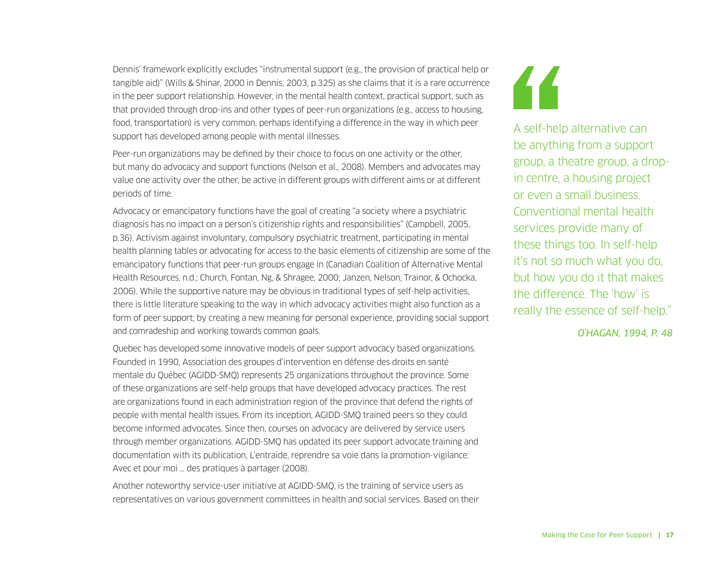Dennis' framework explicitly excludes "instrumental support (e.g., the provision of practical help or tangible aid)" (Wills & Shinar, 2000 in Dennis, 2003, p.325) as she claims that it is a rare occurrence in the peer support relationship. However, in the mental health context, practical support, such as that provided through drop-ins and other types of peer-run organizations (e.g., access to housing, food, transportation) is very common, perhaps identifying a difference in the way in which peer support has developed among people with mental illnesses.

Peer-run organizations may be defined by their choice to focus on one activity or the other, but many do advocacy and support functions (Nelson et al., 2008). Members and advocates may value one activity over the other, be active in different groups with different aims or at different periods of time.

Advocacy or emancipatory functions have the goal of creating "a society where a psychiatric diagnosis has no impact on a person's citizenship rights and responsibilities" (Campbell, 2005, p.36). Activism against involuntary, compulsory psychiatric treatment, participating in mental health planning tables or advocating for access to the basic elements of citizenship are some of the emancipatory functions that peer-run groups engage in (Canadian Coalition of Alternative Mental Health Resources, n.d.; Church, Fontan, Ng, & Shragee, 2000; Janzen, Nelson, Trainor, & Ochocka, 2006). While the supportive nature may be obvious in traditional types of self-help activities, there is little literature speaking to the way in which advocacy activities might also function as a form of peer support; by creating a new meaning for personal experience, providing social support and comradeship and working towards common goals.

Quebec has developed some innovative models of peer support advocacy based organizations. Founded in 1990, Association des groupes d'intervention en défense des droits en santé mentale du Québec (AGIDD-SMQ) represents 25 organizations throughout the province. Some of these organizations are self-help groups that have developed advocacy practices. The rest are organizations found in each administration region of the province that defend the rights of people with mental health issues. From its inception, AGIDD-SMQ trained peers so they could become informed advocates. Since then, courses on advocacy are delivered by service users through member organizations. AGIDD-SMQ has updated its peer support advocate training and documentation with its publication, L'entraide, reprendre sa voie dans la promotion-vigilance: Avec et pour moi … des pratiques à partager (2008).

Another noteworthy service-user initiative at AGIDD-SMQ, is the training of service users as representatives on various government committees in health and social services. Based on their

> "A self-help alternative can be anything from a support group, a theatre group, a drop-in centre, a housing project or even a small business. Conventional mental health services provide many of these things too. In self-help it's not so much what you do, but how you do it that makes the difference. The 'how' is really the essence of self-help."
>
> *O'HAGAN, 1994, P. 48*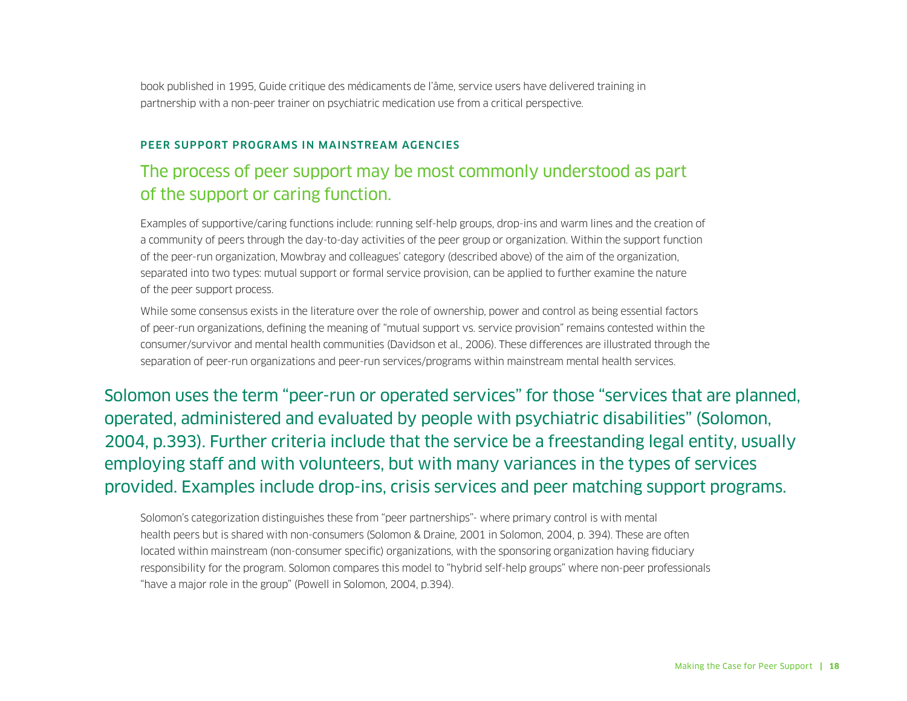book published in 1995, Guide critique des médicaments de l'âme, service users have delivered training in partnership with a non-peer trainer on psychiatric medication use from a critical perspective.

### PEER SUPPORT PROGRAMS IN MAINSTREAM AGENCIES

## The process of peer support may be most commonly understood as part of the support or caring function.

Examples of supportive/caring functions include: running self-help groups, drop-ins and warm lines and the creation of a community of peers through the day-to-day activities of the peer group or organization. Within the support function of the peer-run organization, Mowbray and colleagues' category (described above) of the aim of the organization, separated into two types: mutual support or formal service provision, can be applied to further examine the nature of the peer support process.

While some consensus exists in the literature over the role of ownership, power and control as being essential factors of peer-run organizations, defining the meaning of "mutual support vs. service provision" remains contested within the consumer/survivor and mental health communities (Davidson et al., 2006). These differences are illustrated through the separation of peer-run organizations and peer-run services/programs within mainstream mental health services.

Solomon uses the term "peer-run or operated services" for those "services that are planned, operated, administered and evaluated by people with psychiatric disabilities" (Solomon, 2004, p.393). Further criteria include that the service be a freestanding legal entity, usually employing staff and with volunteers, but with many variances in the types of services provided. Examples include drop-ins, crisis services and peer matching support programs.

Solomon's categorization distinguishes these from "peer partnerships"- where primary control is with mental health peers but is shared with non-consumers (Solomon & Draine, 2001 in Solomon, 2004, p. 394). These are often located within mainstream (non-consumer specific) organizations, with the sponsoring organization having fiduciary responsibility for the program. Solomon compares this model to "hybrid self-help groups" where non-peer professionals "have a major role in the group" (Powell in Solomon, 2004, p.394).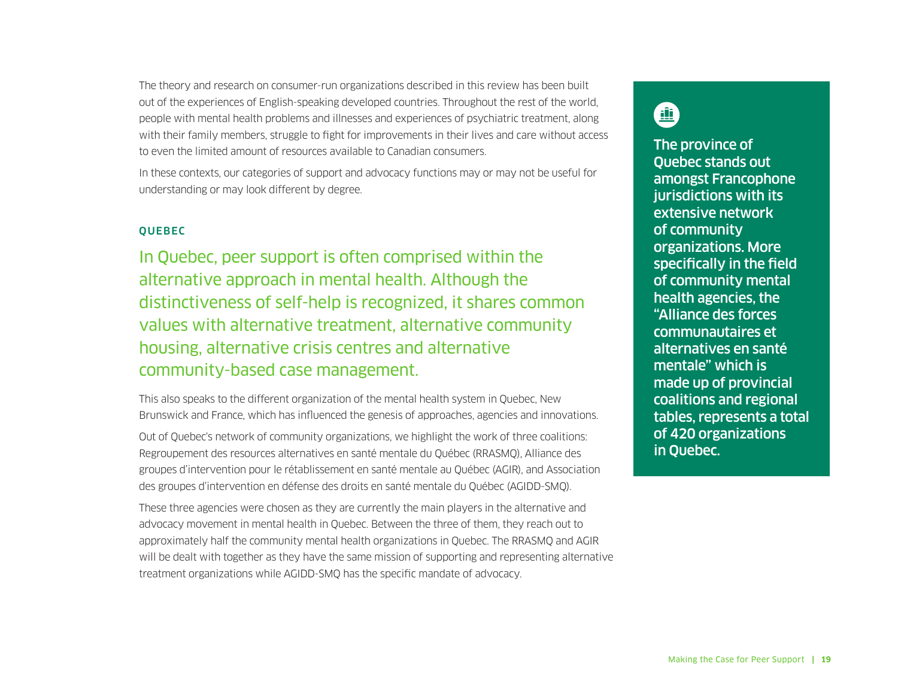The theory and research on consumer-run organizations described in this review has been built out of the experiences of English-speaking developed countries. Throughout the rest of the world, people with mental health problems and illnesses and experiences of psychiatric treatment, along with their family members, struggle to fight for improvements in their lives and care without access to even the limited amount of resources available to Canadian consumers.

In these contexts, our categories of support and advocacy functions may or may not be useful for understanding or may look different by degree.

### QUEBEC

In Quebec, peer support is often comprised within the alternative approach in mental health. Although the distinctiveness of self-help is recognized, it shares common values with alternative treatment, alternative community housing, alternative crisis centres and alternative community-based case management.

This also speaks to the different organization of the mental health system in Quebec, New Brunswick and France, which has influenced the genesis of approaches, agencies and innovations.

Out of Quebec's network of community organizations, we highlight the work of three coalitions: Regroupement des resources alternatives en santé mentale du Québec (RRASMQ), Alliance des groupes d'intervention pour le rétablissement en santé mentale au Québec (AGIR), and Association des groupes d'intervention en défense des droits en santé mentale du Québec (AGIDD-SMQ).

These three agencies were chosen as they are currently the main players in the alternative and advocacy movement in mental health in Quebec. Between the three of them, they reach out to approximately half the community mental health organizations in Quebec. The RRASMQ and AGIR will be dealt with together as they have the same mission of supporting and representing alternative treatment organizations while AGIDD-SMQ has the specific mandate of advocacy.

**The province of Quebec stands out amongst Francophone jurisdictions with its extensive network of community organizations. More specifically in the field of community mental health agencies, the "Alliance des forces communautaires et alternatives en santé mentale" which is made up of provincial coalitions and regional tables, represents a total of 420 organizations in Quebec.**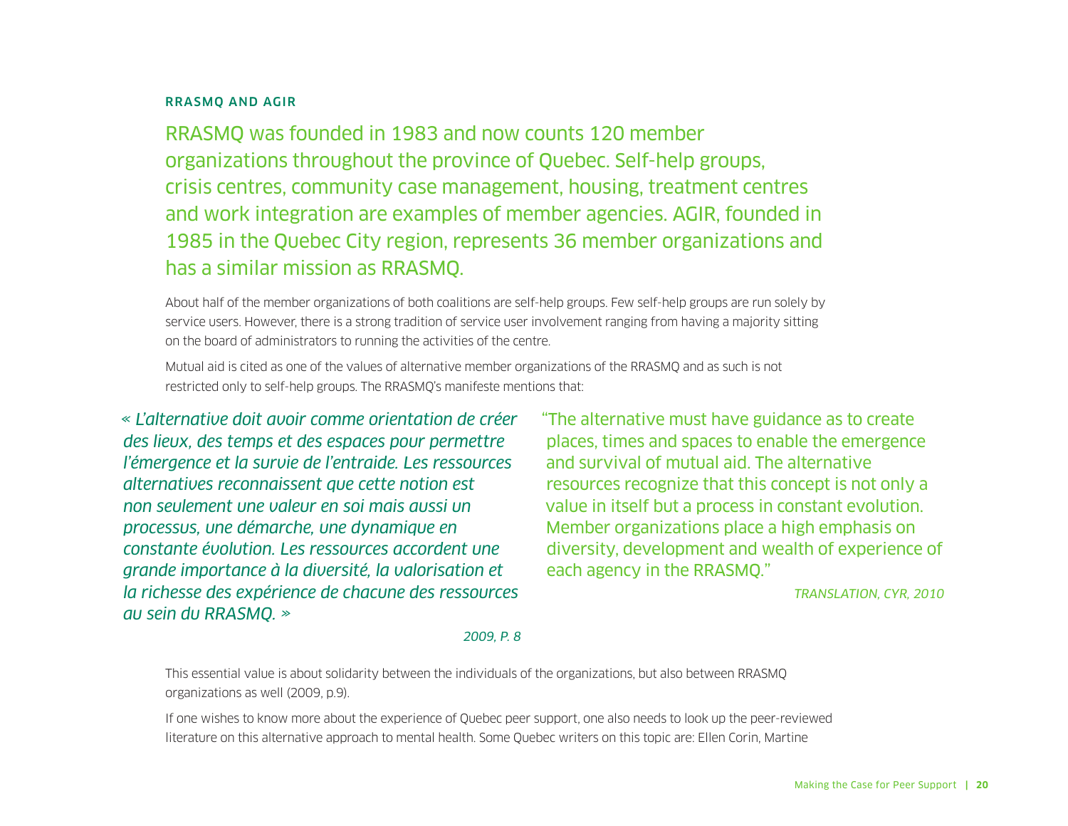## RRASMQ AND AGIR

RRASMQ was founded in 1983 and now counts 120 member organizations throughout the province of Quebec. Self-help groups, crisis centres, community case management, housing, treatment centres and work integration are examples of member agencies. AGIR, founded in 1985 in the Quebec City region, represents 36 member organizations and has a similar mission as RRASMQ.

About half of the member organizations of both coalitions are self-help groups. Few self-help groups are run solely by service users. However, there is a strong tradition of service user involvement ranging from having a majority sitting on the board of administrators to running the activities of the centre.

Mutual aid is cited as one of the values of alternative member organizations of the RRASMQ and as such is not restricted only to self-help groups. The RRASMQ's manifeste mentions that:

> *« L'alternative doit avoir comme orientation de créer des lieux, des temps et des espaces pour permettre l'émergence et la survie de l'entraide. Les ressources alternatives reconnaissent que cette notion est non seulement une valeur en soi mais aussi un processus, une démarche, une dynamique en constante évolution. Les ressources accordent une grande importance à la diversité, la valorisation et la richesse des expérience de chacune des ressources au sein du RRASMQ. »*
>
> *2009, P. 8*

> "The alternative must have guidance as to create places, times and spaces to enable the emergence and survival of mutual aid. The alternative resources recognize that this concept is not only a value in itself but a process in constant evolution. Member organizations place a high emphasis on diversity, development and wealth of experience of each agency in the RRASMQ."
>
> *TRANSLATION, CYR, 2010*

This essential value is about solidarity between the individuals of the organizations, but also between RRASMQ organizations as well (2009, p.9).

If one wishes to know more about the experience of Quebec peer support, one also needs to look up the peer-reviewed literature on this alternative approach to mental health. Some Quebec writers on this topic are: Ellen Corin, Martine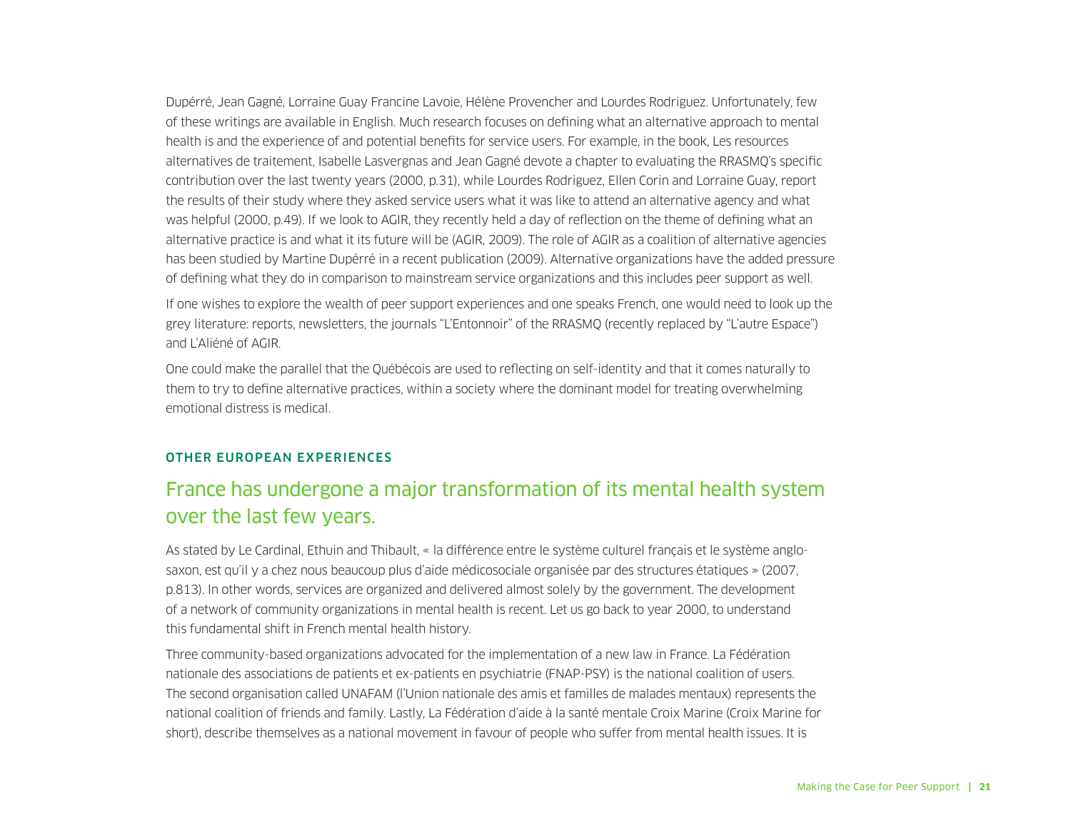Dupérré, Jean Gagné, Lorraine Guay Francine Lavoie, Hélène Provencher and Lourdes Rodriguez. Unfortunately, few of these writings are available in English. Much research focuses on defining what an alternative approach to mental health is and the experience of and potential benefits for service users. For example, in the book, Les resources alternatives de traitement, Isabelle Lasvergnas and Jean Gagné devote a chapter to evaluating the RRASMQ's specific contribution over the last twenty years (2000, p.31), while Lourdes Rodriguez, Ellen Corin and Lorraine Guay, report the results of their study where they asked service users what it was like to attend an alternative agency and what was helpful (2000, p.49). If we look to AGIR, they recently held a day of reflection on the theme of defining what an alternative practice is and what it its future will be (AGIR, 2009). The role of AGIR as a coalition of alternative agencies has been studied by Martine Dupérré in a recent publication (2009). Alternative organizations have the added pressure of defining what they do in comparison to mainstream service organizations and this includes peer support as well.

If one wishes to explore the wealth of peer support experiences and one speaks French, one would need to look up the grey literature: reports, newsletters, the journals "L'Entonnoir" of the RRASMQ (recently replaced by "L'autre Espace") and L'Aliéné of AGIR.

One could make the parallel that the Québécois are used to reflecting on self-identity and that it comes naturally to them to try to define alternative practices, within a society where the dominant model for treating overwhelming emotional distress is medical.

### OTHER EUROPEAN EXPERIENCES

## France has undergone a major transformation of its mental health system over the last few years.

As stated by Le Cardinal, Ethuin and Thibault, « la différence entre le système culturel français et le système anglo-saxon, est qu'il y a chez nous beaucoup plus d'aide médicosociale organisée par des structures étatiques » (2007, p.813). In other words, services are organized and delivered almost solely by the government. The development of a network of community organizations in mental health is recent. Let us go back to year 2000, to understand this fundamental shift in French mental health history.

Three community-based organizations advocated for the implementation of a new law in France. La Fédération nationale des associations de patients et ex-patients en psychiatrie (FNAP-PSY) is the national coalition of users. The second organisation called UNAFAM (l'Union nationale des amis et familles de malades mentaux) represents the national coalition of friends and family. Lastly, La Fédération d'aide à la santé mentale Croix Marine (Croix Marine for short), describe themselves as a national movement in favour of people who suffer from mental health issues. It is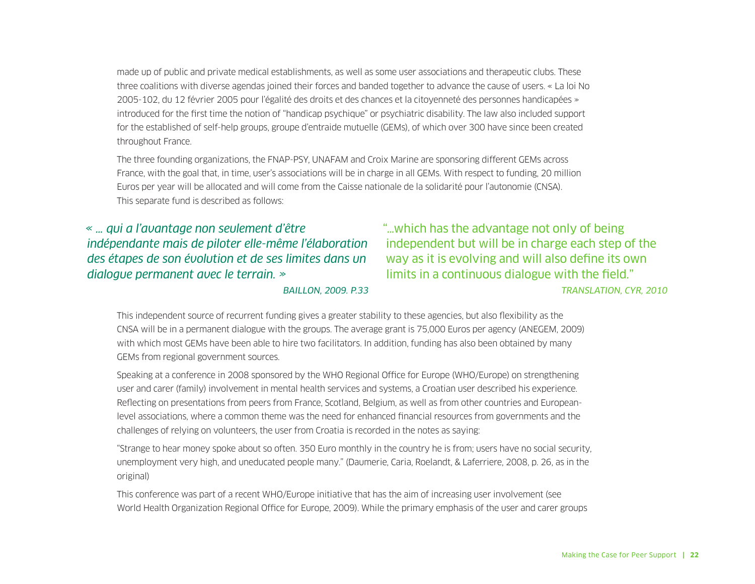made up of public and private medical establishments, as well as some user associations and therapeutic clubs. These three coalitions with diverse agendas joined their forces and banded together to advance the cause of users. « La loi No 2005-102, du 12 février 2005 pour l'égalité des droits et des chances et la citoyenneté des personnes handicapées » introduced for the first time the notion of "handicap psychique" or psychiatric disability. The law also included support for the established of self-help groups, groupe d'entraide mutuelle (GEMs), of which over 300 have since been created throughout France.

The three founding organizations, the FNAP-PSY, UNAFAM and Croix Marine are sponsoring different GEMs across France, with the goal that, in time, user's associations will be in charge in all GEMs. With respect to funding, 20 million Euros per year will be allocated and will come from the Caisse nationale de la solidarité pour l'autonomie (CNSA). This separate fund is described as follows:

> *« ... qui a l'avantage non seulement d'être indépendante mais de piloter elle-même l'élaboration des étapes de son évolution et de ses limites dans un dialogue permanent avec le terrain. »*
>
> *BAILLON, 2009. P.33*

> "...which has the advantage not only of being independent but will be in charge each step of the way as it is evolving and will also define its own limits in a continuous dialogue with the field."
>
> *TRANSLATION, CYR, 2010*

This independent source of recurrent funding gives a greater stability to these agencies, but also flexibility as the CNSA will be in a permanent dialogue with the groups. The average grant is 75,000 Euros per agency (ANEGEM, 2009) with which most GEMs have been able to hire two facilitators. In addition, funding has also been obtained by many GEMs from regional government sources.

Speaking at a conference in 2008 sponsored by the WHO Regional Office for Europe (WHO/Europe) on strengthening user and carer (family) involvement in mental health services and systems, a Croatian user described his experience. Reflecting on presentations from peers from France, Scotland, Belgium, as well as from other countries and European-level associations, where a common theme was the need for enhanced financial resources from governments and the challenges of relying on volunteers, the user from Croatia is recorded in the notes as saying:

"Strange to hear money spoke about so often. 350 Euro monthly in the country he is from; users have no social security, unemployment very high, and uneducated people many." (Daumerie, Caria, Roelandt, & Laferriere, 2008, p. 26, as in the original)

This conference was part of a recent WHO/Europe initiative that has the aim of increasing user involvement (see World Health Organization Regional Office for Europe, 2009). While the primary emphasis of the user and carer groups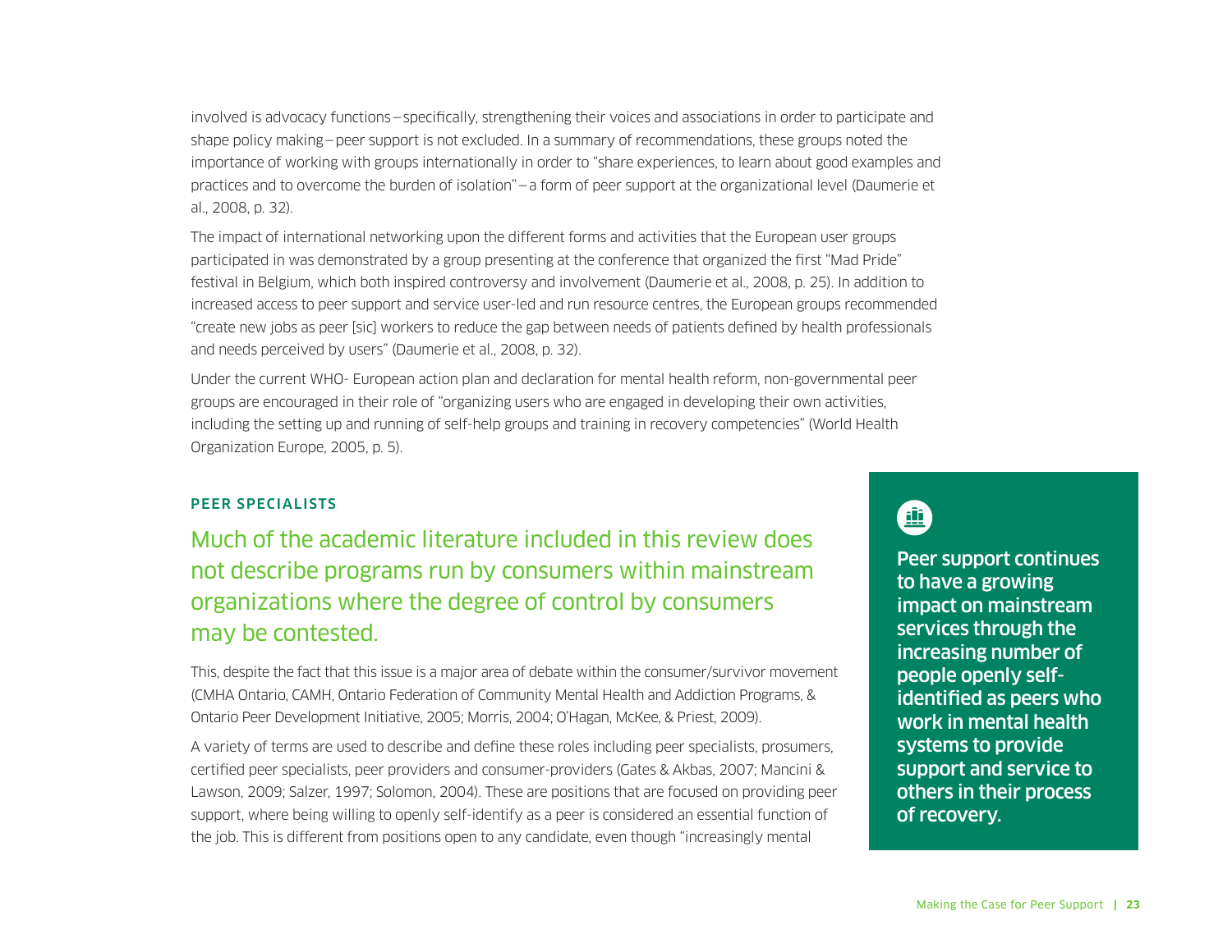involved is advocacy functions – specifically, strengthening their voices and associations in order to participate and shape policy making – peer support is not excluded. In a summary of recommendations, these groups noted the importance of working with groups internationally in order to "share experiences, to learn about good examples and practices and to overcome the burden of isolation" – a form of peer support at the organizational level (Daumerie et al., 2008, p. 32).

The impact of international networking upon the different forms and activities that the European user groups participated in was demonstrated by a group presenting at the conference that organized the first "Mad Pride" festival in Belgium, which both inspired controversy and involvement (Daumerie et al., 2008, p. 25). In addition to increased access to peer support and service user-led and run resource centres, the European groups recommended "create new jobs as peer [sic] workers to reduce the gap between needs of patients defined by health professionals and needs perceived by users" (Daumerie et al., 2008, p. 32).

Under the current WHO- European action plan and declaration for mental health reform, non-governmental peer groups are encouraged in their role of "organizing users who are engaged in developing their own activities, including the setting up and running of self-help groups and training in recovery competencies" (World Health Organization Europe, 2005, p. 5).

## PEER SPECIALISTS

Much of the academic literature included in this review does not describe programs run by consumers within mainstream organizations where the degree of control by consumers may be contested.

This, despite the fact that this issue is a major area of debate within the consumer/survivor movement (CMHA Ontario, CAMH, Ontario Federation of Community Mental Health and Addiction Programs, & Ontario Peer Development Initiative, 2005; Morris, 2004; O'Hagan, McKee, & Priest, 2009).

A variety of terms are used to describe and define these roles including peer specialists, prosumers, certified peer specialists, peer providers and consumer-providers (Gates & Akbas, 2007; Mancini & Lawson, 2009; Salzer, 1997; Solomon, 2004). These are positions that are focused on providing peer support, where being willing to openly self-identify as a peer is considered an essential function of the job. This is different from positions open to any candidate, even though "increasingly mental

**Peer support continues to have a growing impact on mainstream services through the increasing number of people openly self-identified as peers who work in mental health systems to provide support and service to others in their process of recovery.**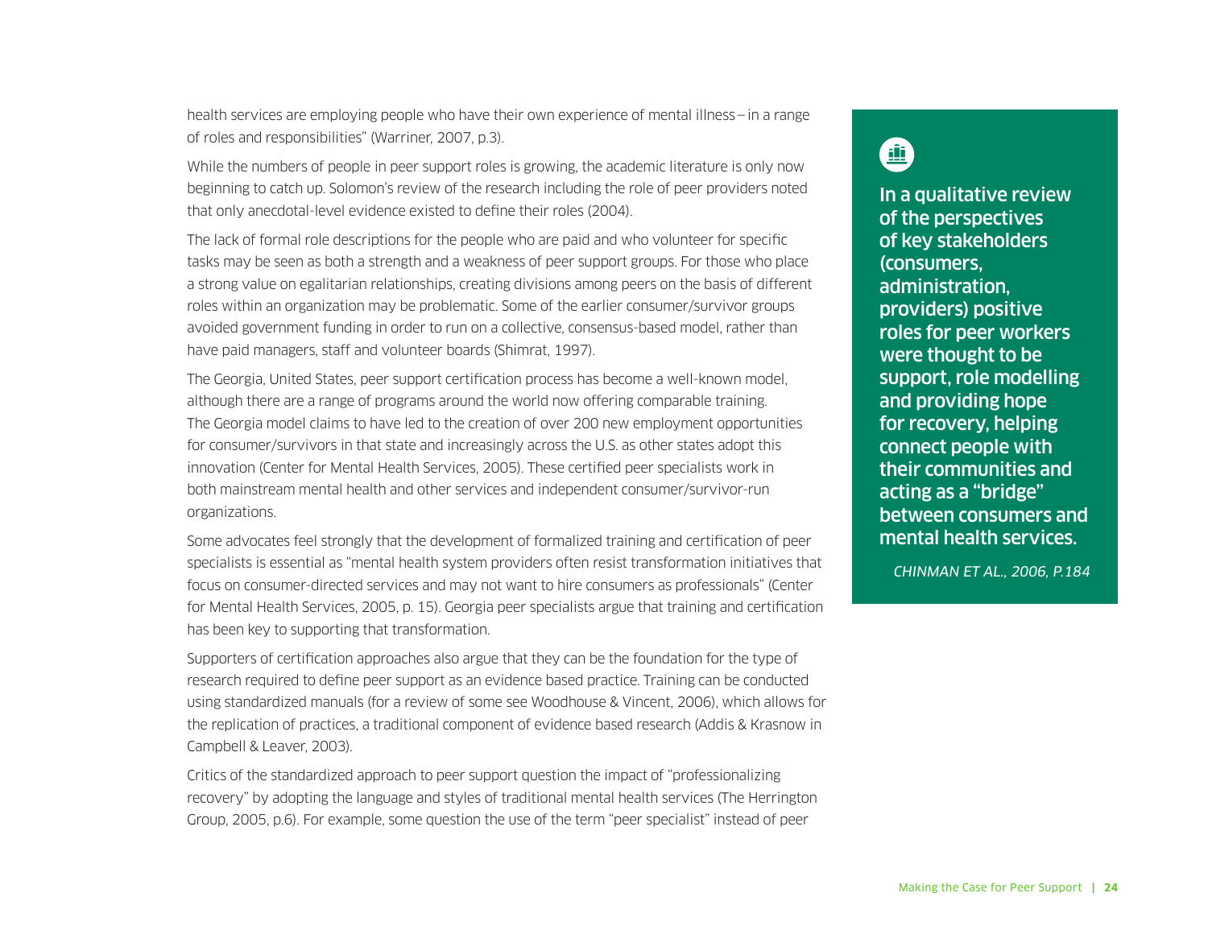health services are employing people who have their own experience of mental illness – in a range of roles and responsibilities" (Warriner, 2007, p.3).

While the numbers of people in peer support roles is growing, the academic literature is only now beginning to catch up. Solomon's review of the research including the role of peer providers noted that only anecdotal-level evidence existed to define their roles (2004).

The lack of formal role descriptions for the people who are paid and who volunteer for specific tasks may be seen as both a strength and a weakness of peer support groups. For those who place a strong value on egalitarian relationships, creating divisions among peers on the basis of different roles within an organization may be problematic. Some of the earlier consumer/survivor groups avoided government funding in order to run on a collective, consensus-based model, rather than have paid managers, staff and volunteer boards (Shimrat, 1997).

The Georgia, United States, peer support certification process has become a well-known model, although there are a range of programs around the world now offering comparable training. The Georgia model claims to have led to the creation of over 200 new employment opportunities for consumer/survivors in that state and increasingly across the U.S. as other states adopt this innovation (Center for Mental Health Services, 2005). These certified peer specialists work in both mainstream mental health and other services and independent consumer/survivor-run organizations.

Some advocates feel strongly that the development of formalized training and certification of peer specialists is essential as "mental health system providers often resist transformation initiatives that focus on consumer-directed services and may not want to hire consumers as professionals" (Center for Mental Health Services, 2005, p. 15). Georgia peer specialists argue that training and certification has been key to supporting that transformation.

Supporters of certification approaches also argue that they can be the foundation for the type of research required to define peer support as an evidence based practice. Training can be conducted using standardized manuals (for a review of some see Woodhouse & Vincent, 2006), which allows for the replication of practices, a traditional component of evidence based research (Addis & Krasnow in Campbell & Leaver, 2003).

Critics of the standardized approach to peer support question the impact of "professionalizing recovery" by adopting the language and styles of traditional mental health services (The Herrington Group, 2005, p.6). For example, some question the use of the term "peer specialist" instead of peer

**In a qualitative review of the perspectives of key stakeholders (consumers, administration, providers) positive roles for peer workers were thought to be support, role modelling and providing hope for recovery, helping connect people with their communities and acting as a "bridge" between consumers and mental health services.**

*CHINMAN ET AL., 2006, P.184*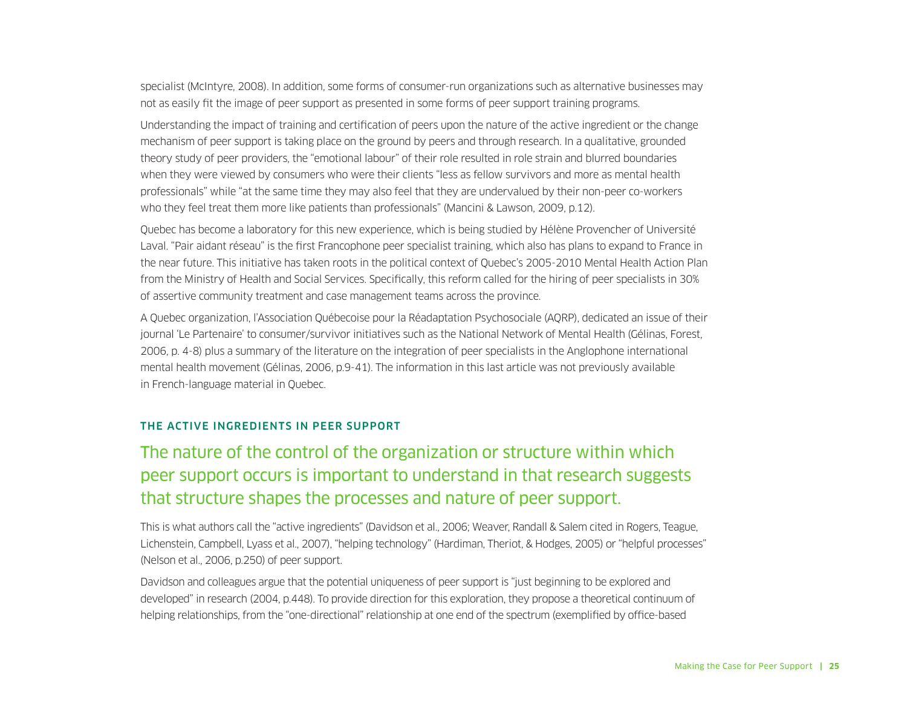specialist (McIntyre, 2008). In addition, some forms of consumer-run organizations such as alternative businesses may not as easily fit the image of peer support as presented in some forms of peer support training programs.

Understanding the impact of training and certification of peers upon the nature of the active ingredient or the change mechanism of peer support is taking place on the ground by peers and through research. In a qualitative, grounded theory study of peer providers, the "emotional labour" of their role resulted in role strain and blurred boundaries when they were viewed by consumers who were their clients "less as fellow survivors and more as mental health professionals" while "at the same time they may also feel that they are undervalued by their non-peer co-workers who they feel treat them more like patients than professionals" (Mancini & Lawson, 2009, p.12).

Quebec has become a laboratory for this new experience, which is being studied by Hélène Provencher of Université Laval. "Pair aidant réseau" is the first Francophone peer specialist training, which also has plans to expand to France in the near future. This initiative has taken roots in the political context of Quebec's 2005-2010 Mental Health Action Plan from the Ministry of Health and Social Services. Specifically, this reform called for the hiring of peer specialists in 30% of assertive community treatment and case management teams across the province.

A Quebec organization, l'Association Québecoise pour la Réadaptation Psychosociale (AQRP), dedicated an issue of their journal 'Le Partenaire' to consumer/survivor initiatives such as the National Network of Mental Health (Gélinas, Forest, 2006, p. 4-8) plus a summary of the literature on the integration of peer specialists in the Anglophone international mental health movement (Gélinas, 2006, p.9-41). The information in this last article was not previously available in French-language material in Quebec.

## THE ACTIVE INGREDIENTS IN PEER SUPPORT

### The nature of the control of the organization or structure within which peer support occurs is important to understand in that research suggests that structure shapes the processes and nature of peer support.

This is what authors call the "active ingredients" (Davidson et al., 2006; Weaver, Randall & Salem cited in Rogers, Teague, Lichenstein, Campbell, Lyass et al., 2007), "helping technology" (Hardiman, Theriot, & Hodges, 2005) or "helpful processes" (Nelson et al., 2006, p.250) of peer support.

Davidson and colleagues argue that the potential uniqueness of peer support is "just beginning to be explored and developed" in research (2004, p.448). To provide direction for this exploration, they propose a theoretical continuum of helping relationships, from the "one-directional" relationship at one end of the spectrum (exemplified by office-based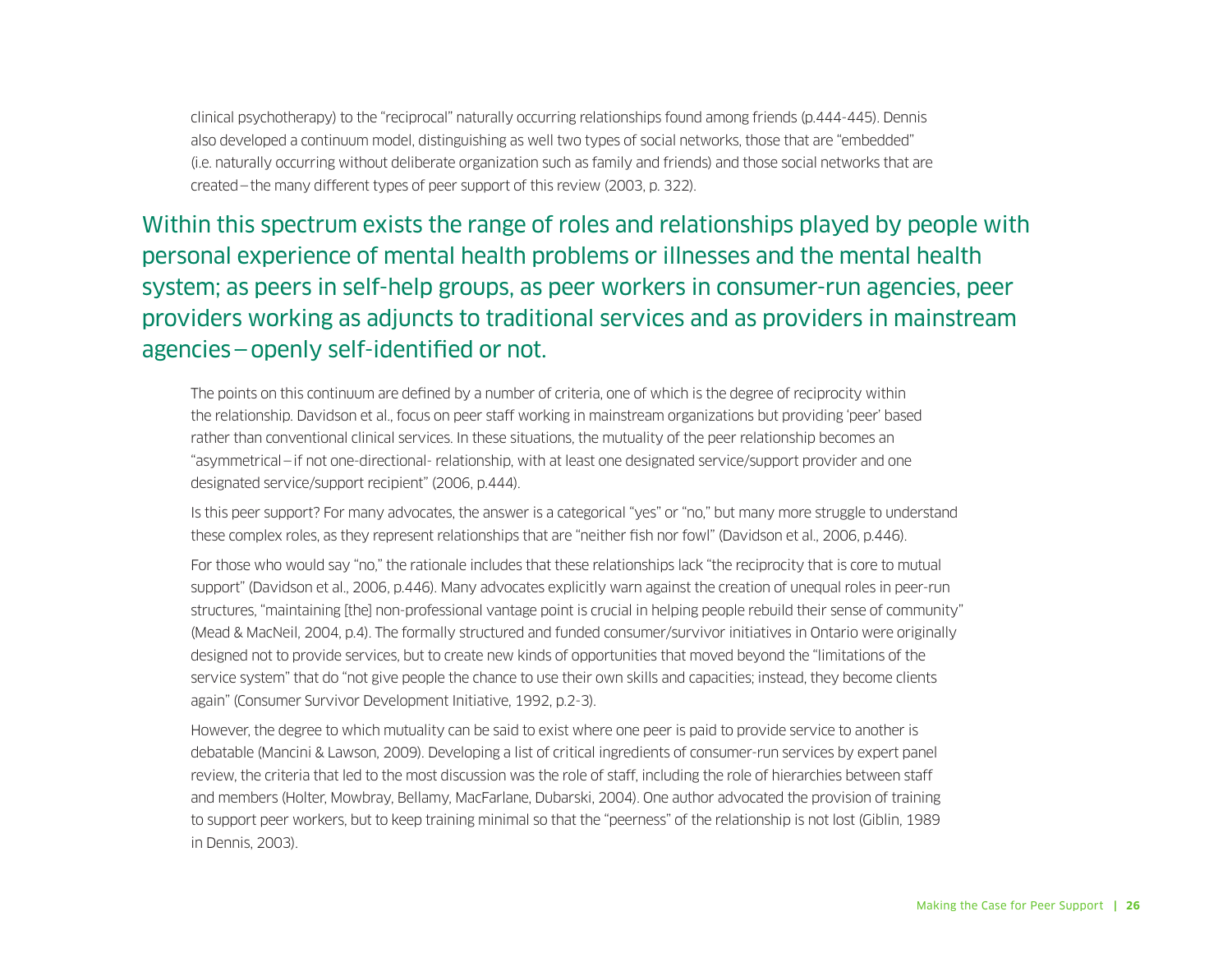clinical psychotherapy) to the "reciprocal" naturally occurring relationships found among friends (p.444-445). Dennis also developed a continuum model, distinguishing as well two types of social networks, those that are "embedded" (i.e. naturally occurring without deliberate organization such as family and friends) and those social networks that are created – the many different types of peer support of this review (2003, p. 322).

> Within this spectrum exists the range of roles and relationships played by people with personal experience of mental health problems or illnesses and the mental health system; as peers in self-help groups, as peer workers in consumer-run agencies, peer providers working as adjuncts to traditional services and as providers in mainstream agencies – openly self-identified or not.

The points on this continuum are defined by a number of criteria, one of which is the degree of reciprocity within the relationship. Davidson et al., focus on peer staff working in mainstream organizations but providing 'peer' based rather than conventional clinical services. In these situations, the mutuality of the peer relationship becomes an "asymmetrical – if not one-directional- relationship, with at least one designated service/support provider and one designated service/support recipient" (2006, p.444).

Is this peer support? For many advocates, the answer is a categorical "yes" or "no," but many more struggle to understand these complex roles, as they represent relationships that are "neither fish nor fowl" (Davidson et al., 2006, p.446).

For those who would say "no," the rationale includes that these relationships lack "the reciprocity that is core to mutual support" (Davidson et al., 2006, p.446). Many advocates explicitly warn against the creation of unequal roles in peer-run structures, "maintaining [the] non-professional vantage point is crucial in helping people rebuild their sense of community" (Mead & MacNeil, 2004, p.4). The formally structured and funded consumer/survivor initiatives in Ontario were originally designed not to provide services, but to create new kinds of opportunities that moved beyond the "limitations of the service system" that do "not give people the chance to use their own skills and capacities; instead, they become clients again" (Consumer Survivor Development Initiative, 1992, p.2-3).

However, the degree to which mutuality can be said to exist where one peer is paid to provide service to another is debatable (Mancini & Lawson, 2009). Developing a list of critical ingredients of consumer-run services by expert panel review, the criteria that led to the most discussion was the role of staff, including the role of hierarchies between staff and members (Holter, Mowbray, Bellamy, MacFarlane, Dubarski, 2004). One author advocated the provision of training to support peer workers, but to keep training minimal so that the "peerness" of the relationship is not lost (Giblin, 1989 in Dennis, 2003).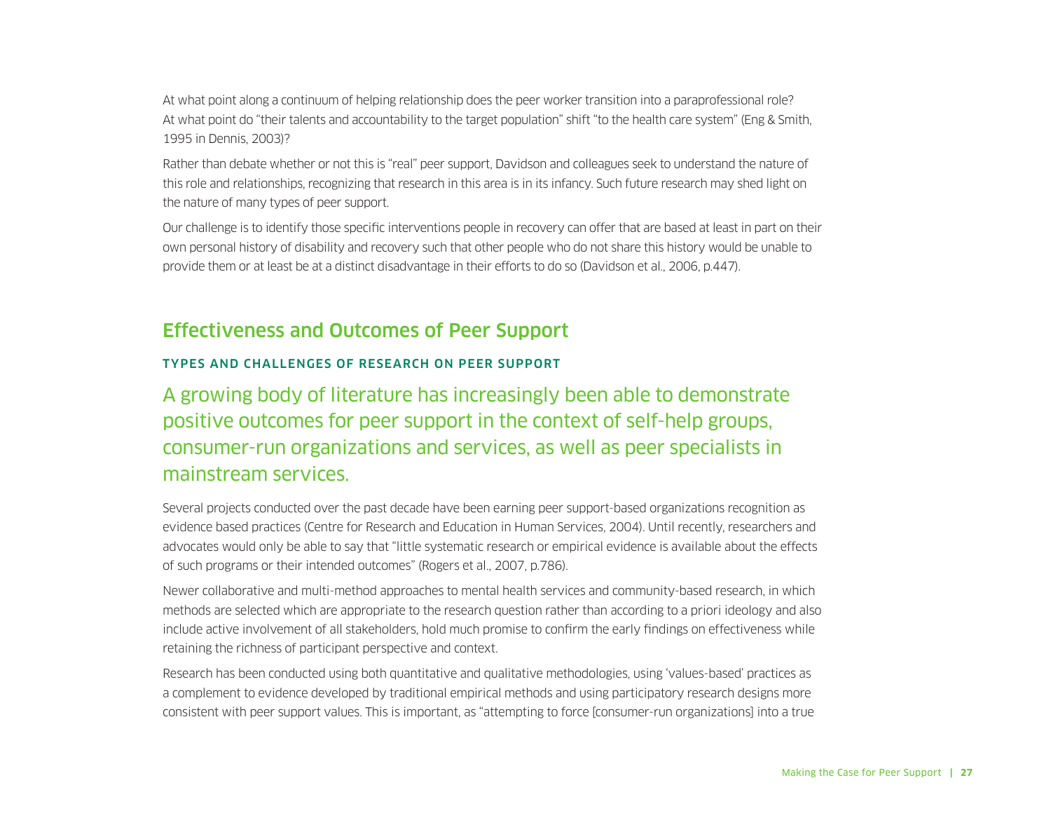At what point along a continuum of helping relationship does the peer worker transition into a paraprofessional role? At what point do "their talents and accountability to the target population" shift "to the health care system" (Eng & Smith, 1995 in Dennis, 2003)?

Rather than debate whether or not this is "real" peer support, Davidson and colleagues seek to understand the nature of this role and relationships, recognizing that research in this area is in its infancy. Such future research may shed light on the nature of many types of peer support.

Our challenge is to identify those specific interventions people in recovery can offer that are based at least in part on their own personal history of disability and recovery such that other people who do not share this history would be unable to provide them or at least be at a distinct disadvantage in their efforts to do so (Davidson et al., 2006, p.447).

## Effectiveness and Outcomes of Peer Support

### TYPES AND CHALLENGES OF RESEARCH ON PEER SUPPORT

A growing body of literature has increasingly been able to demonstrate positive outcomes for peer support in the context of self-help groups, consumer-run organizations and services, as well as peer specialists in mainstream services.

Several projects conducted over the past decade have been earning peer support-based organizations recognition as evidence based practices (Centre for Research and Education in Human Services, 2004). Until recently, researchers and advocates would only be able to say that "little systematic research or empirical evidence is available about the effects of such programs or their intended outcomes" (Rogers et al., 2007, p.786).

Newer collaborative and multi-method approaches to mental health services and community-based research, in which methods are selected which are appropriate to the research question rather than according to a priori ideology and also include active involvement of all stakeholders, hold much promise to confirm the early findings on effectiveness while retaining the richness of participant perspective and context.

Research has been conducted using both quantitative and qualitative methodologies, using 'values-based' practices as a complement to evidence developed by traditional empirical methods and using participatory research designs more consistent with peer support values. This is important, as "attempting to force [consumer-run organizations] into a true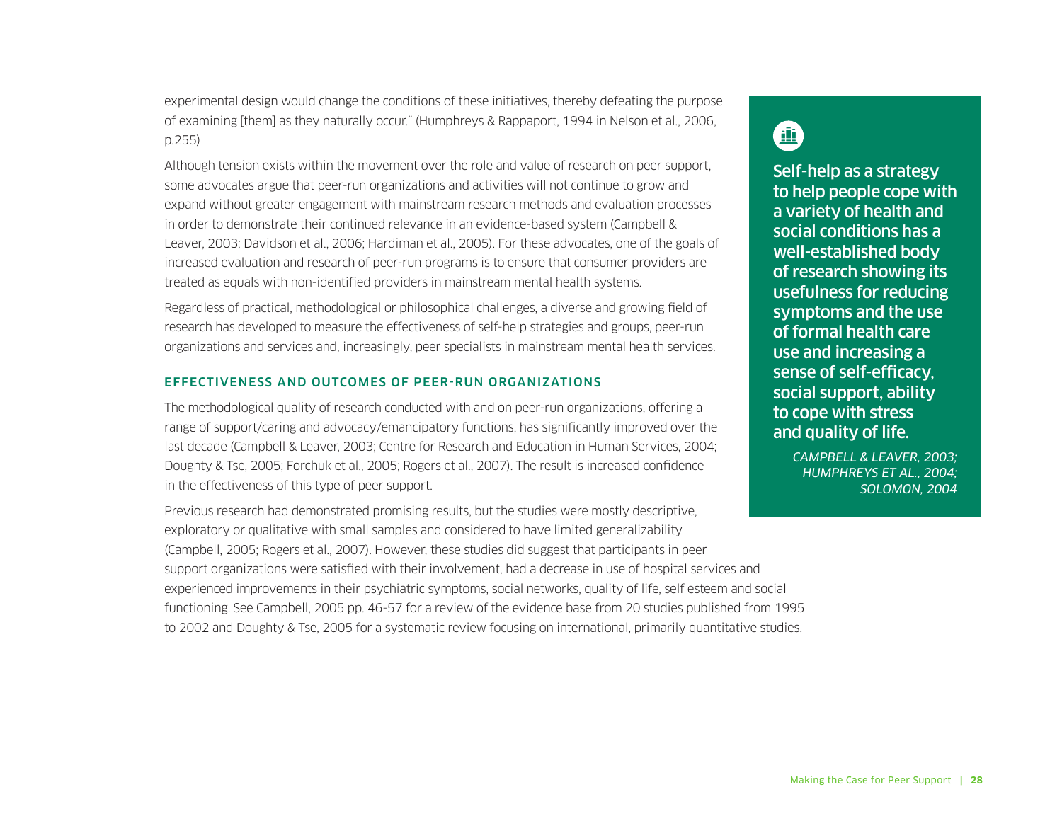experimental design would change the conditions of these initiatives, thereby defeating the purpose of examining [them] as they naturally occur." (Humphreys & Rappaport, 1994 in Nelson et al., 2006, p.255)

Although tension exists within the movement over the role and value of research on peer support, some advocates argue that peer-run organizations and activities will not continue to grow and expand without greater engagement with mainstream research methods and evaluation processes in order to demonstrate their continued relevance in an evidence-based system (Campbell & Leaver, 2003; Davidson et al., 2006; Hardiman et al., 2005). For these advocates, one of the goals of increased evaluation and research of peer-run programs is to ensure that consumer providers are treated as equals with non-identified providers in mainstream mental health systems.

Regardless of practical, methodological or philosophical challenges, a diverse and growing field of research has developed to measure the effectiveness of self-help strategies and groups, peer-run organizations and services and, increasingly, peer specialists in mainstream mental health services.

### EFFECTIVENESS AND OUTCOMES OF PEER-RUN ORGANIZATIONS

The methodological quality of research conducted with and on peer-run organizations, offering a range of support/caring and advocacy/emancipatory functions, has significantly improved over the last decade (Campbell & Leaver, 2003; Centre for Research and Education in Human Services, 2004; Doughty & Tse, 2005; Forchuk et al., 2005; Rogers et al., 2007). The result is increased confidence in the effectiveness of this type of peer support.

Previous research had demonstrated promising results, but the studies were mostly descriptive, exploratory or qualitative with small samples and considered to have limited generalizability (Campbell, 2005; Rogers et al., 2007). However, these studies did suggest that participants in peer support organizations were satisfied with their involvement, had a decrease in use of hospital services and experienced improvements in their psychiatric symptoms, social networks, quality of life, self esteem and social functioning. See Campbell, 2005 pp. 46-57 for a review of the evidence base from 20 studies published from 1995 to 2002 and Doughty & Tse, 2005 for a systematic review focusing on international, primarily quantitative studies.

> **Self-help as a strategy to help people cope with a variety of health and social conditions has a well-established body of research showing its usefulness for reducing symptoms and the use of formal health care use and increasing a sense of self-efficacy, social support, ability to cope with stress and quality of life.**
>
> *CAMPBELL & LEAVER, 2003; HUMPHREYS ET AL., 2004; SOLOMON, 2004*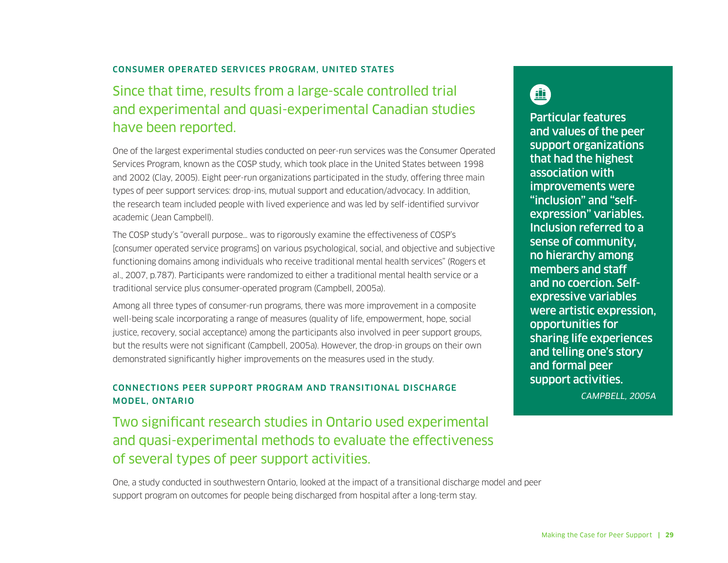### CONSUMER OPERATED SERVICES PROGRAM, UNITED STATES

## Since that time, results from a large-scale controlled trial and experimental and quasi-experimental Canadian studies have been reported.

One of the largest experimental studies conducted on peer-run services was the Consumer Operated Services Program, known as the COSP study, which took place in the United States between 1998 and 2002 (Clay, 2005). Eight peer-run organizations participated in the study, offering three main types of peer support services: drop-ins, mutual support and education/advocacy. In addition, the research team included people with lived experience and was led by self-identified survivor academic (Jean Campbell).

The COSP study's "overall purpose… was to rigorously examine the effectiveness of COSP's [consumer operated service programs] on various psychological, social, and objective and subjective functioning domains among individuals who receive traditional mental health services" (Rogers et al., 2007, p.787). Participants were randomized to either a traditional mental health service or a traditional service plus consumer-operated program (Campbell, 2005a).

Among all three types of consumer-run programs, there was more improvement in a composite well-being scale incorporating a range of measures (quality of life, empowerment, hope, social justice, recovery, social acceptance) among the participants also involved in peer support groups, but the results were not significant (Campbell, 2005a). However, the drop-in groups on their own demonstrated significantly higher improvements on the measures used in the study.

> **Particular features and values of the peer support organizations that had the highest association with improvements were "inclusion" and "self-expression" variables. Inclusion referred to a sense of community, no hierarchy among members and staff and no coercion. Self-expressive variables were artistic expression, opportunities for sharing life experiences and telling one's story and formal peer support activities.**
>
> *CAMPBELL, 2005A*

### CONNECTIONS PEER SUPPORT PROGRAM AND TRANSITIONAL DISCHARGE MODEL, ONTARIO

## Two significant research studies in Ontario used experimental and quasi-experimental methods to evaluate the effectiveness of several types of peer support activities.

One, a study conducted in southwestern Ontario, looked at the impact of a transitional discharge model and peer support program on outcomes for people being discharged from hospital after a long-term stay.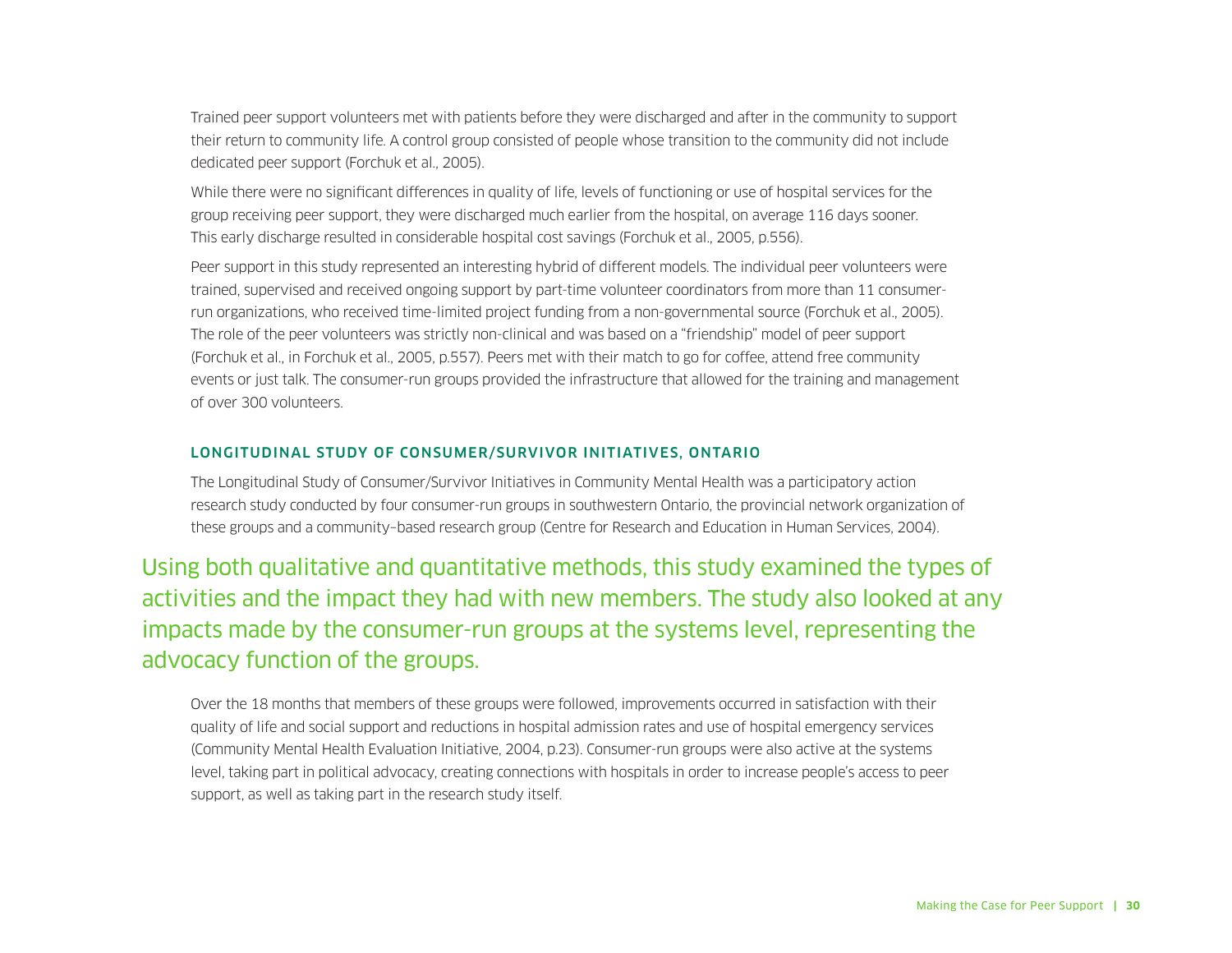Trained peer support volunteers met with patients before they were discharged and after in the community to support their return to community life. A control group consisted of people whose transition to the community did not include dedicated peer support (Forchuk et al., 2005).

While there were no significant differences in quality of life, levels of functioning or use of hospital services for the group receiving peer support, they were discharged much earlier from the hospital, on average 116 days sooner. This early discharge resulted in considerable hospital cost savings (Forchuk et al., 2005, p.556).

Peer support in this study represented an interesting hybrid of different models. The individual peer volunteers were trained, supervised and received ongoing support by part-time volunteer coordinators from more than 11 consumer-run organizations, who received time-limited project funding from a non-governmental source (Forchuk et al., 2005). The role of the peer volunteers was strictly non-clinical and was based on a "friendship" model of peer support (Forchuk et al., in Forchuk et al., 2005, p.557). Peers met with their match to go for coffee, attend free community events or just talk. The consumer-run groups provided the infrastructure that allowed for the training and management of over 300 volunteers.

### LONGITUDINAL STUDY OF CONSUMER/SURVIVOR INITIATIVES, ONTARIO

The Longitudinal Study of Consumer/Survivor Initiatives in Community Mental Health was a participatory action research study conducted by four consumer-run groups in southwestern Ontario, the provincial network organization of these groups and a community–based research group (Centre for Research and Education in Human Services, 2004).

> Using both qualitative and quantitative methods, this study examined the types of activities and the impact they had with new members. The study also looked at any impacts made by the consumer-run groups at the systems level, representing the advocacy function of the groups.

Over the 18 months that members of these groups were followed, improvements occurred in satisfaction with their quality of life and social support and reductions in hospital admission rates and use of hospital emergency services (Community Mental Health Evaluation Initiative, 2004, p.23). Consumer-run groups were also active at the systems level, taking part in political advocacy, creating connections with hospitals in order to increase people's access to peer support, as well as taking part in the research study itself.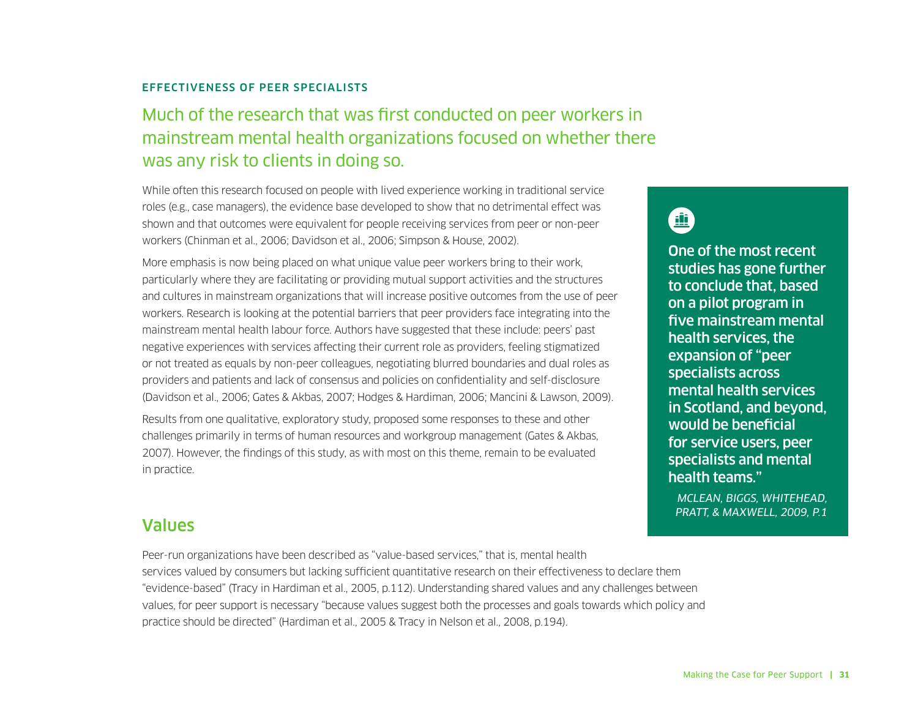### EFFECTIVENESS OF PEER SPECIALISTS

## Much of the research that was first conducted on peer workers in mainstream mental health organizations focused on whether there was any risk to clients in doing so.

While often this research focused on people with lived experience working in traditional service roles (e.g., case managers), the evidence base developed to show that no detrimental effect was shown and that outcomes were equivalent for people receiving services from peer or non-peer workers (Chinman et al., 2006; Davidson et al., 2006; Simpson & House, 2002).

More emphasis is now being placed on what unique value peer workers bring to their work, particularly where they are facilitating or providing mutual support activities and the structures and cultures in mainstream organizations that will increase positive outcomes from the use of peer workers. Research is looking at the potential barriers that peer providers face integrating into the mainstream mental health labour force. Authors have suggested that these include: peers' past negative experiences with services affecting their current role as providers, feeling stigmatized or not treated as equals by non-peer colleagues, negotiating blurred boundaries and dual roles as providers and patients and lack of consensus and policies on confidentiality and self-disclosure (Davidson et al., 2006; Gates & Akbas, 2007; Hodges & Hardiman, 2006; Mancini & Lawson, 2009).

Results from one qualitative, exploratory study, proposed some responses to these and other challenges primarily in terms of human resources and workgroup management (Gates & Akbas, 2007). However, the findings of this study, as with most on this theme, remain to be evaluated in practice.

> **One of the most recent studies has gone further to conclude that, based on a pilot program in five mainstream mental health services, the expansion of "peer specialists across mental health services in Scotland, and beyond, would be beneficial for service users, peer specialists and mental health teams."**
>
> *MCLEAN, BIGGS, WHITEHEAD, PRATT, & MAXWELL, 2009, P.1*

## Values

Peer-run organizations have been described as "value-based services," that is, mental health services valued by consumers but lacking sufficient quantitative research on their effectiveness to declare them "evidence-based" (Tracy in Hardiman et al., 2005, p.112). Understanding shared values and any challenges between values, for peer support is necessary "because values suggest both the processes and goals towards which policy and practice should be directed" (Hardiman et al., 2005 & Tracy in Nelson et al., 2008, p.194).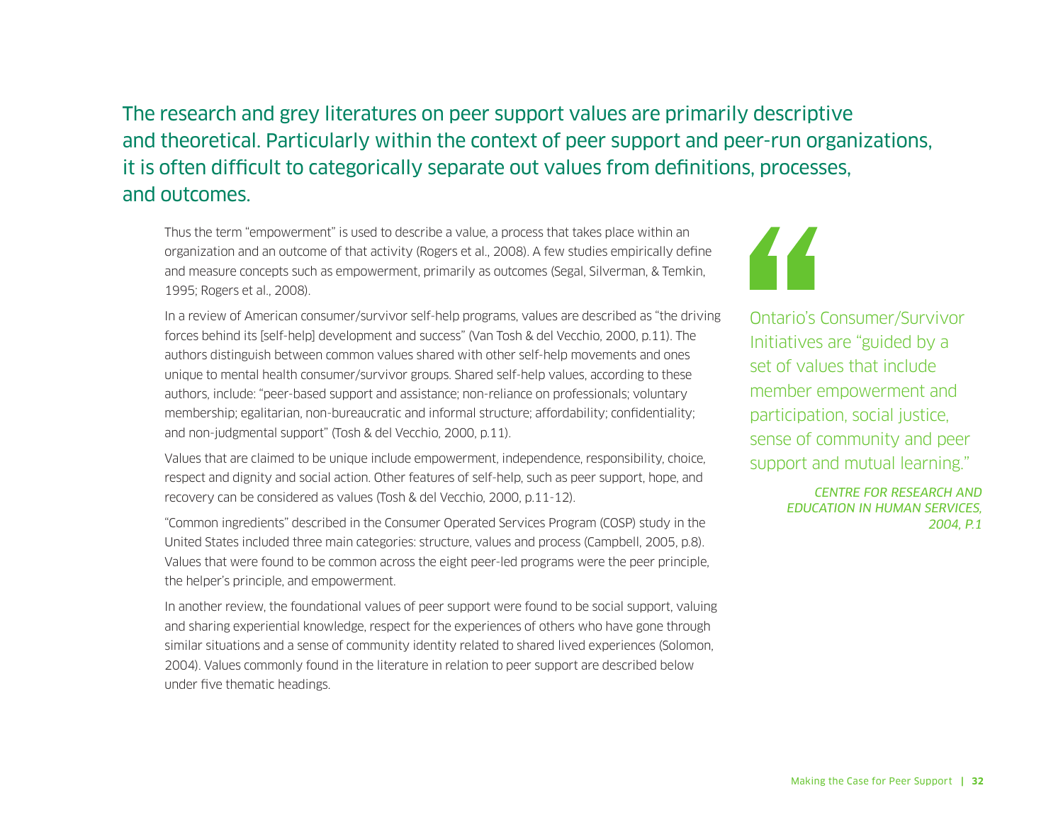The research and grey literatures on peer support values are primarily descriptive and theoretical. Particularly within the context of peer support and peer-run organizations, it is often difficult to categorically separate out values from definitions, processes, and outcomes.

Thus the term "empowerment" is used to describe a value, a process that takes place within an organization and an outcome of that activity (Rogers et al., 2008). A few studies empirically define and measure concepts such as empowerment, primarily as outcomes (Segal, Silverman, & Temkin, 1995; Rogers et al., 2008).

In a review of American consumer/survivor self-help programs, values are described as "the driving forces behind its [self-help] development and success" (Van Tosh & del Vecchio, 2000, p.11). The authors distinguish between common values shared with other self-help movements and ones unique to mental health consumer/survivor groups. Shared self-help values, according to these authors, include: "peer-based support and assistance; non-reliance on professionals; voluntary membership; egalitarian, non-bureaucratic and informal structure; affordability; confidentiality; and non-judgmental support" (Tosh & del Vecchio, 2000, p.11).

Values that are claimed to be unique include empowerment, independence, responsibility, choice, respect and dignity and social action. Other features of self-help, such as peer support, hope, and recovery can be considered as values (Tosh & del Vecchio, 2000, p.11-12).

"Common ingredients" described in the Consumer Operated Services Program (COSP) study in the United States included three main categories: structure, values and process (Campbell, 2005, p.8). Values that were found to be common across the eight peer-led programs were the peer principle, the helper's principle, and empowerment.

In another review, the foundational values of peer support were found to be social support, valuing and sharing experiential knowledge, respect for the experiences of others who have gone through similar situations and a sense of community identity related to shared lived experiences (Solomon, 2004). Values commonly found in the literature in relation to peer support are described below under five thematic headings.

> Ontario's Consumer/Survivor Initiatives are "guided by a set of values that include member empowerment and participation, social justice, sense of community and peer support and mutual learning."
>
> *CENTRE FOR RESEARCH AND EDUCATION IN HUMAN SERVICES, 2004, P.1*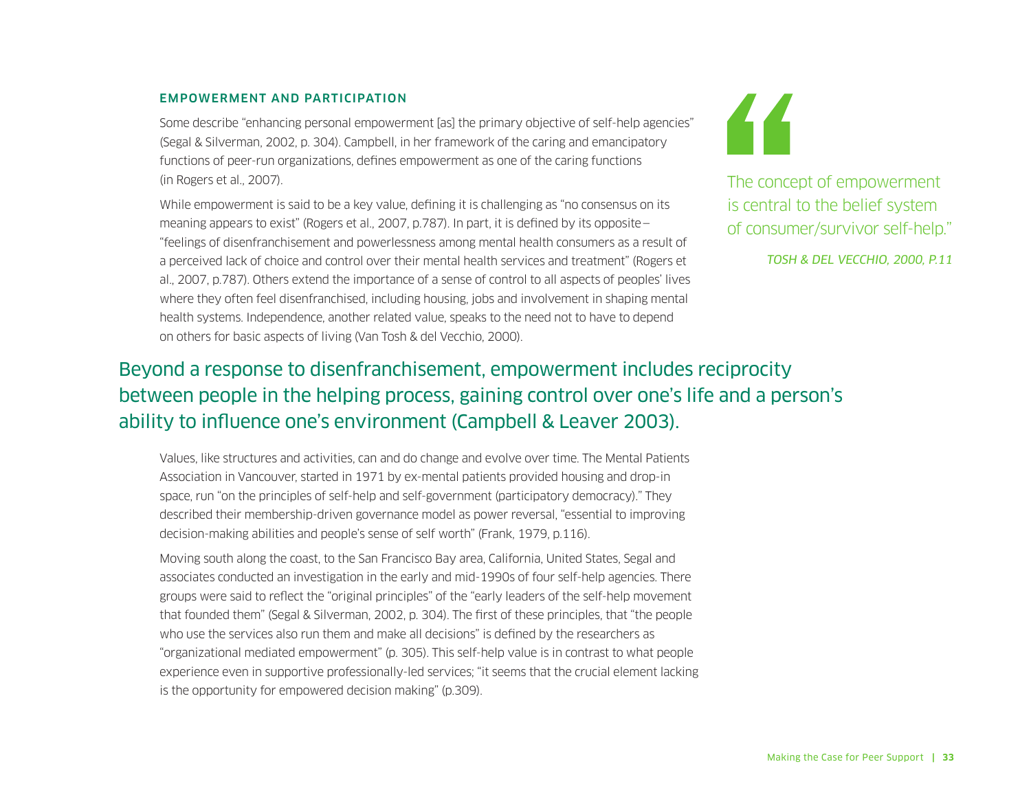### EMPOWERMENT AND PARTICIPATION

Some describe "enhancing personal empowerment [as] the primary objective of self-help agencies" (Segal & Silverman, 2002, p. 304). Campbell, in her framework of the caring and emancipatory functions of peer-run organizations, defines empowerment as one of the caring functions (in Rogers et al., 2007).

While empowerment is said to be a key value, defining it is challenging as "no consensus on its meaning appears to exist" (Rogers et al., 2007, p.787). In part, it is defined by its opposite – "feelings of disenfranchisement and powerlessness among mental health consumers as a result of a perceived lack of choice and control over their mental health services and treatment" (Rogers et al., 2007, p.787). Others extend the importance of a sense of control to all aspects of peoples' lives where they often feel disenfranchised, including housing, jobs and involvement in shaping mental health systems. Independence, another related value, speaks to the need not to have to depend on others for basic aspects of living (Van Tosh & del Vecchio, 2000).

> "The concept of empowerment is central to the belief system of consumer/survivor self-help."
>
> *TOSH & DEL VECCHIO, 2000, P.11*

Beyond a response to disenfranchisement, empowerment includes reciprocity between people in the helping process, gaining control over one's life and a person's ability to influence one's environment (Campbell & Leaver 2003).

Values, like structures and activities, can and do change and evolve over time. The Mental Patients Association in Vancouver, started in 1971 by ex-mental patients provided housing and drop-in space, run "on the principles of self-help and self-government (participatory democracy)." They described their membership-driven governance model as power reversal, "essential to improving decision-making abilities and people's sense of self worth" (Frank, 1979, p.116).

Moving south along the coast, to the San Francisco Bay area, California, United States, Segal and associates conducted an investigation in the early and mid-1990s of four self-help agencies. There groups were said to reflect the "original principles" of the "early leaders of the self-help movement that founded them" (Segal & Silverman, 2002, p. 304). The first of these principles, that "the people who use the services also run them and make all decisions" is defined by the researchers as "organizational mediated empowerment" (p. 305). This self-help value is in contrast to what people experience even in supportive professionally-led services; "it seems that the crucial element lacking is the opportunity for empowered decision making" (p.309).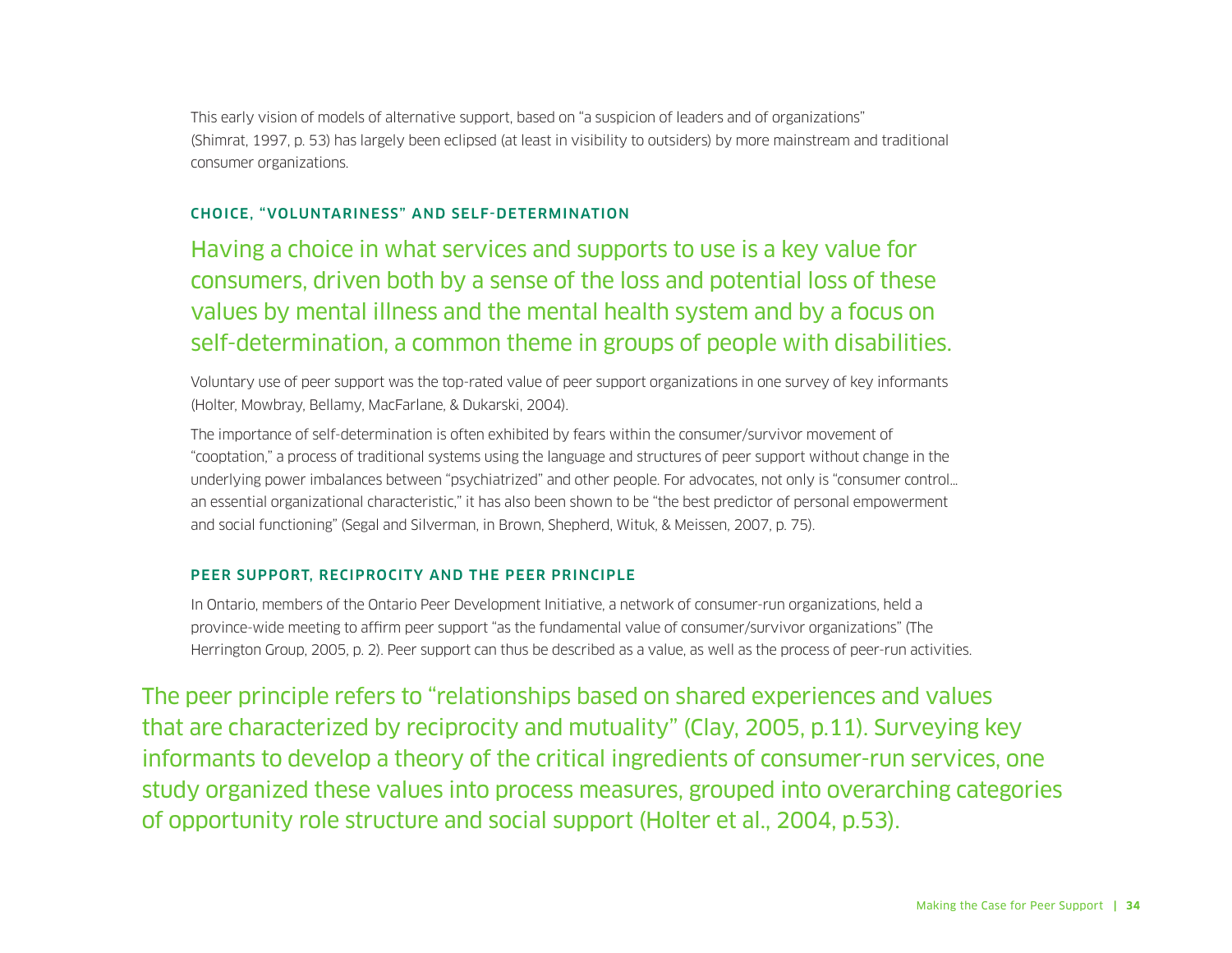This early vision of models of alternative support, based on "a suspicion of leaders and of organizations" (Shimrat, 1997, p. 53) has largely been eclipsed (at least in visibility to outsiders) by more mainstream and traditional consumer organizations.

### CHOICE, "VOLUNTARINESS" AND SELF-DETERMINATION

Having a choice in what services and supports to use is a key value for consumers, driven both by a sense of the loss and potential loss of these values by mental illness and the mental health system and by a focus on self-determination, a common theme in groups of people with disabilities.

Voluntary use of peer support was the top-rated value of peer support organizations in one survey of key informants (Holter, Mowbray, Bellamy, MacFarlane, & Dukarski, 2004).

The importance of self-determination is often exhibited by fears within the consumer/survivor movement of "cooptation," a process of traditional systems using the language and structures of peer support without change in the underlying power imbalances between "psychiatrized" and other people. For advocates, not only is "consumer control... an essential organizational characteristic," it has also been shown to be "the best predictor of personal empowerment and social functioning" (Segal and Silverman, in Brown, Shepherd, Wituk, & Meissen, 2007, p. 75).

### PEER SUPPORT, RECIPROCITY AND THE PEER PRINCIPLE

In Ontario, members of the Ontario Peer Development Initiative, a network of consumer-run organizations, held a province-wide meeting to affirm peer support "as the fundamental value of consumer/survivor organizations" (The Herrington Group, 2005, p. 2). Peer support can thus be described as a value, as well as the process of peer-run activities.

The peer principle refers to "relationships based on shared experiences and values that are characterized by reciprocity and mutuality" (Clay, 2005, p.11). Surveying key informants to develop a theory of the critical ingredients of consumer-run services, one study organized these values into process measures, grouped into overarching categories of opportunity role structure and social support (Holter et al., 2004, p.53).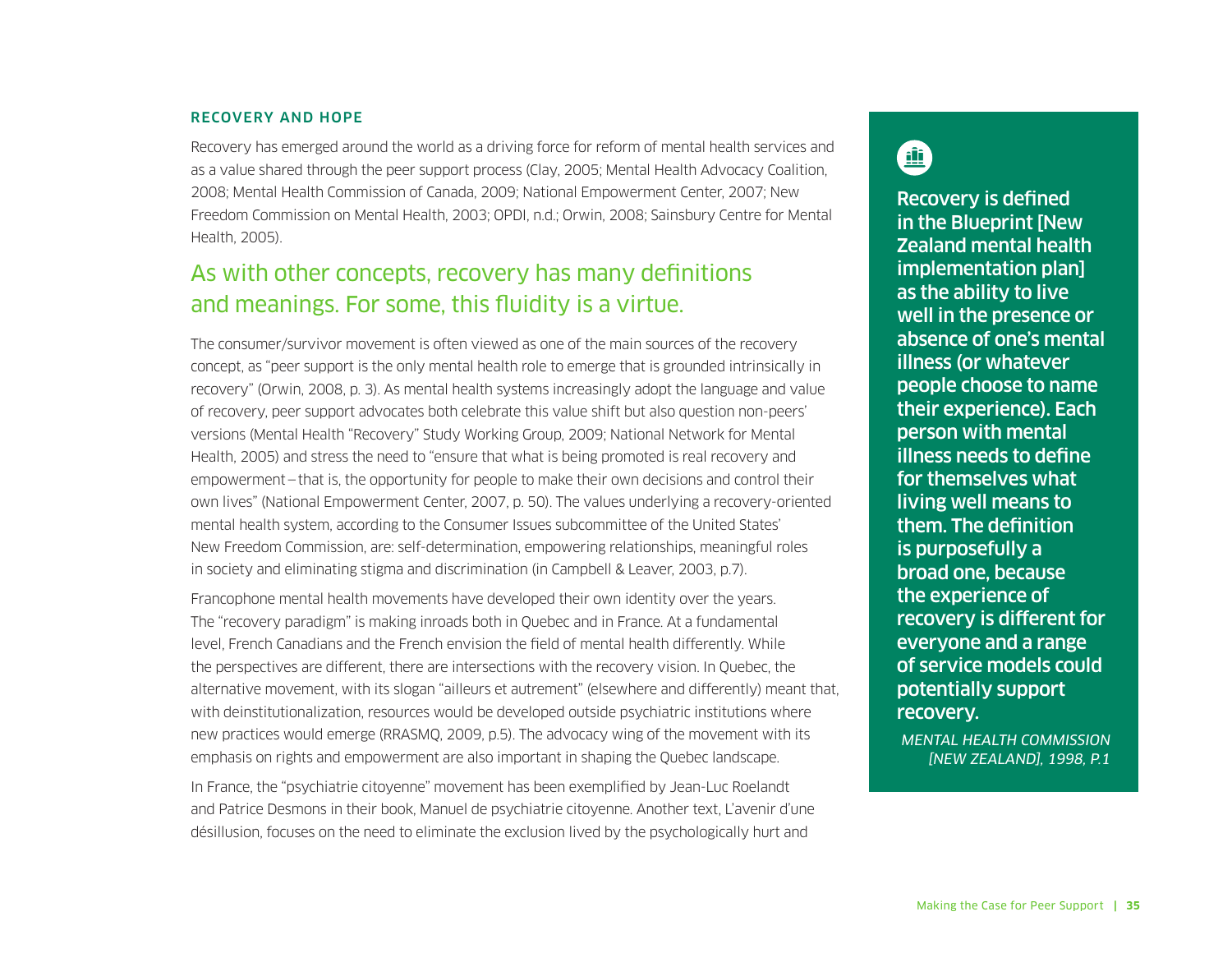### RECOVERY AND HOPE

Recovery has emerged around the world as a driving force for reform of mental health services and as a value shared through the peer support process (Clay, 2005; Mental Health Advocacy Coalition, 2008; Mental Health Commission of Canada, 2009; National Empowerment Center, 2007; New Freedom Commission on Mental Health, 2003; OPDI, n.d.; Orwin, 2008; Sainsbury Centre for Mental Health, 2005).

## As with other concepts, recovery has many definitions and meanings. For some, this fluidity is a virtue.

The consumer/survivor movement is often viewed as one of the main sources of the recovery concept, as "peer support is the only mental health role to emerge that is grounded intrinsically in recovery" (Orwin, 2008, p. 3). As mental health systems increasingly adopt the language and value of recovery, peer support advocates both celebrate this value shift but also question non-peers' versions (Mental Health "Recovery" Study Working Group, 2009; National Network for Mental Health, 2005) and stress the need to "ensure that what is being promoted is real recovery and empowerment – that is, the opportunity for people to make their own decisions and control their own lives" (National Empowerment Center, 2007, p. 50). The values underlying a recovery-oriented mental health system, according to the Consumer Issues subcommittee of the United States' New Freedom Commission, are: self-determination, empowering relationships, meaningful roles in society and eliminating stigma and discrimination (in Campbell & Leaver, 2003, p.7).

Francophone mental health movements have developed their own identity over the years. The "recovery paradigm" is making inroads both in Quebec and in France. At a fundamental level, French Canadians and the French envision the field of mental health differently. While the perspectives are different, there are intersections with the recovery vision. In Quebec, the alternative movement, with its slogan "ailleurs et autrement" (elsewhere and differently) meant that, with deinstitutionalization, resources would be developed outside psychiatric institutions where new practices would emerge (RRASMQ, 2009, p.5). The advocacy wing of the movement with its emphasis on rights and empowerment are also important in shaping the Quebec landscape.

In France, the "psychiatrie citoyenne" movement has been exemplified by Jean-Luc Roelandt and Patrice Desmons in their book, Manuel de psychiatrie citoyenne. Another text, L'avenir d'une désillusion, focuses on the need to eliminate the exclusion lived by the psychologically hurt and

**Recovery is defined in the Blueprint [New Zealand mental health implementation plan] as the ability to live well in the presence or absence of one's mental illness (or whatever people choose to name their experience). Each person with mental illness needs to define for themselves what living well means to them. The definition is purposefully a broad one, because the experience of recovery is different for everyone and a range of service models could potentially support recovery.**

*MENTAL HEALTH COMMISSION [NEW ZEALAND], 1998, P.1*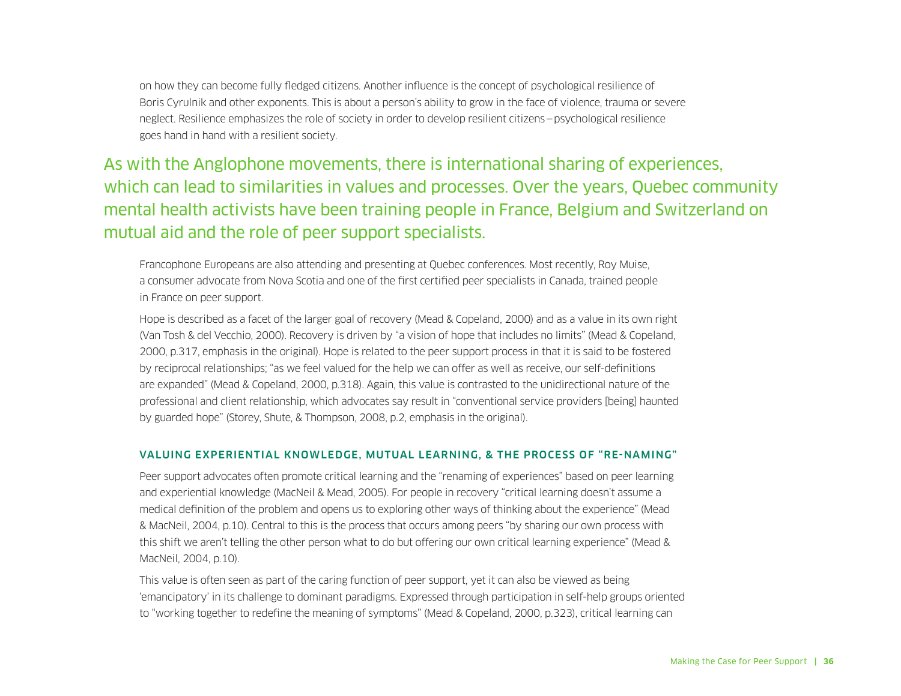on how they can become fully fledged citizens. Another influence is the concept of psychological resilience of Boris Cyrulnik and other exponents. This is about a person's ability to grow in the face of violence, trauma or severe neglect. Resilience emphasizes the role of society in order to develop resilient citizens – psychological resilience goes hand in hand with a resilient society.

> As with the Anglophone movements, there is international sharing of experiences, which can lead to similarities in values and processes. Over the years, Quebec community mental health activists have been training people in France, Belgium and Switzerland on mutual aid and the role of peer support specialists.

Francophone Europeans are also attending and presenting at Quebec conferences. Most recently, Roy Muise, a consumer advocate from Nova Scotia and one of the first certified peer specialists in Canada, trained people in France on peer support.

Hope is described as a facet of the larger goal of recovery (Mead & Copeland, 2000) and as a value in its own right (Van Tosh & del Vecchio, 2000). Recovery is driven by "a vision of hope that includes no limits" (Mead & Copeland, 2000, p.317, emphasis in the original). Hope is related to the peer support process in that it is said to be fostered by reciprocal relationships; "as we feel valued for the help we can offer as well as receive, our self-definitions are expanded" (Mead & Copeland, 2000, p.318). Again, this value is contrasted to the unidirectional nature of the professional and client relationship, which advocates say result in "conventional service providers [being] haunted by guarded hope" (Storey, Shute, & Thompson, 2008, p.2, emphasis in the original).

### VALUING EXPERIENTIAL KNOWLEDGE, MUTUAL LEARNING, & THE PROCESS OF "RE-NAMING"

Peer support advocates often promote critical learning and the "renaming of experiences" based on peer learning and experiential knowledge (MacNeil & Mead, 2005). For people in recovery "critical learning doesn't assume a medical definition of the problem and opens us to exploring other ways of thinking about the experience" (Mead & MacNeil, 2004, p.10). Central to this is the process that occurs among peers "by sharing our own process with this shift we aren't telling the other person what to do but offering our own critical learning experience" (Mead & MacNeil, 2004, p.10).

This value is often seen as part of the caring function of peer support, yet it can also be viewed as being 'emancipatory' in its challenge to dominant paradigms. Expressed through participation in self-help groups oriented to "working together to redefine the meaning of symptoms" (Mead & Copeland, 2000, p.323), critical learning can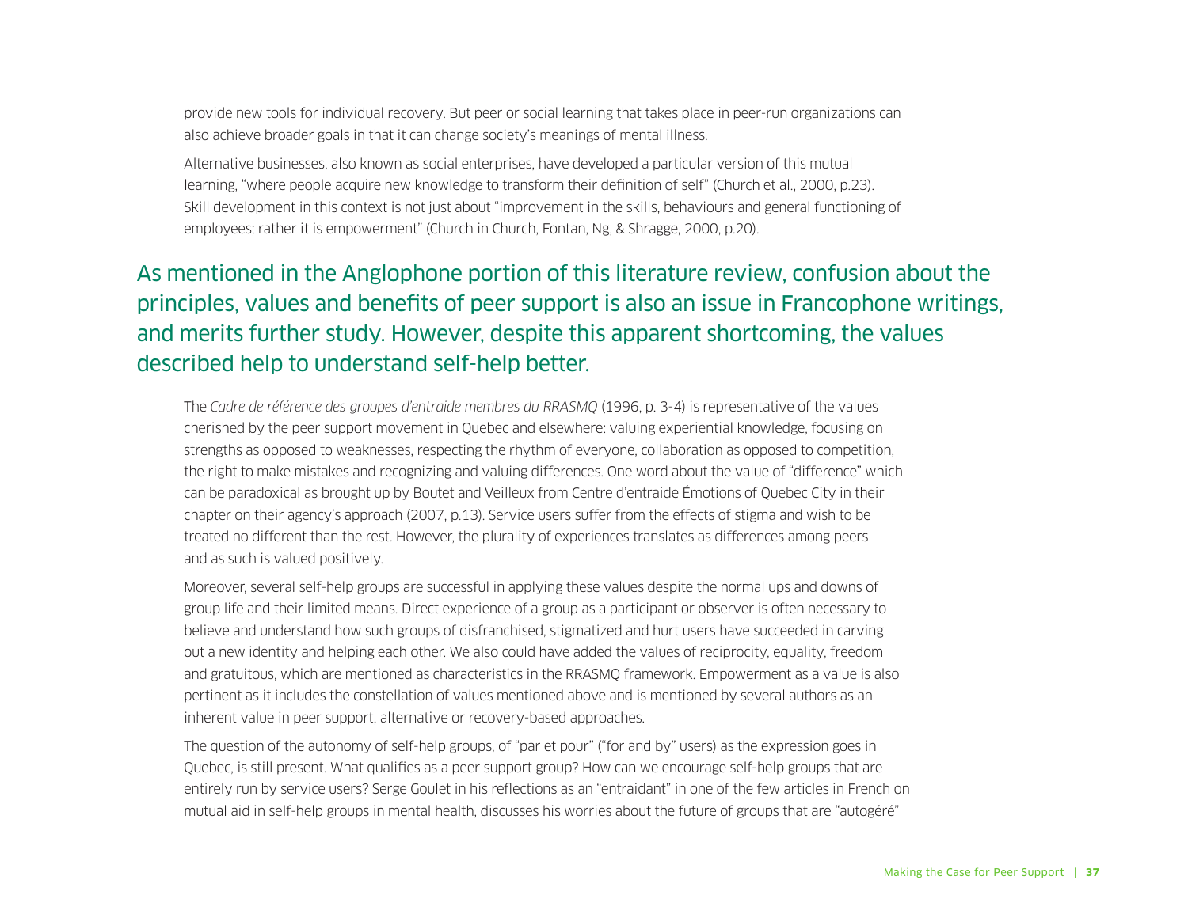provide new tools for individual recovery. But peer or social learning that takes place in peer-run organizations can also achieve broader goals in that it can change society's meanings of mental illness.

Alternative businesses, also known as social enterprises, have developed a particular version of this mutual learning, "where people acquire new knowledge to transform their definition of self" (Church et al., 2000, p.23). Skill development in this context is not just about "improvement in the skills, behaviours and general functioning of employees; rather it is empowerment" (Church in Church, Fontan, Ng, & Shragge, 2000, p.20).

## As mentioned in the Anglophone portion of this literature review, confusion about the principles, values and benefits of peer support is also an issue in Francophone writings, and merits further study. However, despite this apparent shortcoming, the values described help to understand self-help better.

The *Cadre de référence des groupes d'entraide membres du RRASMQ* (1996, p. 3-4) is representative of the values cherished by the peer support movement in Quebec and elsewhere: valuing experiential knowledge, focusing on strengths as opposed to weaknesses, respecting the rhythm of everyone, collaboration as opposed to competition, the right to make mistakes and recognizing and valuing differences. One word about the value of "difference" which can be paradoxical as brought up by Boutet and Veilleux from Centre d'entraide Émotions of Quebec City in their chapter on their agency's approach (2007, p.13). Service users suffer from the effects of stigma and wish to be treated no different than the rest. However, the plurality of experiences translates as differences among peers and as such is valued positively.

Moreover, several self-help groups are successful in applying these values despite the normal ups and downs of group life and their limited means. Direct experience of a group as a participant or observer is often necessary to believe and understand how such groups of disfranchised, stigmatized and hurt users have succeeded in carving out a new identity and helping each other. We also could have added the values of reciprocity, equality, freedom and gratuitous, which are mentioned as characteristics in the RRASMQ framework. Empowerment as a value is also pertinent as it includes the constellation of values mentioned above and is mentioned by several authors as an inherent value in peer support, alternative or recovery-based approaches.

The question of the autonomy of self-help groups, of "par et pour" ("for and by" users) as the expression goes in Quebec, is still present. What qualifies as a peer support group? How can we encourage self-help groups that are entirely run by service users? Serge Goulet in his reflections as an "entraidant" in one of the few articles in French on mutual aid in self-help groups in mental health, discusses his worries about the future of groups that are "autogéré"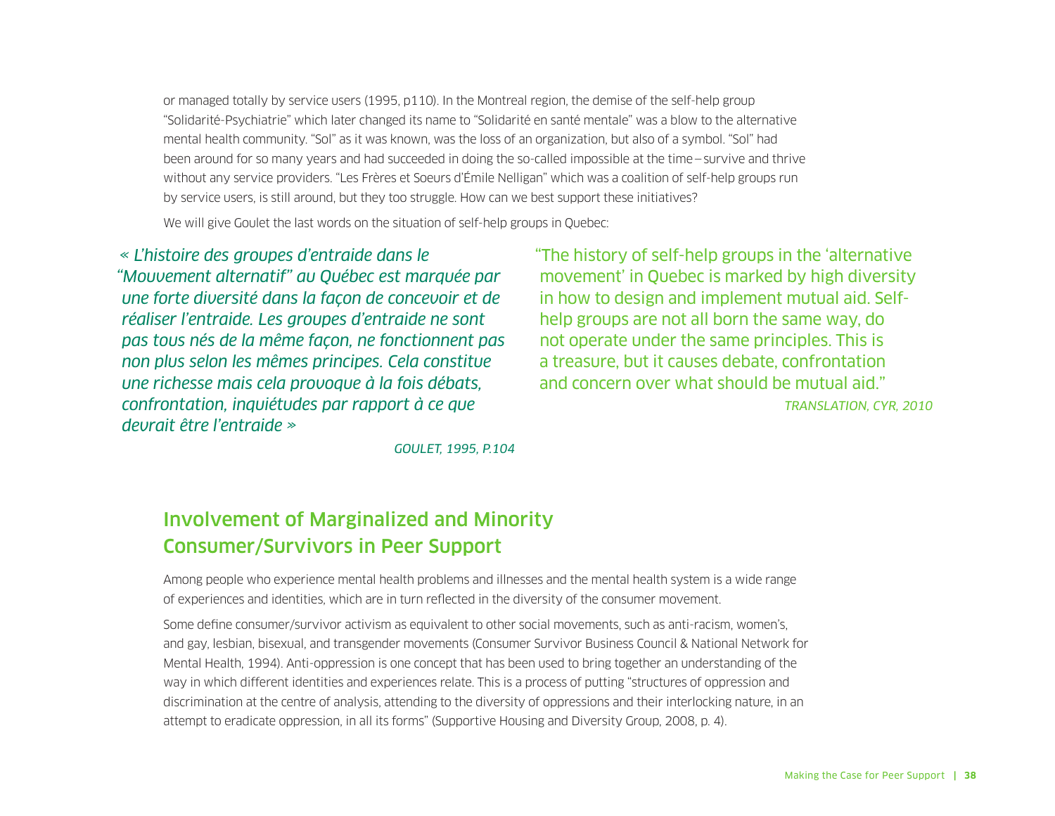or managed totally by service users (1995, p110). In the Montreal region, the demise of the self-help group "Solidarité-Psychiatrie" which later changed its name to "Solidarité en santé mentale" was a blow to the alternative mental health community. "Sol" as it was known, was the loss of an organization, but also of a symbol. "Sol" had been around for so many years and had succeeded in doing the so-called impossible at the time—survive and thrive without any service providers. "Les Frères et Soeurs d'Émile Nelligan" which was a coalition of self-help groups run by service users, is still around, but they too struggle. How can we best support these initiatives?

We will give Goulet the last words on the situation of self-help groups in Quebec:

*« L'histoire des groupes d'entraide dans le "Mouvement alternatif" au Québec est marquée par une forte diversité dans la façon de concevoir et de réaliser l'entraide. Les groupes d'entraide ne sont pas tous nés de la même façon, ne fonctionnent pas non plus selon les mêmes principes. Cela constitue une richesse mais cela provoque à la fois débats, confrontation, inquiétudes par rapport à ce que devrait être l'entraide »*

*GOULET, 1995, P.104*

"The history of self-help groups in the 'alternative movement' in Quebec is marked by high diversity in how to design and implement mutual aid. Self-help groups are not all born the same way, do not operate under the same principles. This is a treasure, but it causes debate, confrontation and concern over what should be mutual aid."

*TRANSLATION, CYR, 2010*

## Involvement of Marginalized and Minority Consumer/Survivors in Peer Support

Among people who experience mental health problems and illnesses and the mental health system is a wide range of experiences and identities, which are in turn reflected in the diversity of the consumer movement.

Some define consumer/survivor activism as equivalent to other social movements, such as anti-racism, women's, and gay, lesbian, bisexual, and transgender movements (Consumer Survivor Business Council & National Network for Mental Health, 1994). Anti-oppression is one concept that has been used to bring together an understanding of the way in which different identities and experiences relate. This is a process of putting "structures of oppression and discrimination at the centre of analysis, attending to the diversity of oppressions and their interlocking nature, in an attempt to eradicate oppression, in all its forms" (Supportive Housing and Diversity Group, 2008, p. 4).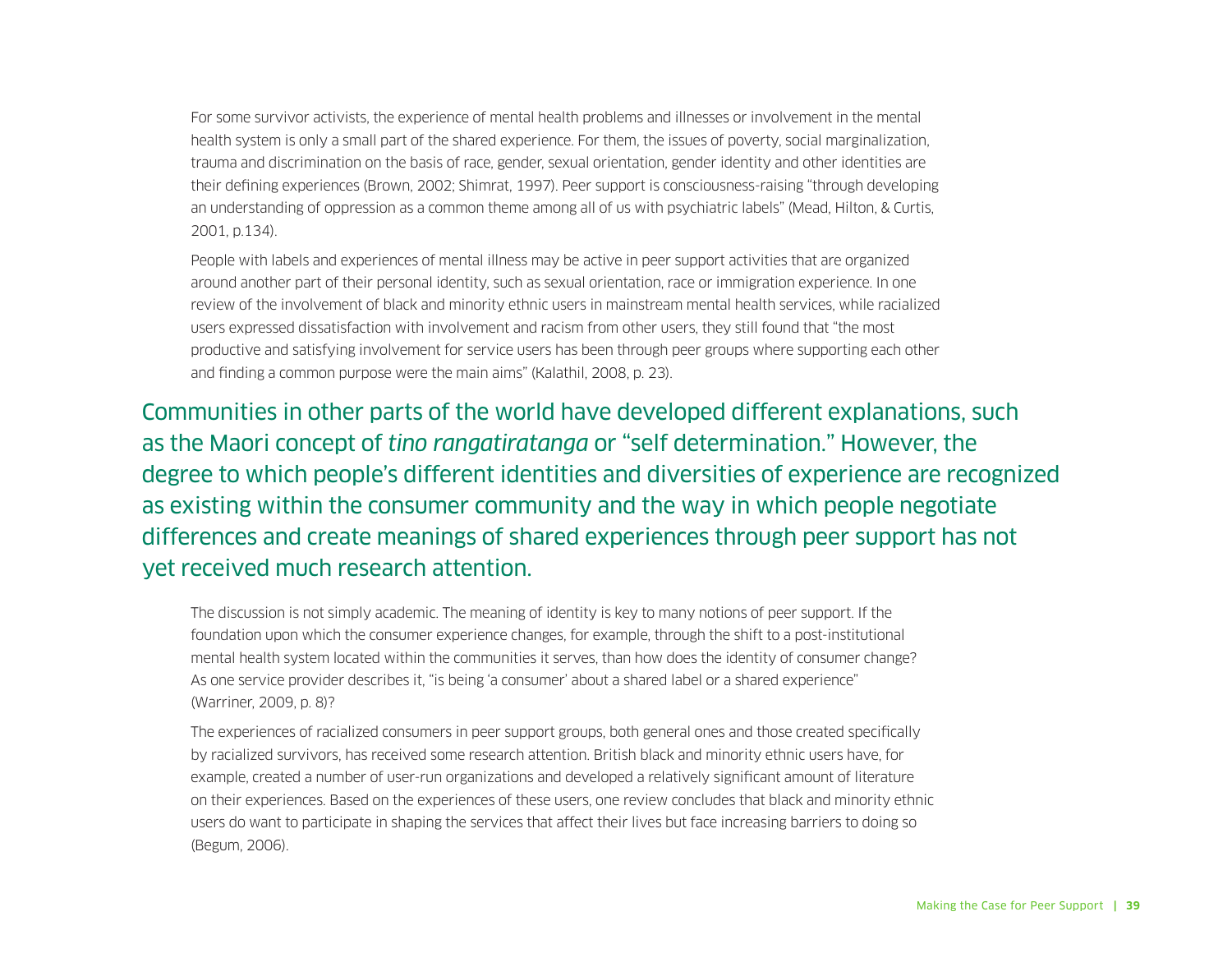For some survivor activists, the experience of mental health problems and illnesses or involvement in the mental health system is only a small part of the shared experience. For them, the issues of poverty, social marginalization, trauma and discrimination on the basis of race, gender, sexual orientation, gender identity and other identities are their defining experiences (Brown, 2002; Shimrat, 1997). Peer support is consciousness-raising "through developing an understanding of oppression as a common theme among all of us with psychiatric labels" (Mead, Hilton, & Curtis, 2001, p.134).

People with labels and experiences of mental illness may be active in peer support activities that are organized around another part of their personal identity, such as sexual orientation, race or immigration experience. In one review of the involvement of black and minority ethnic users in mainstream mental health services, while racialized users expressed dissatisfaction with involvement and racism from other users, they still found that "the most productive and satisfying involvement for service users has been through peer groups where supporting each other and finding a common purpose were the main aims" (Kalathil, 2008, p. 23).

Communities in other parts of the world have developed different explanations, such as the Maori concept of *tino rangatiratanga* or "self determination." However, the degree to which people's different identities and diversities of experience are recognized as existing within the consumer community and the way in which people negotiate differences and create meanings of shared experiences through peer support has not yet received much research attention.

The discussion is not simply academic. The meaning of identity is key to many notions of peer support. If the foundation upon which the consumer experience changes, for example, through the shift to a post-institutional mental health system located within the communities it serves, than how does the identity of consumer change? As one service provider describes it, "is being 'a consumer' about a shared label or a shared experience" (Warriner, 2009, p. 8)?

The experiences of racialized consumers in peer support groups, both general ones and those created specifically by racialized survivors, has received some research attention. British black and minority ethnic users have, for example, created a number of user-run organizations and developed a relatively significant amount of literature on their experiences. Based on the experiences of these users, one review concludes that black and minority ethnic users do want to participate in shaping the services that affect their lives but face increasing barriers to doing so (Begum, 2006).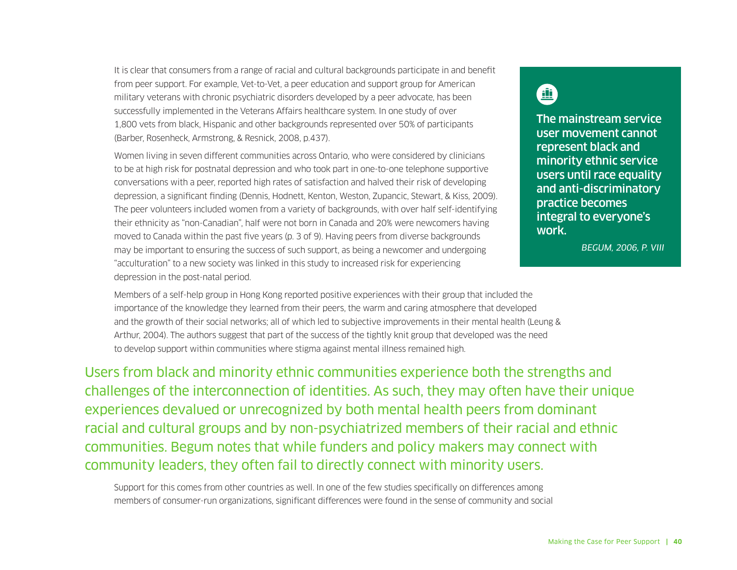It is clear that consumers from a range of racial and cultural backgrounds participate in and benefit from peer support. For example, Vet-to-Vet, a peer education and support group for American military veterans with chronic psychiatric disorders developed by a peer advocate, has been successfully implemented in the Veterans Affairs healthcare system. In one study of over 1,800 vets from black, Hispanic and other backgrounds represented over 50% of participants (Barber, Rosenheck, Armstrong, & Resnick, 2008, p.437).

Women living in seven different communities across Ontario, who were considered by clinicians to be at high risk for postnatal depression and who took part in one-to-one telephone supportive conversations with a peer, reported high rates of satisfaction and halved their risk of developing depression, a significant finding (Dennis, Hodnett, Kenton, Weston, Zupancic, Stewart, & Kiss, 2009). The peer volunteers included women from a variety of backgrounds, with over half self-identifying their ethnicity as "non-Canadian", half were not born in Canada and 20% were newcomers having moved to Canada within the past five years (p. 3 of 9). Having peers from diverse backgrounds may be important to ensuring the success of such support, as being a newcomer and undergoing "acculturation" to a new society was linked in this study to increased risk for experiencing depression in the post-natal period.

> **The mainstream service user movement cannot represent black and minority ethnic service users until race equality and anti-discriminatory practice becomes integral to everyone's work.**
>
> *BEGUM, 2006, P. VIII*

Members of a self-help group in Hong Kong reported positive experiences with their group that included the importance of the knowledge they learned from their peers, the warm and caring atmosphere that developed and the growth of their social networks; all of which led to subjective improvements in their mental health (Leung & Arthur, 2004). The authors suggest that part of the success of the tightly knit group that developed was the need to develop support within communities where stigma against mental illness remained high.

Users from black and minority ethnic communities experience both the strengths and challenges of the interconnection of identities. As such, they may often have their unique experiences devalued or unrecognized by both mental health peers from dominant racial and cultural groups and by non-psychiatrized members of their racial and ethnic communities. Begum notes that while funders and policy makers may connect with community leaders, they often fail to directly connect with minority users.

Support for this comes from other countries as well. In one of the few studies specifically on differences among members of consumer-run organizations, significant differences were found in the sense of community and social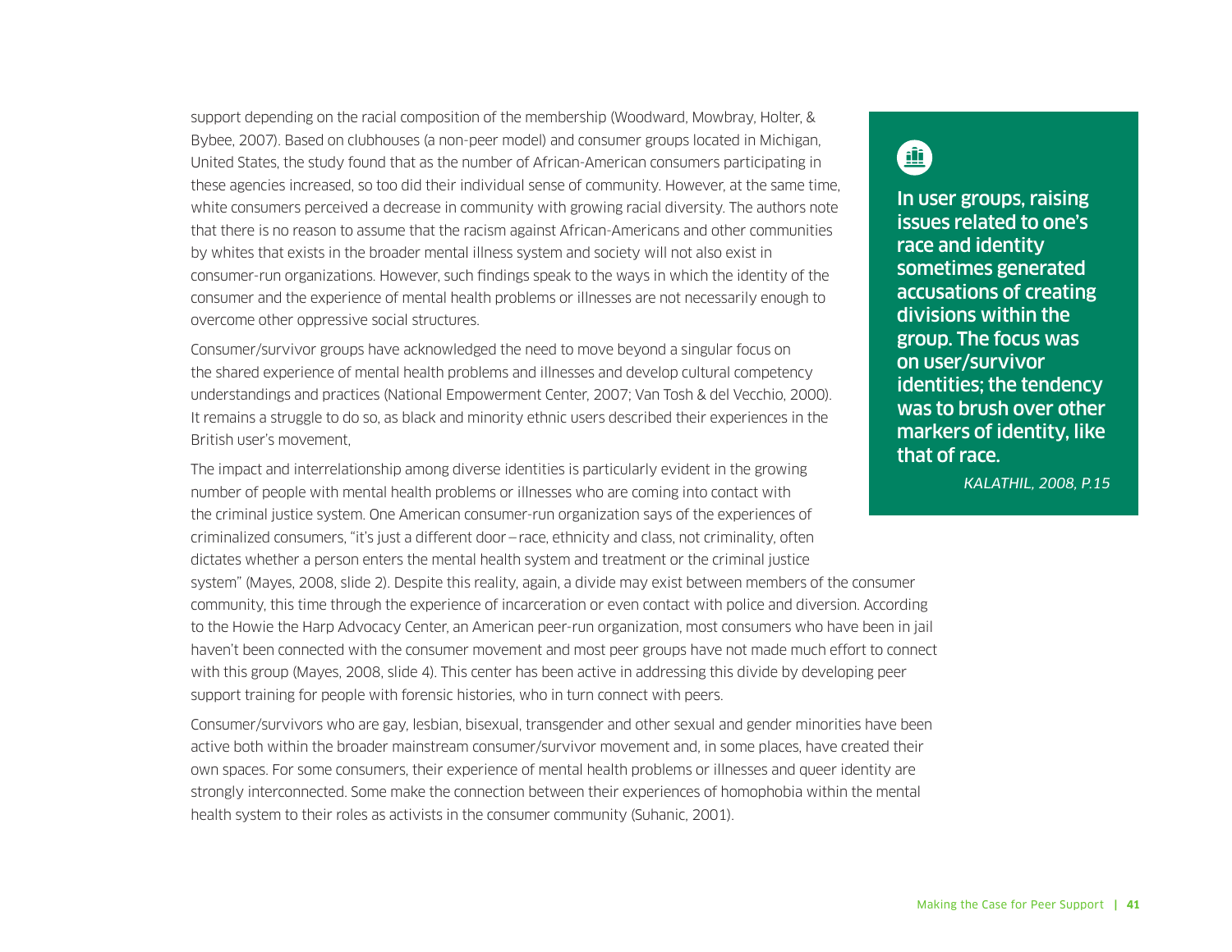support depending on the racial composition of the membership (Woodward, Mowbray, Holter, & Bybee, 2007). Based on clubhouses (a non-peer model) and consumer groups located in Michigan, United States, the study found that as the number of African-American consumers participating in these agencies increased, so too did their individual sense of community. However, at the same time, white consumers perceived a decrease in community with growing racial diversity. The authors note that there is no reason to assume that the racism against African-Americans and other communities by whites that exists in the broader mental illness system and society will not also exist in consumer-run organizations. However, such findings speak to the ways in which the identity of the consumer and the experience of mental health problems or illnesses are not necessarily enough to overcome other oppressive social structures.

Consumer/survivor groups have acknowledged the need to move beyond a singular focus on the shared experience of mental health problems and illnesses and develop cultural competency understandings and practices (National Empowerment Center, 2007; Van Tosh & del Vecchio, 2000). It remains a struggle to do so, as black and minority ethnic users described their experiences in the British user's movement,

> **In user groups, raising issues related to one's race and identity sometimes generated accusations of creating divisions within the group. The focus was on user/survivor identities; the tendency was to brush over other markers of identity, like that of race.**
>
> *KALATHIL, 2008, P.15*

The impact and interrelationship among diverse identities is particularly evident in the growing number of people with mental health problems or illnesses who are coming into contact with the criminal justice system. One American consumer-run organization says of the experiences of criminalized consumers, "it's just a different door – race, ethnicity and class, not criminality, often dictates whether a person enters the mental health system and treatment or the criminal justice system" (Mayes, 2008, slide 2). Despite this reality, again, a divide may exist between members of the consumer community, this time through the experience of incarceration or even contact with police and diversion. According to the Howie the Harp Advocacy Center, an American peer-run organization, most consumers who have been in jail haven't been connected with the consumer movement and most peer groups have not made much effort to connect with this group (Mayes, 2008, slide 4). This center has been active in addressing this divide by developing peer support training for people with forensic histories, who in turn connect with peers.

Consumer/survivors who are gay, lesbian, bisexual, transgender and other sexual and gender minorities have been active both within the broader mainstream consumer/survivor movement and, in some places, have created their own spaces. For some consumers, their experience of mental health problems or illnesses and queer identity are strongly interconnected. Some make the connection between their experiences of homophobia within the mental health system to their roles as activists in the consumer community (Suhanic, 2001).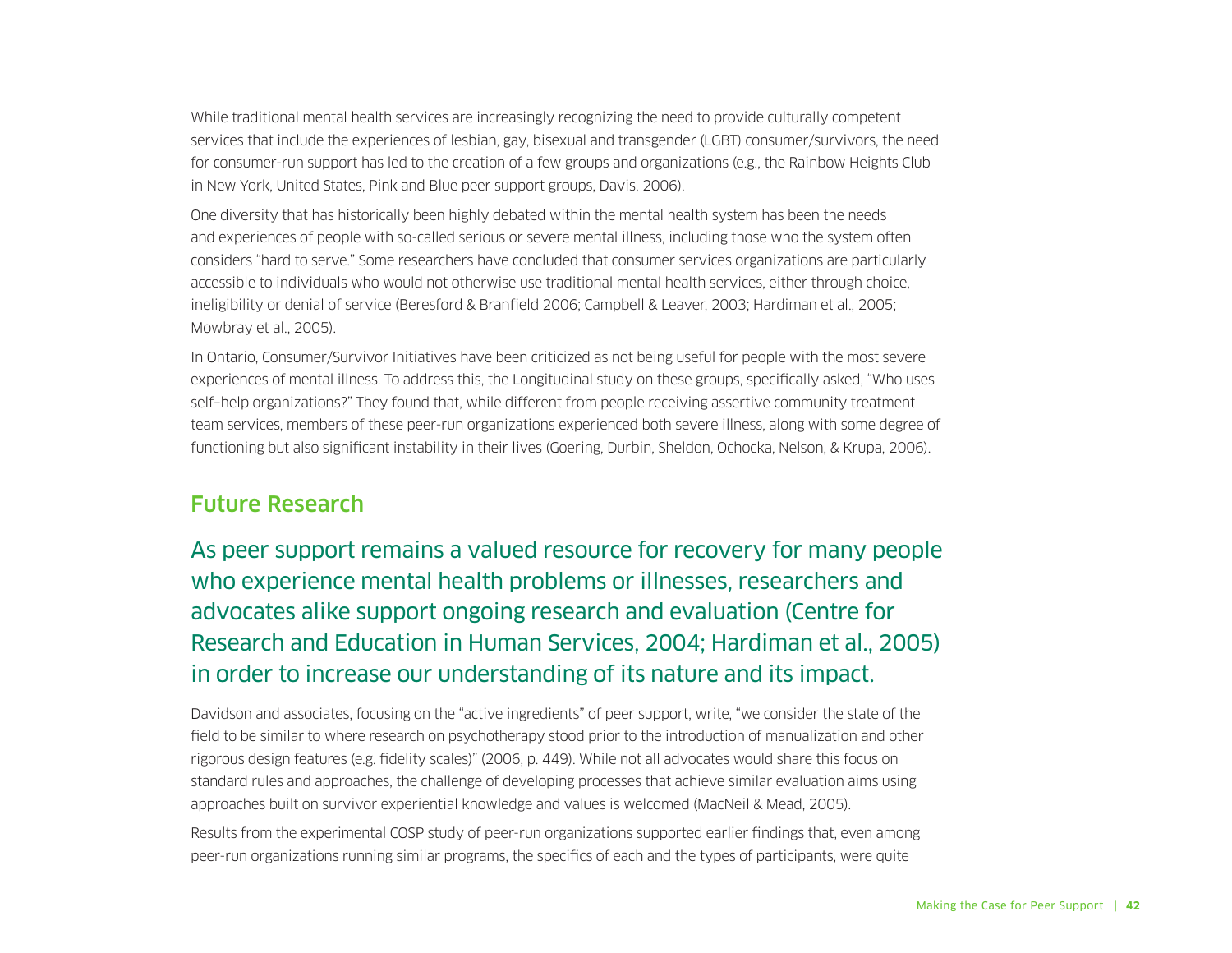While traditional mental health services are increasingly recognizing the need to provide culturally competent services that include the experiences of lesbian, gay, bisexual and transgender (LGBT) consumer/survivors, the need for consumer-run support has led to the creation of a few groups and organizations (e.g., the Rainbow Heights Club in New York, United States, Pink and Blue peer support groups, Davis, 2006).

One diversity that has historically been highly debated within the mental health system has been the needs and experiences of people with so-called serious or severe mental illness, including those who the system often considers "hard to serve." Some researchers have concluded that consumer services organizations are particularly accessible to individuals who would not otherwise use traditional mental health services, either through choice, ineligibility or denial of service (Beresford & Branfield 2006; Campbell & Leaver, 2003; Hardiman et al., 2005; Mowbray et al., 2005).

In Ontario, Consumer/Survivor Initiatives have been criticized as not being useful for people with the most severe experiences of mental illness. To address this, the Longitudinal study on these groups, specifically asked, "Who uses self–help organizations?" They found that, while different from people receiving assertive community treatment team services, members of these peer-run organizations experienced both severe illness, along with some degree of functioning but also significant instability in their lives (Goering, Durbin, Sheldon, Ochocka, Nelson, & Krupa, 2006).

## Future Research

As peer support remains a valued resource for recovery for many people who experience mental health problems or illnesses, researchers and advocates alike support ongoing research and evaluation (Centre for Research and Education in Human Services, 2004; Hardiman et al., 2005) in order to increase our understanding of its nature and its impact.

Davidson and associates, focusing on the "active ingredients" of peer support, write, "we consider the state of the field to be similar to where research on psychotherapy stood prior to the introduction of manualization and other rigorous design features (e.g. fidelity scales)" (2006, p. 449). While not all advocates would share this focus on standard rules and approaches, the challenge of developing processes that achieve similar evaluation aims using approaches built on survivor experiential knowledge and values is welcomed (MacNeil & Mead, 2005).

Results from the experimental COSP study of peer-run organizations supported earlier findings that, even among peer-run organizations running similar programs, the specifics of each and the types of participants, were quite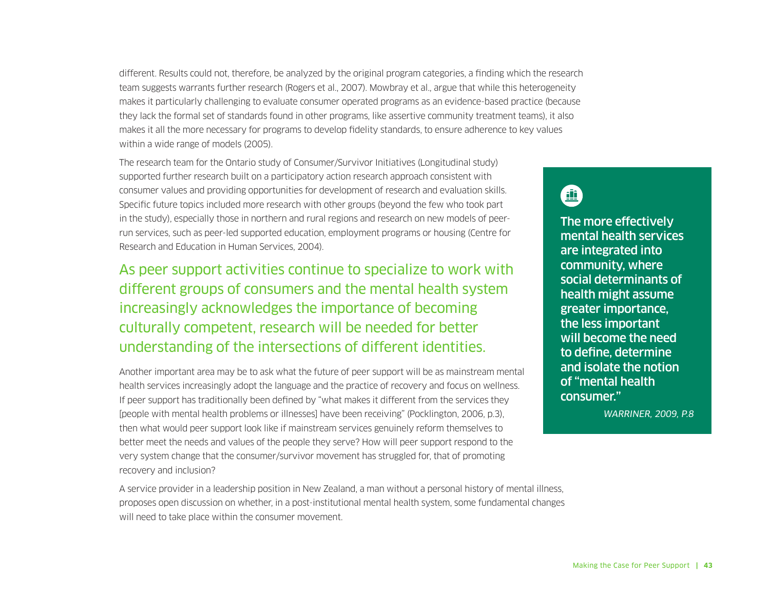different. Results could not, therefore, be analyzed by the original program categories, a finding which the research team suggests warrants further research (Rogers et al., 2007). Mowbray et al., argue that while this heterogeneity makes it particularly challenging to evaluate consumer operated programs as an evidence-based practice (because they lack the formal set of standards found in other programs, like assertive community treatment teams), it also makes it all the more necessary for programs to develop fidelity standards, to ensure adherence to key values within a wide range of models (2005).

The research team for the Ontario study of Consumer/Survivor Initiatives (Longitudinal study) supported further research built on a participatory action research approach consistent with consumer values and providing opportunities for development of research and evaluation skills. Specific future topics included more research with other groups (beyond the few who took part in the study), especially those in northern and rural regions and research on new models of peer-run services, such as peer-led supported education, employment programs or housing (Centre for Research and Education in Human Services, 2004).

As peer support activities continue to specialize to work with different groups of consumers and the mental health system increasingly acknowledges the importance of becoming culturally competent, research will be needed for better understanding of the intersections of different identities.

Another important area may be to ask what the future of peer support will be as mainstream mental health services increasingly adopt the language and the practice of recovery and focus on wellness. If peer support has traditionally been defined by "what makes it different from the services they [people with mental health problems or illnesses] have been receiving" (Pocklington, 2006, p.3), then what would peer support look like if mainstream services genuinely reform themselves to better meet the needs and values of the people they serve? How will peer support respond to the very system change that the consumer/survivor movement has struggled for, that of promoting recovery and inclusion?

A service provider in a leadership position in New Zealand, a man without a personal history of mental illness, proposes open discussion on whether, in a post-institutional mental health system, some fundamental changes will need to take place within the consumer movement.

**The more effectively mental health services are integrated into community, where social determinants of health might assume greater importance, the less important will become the need to define, determine and isolate the notion of "mental health consumer."**

*WARRINER, 2009, P.8*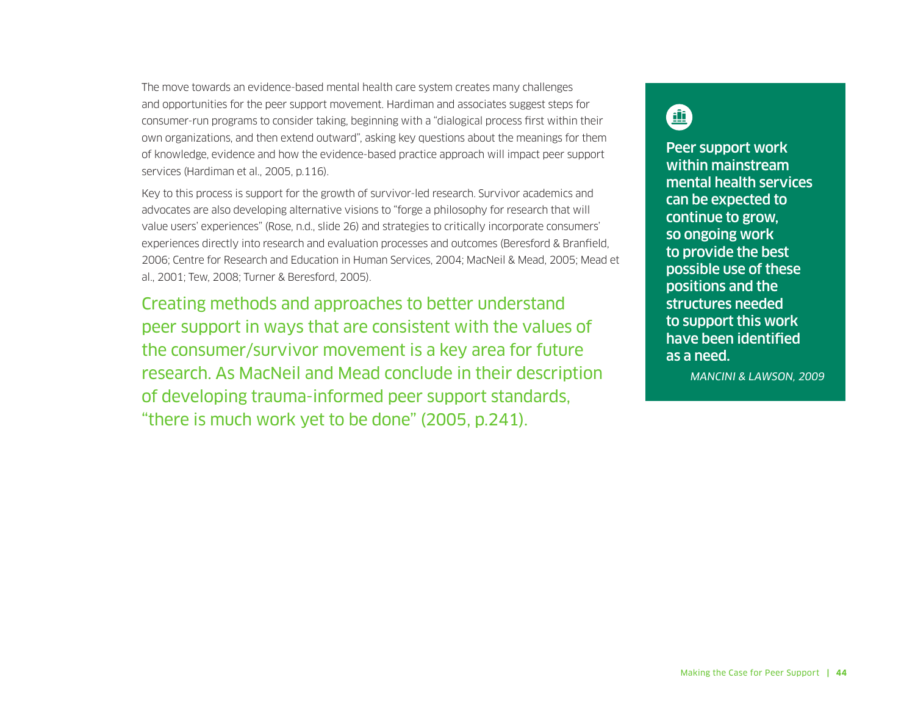The move towards an evidence-based mental health care system creates many challenges and opportunities for the peer support movement. Hardiman and associates suggest steps for consumer-run programs to consider taking, beginning with a "dialogical process first within their own organizations, and then extend outward", asking key questions about the meanings for them of knowledge, evidence and how the evidence-based practice approach will impact peer support services (Hardiman et al., 2005, p.116).

Key to this process is support for the growth of survivor-led research. Survivor academics and advocates are also developing alternative visions to "forge a philosophy for research that will value users' experiences" (Rose, n.d., slide 26) and strategies to critically incorporate consumers' experiences directly into research and evaluation processes and outcomes (Beresford & Branfield, 2006; Centre for Research and Education in Human Services, 2004; MacNeil & Mead, 2005; Mead et al., 2001; Tew, 2008; Turner & Beresford, 2005).

Creating methods and approaches to better understand peer support in ways that are consistent with the values of the consumer/survivor movement is a key area for future research. As MacNeil and Mead conclude in their description of developing trauma-informed peer support standards, "there is much work yet to be done" (2005, p.241).

**Peer support work within mainstream mental health services can be expected to continue to grow, so ongoing work to provide the best possible use of these positions and the structures needed to support this work have been identified as a need.**

*MANCINI & LAWSON, 2009*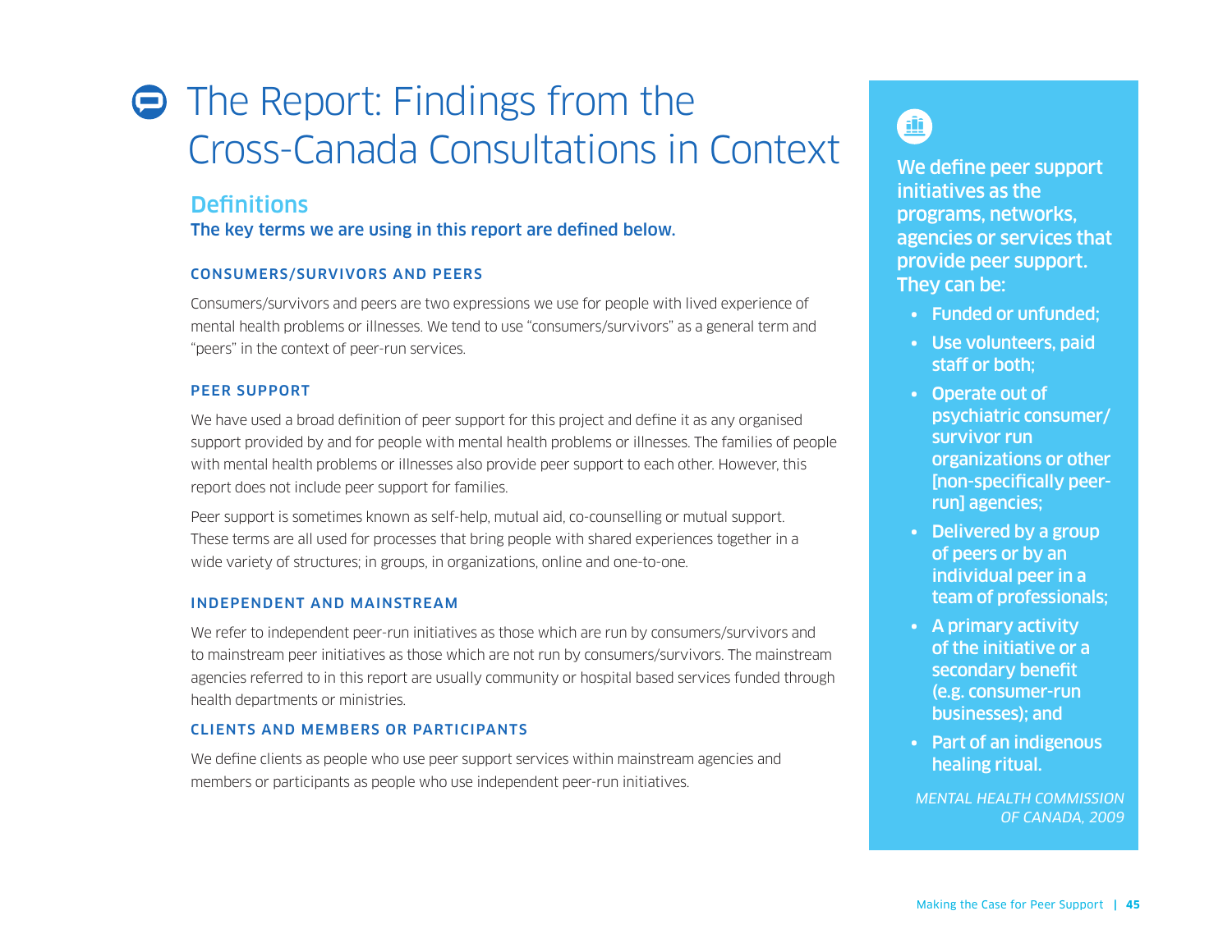# The Report: Findings from the Cross-Canada Consultations in Context

## Definitions

**The key terms we are using in this report are defined below.**

### CONSUMERS/SURVIVORS AND PEERS

Consumers/survivors and peers are two expressions we use for people with lived experience of mental health problems or illnesses. We tend to use "consumers/survivors" as a general term and "peers" in the context of peer-run services.

### PEER SUPPORT

We have used a broad definition of peer support for this project and define it as any organised support provided by and for people with mental health problems or illnesses. The families of people with mental health problems or illnesses also provide peer support to each other. However, this report does not include peer support for families.

Peer support is sometimes known as self-help, mutual aid, co-counselling or mutual support. These terms are all used for processes that bring people with shared experiences together in a wide variety of structures; in groups, in organizations, online and one-to-one.

### INDEPENDENT AND MAINSTREAM

We refer to independent peer-run initiatives as those which are run by consumers/survivors and to mainstream peer initiatives as those which are not run by consumers/survivors. The mainstream agencies referred to in this report are usually community or hospital based services funded through health departments or ministries.

### CLIENTS AND MEMBERS OR PARTICIPANTS

We define clients as people who use peer support services within mainstream agencies and members or participants as people who use independent peer-run initiatives.

---

**We define peer support initiatives as the programs, networks, agencies or services that provide peer support. They can be:**

- Funded or unfunded;
- Use volunteers, paid staff or both;
- Operate out of psychiatric consumer/survivor run organizations or other [non-specifically peer-run] agencies;
- Delivered by a group of peers or by an individual peer in a team of professionals;
- A primary activity of the initiative or a secondary benefit (e.g. consumer-run businesses); and
- Part of an indigenous healing ritual.

*MENTAL HEALTH COMMISSION OF CANADA, 2009*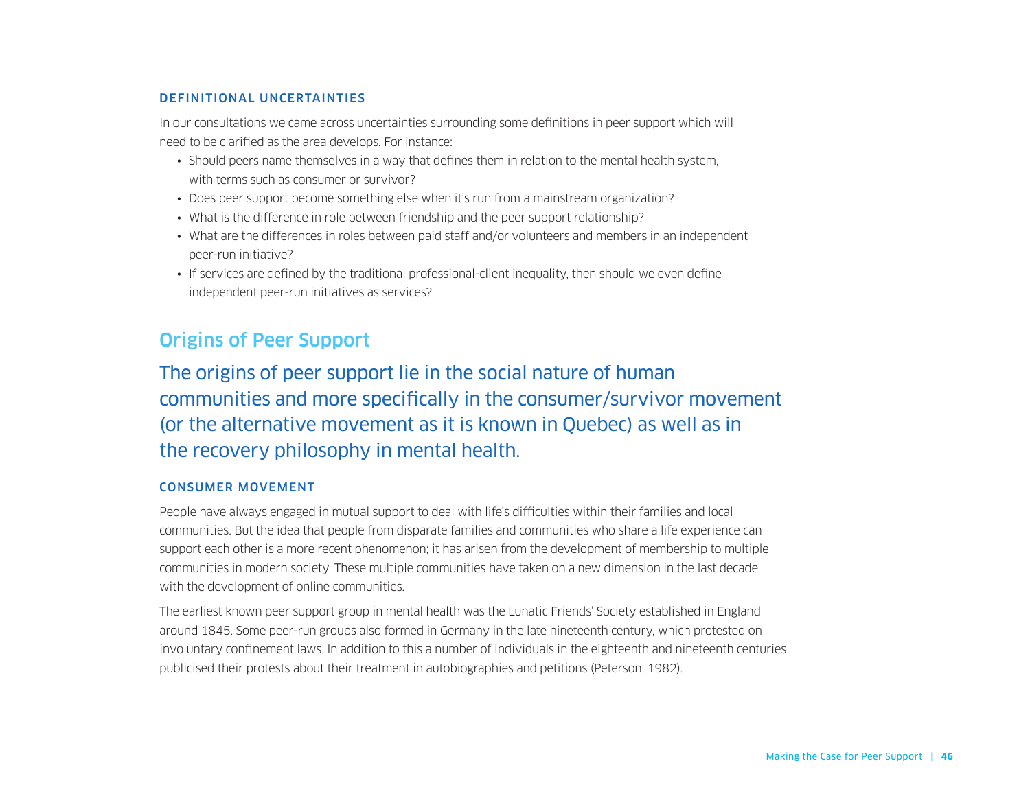### DEFINITIONAL UNCERTAINTIES

In our consultations we came across uncertainties surrounding some definitions in peer support which will need to be clarified as the area develops. For instance:

- Should peers name themselves in a way that defines them in relation to the mental health system, with terms such as consumer or survivor?
- Does peer support become something else when it's run from a mainstream organization?
- What is the difference in role between friendship and the peer support relationship?
- What are the differences in roles between paid staff and/or volunteers and members in an independent peer-run initiative?
- If services are defined by the traditional professional-client inequality, then should we even define independent peer-run initiatives as services?

## Origins of Peer Support

The origins of peer support lie in the social nature of human communities and more specifically in the consumer/survivor movement (or the alternative movement as it is known in Quebec) as well as in the recovery philosophy in mental health.

### CONSUMER MOVEMENT

People have always engaged in mutual support to deal with life's difficulties within their families and local communities. But the idea that people from disparate families and communities who share a life experience can support each other is a more recent phenomenon; it has arisen from the development of membership to multiple communities in modern society. These multiple communities have taken on a new dimension in the last decade with the development of online communities.

The earliest known peer support group in mental health was the Lunatic Friends' Society established in England around 1845. Some peer-run groups also formed in Germany in the late nineteenth century, which protested on involuntary confinement laws. In addition to this a number of individuals in the eighteenth and nineteenth centuries publicised their protests about their treatment in autobiographies and petitions (Peterson, 1982).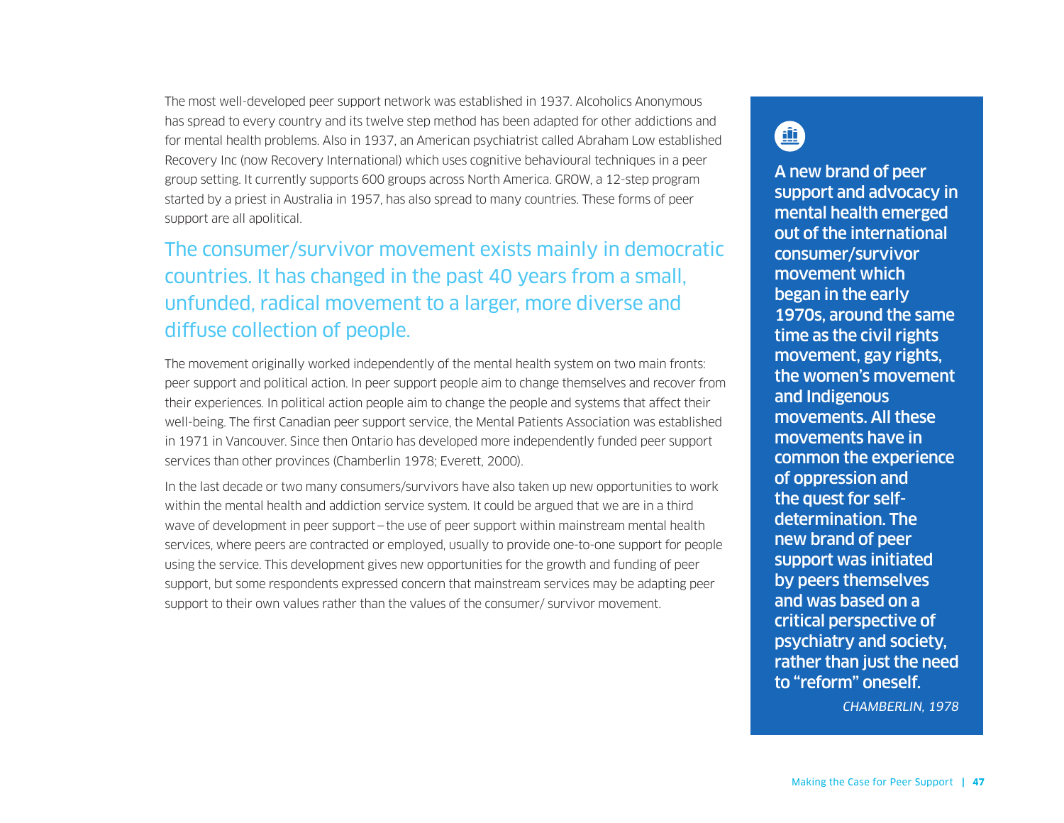The most well-developed peer support network was established in 1937. Alcoholics Anonymous has spread to every country and its twelve step method has been adapted for other addictions and for mental health problems. Also in 1937, an American psychiatrist called Abraham Low established Recovery Inc (now Recovery International) which uses cognitive behavioural techniques in a peer group setting. It currently supports 600 groups across North America. GROW, a 12-step program started by a priest in Australia in 1957, has also spread to many countries. These forms of peer support are all apolitical.

## The consumer/survivor movement exists mainly in democratic countries. It has changed in the past 40 years from a small, unfunded, radical movement to a larger, more diverse and diffuse collection of people.

The movement originally worked independently of the mental health system on two main fronts: peer support and political action. In peer support people aim to change themselves and recover from their experiences. In political action people aim to change the people and systems that affect their well-being. The first Canadian peer support service, the Mental Patients Association was established in 1971 in Vancouver. Since then Ontario has developed more independently funded peer support services than other provinces (Chamberlin 1978; Everett, 2000).

In the last decade or two many consumers/survivors have also taken up new opportunities to work within the mental health and addiction service system. It could be argued that we are in a third wave of development in peer support—the use of peer support within mainstream mental health services, where peers are contracted or employed, usually to provide one-to-one support for people using the service. This development gives new opportunities for the growth and funding of peer support, but some respondents expressed concern that mainstream services may be adapting peer support to their own values rather than the values of the consumer/ survivor movement.

**A new brand of peer support and advocacy in mental health emerged out of the international consumer/survivor movement which began in the early 1970s, around the same time as the civil rights movement, gay rights, the women's movement and Indigenous movements. All these movements have in common the experience of oppression and the quest for self-determination. The new brand of peer support was initiated by peers themselves and was based on a critical perspective of psychiatry and society, rather than just the need to "reform" oneself.**

*CHAMBERLIN, 1978*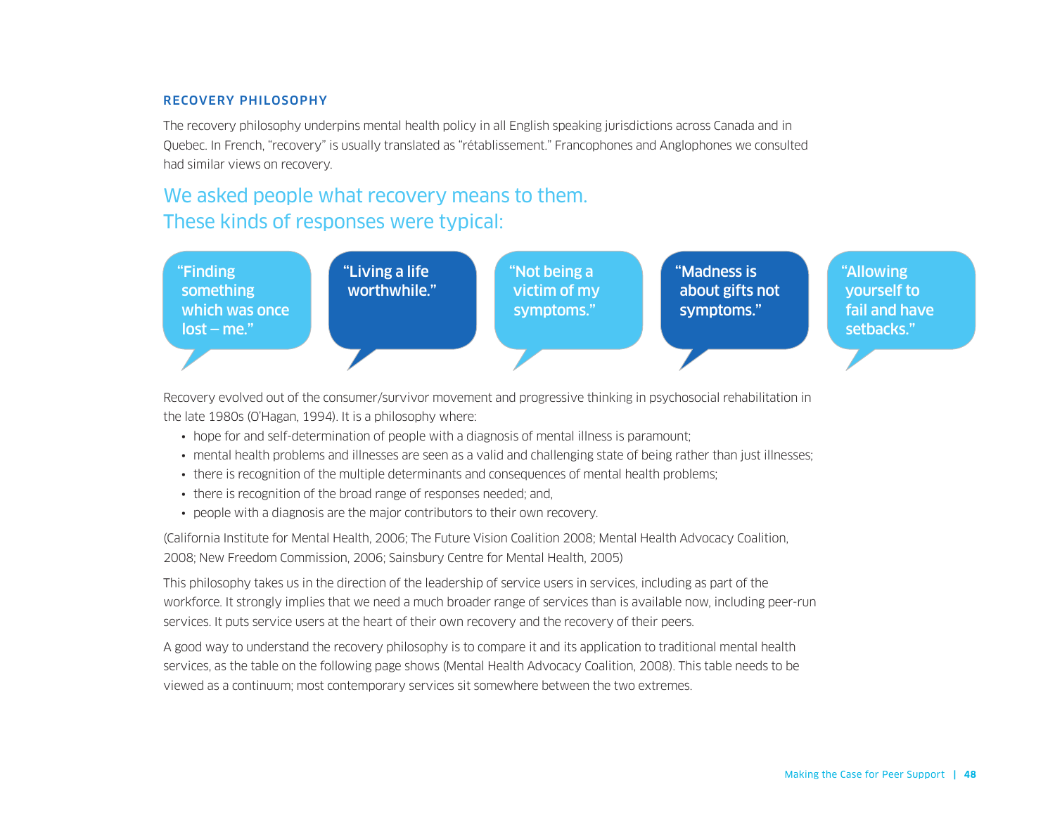## RECOVERY PHILOSOPHY

The recovery philosophy underpins mental health policy in all English speaking jurisdictions across Canada and in Quebec. In French, "recovery" is usually translated as "rétablissement." Francophones and Anglophones we consulted had similar views on recovery.

### We asked people what recovery means to them. These kinds of responses were typical:

"Finding something which was once lost – me."

"Living a life worthwhile."

"Not being a victim of my symptoms."

"Madness is about gifts not symptoms."

"Allowing yourself to fail and have setbacks."

Recovery evolved out of the consumer/survivor movement and progressive thinking in psychosocial rehabilitation in the late 1980s (O'Hagan, 1994). It is a philosophy where:

- hope for and self-determination of people with a diagnosis of mental illness is paramount;
- mental health problems and illnesses are seen as a valid and challenging state of being rather than just illnesses;
- there is recognition of the multiple determinants and consequences of mental health problems;
- there is recognition of the broad range of responses needed; and,
- people with a diagnosis are the major contributors to their own recovery.

(California Institute for Mental Health, 2006; The Future Vision Coalition 2008; Mental Health Advocacy Coalition, 2008; New Freedom Commission, 2006; Sainsbury Centre for Mental Health, 2005)

This philosophy takes us in the direction of the leadership of service users in services, including as part of the workforce. It strongly implies that we need a much broader range of services than is available now, including peer-run services. It puts service users at the heart of their own recovery and the recovery of their peers.

A good way to understand the recovery philosophy is to compare it and its application to traditional mental health services, as the table on the following page shows (Mental Health Advocacy Coalition, 2008). This table needs to be viewed as a continuum; most contemporary services sit somewhere between the two extremes.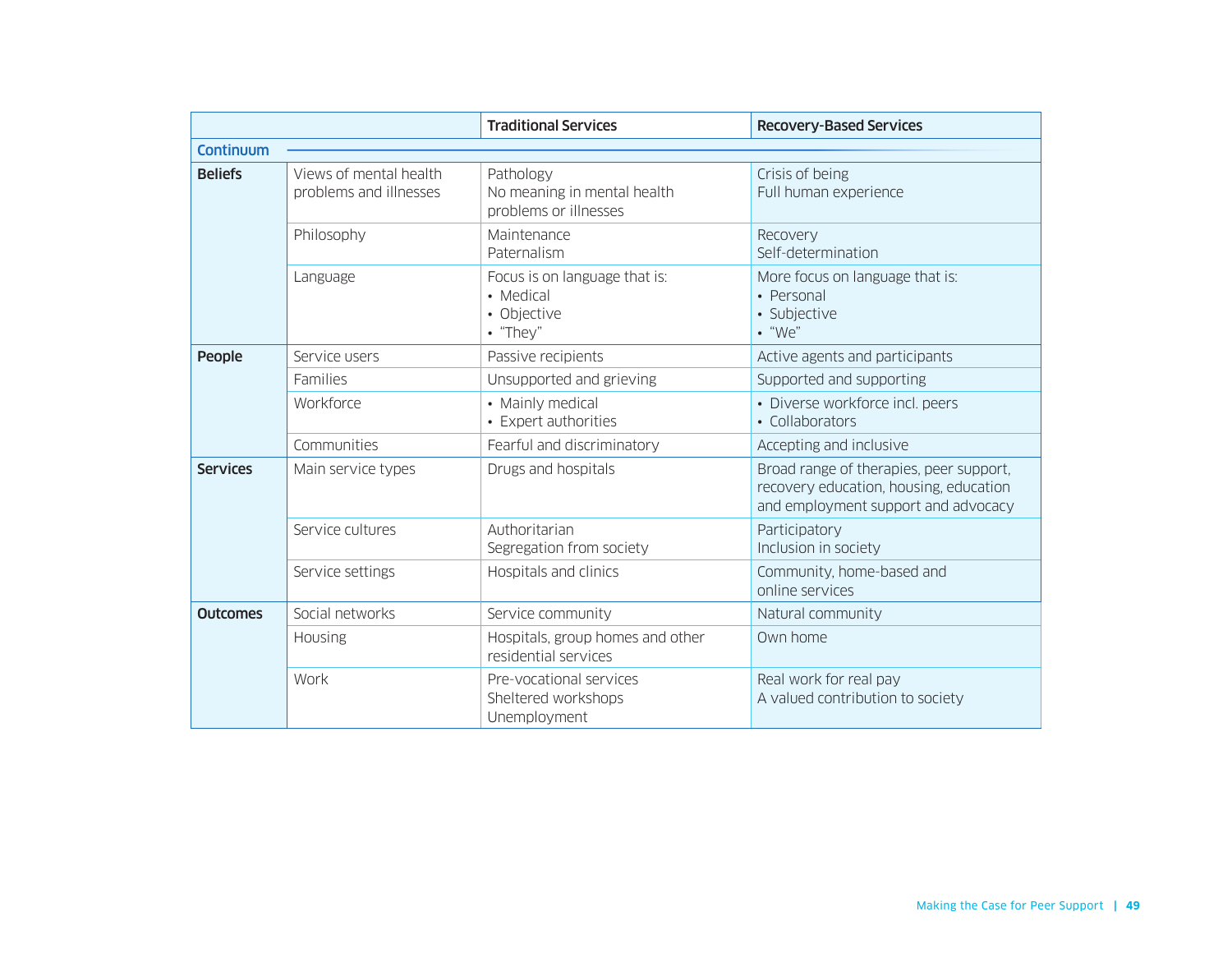| | | Traditional Services | Recovery-Based Services |
|---|---|---|---|
| **Continuum** | | | |
| **Beliefs** | Views of mental health problems and illnesses | Pathology<br>No meaning in mental health problems or illnesses | Crisis of being<br>Full human experience |
| | Philosophy | Maintenance<br>Paternalism | Recovery<br>Self-determination |
| | Language | Focus is on language that is:<br>• Medical<br>• Objective<br>• "They" | More focus on language that is:<br>• Personal<br>• Subjective<br>• "We" |
| **People** | Service users | Passive recipients | Active agents and participants |
| | Families | Unsupported and grieving | Supported and supporting |
| | Workforce | • Mainly medical<br>• Expert authorities | • Diverse workforce incl. peers<br>• Collaborators |
| | Communities | Fearful and discriminatory | Accepting and inclusive |
| **Services** | Main service types | Drugs and hospitals | Broad range of therapies, peer support, recovery education, housing, education and employment support and advocacy |
| | Service cultures | Authoritarian<br>Segregation from society | Participatory<br>Inclusion in society |
| | Service settings | Hospitals and clinics | Community, home-based and online services |
| **Outcomes** | Social networks | Service community | Natural community |
| | Housing | Hospitals, group homes and other residential services | Own home |
| | Work | Pre-vocational services<br>Sheltered workshops<br>Unemployment | Real work for real pay<br>A valued contribution to society |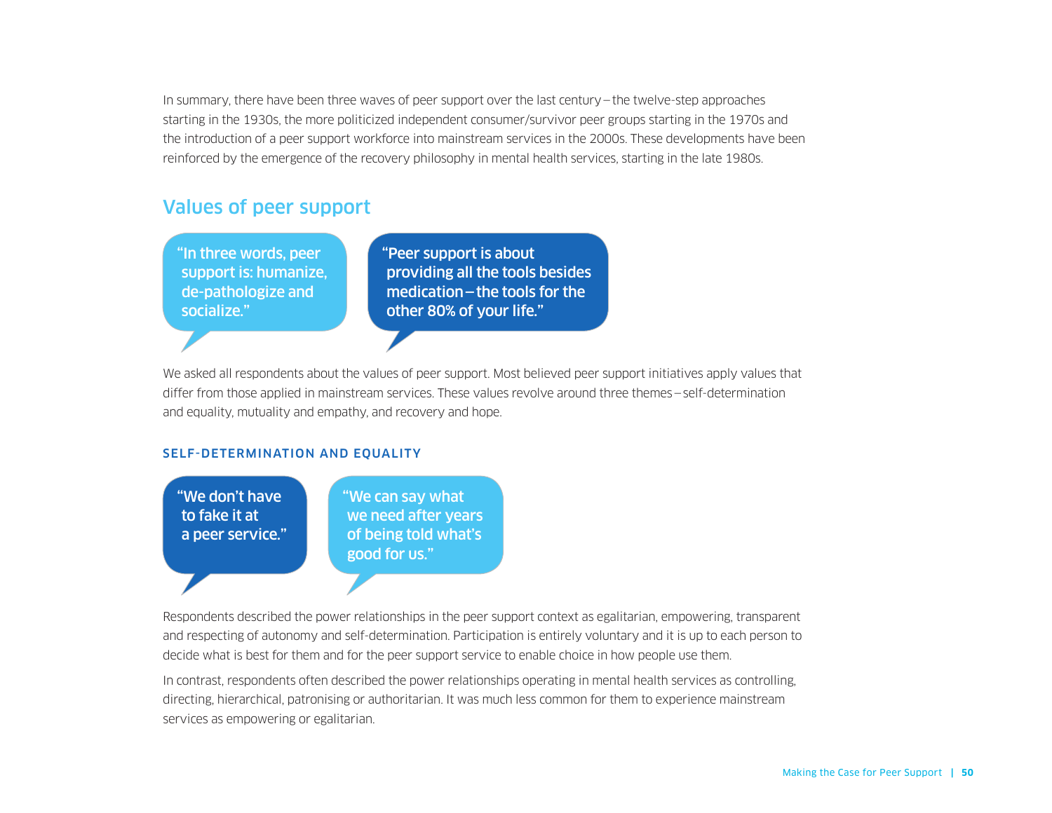In summary, there have been three waves of peer support over the last century – the twelve-step approaches starting in the 1930s, the more politicized independent consumer/survivor peer groups starting in the 1970s and the introduction of a peer support workforce into mainstream services in the 2000s. These developments have been reinforced by the emergence of the recovery philosophy in mental health services, starting in the late 1980s.

## Values of peer support

> "In three words, peer support is: humanize, de-pathologize and socialize."

> "Peer support is about providing all the tools besides medication – the tools for the other 80% of your life."

We asked all respondents about the values of peer support. Most believed peer support initiatives apply values that differ from those applied in mainstream services. These values revolve around three themes – self-determination and equality, mutuality and empathy, and recovery and hope.

### SELF-DETERMINATION AND EQUALITY

> "We don't have to fake it at a peer service."

> "We can say what we need after years of being told what's good for us."

Respondents described the power relationships in the peer support context as egalitarian, empowering, transparent and respecting of autonomy and self-determination. Participation is entirely voluntary and it is up to each person to decide what is best for them and for the peer support service to enable choice in how people use them.

In contrast, respondents often described the power relationships operating in mental health services as controlling, directing, hierarchical, patronising or authoritarian. It was much less common for them to experience mainstream services as empowering or egalitarian.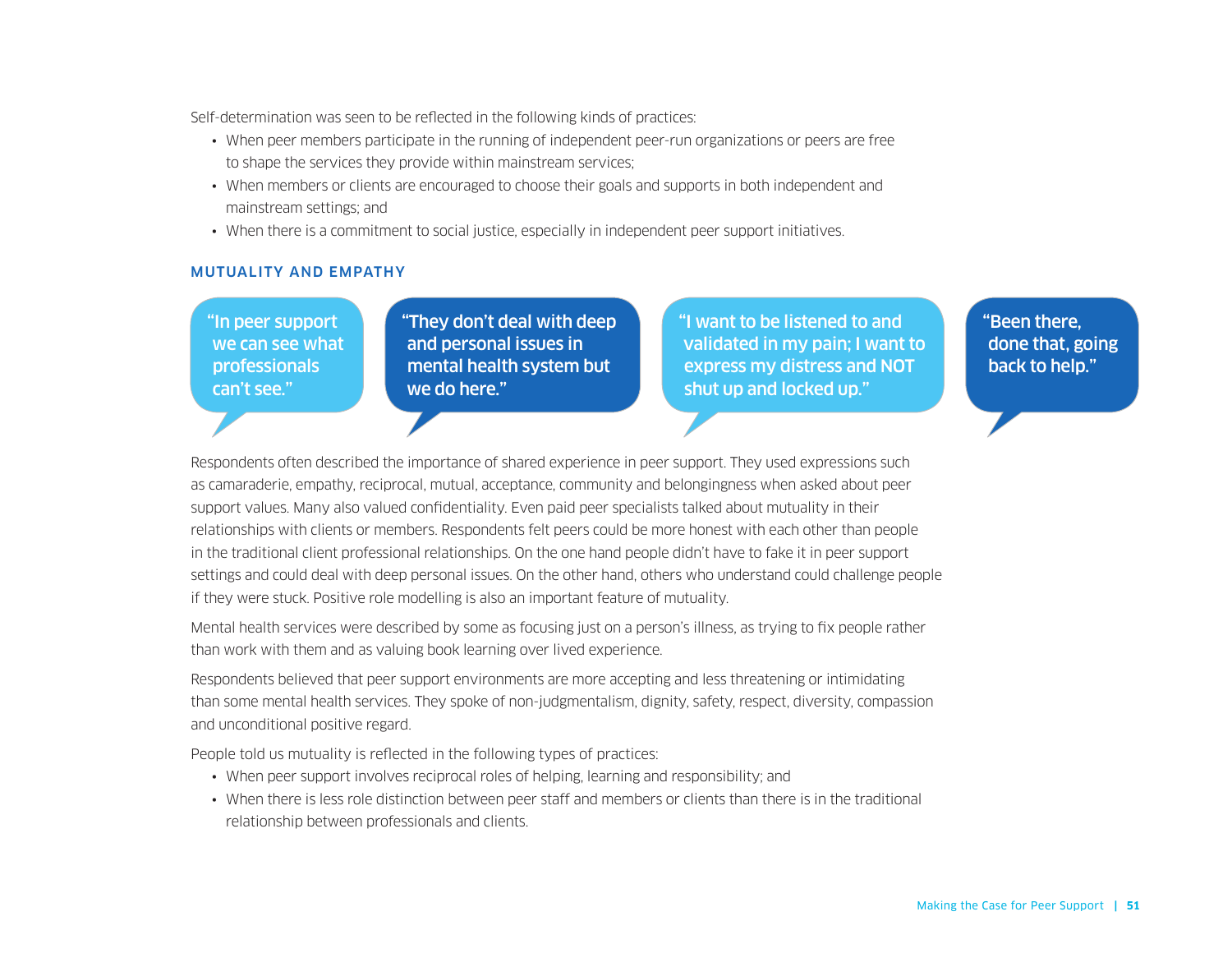Self-determination was seen to be reflected in the following kinds of practices:

- When peer members participate in the running of independent peer-run organizations or peers are free to shape the services they provide within mainstream services;
- When members or clients are encouraged to choose their goals and supports in both independent and mainstream settings; and
- When there is a commitment to social justice, especially in independent peer support initiatives.

### MUTUALITY AND EMPATHY

"In peer support we can see what professionals can't see."

"They don't deal with deep and personal issues in mental health system but we do here."

"I want to be listened to and validated in my pain; I want to express my distress and NOT shut up and locked up."

"Been there, done that, going back to help."

Respondents often described the importance of shared experience in peer support. They used expressions such as camaraderie, empathy, reciprocal, mutual, acceptance, community and belongingness when asked about peer support values. Many also valued confidentiality. Even paid peer specialists talked about mutuality in their relationships with clients or members. Respondents felt peers could be more honest with each other than people in the traditional client professional relationships. On the one hand people didn't have to fake it in peer support settings and could deal with deep personal issues. On the other hand, others who understand could challenge people if they were stuck. Positive role modelling is also an important feature of mutuality.

Mental health services were described by some as focusing just on a person's illness, as trying to fix people rather than work with them and as valuing book learning over lived experience.

Respondents believed that peer support environments are more accepting and less threatening or intimidating than some mental health services. They spoke of non-judgmentalism, dignity, safety, respect, diversity, compassion and unconditional positive regard.

People told us mutuality is reflected in the following types of practices:

- When peer support involves reciprocal roles of helping, learning and responsibility; and
- When there is less role distinction between peer staff and members or clients than there is in the traditional relationship between professionals and clients.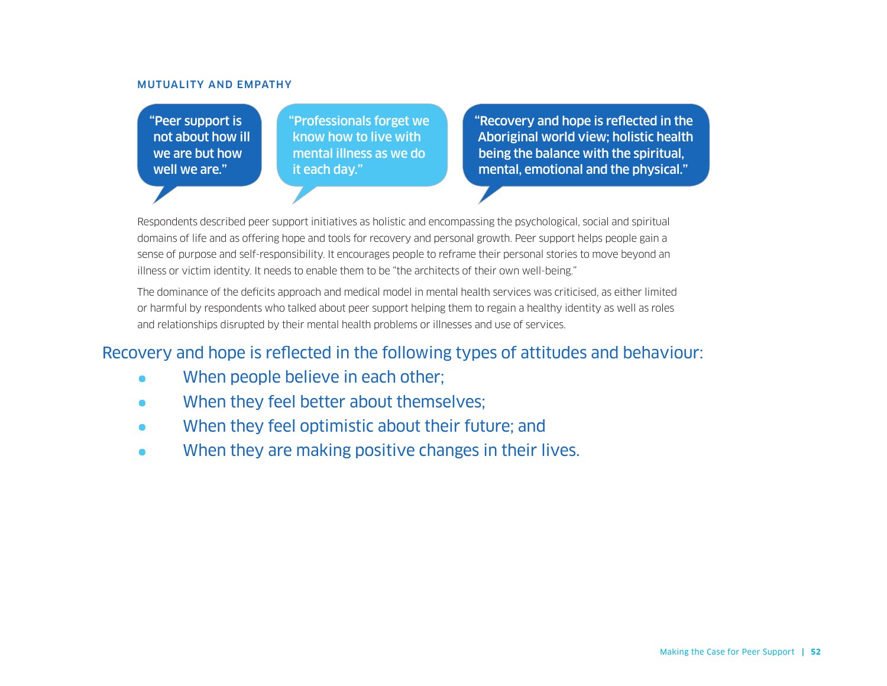### MUTUALITY AND EMPATHY

> "Peer support is not about how ill we are but how well we are."

> "Professionals forget we know how to live with mental illness as we do it each day."

> "Recovery and hope is reflected in the Aboriginal world view; holistic health being the balance with the spiritual, mental, emotional and the physical."

Respondents described peer support initiatives as holistic and encompassing the psychological, social and spiritual domains of life and as offering hope and tools for recovery and personal growth. Peer support helps people gain a sense of purpose and self-responsibility. It encourages people to reframe their personal stories to move beyond an illness or victim identity. It needs to enable them to be "the architects of their own well-being."

The dominance of the deficits approach and medical model in mental health services was criticised, as either limited or harmful by respondents who talked about peer support helping them to regain a healthy identity as well as roles and relationships disrupted by their mental health problems or illnesses and use of services.

## Recovery and hope is reflected in the following types of attitudes and behaviour:

- When people believe in each other;
- When they feel better about themselves;
- When they feel optimistic about their future; and
- When they are making positive changes in their lives.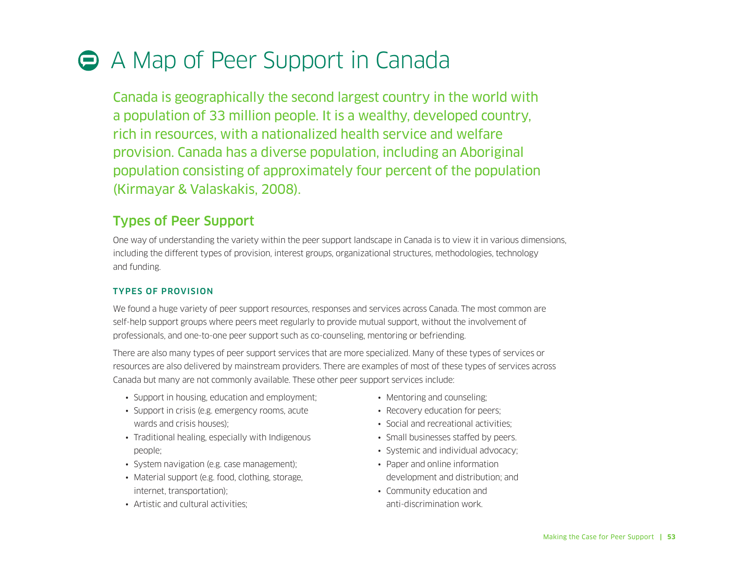# A Map of Peer Support in Canada

Canada is geographically the second largest country in the world with a population of 33 million people. It is a wealthy, developed country, rich in resources, with a nationalized health service and welfare provision. Canada has a diverse population, including an Aboriginal population consisting of approximately four percent of the population (Kirmayar & Valaskakis, 2008).

## Types of Peer Support

One way of understanding the variety within the peer support landscape in Canada is to view it in various dimensions, including the different types of provision, interest groups, organizational structures, methodologies, technology and funding.

### TYPES OF PROVISION

We found a huge variety of peer support resources, responses and services across Canada. The most common are self-help support groups where peers meet regularly to provide mutual support, without the involvement of professionals, and one-to-one peer support such as co-counseling, mentoring or befriending.

There are also many types of peer support services that are more specialized. Many of these types of services or resources are also delivered by mainstream providers. There are examples of most of these types of services across Canada but many are not commonly available. These other peer support services include:

- Support in housing, education and employment;
- Support in crisis (e.g. emergency rooms, acute wards and crisis houses);
- Traditional healing, especially with Indigenous people;
- System navigation (e.g. case management);
- Material support (e.g. food, clothing, storage, internet, transportation);
- Artistic and cultural activities;
- Mentoring and counseling;
- Recovery education for peers;
- Social and recreational activities;
- Small businesses staffed by peers.
- Systemic and individual advocacy;
- Paper and online information development and distribution; and
- Community education and anti-discrimination work.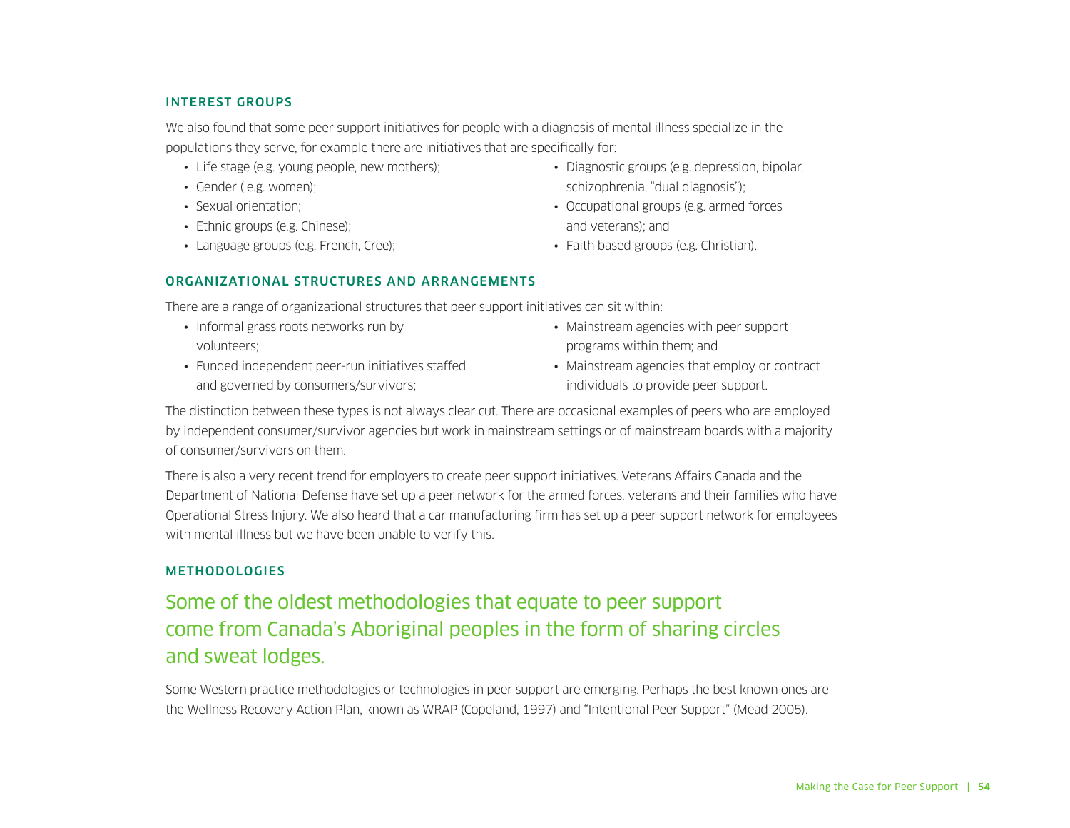### INTEREST GROUPS

We also found that some peer support initiatives for people with a diagnosis of mental illness specialize in the populations they serve, for example there are initiatives that are specifically for:

- Life stage (e.g. young people, new mothers);
- Gender ( e.g. women);
- Sexual orientation;
- Ethnic groups (e.g. Chinese);
- Language groups (e.g. French, Cree);
- Diagnostic groups (e.g. depression, bipolar, schizophrenia, "dual diagnosis");
- Occupational groups (e.g. armed forces and veterans); and
- Faith based groups (e.g. Christian).

### ORGANIZATIONAL STRUCTURES AND ARRANGEMENTS

There are a range of organizational structures that peer support initiatives can sit within:

- Informal grass roots networks run by volunteers;
- Funded independent peer-run initiatives staffed and governed by consumers/survivors;
- Mainstream agencies with peer support programs within them; and
- Mainstream agencies that employ or contract individuals to provide peer support.

The distinction between these types is not always clear cut. There are occasional examples of peers who are employed by independent consumer/survivor agencies but work in mainstream settings or of mainstream boards with a majority of consumer/survivors on them.

There is also a very recent trend for employers to create peer support initiatives. Veterans Affairs Canada and the Department of National Defense have set up a peer network for the armed forces, veterans and their families who have Operational Stress Injury. We also heard that a car manufacturing firm has set up a peer support network for employees with mental illness but we have been unable to verify this.

### METHODOLOGIES

Some of the oldest methodologies that equate to peer support come from Canada's Aboriginal peoples in the form of sharing circles and sweat lodges.

Some Western practice methodologies or technologies in peer support are emerging. Perhaps the best known ones are the Wellness Recovery Action Plan, known as WRAP (Copeland, 1997) and "Intentional Peer Support" (Mead 2005).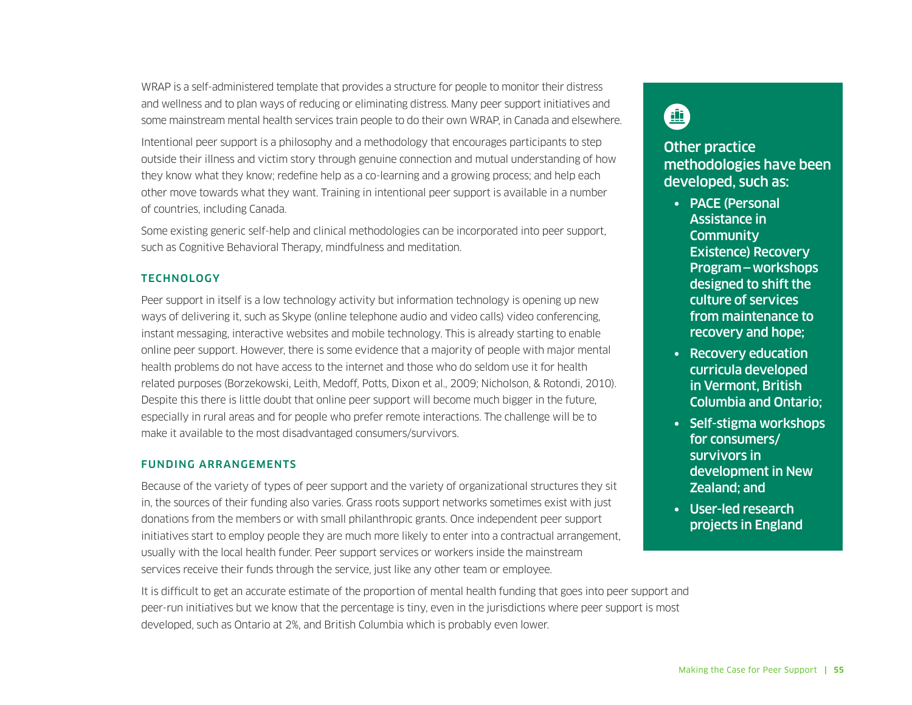WRAP is a self-administered template that provides a structure for people to monitor their distress and wellness and to plan ways of reducing or eliminating distress. Many peer support initiatives and some mainstream mental health services train people to do their own WRAP, in Canada and elsewhere.

Intentional peer support is a philosophy and a methodology that encourages participants to step outside their illness and victim story through genuine connection and mutual understanding of how they know what they know; redefine help as a co-learning and a growing process; and help each other move towards what they want. Training in intentional peer support is available in a number of countries, including Canada.

Some existing generic self-help and clinical methodologies can be incorporated into peer support, such as Cognitive Behavioral Therapy, mindfulness and meditation.

**Other practice methodologies have been developed, such as:**

- **PACE (Personal Assistance in Community Existence) Recovery Program – workshops designed to shift the culture of services from maintenance to recovery and hope;**
- **Recovery education curricula developed in Vermont, British Columbia and Ontario;**
- **Self-stigma workshops for consumers/survivors in development in New Zealand; and**
- **User-led research projects in England**

### TECHNOLOGY

Peer support in itself is a low technology activity but information technology is opening up new ways of delivering it, such as Skype (online telephone audio and video calls) video conferencing, instant messaging, interactive websites and mobile technology. This is already starting to enable online peer support. However, there is some evidence that a majority of people with major mental health problems do not have access to the internet and those who do seldom use it for health related purposes (Borzekowski, Leith, Medoff, Potts, Dixon et al., 2009; Nicholson, & Rotondi, 2010). Despite this there is little doubt that online peer support will become much bigger in the future, especially in rural areas and for people who prefer remote interactions. The challenge will be to make it available to the most disadvantaged consumers/survivors.

### FUNDING ARRANGEMENTS

Because of the variety of types of peer support and the variety of organizational structures they sit in, the sources of their funding also varies. Grass roots support networks sometimes exist with just donations from the members or with small philanthropic grants. Once independent peer support initiatives start to employ people they are much more likely to enter into a contractual arrangement, usually with the local health funder. Peer support services or workers inside the mainstream services receive their funds through the service, just like any other team or employee.

It is difficult to get an accurate estimate of the proportion of mental health funding that goes into peer support and peer-run initiatives but we know that the percentage is tiny, even in the jurisdictions where peer support is most developed, such as Ontario at 2%, and British Columbia which is probably even lower.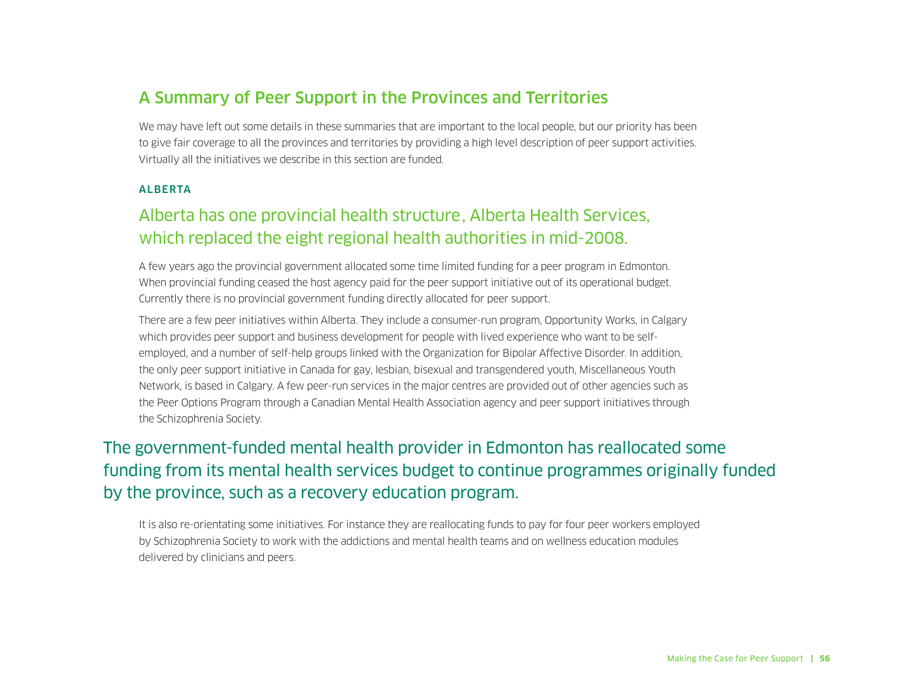## A Summary of Peer Support in the Provinces and Territories

We may have left out some details in these summaries that are important to the local people, but our priority has been to give fair coverage to all the provinces and territories by providing a high level description of peer support activities. Virtually all the initiatives we describe in this section are funded.

### ALBERTA

Alberta has one provincial health structure, Alberta Health Services, which replaced the eight regional health authorities in mid-2008.

A few years ago the provincial government allocated some time limited funding for a peer program in Edmonton. When provincial funding ceased the host agency paid for the peer support initiative out of its operational budget. Currently there is no provincial government funding directly allocated for peer support.

There are a few peer initiatives within Alberta. They include a consumer-run program, Opportunity Works, in Calgary which provides peer support and business development for people with lived experience who want to be self-employed, and a number of self-help groups linked with the Organization for Bipolar Affective Disorder. In addition, the only peer support initiative in Canada for gay, lesbian, bisexual and transgendered youth, Miscellaneous Youth Network, is based in Calgary. A few peer-run services in the major centres are provided out of other agencies such as the Peer Options Program through a Canadian Mental Health Association agency and peer support initiatives through the Schizophrenia Society.

The government-funded mental health provider in Edmonton has reallocated some funding from its mental health services budget to continue programmes originally funded by the province, such as a recovery education program.

It is also re-orientating some initiatives. For instance they are reallocating funds to pay for four peer workers employed by Schizophrenia Society to work with the addictions and mental health teams and on wellness education modules delivered by clinicians and peers.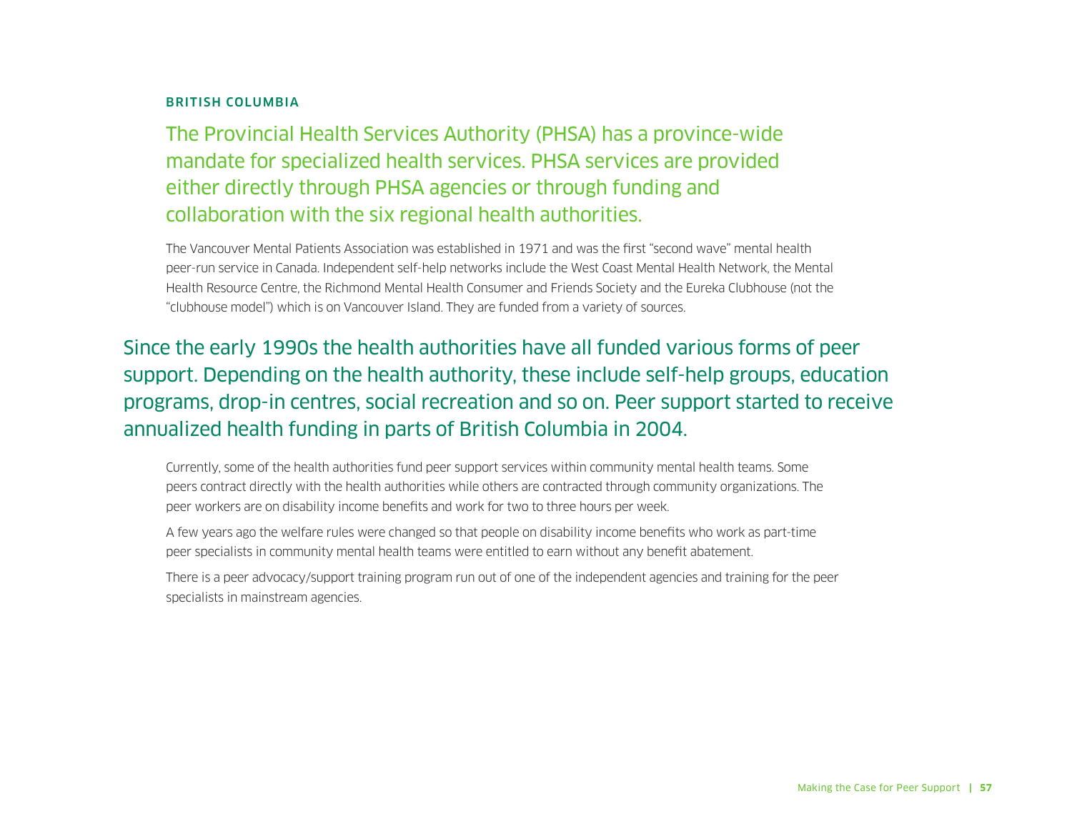## BRITISH COLUMBIA

The Provincial Health Services Authority (PHSA) has a province-wide mandate for specialized health services. PHSA services are provided either directly through PHSA agencies or through funding and collaboration with the six regional health authorities.

The Vancouver Mental Patients Association was established in 1971 and was the first "second wave" mental health peer-run service in Canada. Independent self-help networks include the West Coast Mental Health Network, the Mental Health Resource Centre, the Richmond Mental Health Consumer and Friends Society and the Eureka Clubhouse (not the "clubhouse model") which is on Vancouver Island. They are funded from a variety of sources.

Since the early 1990s the health authorities have all funded various forms of peer support. Depending on the health authority, these include self-help groups, education programs, drop-in centres, social recreation and so on. Peer support started to receive annualized health funding in parts of British Columbia in 2004.

Currently, some of the health authorities fund peer support services within community mental health teams. Some peers contract directly with the health authorities while others are contracted through community organizations. The peer workers are on disability income benefits and work for two to three hours per week.

A few years ago the welfare rules were changed so that people on disability income benefits who work as part-time peer specialists in community mental health teams were entitled to earn without any benefit abatement.

There is a peer advocacy/support training program run out of one of the independent agencies and training for the peer specialists in mainstream agencies.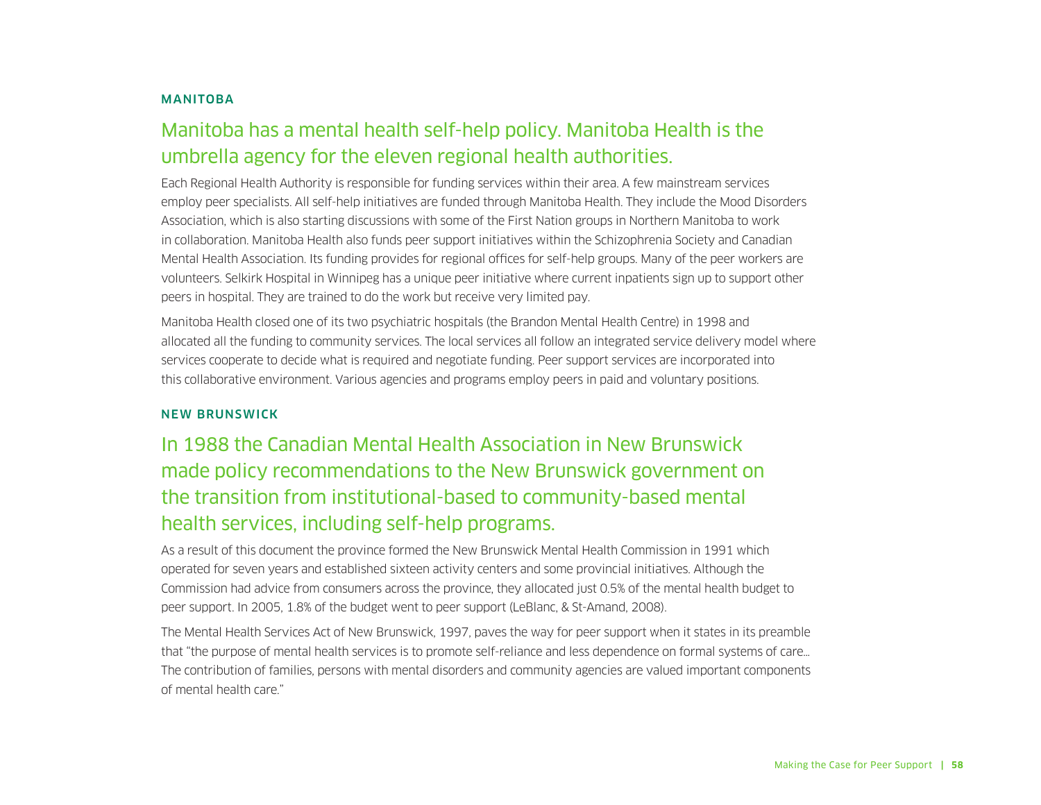## MANITOBA

### Manitoba has a mental health self-help policy. Manitoba Health is the umbrella agency for the eleven regional health authorities.

Each Regional Health Authority is responsible for funding services within their area. A few mainstream services employ peer specialists. All self-help initiatives are funded through Manitoba Health. They include the Mood Disorders Association, which is also starting discussions with some of the First Nation groups in Northern Manitoba to work in collaboration. Manitoba Health also funds peer support initiatives within the Schizophrenia Society and Canadian Mental Health Association. Its funding provides for regional offices for self-help groups. Many of the peer workers are volunteers. Selkirk Hospital in Winnipeg has a unique peer initiative where current inpatients sign up to support other peers in hospital. They are trained to do the work but receive very limited pay.

Manitoba Health closed one of its two psychiatric hospitals (the Brandon Mental Health Centre) in 1998 and allocated all the funding to community services. The local services all follow an integrated service delivery model where services cooperate to decide what is required and negotiate funding. Peer support services are incorporated into this collaborative environment. Various agencies and programs employ peers in paid and voluntary positions.

## NEW BRUNSWICK

### In 1988 the Canadian Mental Health Association in New Brunswick made policy recommendations to the New Brunswick government on the transition from institutional-based to community-based mental health services, including self-help programs.

As a result of this document the province formed the New Brunswick Mental Health Commission in 1991 which operated for seven years and established sixteen activity centers and some provincial initiatives. Although the Commission had advice from consumers across the province, they allocated just 0.5% of the mental health budget to peer support. In 2005, 1.8% of the budget went to peer support (LeBlanc, & St-Amand, 2008).

The Mental Health Services Act of New Brunswick, 1997, paves the way for peer support when it states in its preamble that "the purpose of mental health services is to promote self-reliance and less dependence on formal systems of care… The contribution of families, persons with mental disorders and community agencies are valued important components of mental health care."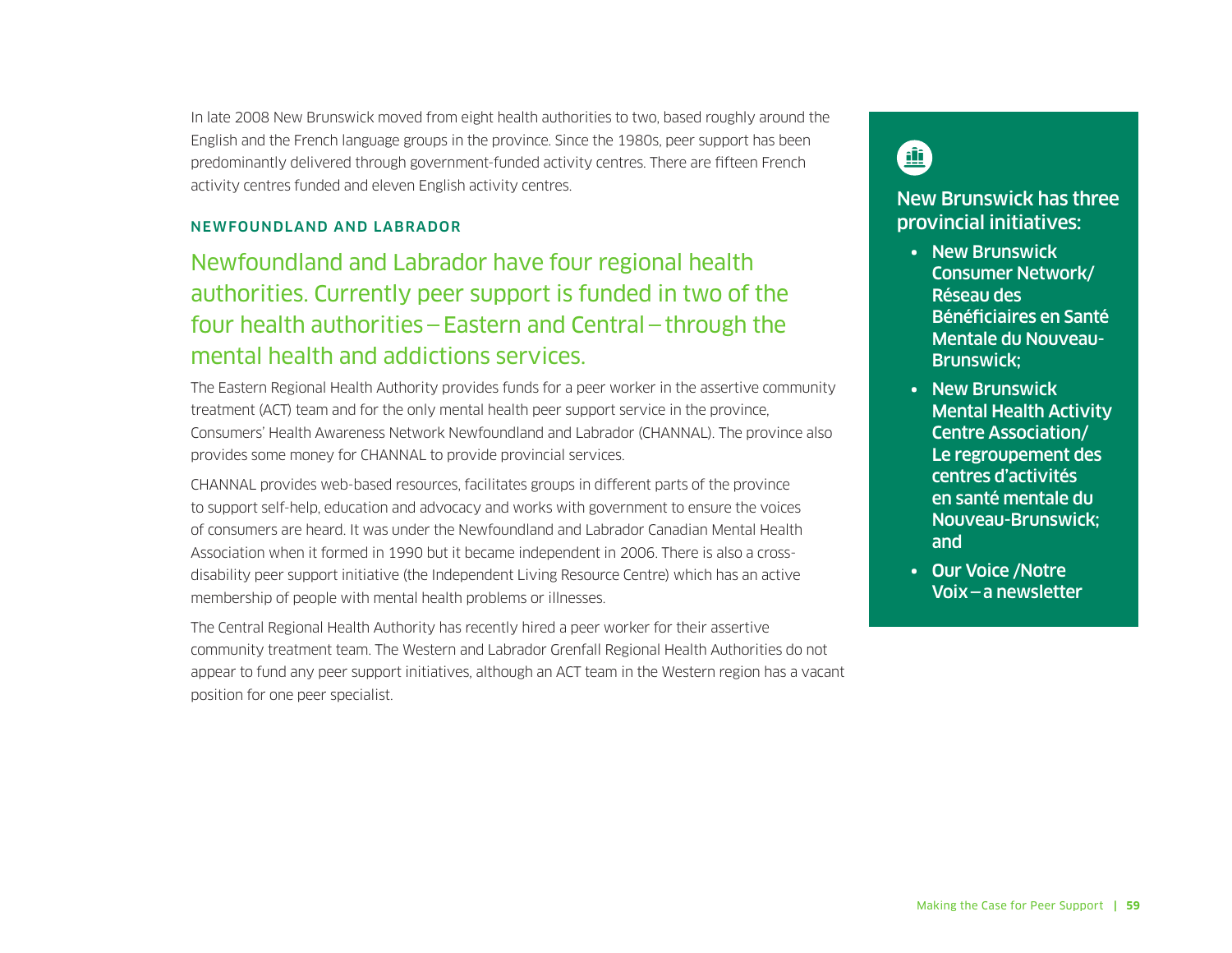In late 2008 New Brunswick moved from eight health authorities to two, based roughly around the English and the French language groups in the province. Since the 1980s, peer support has been predominantly delivered through government-funded activity centres. There are fifteen French activity centres funded and eleven English activity centres.

**New Brunswick has three provincial initiatives:**

- New Brunswick Consumer Network/ Réseau des Bénéficiaires en Santé Mentale du Nouveau-Brunswick;
- New Brunswick Mental Health Activity Centre Association/ Le regroupement des centres d'activités en santé mentale du Nouveau-Brunswick; and
- Our Voice /Notre Voix – a newsletter

### NEWFOUNDLAND AND LABRADOR

## Newfoundland and Labrador have four regional health authorities. Currently peer support is funded in two of the four health authorities – Eastern and Central – through the mental health and addictions services.

The Eastern Regional Health Authority provides funds for a peer worker in the assertive community treatment (ACT) team and for the only mental health peer support service in the province, Consumers' Health Awareness Network Newfoundland and Labrador (CHANNAL). The province also provides some money for CHANNAL to provide provincial services.

CHANNAL provides web-based resources, facilitates groups in different parts of the province to support self-help, education and advocacy and works with government to ensure the voices of consumers are heard. It was under the Newfoundland and Labrador Canadian Mental Health Association when it formed in 1990 but it became independent in 2006. There is also a cross-disability peer support initiative (the Independent Living Resource Centre) which has an active membership of people with mental health problems or illnesses.

The Central Regional Health Authority has recently hired a peer worker for their assertive community treatment team. The Western and Labrador Grenfall Regional Health Authorities do not appear to fund any peer support initiatives, although an ACT team in the Western region has a vacant position for one peer specialist.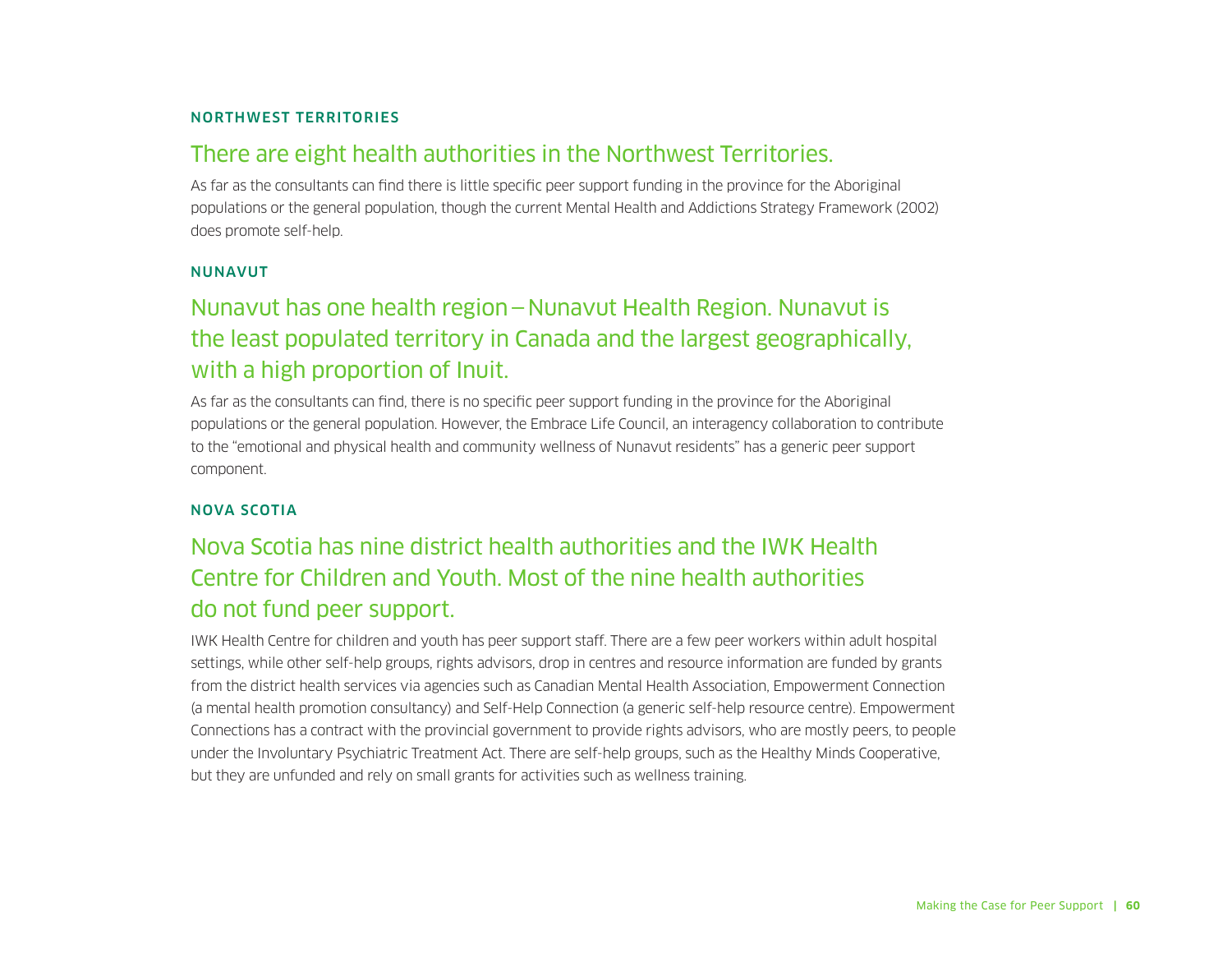### NORTHWEST TERRITORIES

## There are eight health authorities in the Northwest Territories.

As far as the consultants can find there is little specific peer support funding in the province for the Aboriginal populations or the general population, though the current Mental Health and Addictions Strategy Framework (2002) does promote self-help.

### NUNAVUT

## Nunavut has one health region – Nunavut Health Region. Nunavut is the least populated territory in Canada and the largest geographically, with a high proportion of Inuit.

As far as the consultants can find, there is no specific peer support funding in the province for the Aboriginal populations or the general population. However, the Embrace Life Council, an interagency collaboration to contribute to the "emotional and physical health and community wellness of Nunavut residents" has a generic peer support component.

### NOVA SCOTIA

## Nova Scotia has nine district health authorities and the IWK Health Centre for Children and Youth. Most of the nine health authorities do not fund peer support.

IWK Health Centre for children and youth has peer support staff. There are a few peer workers within adult hospital settings, while other self-help groups, rights advisors, drop in centres and resource information are funded by grants from the district health services via agencies such as Canadian Mental Health Association, Empowerment Connection (a mental health promotion consultancy) and Self-Help Connection (a generic self-help resource centre). Empowerment Connections has a contract with the provincial government to provide rights advisors, who are mostly peers, to people under the Involuntary Psychiatric Treatment Act. There are self-help groups, such as the Healthy Minds Cooperative, but they are unfunded and rely on small grants for activities such as wellness training.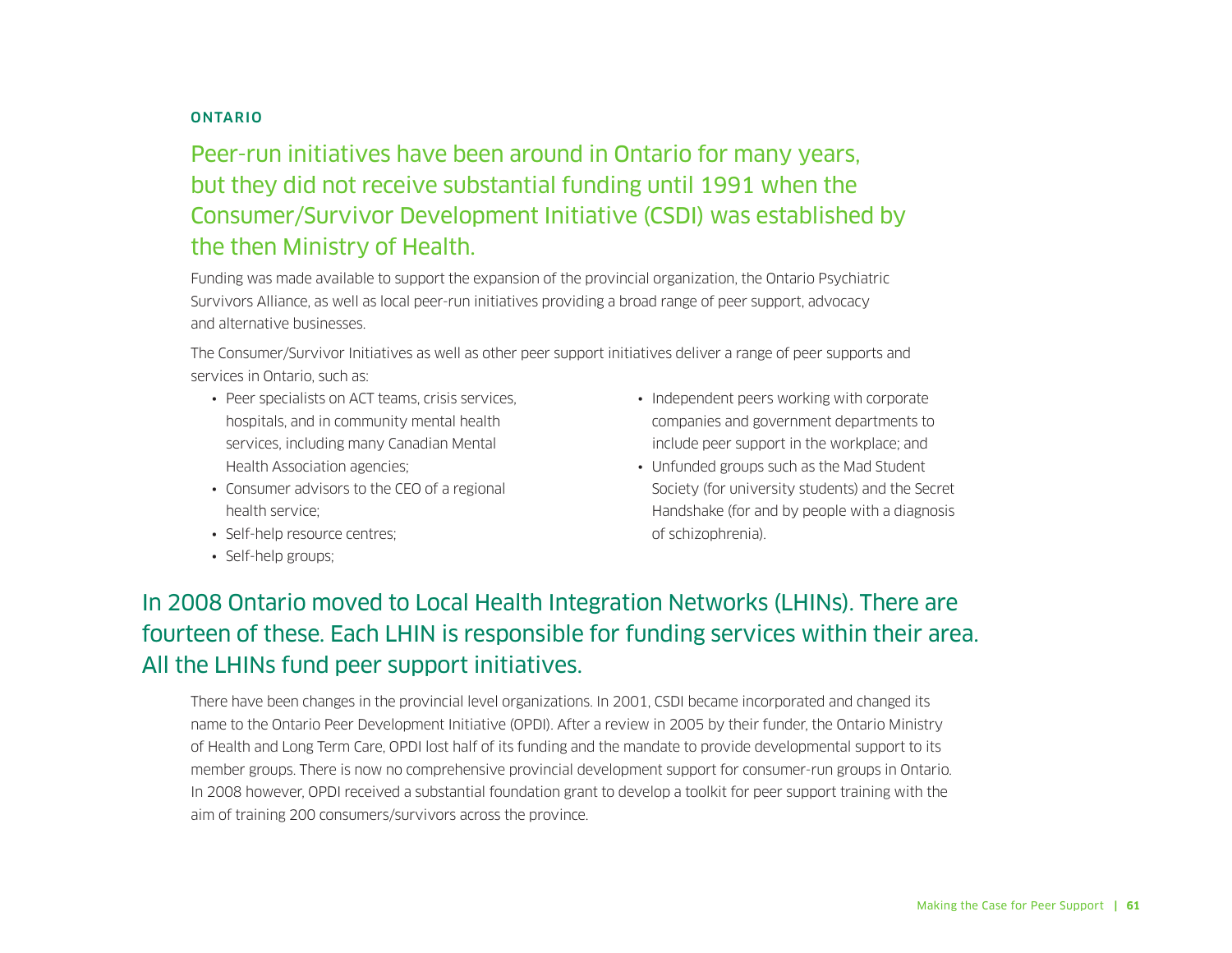## ONTARIO

### Peer-run initiatives have been around in Ontario for many years, but they did not receive substantial funding until 1991 when the Consumer/Survivor Development Initiative (CSDI) was established by the then Ministry of Health.

Funding was made available to support the expansion of the provincial organization, the Ontario Psychiatric Survivors Alliance, as well as local peer-run initiatives providing a broad range of peer support, advocacy and alternative businesses.

The Consumer/Survivor Initiatives as well as other peer support initiatives deliver a range of peer supports and services in Ontario, such as:

- Peer specialists on ACT teams, crisis services, hospitals, and in community mental health services, including many Canadian Mental Health Association agencies;
- Consumer advisors to the CEO of a regional health service;
- Self-help resource centres;
- Self-help groups;
- Independent peers working with corporate companies and government departments to include peer support in the workplace; and
- Unfunded groups such as the Mad Student Society (for university students) and the Secret Handshake (for and by people with a diagnosis of schizophrenia).

### In 2008 Ontario moved to Local Health Integration Networks (LHINs). There are fourteen of these. Each LHIN is responsible for funding services within their area. All the LHINs fund peer support initiatives.

There have been changes in the provincial level organizations. In 2001, CSDI became incorporated and changed its name to the Ontario Peer Development Initiative (OPDI). After a review in 2005 by their funder, the Ontario Ministry of Health and Long Term Care, OPDI lost half of its funding and the mandate to provide developmental support to its member groups. There is now no comprehensive provincial development support for consumer-run groups in Ontario. In 2008 however, OPDI received a substantial foundation grant to develop a toolkit for peer support training with the aim of training 200 consumers/survivors across the province.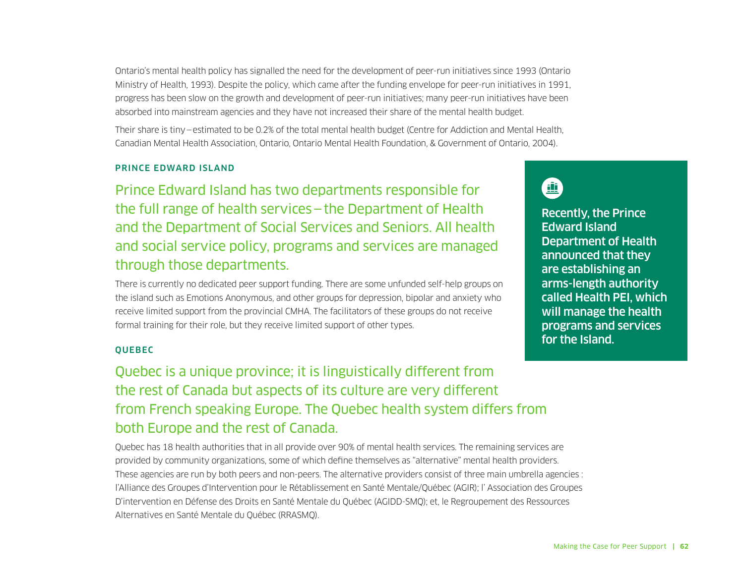Ontario's mental health policy has signalled the need for the development of peer-run initiatives since 1993 (Ontario Ministry of Health, 1993). Despite the policy, which came after the funding envelope for peer-run initiatives in 1991, progress has been slow on the growth and development of peer-run initiatives; many peer-run initiatives have been absorbed into mainstream agencies and they have not increased their share of the mental health budget.

Their share is tiny – estimated to be 0.2% of the total mental health budget (Centre for Addiction and Mental Health, Canadian Mental Health Association, Ontario, Ontario Mental Health Foundation, & Government of Ontario, 2004).

## PRINCE EDWARD ISLAND

Prince Edward Island has two departments responsible for the full range of health services – the Department of Health and the Department of Social Services and Seniors. All health and social service policy, programs and services are managed through those departments.

There is currently no dedicated peer support funding. There are some unfunded self-help groups on the island such as Emotions Anonymous, and other groups for depression, bipolar and anxiety who receive limited support from the provincial CMHA. The facilitators of these groups do not receive formal training for their role, but they receive limited support of other types.

**Recently, the Prince Edward Island Department of Health announced that they are establishing an arms-length authority called Health PEI, which will manage the health programs and services for the Island.**

## QUEBEC

Quebec is a unique province; it is linguistically different from the rest of Canada but aspects of its culture are very different from French speaking Europe. The Quebec health system differs from both Europe and the rest of Canada.

Quebec has 18 health authorities that in all provide over 90% of mental health services. The remaining services are provided by community organizations, some of which define themselves as "alternative" mental health providers. These agencies are run by both peers and non-peers. The alternative providers consist of three main umbrella agencies : l'Alliance des Groupes d'Intervention pour le Rétablissement en Santé Mentale/Québec (AGIR); l' Association des Groupes D'intervention en Défense des Droits en Santé Mentale du Québec (AGIDD-SMQ); et, le Regroupement des Ressources Alternatives en Santé Mentale du Québec (RRASMQ).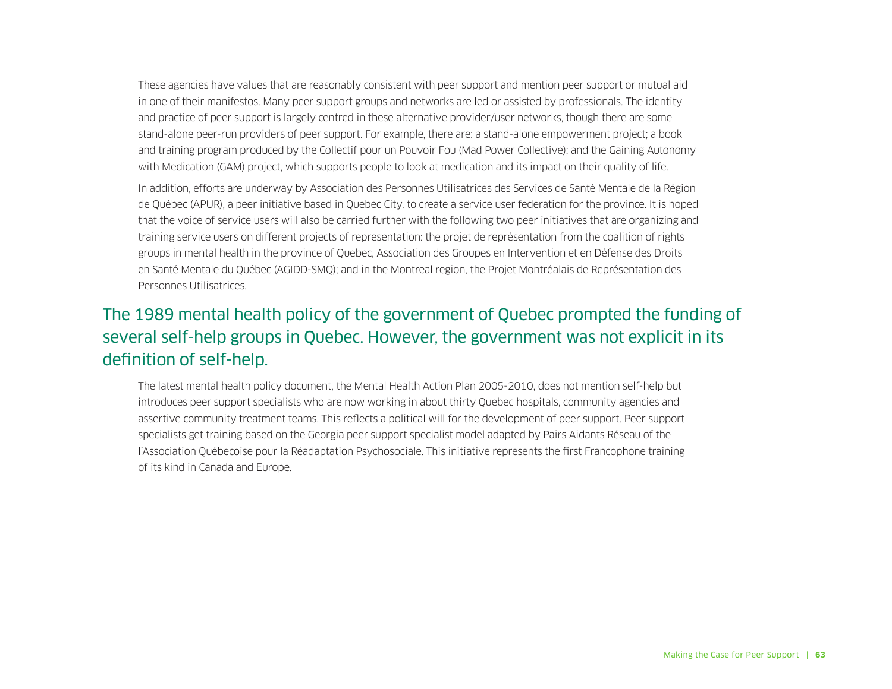These agencies have values that are reasonably consistent with peer support and mention peer support or mutual aid in one of their manifestos. Many peer support groups and networks are led or assisted by professionals. The identity and practice of peer support is largely centred in these alternative provider/user networks, though there are some stand-alone peer-run providers of peer support. For example, there are: a stand-alone empowerment project; a book and training program produced by the Collectif pour un Pouvoir Fou (Mad Power Collective); and the Gaining Autonomy with Medication (GAM) project, which supports people to look at medication and its impact on their quality of life.

In addition, efforts are underway by Association des Personnes Utilisatrices des Services de Santé Mentale de la Région de Québec (APUR), a peer initiative based in Quebec City, to create a service user federation for the province. It is hoped that the voice of service users will also be carried further with the following two peer initiatives that are organizing and training service users on different projects of representation: the projet de représentation from the coalition of rights groups in mental health in the province of Quebec, Association des Groupes en Intervention et en Défense des Droits en Santé Mentale du Québec (AGIDD-SMQ); and in the Montreal region, the Projet Montréalais de Représentation des Personnes Utilisatrices.

## The 1989 mental health policy of the government of Quebec prompted the funding of several self-help groups in Quebec. However, the government was not explicit in its definition of self-help.

The latest mental health policy document, the Mental Health Action Plan 2005-2010, does not mention self-help but introduces peer support specialists who are now working in about thirty Quebec hospitals, community agencies and assertive community treatment teams. This reflects a political will for the development of peer support. Peer support specialists get training based on the Georgia peer support specialist model adapted by Pairs Aidants Réseau of the l'Association Québecoise pour la Réadaptation Psychosociale. This initiative represents the first Francophone training of its kind in Canada and Europe.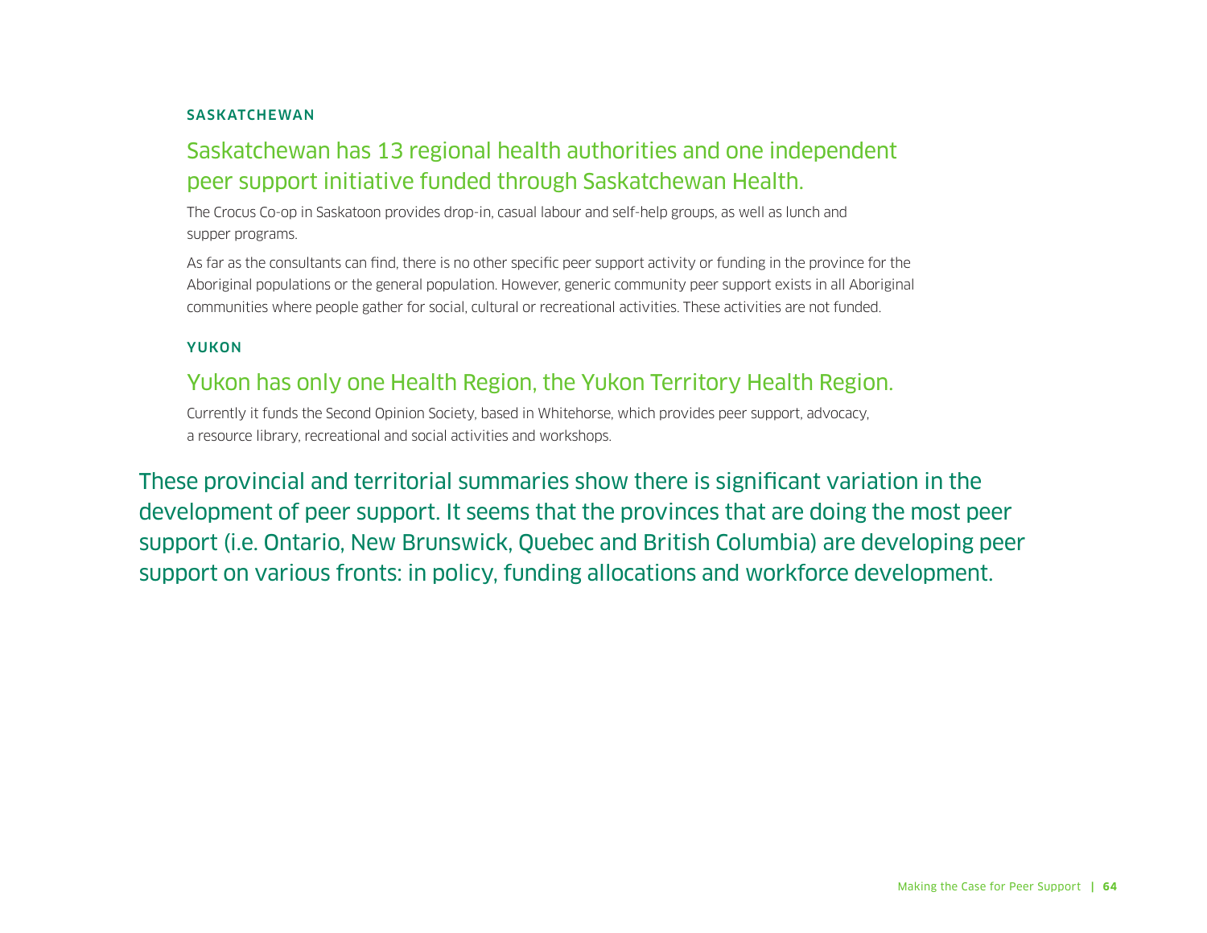### SASKATCHEWAN

## Saskatchewan has 13 regional health authorities and one independent peer support initiative funded through Saskatchewan Health.

The Crocus Co-op in Saskatoon provides drop-in, casual labour and self-help groups, as well as lunch and supper programs.

As far as the consultants can find, there is no other specific peer support activity or funding in the province for the Aboriginal populations or the general population. However, generic community peer support exists in all Aboriginal communities where people gather for social, cultural or recreational activities. These activities are not funded.

### YUKON

## Yukon has only one Health Region, the Yukon Territory Health Region.

Currently it funds the Second Opinion Society, based in Whitehorse, which provides peer support, advocacy, a resource library, recreational and social activities and workshops.

These provincial and territorial summaries show there is significant variation in the development of peer support. It seems that the provinces that are doing the most peer support (i.e. Ontario, New Brunswick, Quebec and British Columbia) are developing peer support on various fronts: in policy, funding allocations and workforce development.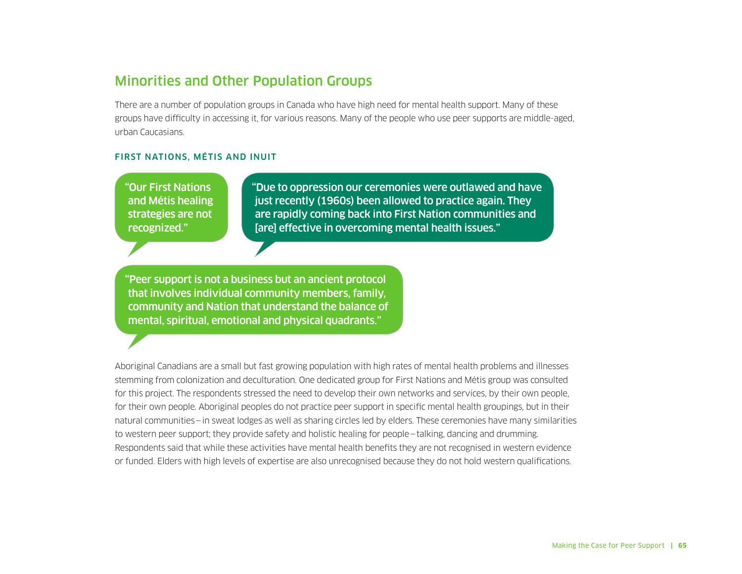## Minorities and Other Population Groups

There are a number of population groups in Canada who have high need for mental health support. Many of these groups have difficulty in accessing it, for various reasons. Many of the people who use peer supports are middle-aged, urban Caucasians.

### FIRST NATIONS, MÉTIS AND INUIT

> "Our First Nations and Métis healing strategies are not recognized."

> "Due to oppression our ceremonies were outlawed and have just recently (1960s) been allowed to practice again. They are rapidly coming back into First Nation communities and [are] effective in overcoming mental health issues."

> "Peer support is not a business but an ancient protocol that involves individual community members, family, community and Nation that understand the balance of mental, spiritual, emotional and physical quadrants."

Aboriginal Canadians are a small but fast growing population with high rates of mental health problems and illnesses stemming from colonization and deculturation. One dedicated group for First Nations and Métis group was consulted for this project. The respondents stressed the need to develop their own networks and services, by their own people, for their own people. Aboriginal peoples do not practice peer support in specific mental health groupings, but in their natural communities – in sweat lodges as well as sharing circles led by elders. These ceremonies have many similarities to western peer support; they provide safety and holistic healing for people – talking, dancing and drumming. Respondents said that while these activities have mental health benefits they are not recognised in western evidence or funded. Elders with high levels of expertise are also unrecognised because they do not hold western qualifications.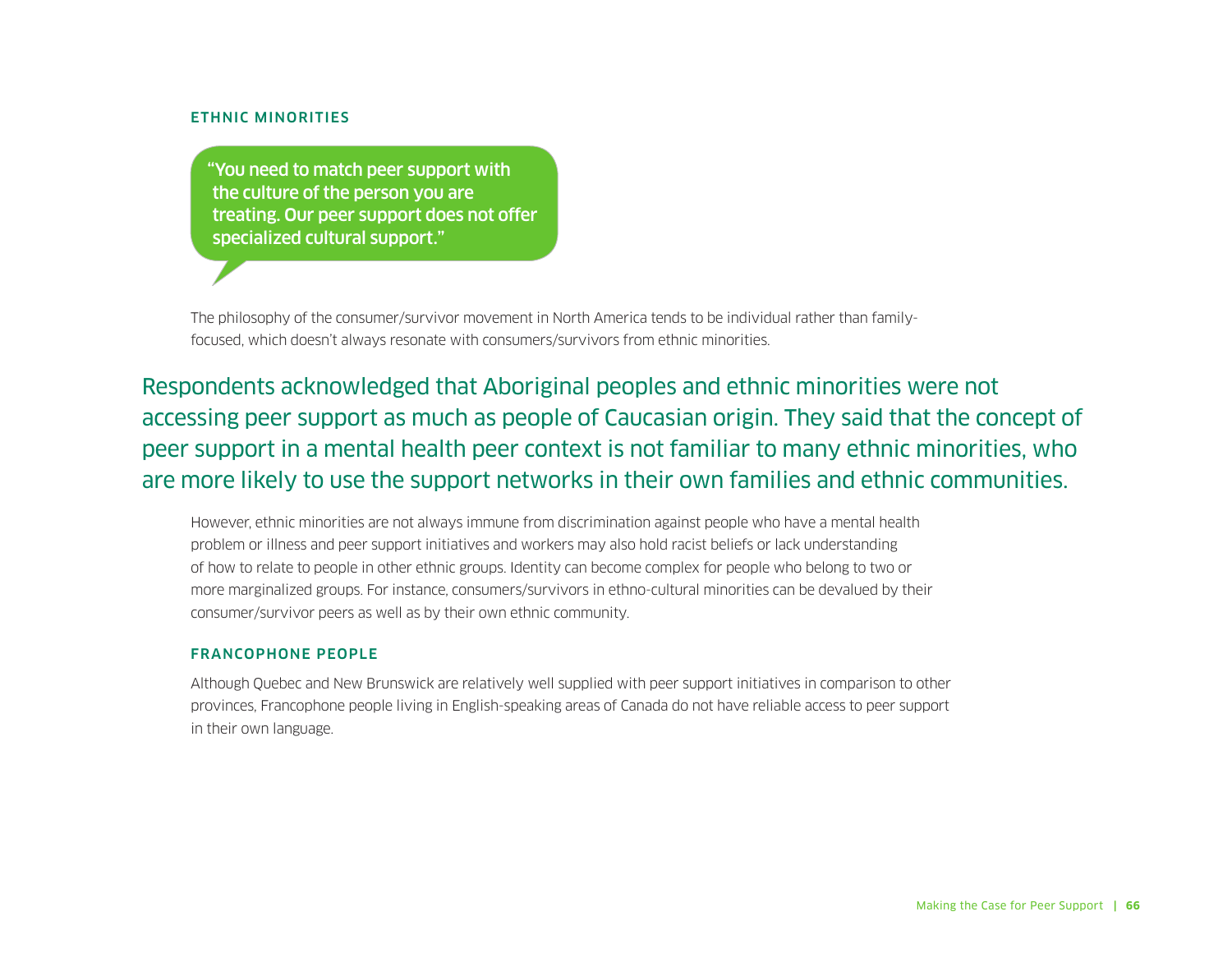### ETHNIC MINORITIES

> "You need to match peer support with the culture of the person you are treating. Our peer support does not offer specialized cultural support."

The philosophy of the consumer/survivor movement in North America tends to be individual rather than family-focused, which doesn't always resonate with consumers/survivors from ethnic minorities.

Respondents acknowledged that Aboriginal peoples and ethnic minorities were not accessing peer support as much as people of Caucasian origin. They said that the concept of peer support in a mental health peer context is not familiar to many ethnic minorities, who are more likely to use the support networks in their own families and ethnic communities.

However, ethnic minorities are not always immune from discrimination against people who have a mental health problem or illness and peer support initiatives and workers may also hold racist beliefs or lack understanding of how to relate to people in other ethnic groups. Identity can become complex for people who belong to two or more marginalized groups. For instance, consumers/survivors in ethno-cultural minorities can be devalued by their consumer/survivor peers as well as by their own ethnic community.

### FRANCOPHONE PEOPLE

Although Quebec and New Brunswick are relatively well supplied with peer support initiatives in comparison to other provinces, Francophone people living in English-speaking areas of Canada do not have reliable access to peer support in their own language.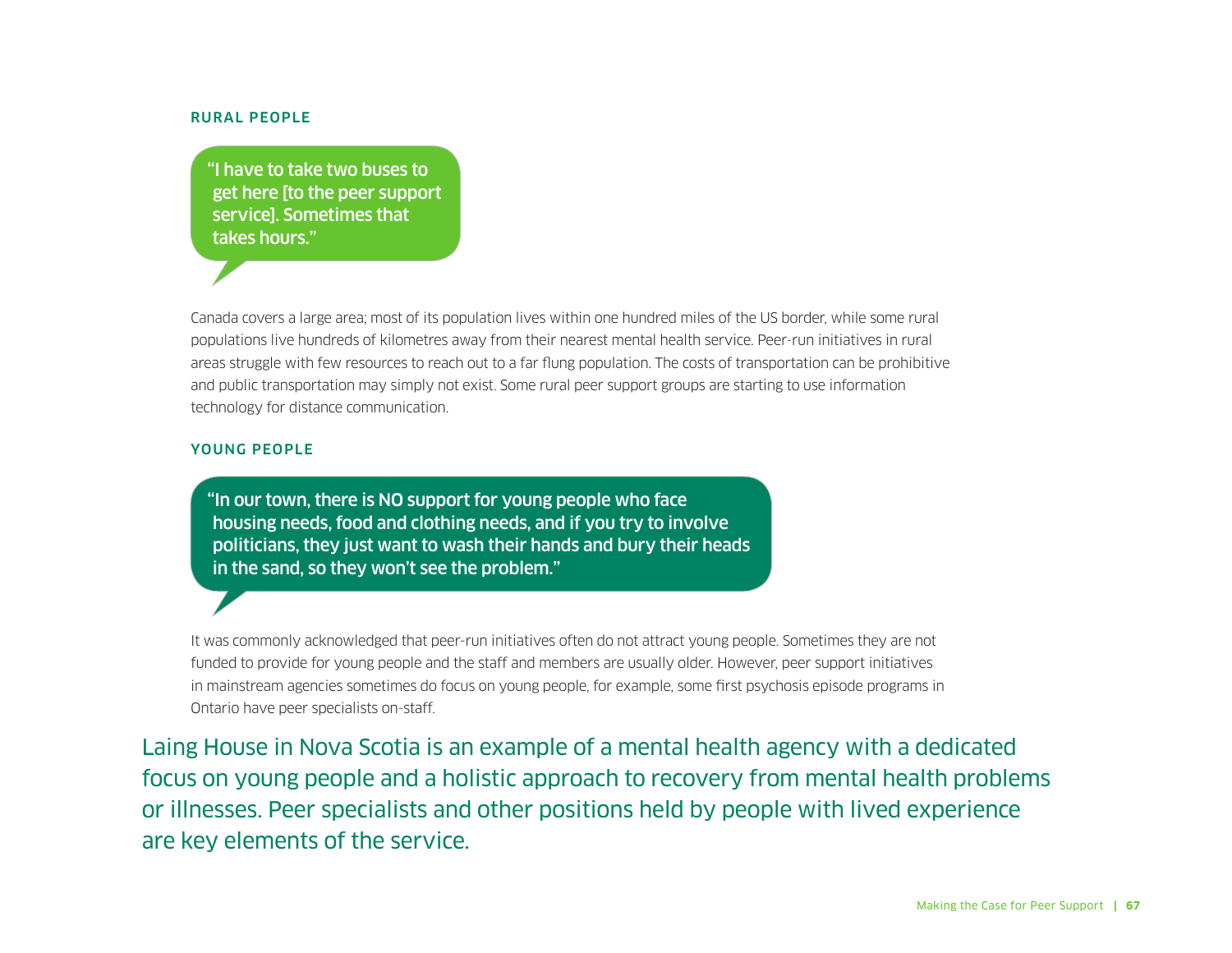### RURAL PEOPLE

> "I have to take two buses to get here [to the peer support service]. Sometimes that takes hours."

Canada covers a large area; most of its population lives within one hundred miles of the US border, while some rural populations live hundreds of kilometres away from their nearest mental health service. Peer-run initiatives in rural areas struggle with few resources to reach out to a far flung population. The costs of transportation can be prohibitive and public transportation may simply not exist. Some rural peer support groups are starting to use information technology for distance communication.

### YOUNG PEOPLE

> "In our town, there is NO support for young people who face housing needs, food and clothing needs, and if you try to involve politicians, they just want to wash their hands and bury their heads in the sand, so they won't see the problem."

It was commonly acknowledged that peer-run initiatives often do not attract young people. Sometimes they are not funded to provide for young people and the staff and members are usually older. However, peer support initiatives in mainstream agencies sometimes do focus on young people, for example, some first psychosis episode programs in Ontario have peer specialists on-staff.

Laing House in Nova Scotia is an example of a mental health agency with a dedicated focus on young people and a holistic approach to recovery from mental health problems or illnesses. Peer specialists and other positions held by people with lived experience are key elements of the service.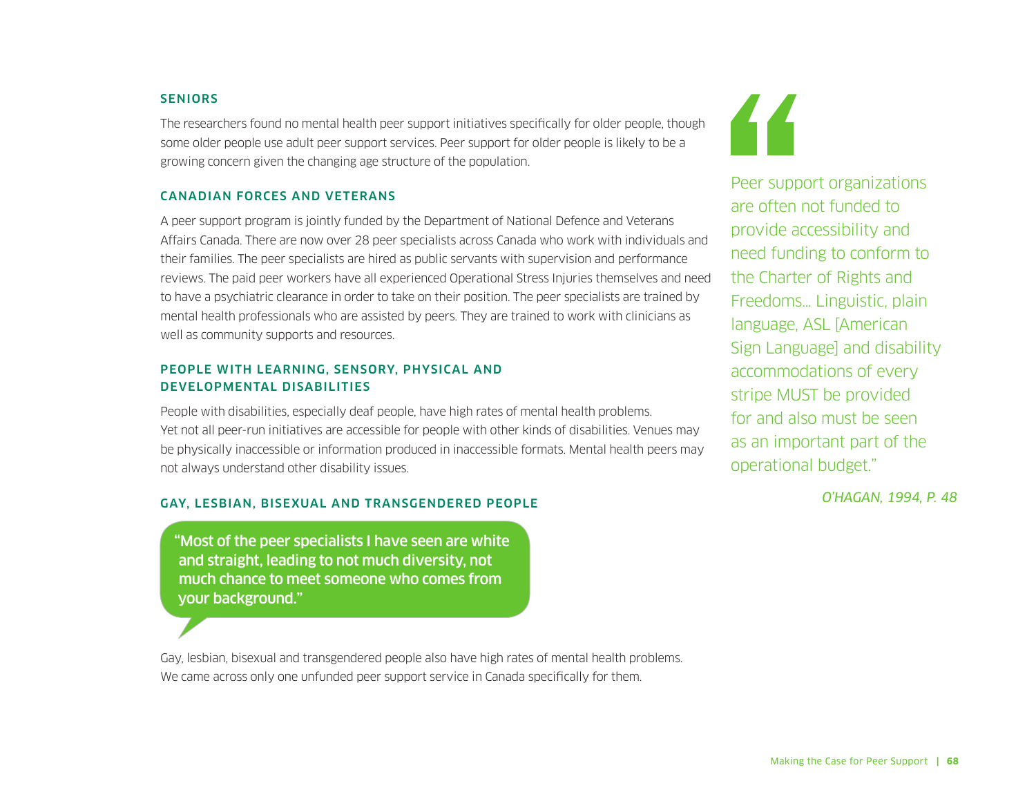### SENIORS

The researchers found no mental health peer support initiatives specifically for older people, though some older people use adult peer support services. Peer support for older people is likely to be a growing concern given the changing age structure of the population.

### CANADIAN FORCES AND VETERANS

A peer support program is jointly funded by the Department of National Defence and Veterans Affairs Canada. There are now over 28 peer specialists across Canada who work with individuals and their families. The peer specialists are hired as public servants with supervision and performance reviews. The paid peer workers have all experienced Operational Stress Injuries themselves and need to have a psychiatric clearance in order to take on their position. The peer specialists are trained by mental health professionals who are assisted by peers. They are trained to work with clinicians as well as community supports and resources.

### PEOPLE WITH LEARNING, SENSORY, PHYSICAL AND DEVELOPMENTAL DISABILITIES

People with disabilities, especially deaf people, have high rates of mental health problems. Yet not all peer-run initiatives are accessible for people with other kinds of disabilities. Venues may be physically inaccessible or information produced in inaccessible formats. Mental health peers may not always understand other disability issues.

### GAY, LESBIAN, BISEXUAL AND TRANSGENDERED PEOPLE

> "Most of the peer specialists I have seen are white and straight, leading to not much diversity, not much chance to meet someone who comes from your background."

Gay, lesbian, bisexual and transgendered people also have high rates of mental health problems. We came across only one unfunded peer support service in Canada specifically for them.

> Peer support organizations are often not funded to provide accessibility and need funding to conform to the Charter of Rights and Freedoms… Linguistic, plain language, ASL [American Sign Language] and disability accommodations of every stripe MUST be provided for and also must be seen as an important part of the operational budget."
>
> *O'HAGAN, 1994, P. 48*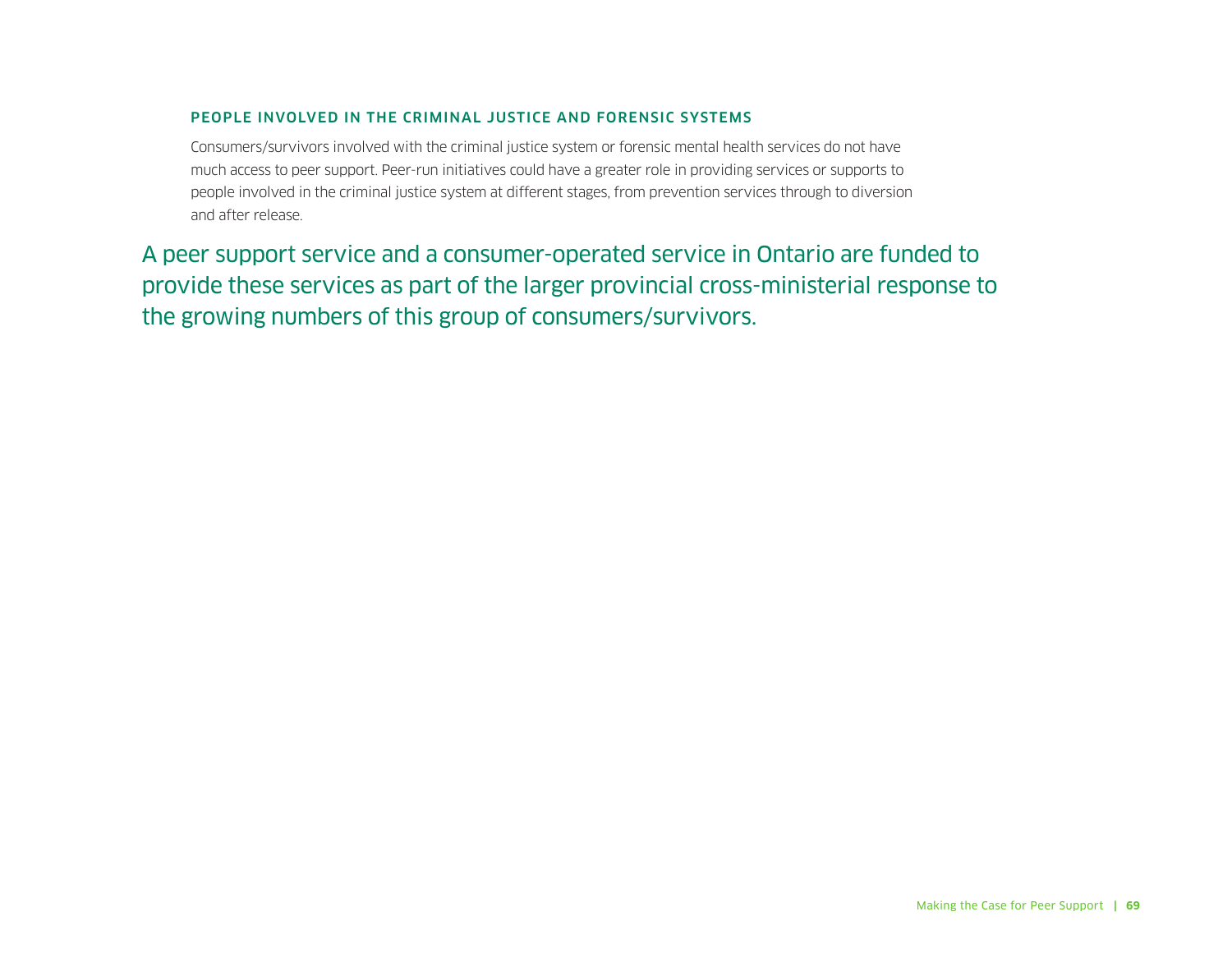### PEOPLE INVOLVED IN THE CRIMINAL JUSTICE AND FORENSIC SYSTEMS

Consumers/survivors involved with the criminal justice system or forensic mental health services do not have much access to peer support. Peer-run initiatives could have a greater role in providing services or supports to people involved in the criminal justice system at different stages, from prevention services through to diversion and after release.

A peer support service and a consumer-operated service in Ontario are funded to provide these services as part of the larger provincial cross-ministerial response to the growing numbers of this group of consumers/survivors.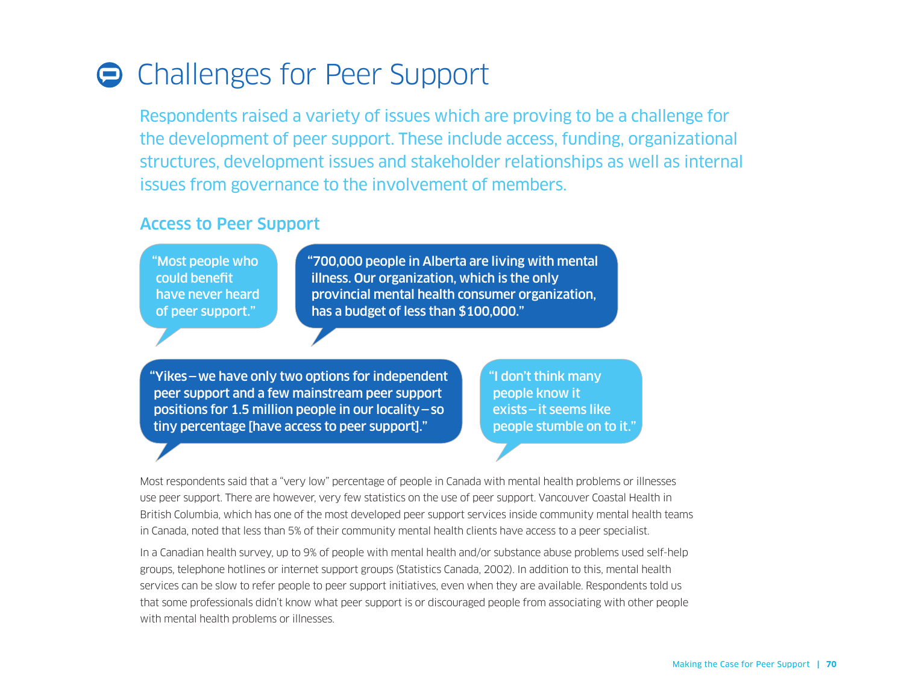# Challenges for Peer Support

Respondents raised a variety of issues which are proving to be a challenge for the development of peer support. These include access, funding, organizational structures, development issues and stakeholder relationships as well as internal issues from governance to the involvement of members.

## Access to Peer Support

> "Most people who could benefit have never heard of peer support."

> "700,000 people in Alberta are living with mental illness. Our organization, which is the only provincial mental health consumer organization, has a budget of less than $100,000."

> "Yikes – we have only two options for independent peer support and a few mainstream peer support positions for 1.5 million people in our locality – so tiny percentage [have access to peer support]."

> "I don't think many people know it exists – it seems like people stumble on to it."

Most respondents said that a "very low" percentage of people in Canada with mental health problems or illnesses use peer support. There are however, very few statistics on the use of peer support. Vancouver Coastal Health in British Columbia, which has one of the most developed peer support services inside community mental health teams in Canada, noted that less than 5% of their community mental health clients have access to a peer specialist.

In a Canadian health survey, up to 9% of people with mental health and/or substance abuse problems used self-help groups, telephone hotlines or internet support groups (Statistics Canada, 2002). In addition to this, mental health services can be slow to refer people to peer support initiatives, even when they are available. Respondents told us that some professionals didn't know what peer support is or discouraged people from associating with other people with mental health problems or illnesses.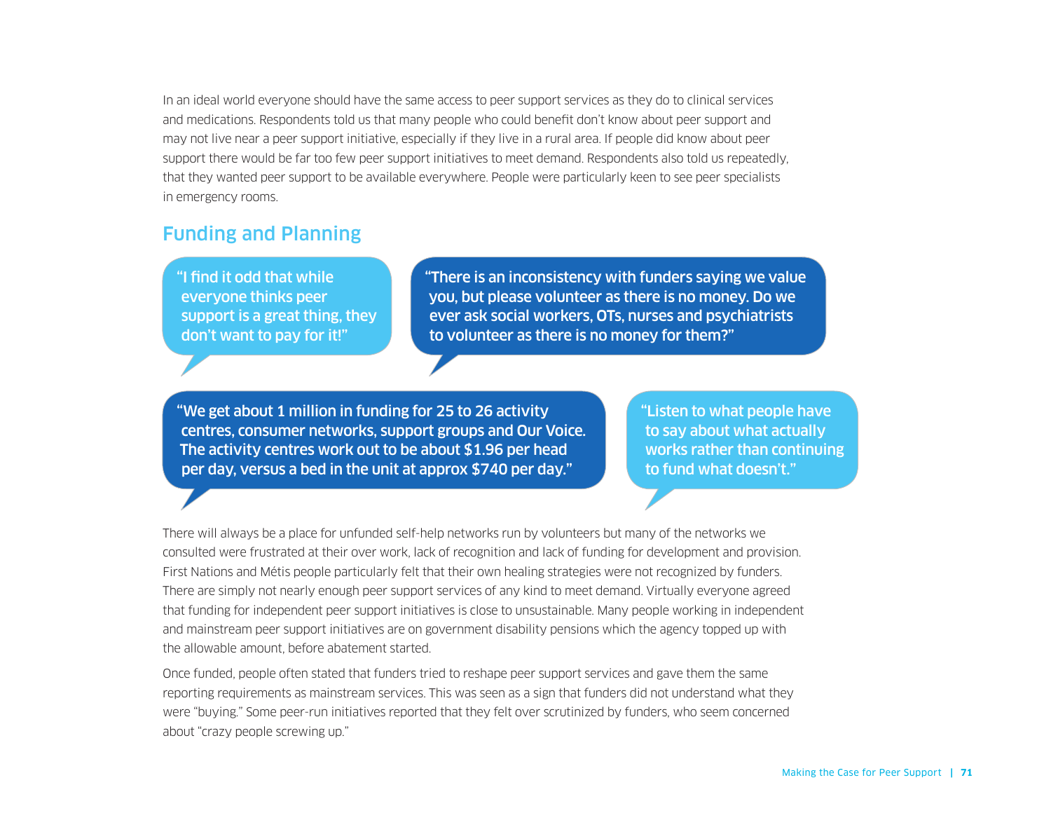In an ideal world everyone should have the same access to peer support services as they do to clinical services and medications. Respondents told us that many people who could benefit don't know about peer support and may not live near a peer support initiative, especially if they live in a rural area. If people did know about peer support there would be far too few peer support initiatives to meet demand. Respondents also told us repeatedly, that they wanted peer support to be available everywhere. People were particularly keen to see peer specialists in emergency rooms.

## Funding and Planning

> "I find it odd that while everyone thinks peer support is a great thing, they don't want to pay for it!"

> "There is an inconsistency with funders saying we value you, but please volunteer as there is no money. Do we ever ask social workers, OTs, nurses and psychiatrists to volunteer as there is no money for them?"

> "We get about 1 million in funding for 25 to 26 activity centres, consumer networks, support groups and Our Voice. The activity centres work out to be about $1.96 per head per day, versus a bed in the unit at approx $740 per day."

> "Listen to what people have to say about what actually works rather than continuing to fund what doesn't."

There will always be a place for unfunded self-help networks run by volunteers but many of the networks we consulted were frustrated at their over work, lack of recognition and lack of funding for development and provision. First Nations and Métis people particularly felt that their own healing strategies were not recognized by funders. There are simply not nearly enough peer support services of any kind to meet demand. Virtually everyone agreed that funding for independent peer support initiatives is close to unsustainable. Many people working in independent and mainstream peer support initiatives are on government disability pensions which the agency topped up with the allowable amount, before abatement started.

Once funded, people often stated that funders tried to reshape peer support services and gave them the same reporting requirements as mainstream services. This was seen as a sign that funders did not understand what they were "buying." Some peer-run initiatives reported that they felt over scrutinized by funders, who seem concerned about "crazy people screwing up."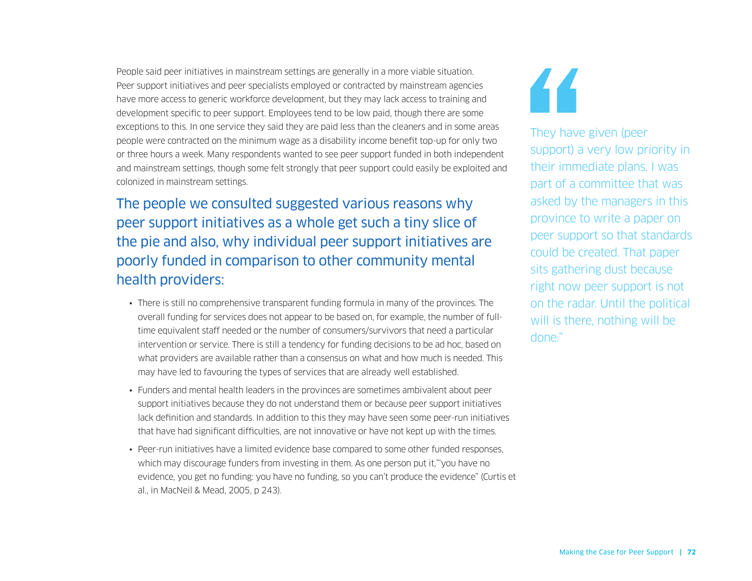People said peer initiatives in mainstream settings are generally in a more viable situation. Peer support initiatives and peer specialists employed or contracted by mainstream agencies have more access to generic workforce development, but they may lack access to training and development specific to peer support. Employees tend to be low paid, though there are some exceptions to this. In one service they said they are paid less than the cleaners and in some areas people were contracted on the minimum wage as a disability income benefit top-up for only two or three hours a week. Many respondents wanted to see peer support funded in both independent and mainstream settings, though some felt strongly that peer support could easily be exploited and colonized in mainstream settings.

## The people we consulted suggested various reasons why peer support initiatives as a whole get such a tiny slice of the pie and also, why individual peer support initiatives are poorly funded in comparison to other community mental health providers:

- There is still no comprehensive transparent funding formula in many of the provinces. The overall funding for services does not appear to be based on, for example, the number of full-time equivalent staff needed or the number of consumers/survivors that need a particular intervention or service. There is still a tendency for funding decisions to be ad hoc, based on what providers are available rather than a consensus on what and how much is needed. This may have led to favouring the types of services that are already well established.
- Funders and mental health leaders in the provinces are sometimes ambivalent about peer support initiatives because they do not understand them or because peer support initiatives lack definition and standards. In addition to this they may have seen some peer-run initiatives that have had significant difficulties, are not innovative or have not kept up with the times.
- Peer-run initiatives have a limited evidence base compared to some other funded responses, which may discourage funders from investing in them. As one person put it,"'you have no evidence, you get no funding: you have no funding, so you can't produce the evidence" (Curtis et al., in MacNeil & Mead, 2005, p 243).

> "They have given (peer support) a very low priority in their immediate plans. I was part of a committee that was asked by the managers in this province to write a paper on peer support so that standards could be created. That paper sits gathering dust because right now peer support is not on the radar. Until the political will is there, nothing will be done."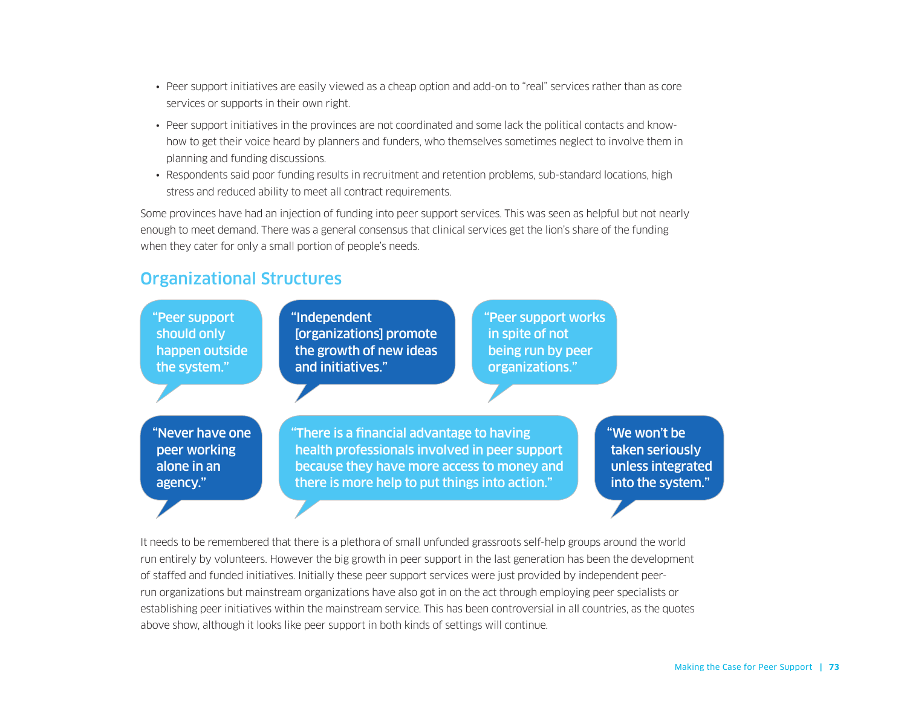- Peer support initiatives are easily viewed as a cheap option and add-on to "real" services rather than as core services or supports in their own right.
- Peer support initiatives in the provinces are not coordinated and some lack the political contacts and know-how to get their voice heard by planners and funders, who themselves sometimes neglect to involve them in planning and funding discussions.
- Respondents said poor funding results in recruitment and retention problems, sub-standard locations, high stress and reduced ability to meet all contract requirements.

Some provinces have had an injection of funding into peer support services. This was seen as helpful but not nearly enough to meet demand. There was a general consensus that clinical services get the lion's share of the funding when they cater for only a small portion of people's needs.

## Organizational Structures

"Peer support should only happen outside the system."

"Independent [organizations] promote the growth of new ideas and initiatives."

"Peer support works in spite of not being run by peer organizations."

"Never have one peer working alone in an agency."

"There is a financial advantage to having health professionals involved in peer support because they have more access to money and there is more help to put things into action."

"We won't be taken seriously unless integrated into the system."

It needs to be remembered that there is a plethora of small unfunded grassroots self-help groups around the world run entirely by volunteers. However the big growth in peer support in the last generation has been the development of staffed and funded initiatives. Initially these peer support services were just provided by independent peer-run organizations but mainstream organizations have also got in on the act through employing peer specialists or establishing peer initiatives within the mainstream service. This has been controversial in all countries, as the quotes above show, although it looks like peer support in both kinds of settings will continue.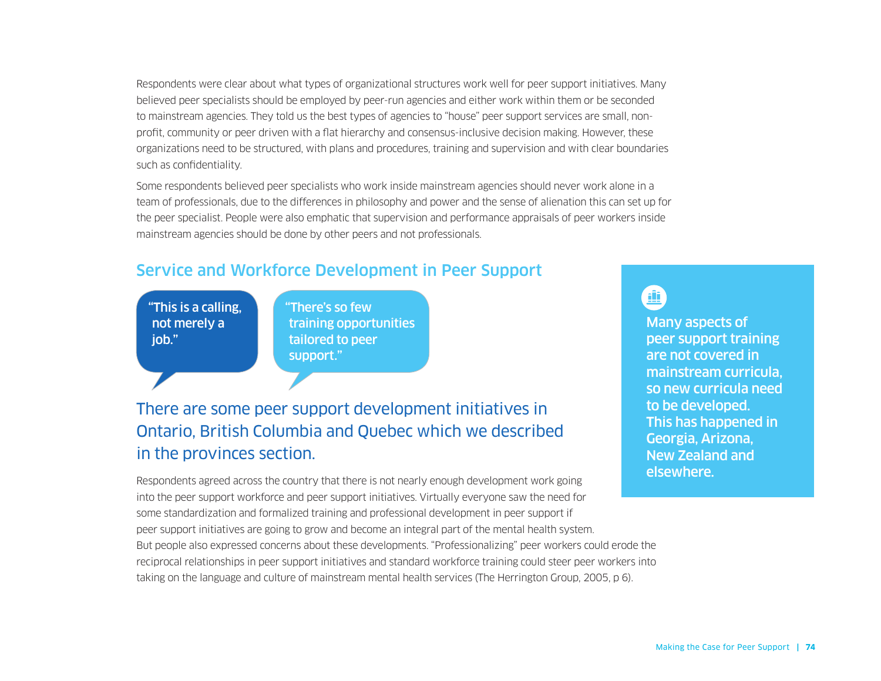Respondents were clear about what types of organizational structures work well for peer support initiatives. Many believed peer specialists should be employed by peer-run agencies and either work within them or be seconded to mainstream agencies. They told us the best types of agencies to "house" peer support services are small, non-profit, community or peer driven with a flat hierarchy and consensus-inclusive decision making. However, these organizations need to be structured, with plans and procedures, training and supervision and with clear boundaries such as confidentiality.

Some respondents believed peer specialists who work inside mainstream agencies should never work alone in a team of professionals, due to the differences in philosophy and power and the sense of alienation this can set up for the peer specialist. People were also emphatic that supervision and performance appraisals of peer workers inside mainstream agencies should be done by other peers and not professionals.

## Service and Workforce Development in Peer Support

> "This is a calling, not merely a job."

> "There's so few training opportunities tailored to peer support."

### There are some peer support development initiatives in Ontario, British Columbia and Quebec which we described in the provinces section.

**Many aspects of peer support training are not covered in mainstream curricula, so new curricula need to be developed. This has happened in Georgia, Arizona, New Zealand and elsewhere.**

Respondents agreed across the country that there is not nearly enough development work going into the peer support workforce and peer support initiatives. Virtually everyone saw the need for some standardization and formalized training and professional development in peer support if peer support initiatives are going to grow and become an integral part of the mental health system. But people also expressed concerns about these developments. "Professionalizing" peer workers could erode the reciprocal relationships in peer support initiatives and standard workforce training could steer peer workers into taking on the language and culture of mainstream mental health services (The Herrington Group, 2005, p 6).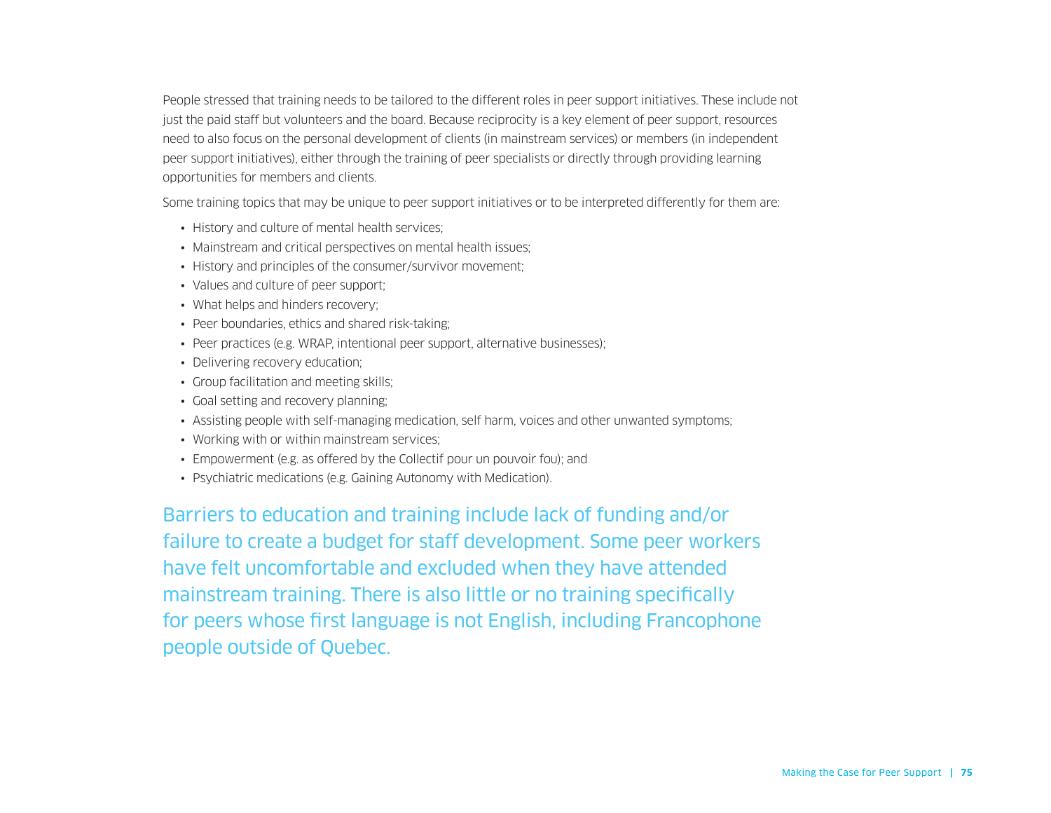People stressed that training needs to be tailored to the different roles in peer support initiatives. These include not just the paid staff but volunteers and the board. Because reciprocity is a key element of peer support, resources need to also focus on the personal development of clients (in mainstream services) or members (in independent peer support initiatives), either through the training of peer specialists or directly through providing learning opportunities for members and clients.

Some training topics that may be unique to peer support initiatives or to be interpreted differently for them are:

- History and culture of mental health services;
- Mainstream and critical perspectives on mental health issues;
- History and principles of the consumer/survivor movement;
- Values and culture of peer support;
- What helps and hinders recovery;
- Peer boundaries, ethics and shared risk-taking;
- Peer practices (e.g. WRAP, intentional peer support, alternative businesses);
- Delivering recovery education;
- Group facilitation and meeting skills;
- Goal setting and recovery planning;
- Assisting people with self-managing medication, self harm, voices and other unwanted symptoms;
- Working with or within mainstream services;
- Empowerment (e.g. as offered by the Collectif pour un pouvoir fou); and
- Psychiatric medications (e.g. Gaining Autonomy with Medication).

Barriers to education and training include lack of funding and/or failure to create a budget for staff development. Some peer workers have felt uncomfortable and excluded when they have attended mainstream training. There is also little or no training specifically for peers whose first language is not English, including Francophone people outside of Quebec.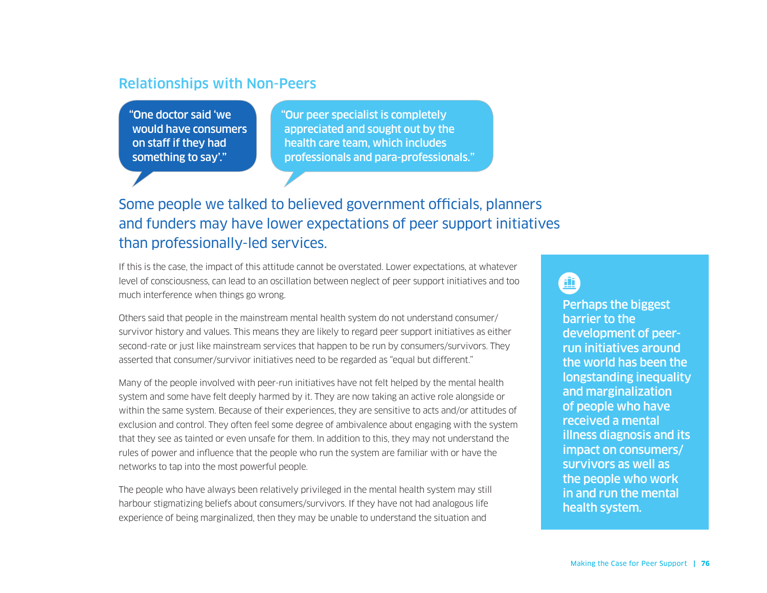## Relationships with Non-Peers

> "One doctor said 'we would have consumers on staff if they had something to say'."

> "Our peer specialist is completely appreciated and sought out by the health care team, which includes professionals and para-professionals."

### Some people we talked to believed government officials, planners and funders may have lower expectations of peer support initiatives than professionally-led services.

If this is the case, the impact of this attitude cannot be overstated. Lower expectations, at whatever level of consciousness, can lead to an oscillation between neglect of peer support initiatives and too much interference when things go wrong.

Others said that people in the mainstream mental health system do not understand consumer/survivor history and values. This means they are likely to regard peer support initiatives as either second-rate or just like mainstream services that happen to be run by consumers/survivors. They asserted that consumer/survivor initiatives need to be regarded as "equal but different."

Many of the people involved with peer-run initiatives have not felt helped by the mental health system and some have felt deeply harmed by it. They are now taking an active role alongside or within the same system. Because of their experiences, they are sensitive to acts and/or attitudes of exclusion and control. They often feel some degree of ambivalence about engaging with the system that they see as tainted or even unsafe for them. In addition to this, they may not understand the rules of power and influence that the people who run the system are familiar with or have the networks to tap into the most powerful people.

The people who have always been relatively privileged in the mental health system may still harbour stigmatizing beliefs about consumers/survivors. If they have not had analogous life experience of being marginalized, then they may be unable to understand the situation and

**Perhaps the biggest barrier to the development of peer-run initiatives around the world has been the longstanding inequality and marginalization of people who have received a mental illness diagnosis and its impact on consumers/survivors as well as the people who work in and run the mental health system.**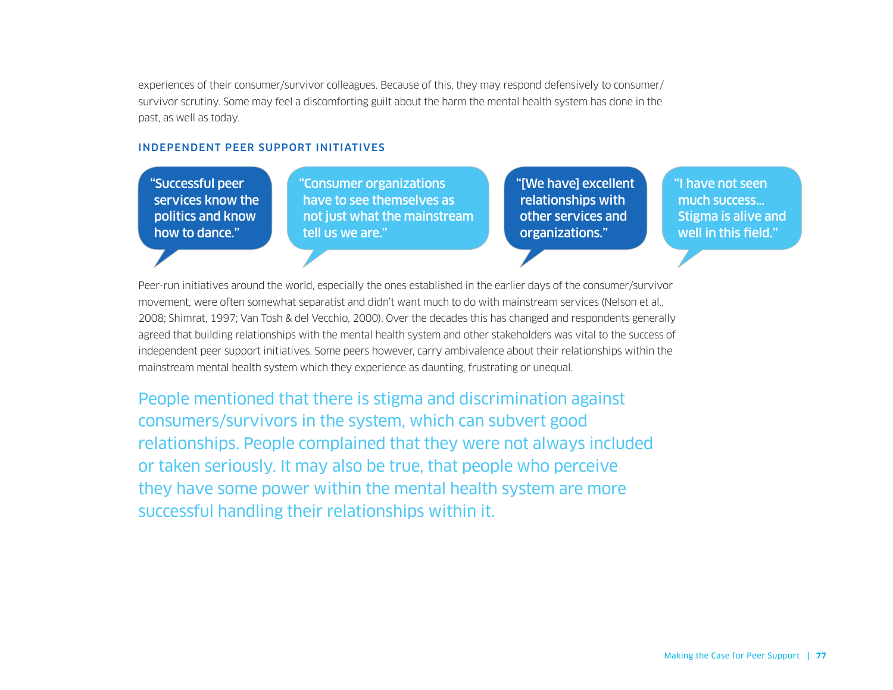experiences of their consumer/survivor colleagues. Because of this, they may respond defensively to consumer/survivor scrutiny. Some may feel a discomforting guilt about the harm the mental health system has done in the past, as well as today.

### INDEPENDENT PEER SUPPORT INITIATIVES

> "Successful peer services know the politics and know how to dance."

> "Consumer organizations have to see themselves as not just what the mainstream tell us we are."

> "[We have] excellent relationships with other services and organizations."

> "I have not seen much success… Stigma is alive and well in this field."

Peer-run initiatives around the world, especially the ones established in the earlier days of the consumer/survivor movement, were often somewhat separatist and didn't want much to do with mainstream services (Nelson et al., 2008; Shimrat, 1997; Van Tosh & del Vecchio, 2000). Over the decades this has changed and respondents generally agreed that building relationships with the mental health system and other stakeholders was vital to the success of independent peer support initiatives. Some peers however, carry ambivalence about their relationships within the mainstream mental health system which they experience as daunting, frustrating or unequal.

People mentioned that there is stigma and discrimination against consumers/survivors in the system, which can subvert good relationships. People complained that they were not always included or taken seriously. It may also be true, that people who perceive they have some power within the mental health system are more successful handling their relationships within it.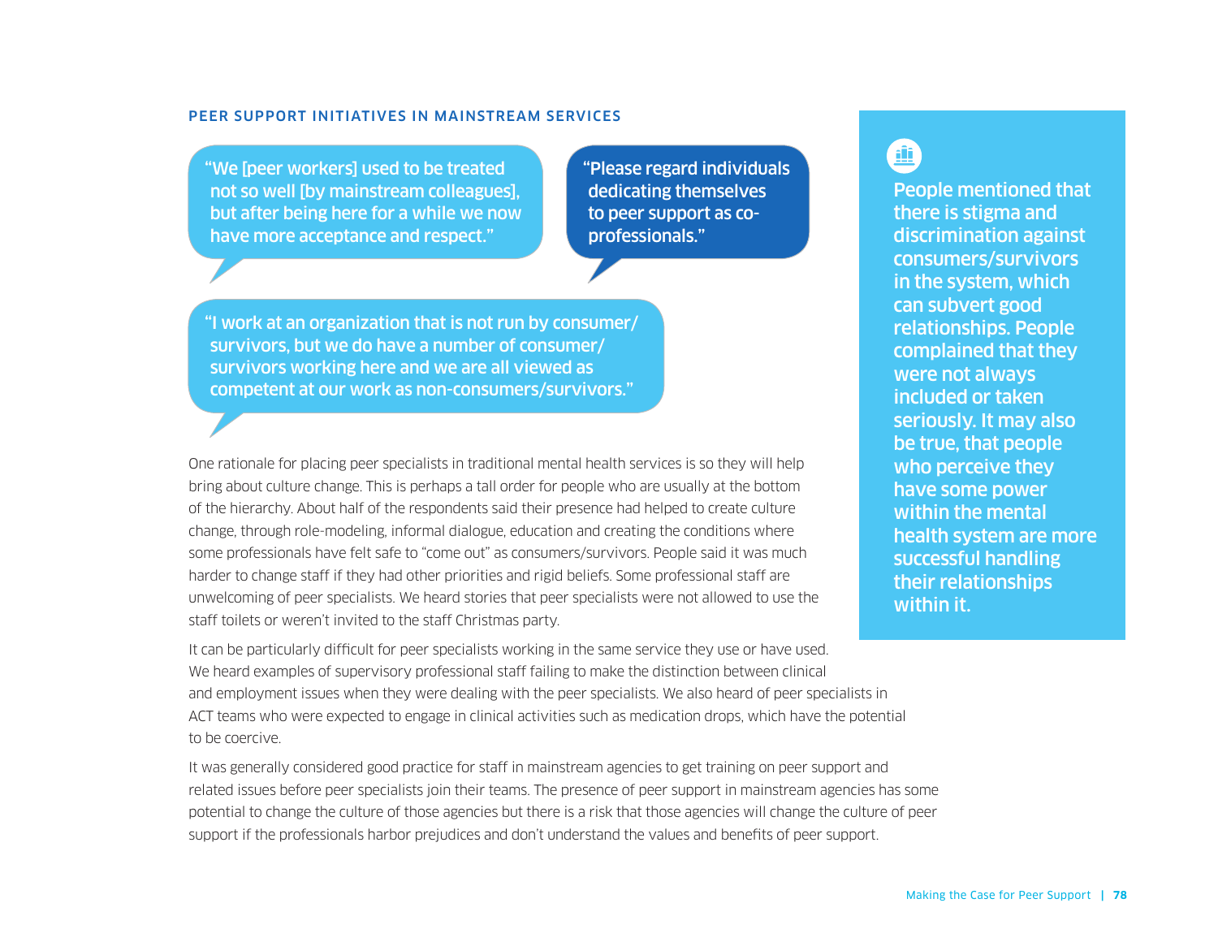## PEER SUPPORT INITIATIVES IN MAINSTREAM SERVICES

> "We [peer workers] used to be treated not so well [by mainstream colleagues], but after being here for a while we now have more acceptance and respect."

> "Please regard individuals dedicating themselves to peer support as co-professionals."

> "I work at an organization that is not run by consumer/survivors, but we do have a number of consumer/survivors working here and we are all viewed as competent at our work as non-consumers/survivors."

One rationale for placing peer specialists in traditional mental health services is so they will help bring about culture change. This is perhaps a tall order for people who are usually at the bottom of the hierarchy. About half of the respondents said their presence had helped to create culture change, through role-modeling, informal dialogue, education and creating the conditions where some professionals have felt safe to "come out" as consumers/survivors. People said it was much harder to change staff if they had other priorities and rigid beliefs. Some professional staff are unwelcoming of peer specialists. We heard stories that peer specialists were not allowed to use the staff toilets or weren't invited to the staff Christmas party.

It can be particularly difficult for peer specialists working in the same service they use or have used. We heard examples of supervisory professional staff failing to make the distinction between clinical and employment issues when they were dealing with the peer specialists. We also heard of peer specialists in ACT teams who were expected to engage in clinical activities such as medication drops, which have the potential to be coercive.

It was generally considered good practice for staff in mainstream agencies to get training on peer support and related issues before peer specialists join their teams. The presence of peer support in mainstream agencies has some potential to change the culture of those agencies but there is a risk that those agencies will change the culture of peer support if the professionals harbor prejudices and don't understand the values and benefits of peer support.

> **People mentioned that there is stigma and discrimination against consumers/survivors in the system, which can subvert good relationships. People complained that they were not always included or taken seriously. It may also be true, that people who perceive they have some power within the mental health system are more successful handling their relationships within it.**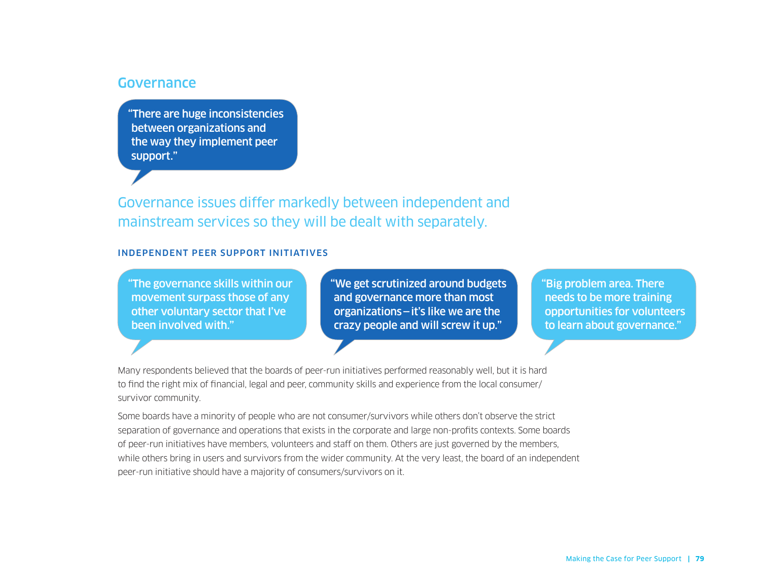## Governance

> "There are huge inconsistencies between organizations and the way they implement peer support."

Governance issues differ markedly between independent and mainstream services so they will be dealt with separately.

### INDEPENDENT PEER SUPPORT INITIATIVES

> "The governance skills within our movement surpass those of any other voluntary sector that I've been involved with."

> "We get scrutinized around budgets and governance more than most organizations – it's like we are the crazy people and will screw it up."

> "Big problem area. There needs to be more training opportunities for volunteers to learn about governance."

Many respondents believed that the boards of peer-run initiatives performed reasonably well, but it is hard to find the right mix of financial, legal and peer, community skills and experience from the local consumer/survivor community.

Some boards have a minority of people who are not consumer/survivors while others don't observe the strict separation of governance and operations that exists in the corporate and large non-profits contexts. Some boards of peer-run initiatives have members, volunteers and staff on them. Others are just governed by the members, while others bring in users and survivors from the wider community. At the very least, the board of an independent peer-run initiative should have a majority of consumers/survivors on it.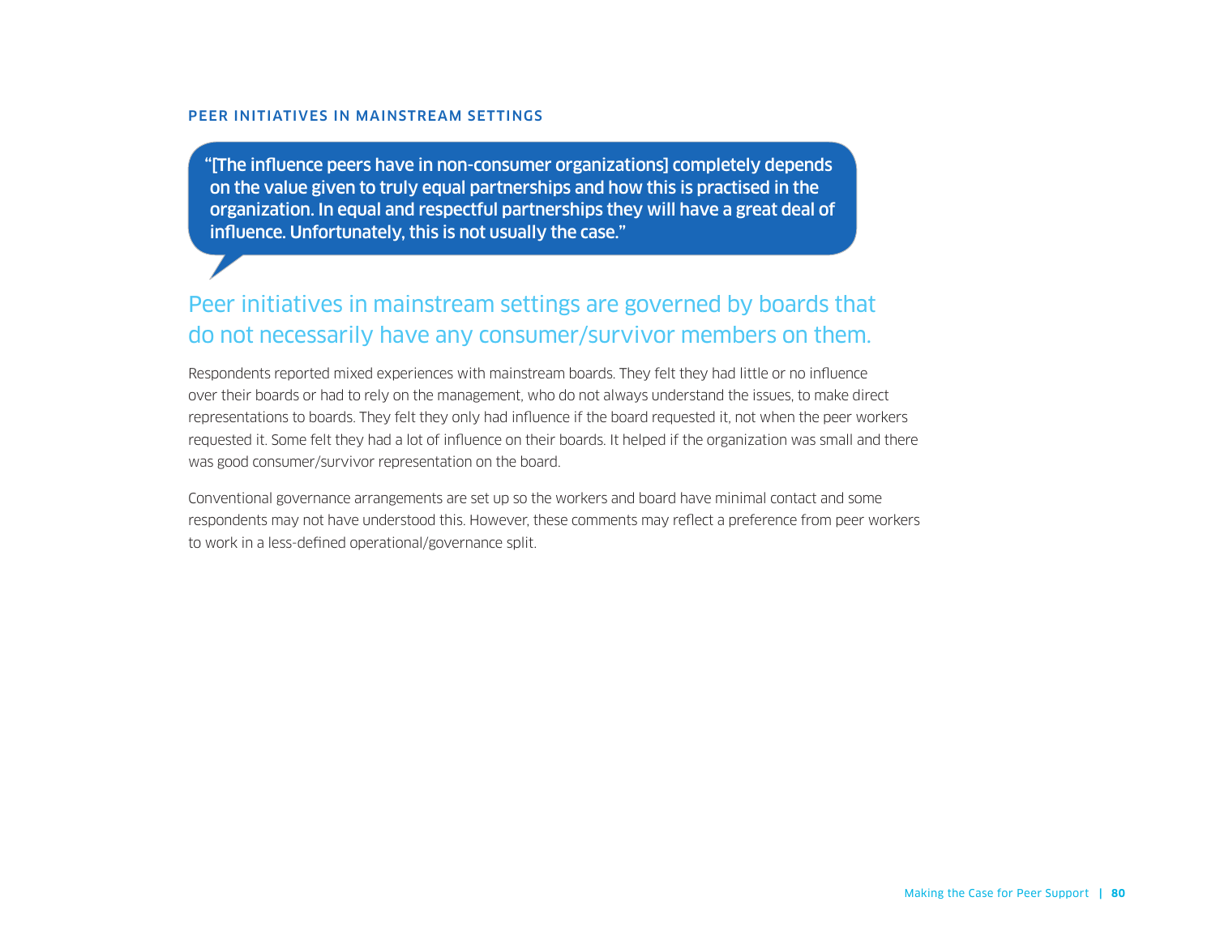## PEER INITIATIVES IN MAINSTREAM SETTINGS

> "[The influence peers have in non-consumer organizations] completely depends on the value given to truly equal partnerships and how this is practised in the organization. In equal and respectful partnerships they will have a great deal of influence. Unfortunately, this is not usually the case."

### Peer initiatives in mainstream settings are governed by boards that do not necessarily have any consumer/survivor members on them.

Respondents reported mixed experiences with mainstream boards. They felt they had little or no influence over their boards or had to rely on the management, who do not always understand the issues, to make direct representations to boards. They felt they only had influence if the board requested it, not when the peer workers requested it. Some felt they had a lot of influence on their boards. It helped if the organization was small and there was good consumer/survivor representation on the board.

Conventional governance arrangements are set up so the workers and board have minimal contact and some respondents may not have understood this. However, these comments may reflect a preference from peer workers to work in a less-defined operational/governance split.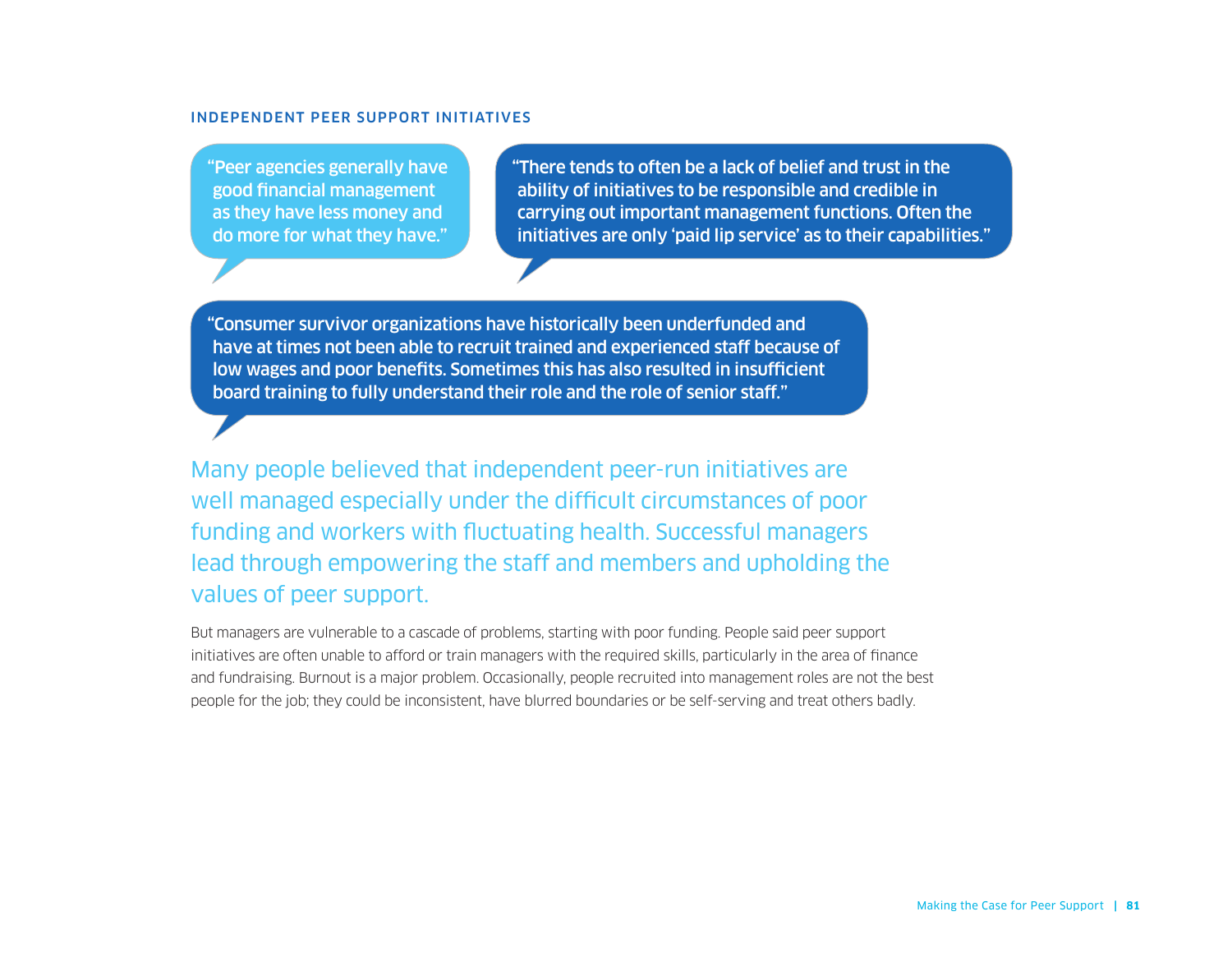## INDEPENDENT PEER SUPPORT INITIATIVES

"Peer agencies generally have good financial management as they have less money and do more for what they have."

"There tends to often be a lack of belief and trust in the ability of initiatives to be responsible and credible in carrying out important management functions. Often the initiatives are only 'paid lip service' as to their capabilities."

"Consumer survivor organizations have historically been underfunded and have at times not been able to recruit trained and experienced staff because of low wages and poor benefits. Sometimes this has also resulted in insufficient board training to fully understand their role and the role of senior staff."

Many people believed that independent peer-run initiatives are well managed especially under the difficult circumstances of poor funding and workers with fluctuating health. Successful managers lead through empowering the staff and members and upholding the values of peer support.

But managers are vulnerable to a cascade of problems, starting with poor funding. People said peer support initiatives are often unable to afford or train managers with the required skills, particularly in the area of finance and fundraising. Burnout is a major problem. Occasionally, people recruited into management roles are not the best people for the job; they could be inconsistent, have blurred boundaries or be self-serving and treat others badly.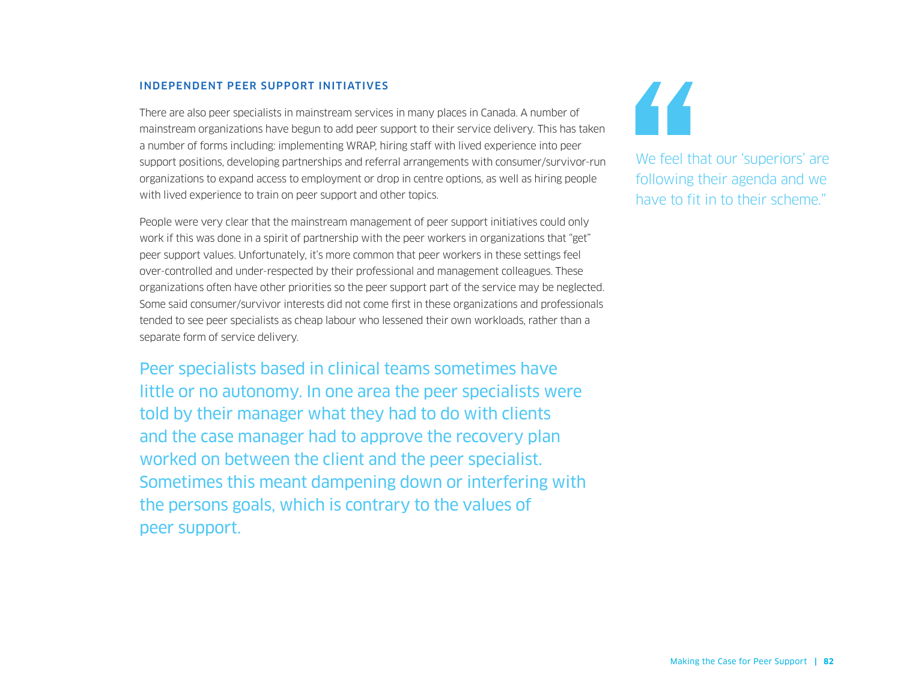### INDEPENDENT PEER SUPPORT INITIATIVES

There are also peer specialists in mainstream services in many places in Canada. A number of mainstream organizations have begun to add peer support to their service delivery. This has taken a number of forms including: implementing WRAP, hiring staff with lived experience into peer support positions, developing partnerships and referral arrangements with consumer/survivor-run organizations to expand access to employment or drop in centre options, as well as hiring people with lived experience to train on peer support and other topics.

People were very clear that the mainstream management of peer support initiatives could only work if this was done in a spirit of partnership with the peer workers in organizations that "get" peer support values. Unfortunately, it's more common that peer workers in these settings feel over-controlled and under-respected by their professional and management colleagues. These organizations often have other priorities so the peer support part of the service may be neglected. Some said consumer/survivor interests did not come first in these organizations and professionals tended to see peer specialists as cheap labour who lessened their own workloads, rather than a separate form of service delivery.

> We feel that our 'superiors' are following their agenda and we have to fit in to their scheme."

Peer specialists based in clinical teams sometimes have little or no autonomy. In one area the peer specialists were told by their manager what they had to do with clients and the case manager had to approve the recovery plan worked on between the client and the peer specialist. Sometimes this meant dampening down or interfering with the persons goals, which is contrary to the values of peer support.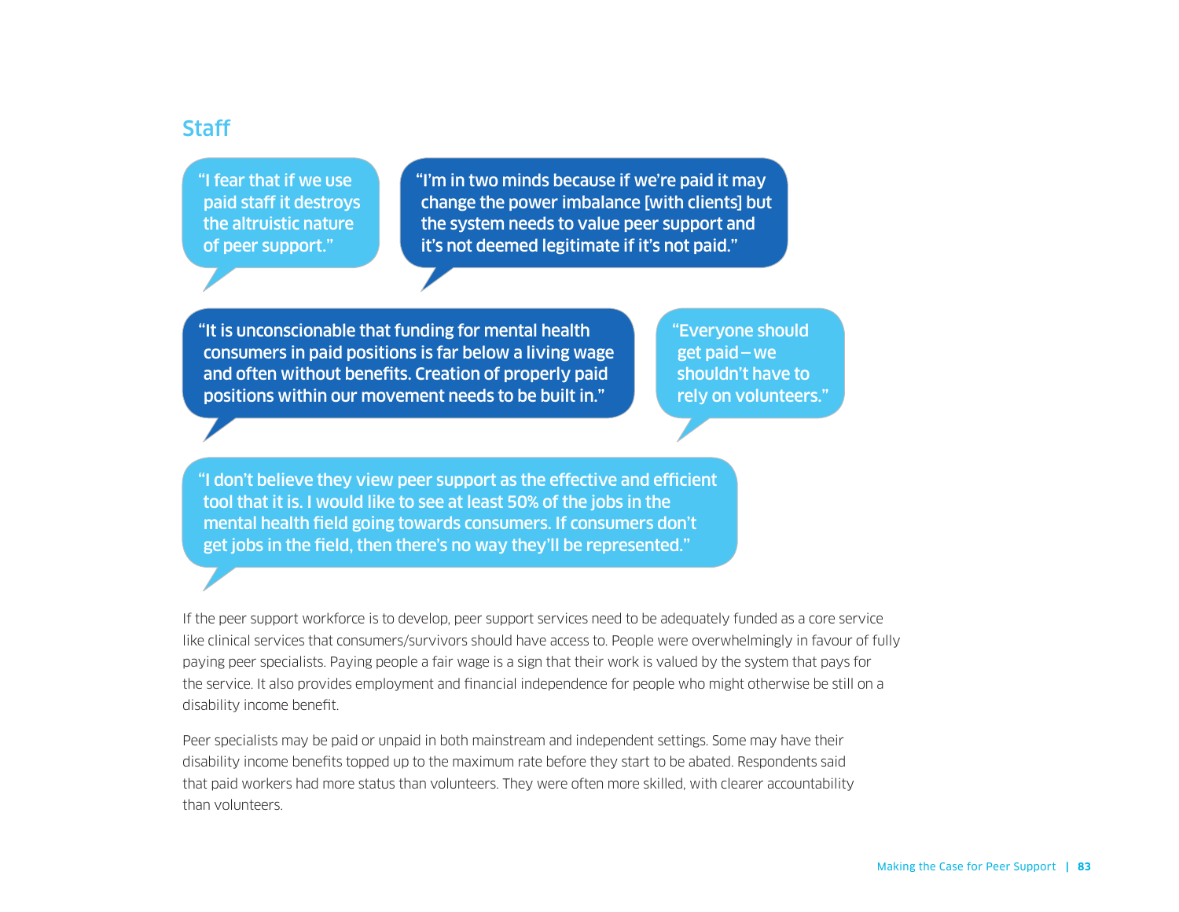## Staff

"I fear that if we use paid staff it destroys the altruistic nature of peer support."

"I'm in two minds because if we're paid it may change the power imbalance [with clients] but the system needs to value peer support and it's not deemed legitimate if it's not paid."

"It is unconscionable that funding for mental health consumers in paid positions is far below a living wage and often without benefits. Creation of properly paid positions within our movement needs to be built in."

"Everyone should get paid – we shouldn't have to rely on volunteers."

"I don't believe they view peer support as the effective and efficient tool that it is. I would like to see at least 50% of the jobs in the mental health field going towards consumers. If consumers don't get jobs in the field, then there's no way they'll be represented."

If the peer support workforce is to develop, peer support services need to be adequately funded as a core service like clinical services that consumers/survivors should have access to. People were overwhelmingly in favour of fully paying peer specialists. Paying people a fair wage is a sign that their work is valued by the system that pays for the service. It also provides employment and financial independence for people who might otherwise be still on a disability income benefit.

Peer specialists may be paid or unpaid in both mainstream and independent settings. Some may have their disability income benefits topped up to the maximum rate before they start to be abated. Respondents said that paid workers had more status than volunteers. They were often more skilled, with clearer accountability than volunteers.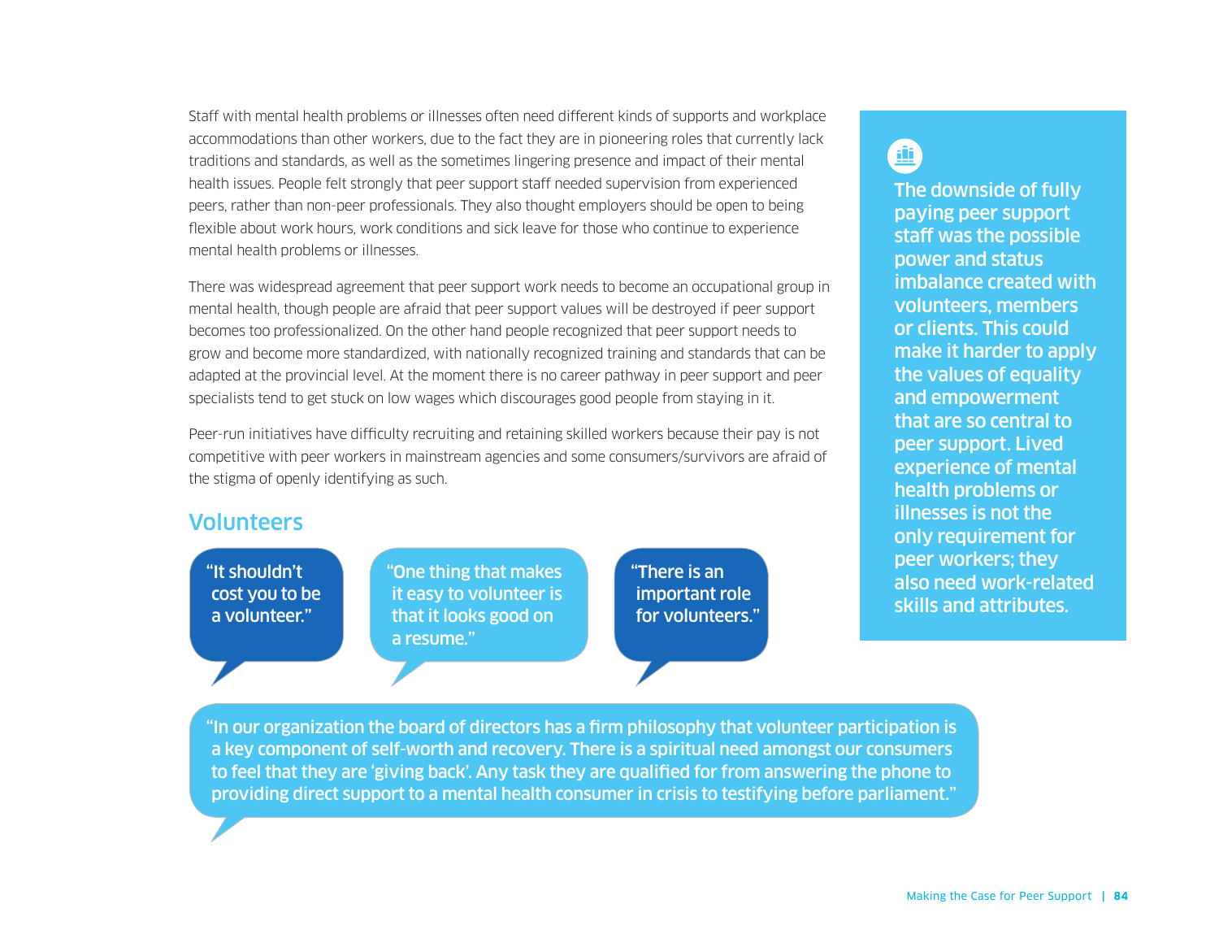Staff with mental health problems or illnesses often need different kinds of supports and workplace accommodations than other workers, due to the fact they are in pioneering roles that currently lack traditions and standards, as well as the sometimes lingering presence and impact of their mental health issues. People felt strongly that peer support staff needed supervision from experienced peers, rather than non-peer professionals. They also thought employers should be open to being flexible about work hours, work conditions and sick leave for those who continue to experience mental health problems or illnesses.

There was widespread agreement that peer support work needs to become an occupational group in mental health, though people are afraid that peer support values will be destroyed if peer support becomes too professionalized. On the other hand people recognized that peer support needs to grow and become more standardized, with nationally recognized training and standards that can be adapted at the provincial level. At the moment there is no career pathway in peer support and peer specialists tend to get stuck on low wages which discourages good people from staying in it.

Peer-run initiatives have difficulty recruiting and retaining skilled workers because their pay is not competitive with peer workers in mainstream agencies and some consumers/survivors are afraid of the stigma of openly identifying as such.

**The downside of fully paying peer support staff was the possible power and status imbalance created with volunteers, members or clients. This could make it harder to apply the values of equality and empowerment that are so central to peer support. Lived experience of mental health problems or illnesses is not the only requirement for peer workers; they also need work-related skills and attributes.**

## Volunteers

"It shouldn't cost you to be a volunteer."

"One thing that makes it easy to volunteer is that it looks good on a resume."

"There is an important role for volunteers."

"In our organization the board of directors has a firm philosophy that volunteer participation is a key component of self-worth and recovery. There is a spiritual need amongst our consumers to feel that they are 'giving back'. Any task they are qualified for from answering the phone to providing direct support to a mental health consumer in crisis to testifying before parliament."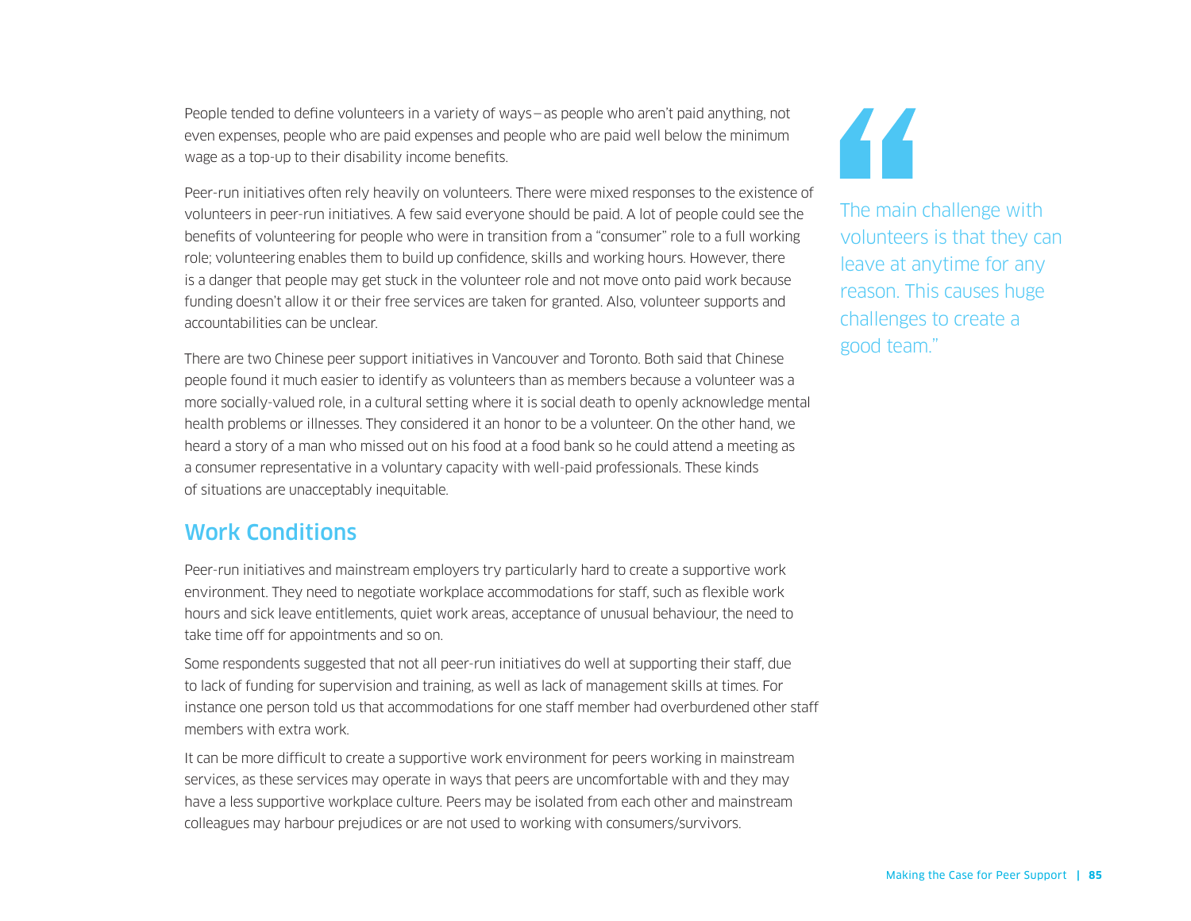People tended to define volunteers in a variety of ways – as people who aren't paid anything, not even expenses, people who are paid expenses and people who are paid well below the minimum wage as a top-up to their disability income benefits.

Peer-run initiatives often rely heavily on volunteers. There were mixed responses to the existence of volunteers in peer-run initiatives. A few said everyone should be paid. A lot of people could see the benefits of volunteering for people who were in transition from a "consumer" role to a full working role; volunteering enables them to build up confidence, skills and working hours. However, there is a danger that people may get stuck in the volunteer role and not move onto paid work because funding doesn't allow it or their free services are taken for granted. Also, volunteer supports and accountabilities can be unclear.

There are two Chinese peer support initiatives in Vancouver and Toronto. Both said that Chinese people found it much easier to identify as volunteers than as members because a volunteer was a more socially-valued role, in a cultural setting where it is social death to openly acknowledge mental health problems or illnesses. They considered it an honor to be a volunteer. On the other hand, we heard a story of a man who missed out on his food at a food bank so he could attend a meeting as a consumer representative in a voluntary capacity with well-paid professionals. These kinds of situations are unacceptably inequitable.

> "The main challenge with volunteers is that they can leave at anytime for any reason. This causes huge challenges to create a good team."

## Work Conditions

Peer-run initiatives and mainstream employers try particularly hard to create a supportive work environment. They need to negotiate workplace accommodations for staff, such as flexible work hours and sick leave entitlements, quiet work areas, acceptance of unusual behaviour, the need to take time off for appointments and so on.

Some respondents suggested that not all peer-run initiatives do well at supporting their staff, due to lack of funding for supervision and training, as well as lack of management skills at times. For instance one person told us that accommodations for one staff member had overburdened other staff members with extra work.

It can be more difficult to create a supportive work environment for peers working in mainstream services, as these services may operate in ways that peers are uncomfortable with and they may have a less supportive workplace culture. Peers may be isolated from each other and mainstream colleagues may harbour prejudices or are not used to working with consumers/survivors.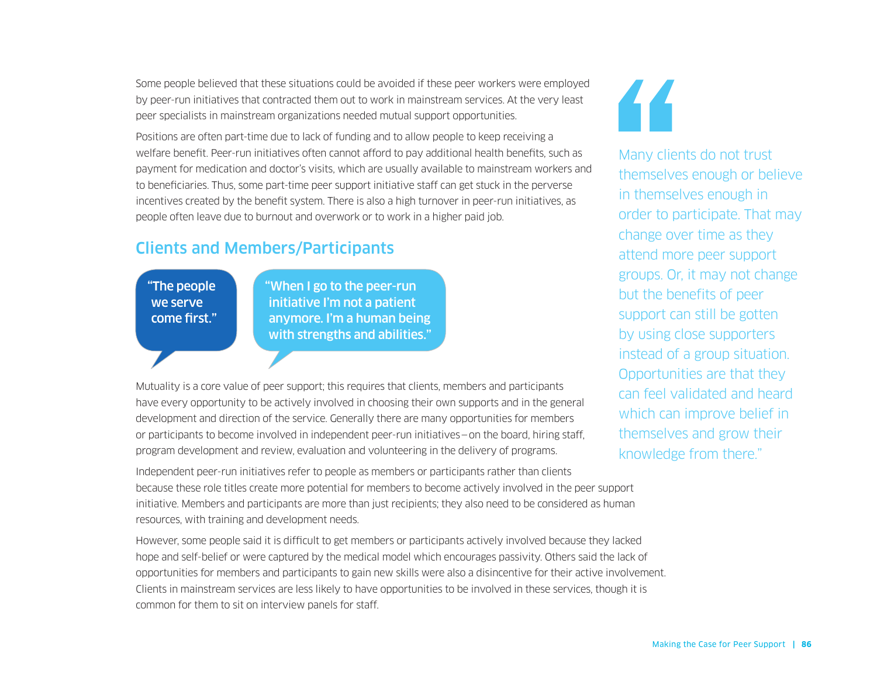Some people believed that these situations could be avoided if these peer workers were employed by peer-run initiatives that contracted them out to work in mainstream services. At the very least peer specialists in mainstream organizations needed mutual support opportunities.

Positions are often part-time due to lack of funding and to allow people to keep receiving a welfare benefit. Peer-run initiatives often cannot afford to pay additional health benefits, such as payment for medication and doctor's visits, which are usually available to mainstream workers and to beneficiaries. Thus, some part-time peer support initiative staff can get stuck in the perverse incentives created by the benefit system. There is also a high turnover in peer-run initiatives, as people often leave due to burnout and overwork or to work in a higher paid job.

## Clients and Members/Participants

"The people we serve come first."

"When I go to the peer-run initiative I'm not a patient anymore. I'm a human being with strengths and abilities."

Mutuality is a core value of peer support; this requires that clients, members and participants have every opportunity to be actively involved in choosing their own supports and in the general development and direction of the service. Generally there are many opportunities for members or participants to become involved in independent peer-run initiatives – on the board, hiring staff, program development and review, evaluation and volunteering in the delivery of programs.

Independent peer-run initiatives refer to people as members or participants rather than clients because these role titles create more potential for members to become actively involved in the peer support initiative. Members and participants are more than just recipients; they also need to be considered as human resources, with training and development needs.

However, some people said it is difficult to get members or participants actively involved because they lacked hope and self-belief or were captured by the medical model which encourages passivity. Others said the lack of opportunities for members and participants to gain new skills were also a disincentive for their active involvement. Clients in mainstream services are less likely to have opportunities to be involved in these services, though it is common for them to sit on interview panels for staff.

> "Many clients do not trust themselves enough or believe in themselves enough in order to participate. That may change over time as they attend more peer support groups. Or, it may not change but the benefits of peer support can still be gotten by using close supporters instead of a group situation. Opportunities are that they can feel validated and heard which can improve belief in themselves and grow their knowledge from there."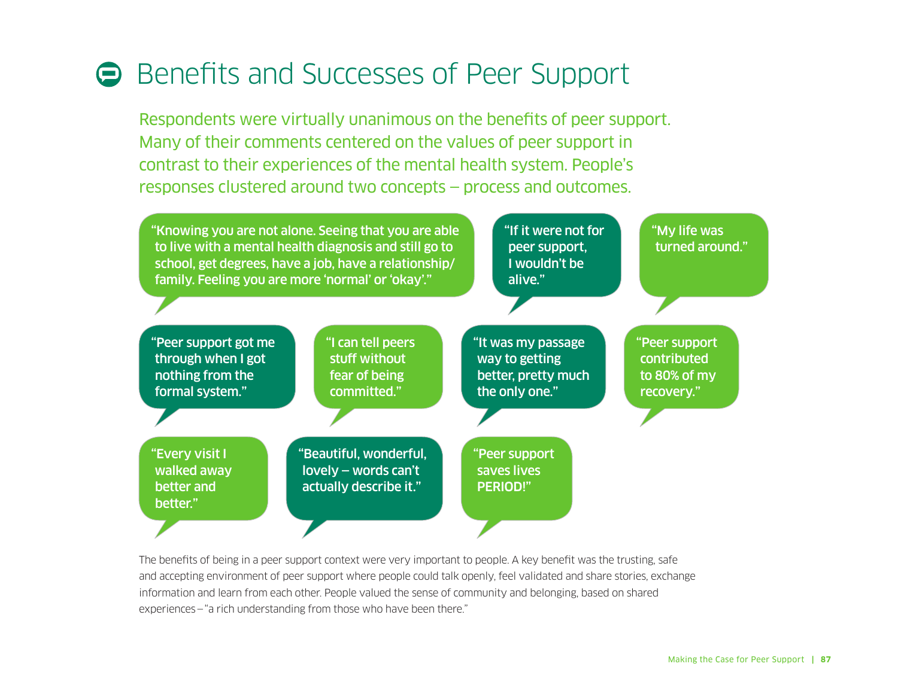# Benefits and Successes of Peer Support

Respondents were virtually unanimous on the benefits of peer support. Many of their comments centered on the values of peer support in contrast to their experiences of the mental health system. People's responses clustered around two concepts – process and outcomes.

"Knowing you are not alone. Seeing that you are able to live with a mental health diagnosis and still go to school, get degrees, have a job, have a relationship/ family. Feeling you are more 'normal' or 'okay'."

"If it were not for peer support, I wouldn't be alive."

"My life was turned around."

"Peer support got me through when I got nothing from the formal system."

"I can tell peers stuff without fear of being committed."

"It was my passage way to getting better, pretty much the only one."

"Peer support contributed to 80% of my recovery."

"Every visit I walked away better and better."

"Beautiful, wonderful, lovely – words can't actually describe it."

"Peer support saves lives PERIOD!"

The benefits of being in a peer support context were very important to people. A key benefit was the trusting, safe and accepting environment of peer support where people could talk openly, feel validated and share stories, exchange information and learn from each other. People valued the sense of community and belonging, based on shared experiences – "a rich understanding from those who have been there."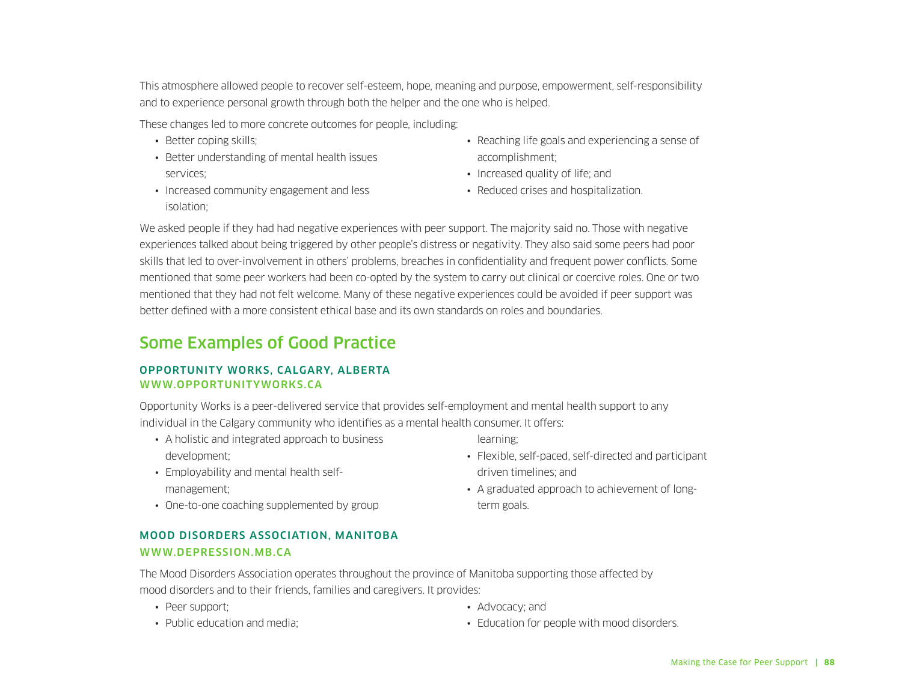This atmosphere allowed people to recover self-esteem, hope, meaning and purpose, empowerment, self-responsibility and to experience personal growth through both the helper and the one who is helped.

These changes led to more concrete outcomes for people, including:

- Better coping skills;
- Better understanding of mental health issues services;
- Increased community engagement and less isolation;
- Reaching life goals and experiencing a sense of accomplishment;
- Increased quality of life; and
- Reduced crises and hospitalization.

We asked people if they had had negative experiences with peer support. The majority said no. Those with negative experiences talked about being triggered by other people's distress or negativity. They also said some peers had poor skills that led to over-involvement in others' problems, breaches in confidentiality and frequent power conflicts. Some mentioned that some peer workers had been co-opted by the system to carry out clinical or coercive roles. One or two mentioned that they had not felt welcome. Many of these negative experiences could be avoided if peer support was better defined with a more consistent ethical base and its own standards on roles and boundaries.

## Some Examples of Good Practice

### OPPORTUNITY WORKS, CALGARY, ALBERTA
WWW.OPPORTUNITYWORKS.CA

Opportunity Works is a peer-delivered service that provides self-employment and mental health support to any individual in the Calgary community who identifies as a mental health consumer. It offers:

- A holistic and integrated approach to business development;
- Employability and mental health self-management;
- One-to-one coaching supplemented by group learning;
- Flexible, self-paced, self-directed and participant driven timelines; and
- A graduated approach to achievement of long-term goals.

### MOOD DISORDERS ASSOCIATION, MANITOBA
WWW.DEPRESSION.MB.CA

The Mood Disorders Association operates throughout the province of Manitoba supporting those affected by mood disorders and to their friends, families and caregivers. It provides:

- Peer support;
- Public education and media;
- Advocacy; and
- Education for people with mood disorders.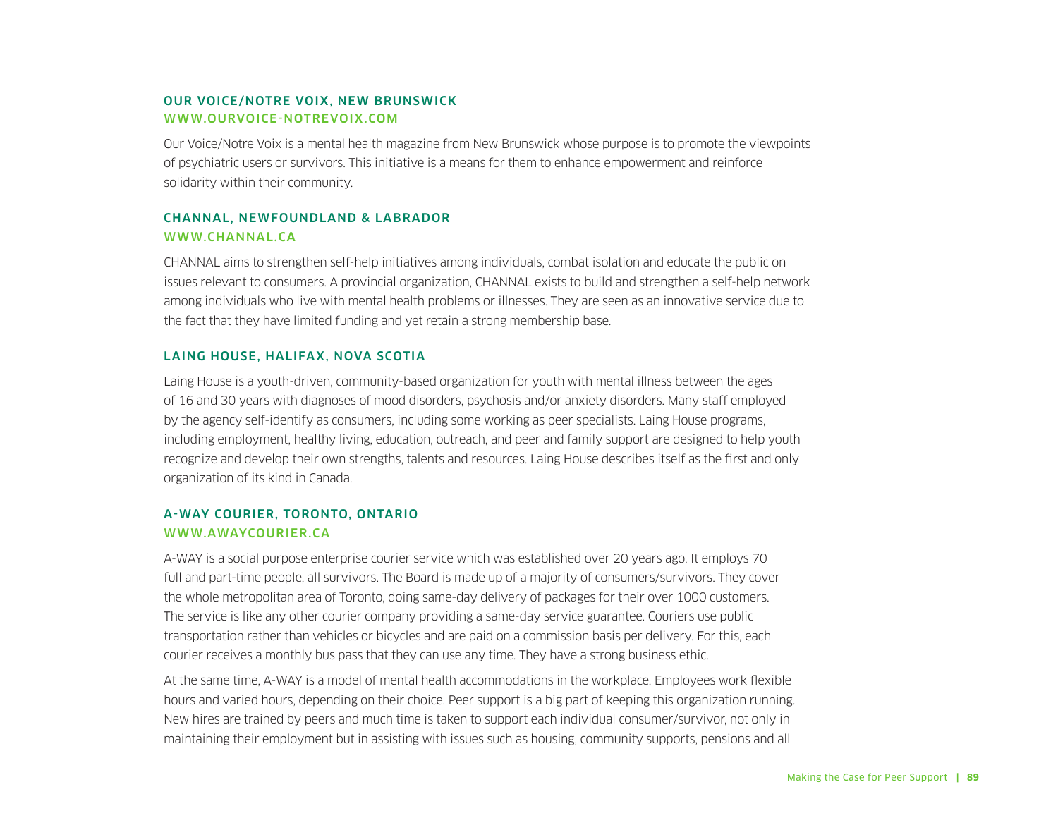### OUR VOICE/NOTRE VOIX, NEW BRUNSWICK
WWW.OURVOICE-NOTREVOIX.COM

Our Voice/Notre Voix is a mental health magazine from New Brunswick whose purpose is to promote the viewpoints of psychiatric users or survivors. This initiative is a means for them to enhance empowerment and reinforce solidarity within their community.

### CHANNAL, NEWFOUNDLAND & LABRADOR
WWW.CHANNAL.CA

CHANNAL aims to strengthen self-help initiatives among individuals, combat isolation and educate the public on issues relevant to consumers. A provincial organization, CHANNAL exists to build and strengthen a self-help network among individuals who live with mental health problems or illnesses. They are seen as an innovative service due to the fact that they have limited funding and yet retain a strong membership base.

### LAING HOUSE, HALIFAX, NOVA SCOTIA

Laing House is a youth-driven, community-based organization for youth with mental illness between the ages of 16 and 30 years with diagnoses of mood disorders, psychosis and/or anxiety disorders. Many staff employed by the agency self-identify as consumers, including some working as peer specialists. Laing House programs, including employment, healthy living, education, outreach, and peer and family support are designed to help youth recognize and develop their own strengths, talents and resources. Laing House describes itself as the first and only organization of its kind in Canada.

### A-WAY COURIER, TORONTO, ONTARIO
WWW.AWAYCOURIER.CA

A-WAY is a social purpose enterprise courier service which was established over 20 years ago. It employs 70 full and part-time people, all survivors. The Board is made up of a majority of consumers/survivors. They cover the whole metropolitan area of Toronto, doing same-day delivery of packages for their over 1000 customers. The service is like any other courier company providing a same-day service guarantee. Couriers use public transportation rather than vehicles or bicycles and are paid on a commission basis per delivery. For this, each courier receives a monthly bus pass that they can use any time. They have a strong business ethic.

At the same time, A-WAY is a model of mental health accommodations in the workplace. Employees work flexible hours and varied hours, depending on their choice. Peer support is a big part of keeping this organization running. New hires are trained by peers and much time is taken to support each individual consumer/survivor, not only in maintaining their employment but in assisting with issues such as housing, community supports, pensions and all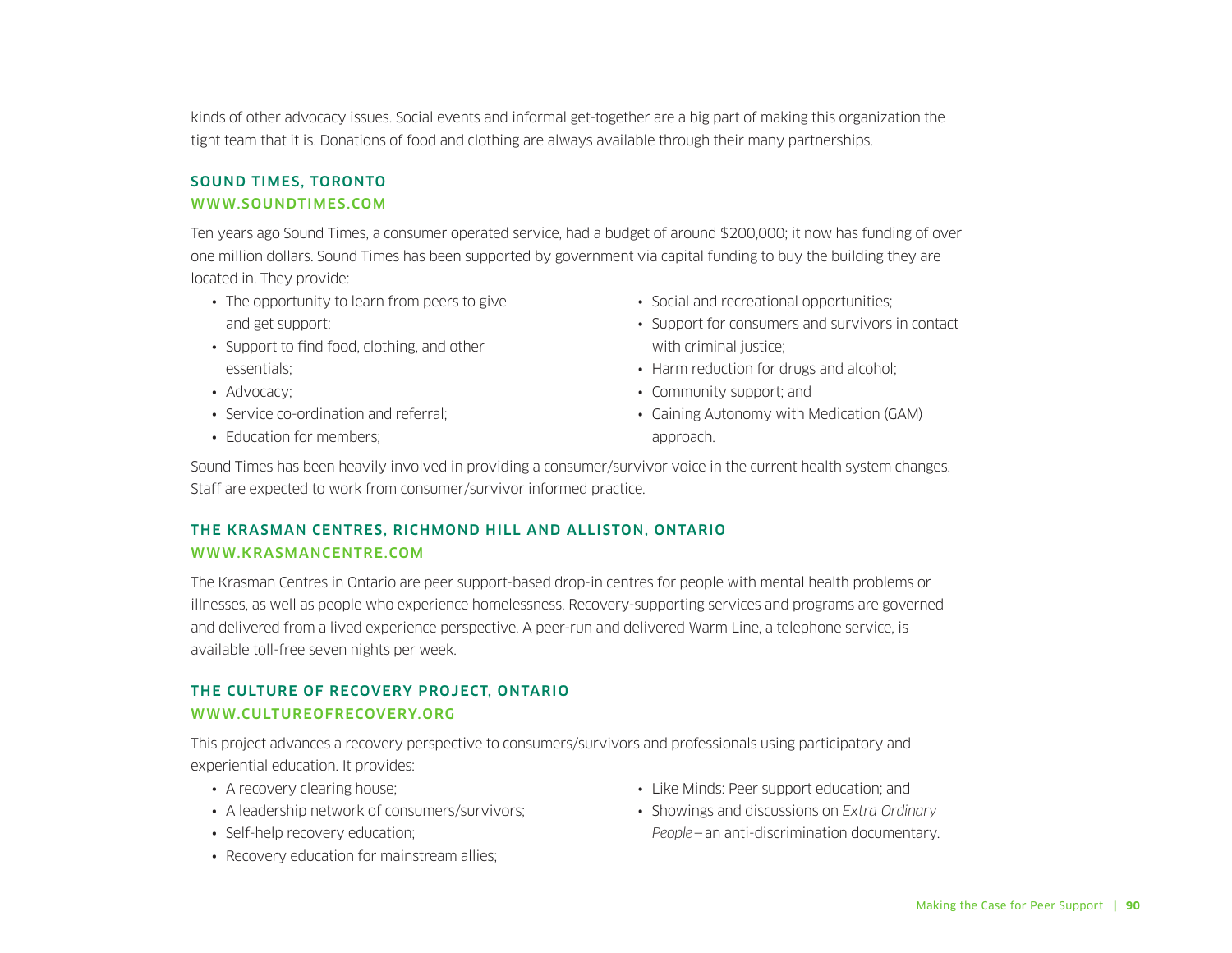kinds of other advocacy issues. Social events and informal get-together are a big part of making this organization the tight team that it is. Donations of food and clothing are always available through their many partnerships.

### SOUND TIMES, TORONTO
### WWW.SOUNDTIMES.COM

Ten years ago Sound Times, a consumer operated service, had a budget of around $200,000; it now has funding of over one million dollars. Sound Times has been supported by government via capital funding to buy the building they are located in. They provide:

- The opportunity to learn from peers to give and get support;
- Support to find food, clothing, and other essentials;
- Advocacy;
- Service co-ordination and referral;
- Education for members;
- Social and recreational opportunities;
- Support for consumers and survivors in contact with criminal justice;
- Harm reduction for drugs and alcohol;
- Community support; and
- Gaining Autonomy with Medication (GAM) approach.

Sound Times has been heavily involved in providing a consumer/survivor voice in the current health system changes. Staff are expected to work from consumer/survivor informed practice.

### THE KRASMAN CENTRES, RICHMOND HILL AND ALLISTON, ONTARIO
### WWW.KRASMANCENTRE.COM

The Krasman Centres in Ontario are peer support-based drop-in centres for people with mental health problems or illnesses, as well as people who experience homelessness. Recovery-supporting services and programs are governed and delivered from a lived experience perspective. A peer-run and delivered Warm Line, a telephone service, is available toll-free seven nights per week.

### THE CULTURE OF RECOVERY PROJECT, ONTARIO
### WWW.CULTUREOFRECOVERY.ORG

This project advances a recovery perspective to consumers/survivors and professionals using participatory and experiential education. It provides:

- A recovery clearing house;
- A leadership network of consumers/survivors;
- Self-help recovery education;
- Recovery education for mainstream allies;
- Like Minds: Peer support education; and
- Showings and discussions on *Extra Ordinary People* – an anti-discrimination documentary.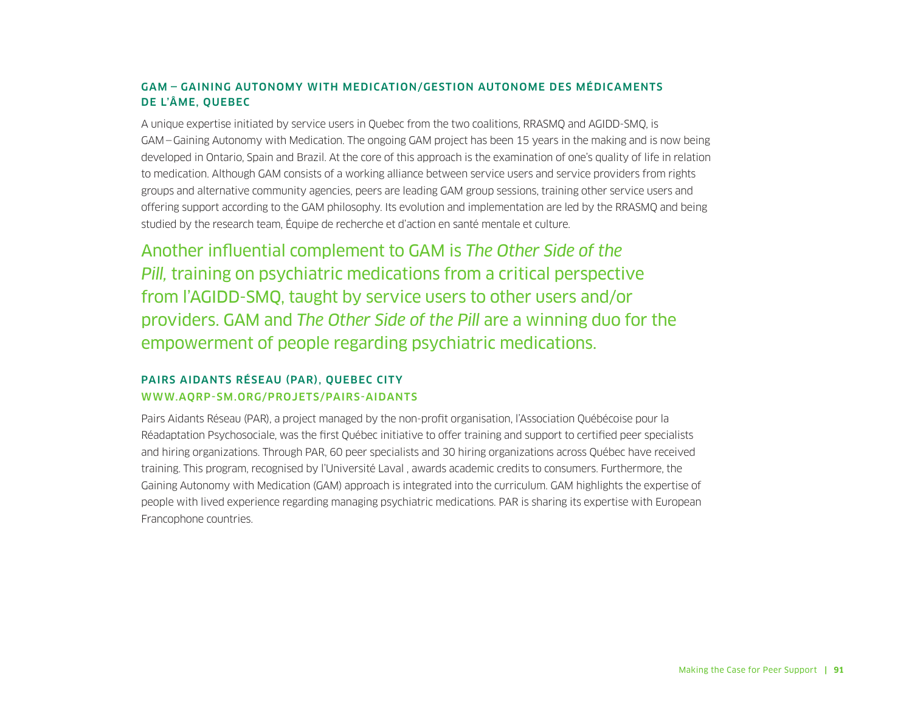### GAM – GAINING AUTONOMY WITH MEDICATION/GESTION AUTONOME DES MÉDICAMENTS DE L'ÂME, QUEBEC

A unique expertise initiated by service users in Quebec from the two coalitions, RRASMQ and AGIDD-SMQ, is GAM – Gaining Autonomy with Medication. The ongoing GAM project has been 15 years in the making and is now being developed in Ontario, Spain and Brazil. At the core of this approach is the examination of one's quality of life in relation to medication. Although GAM consists of a working alliance between service users and service providers from rights groups and alternative community agencies, peers are leading GAM group sessions, training other service users and offering support according to the GAM philosophy. Its evolution and implementation are led by the RRASMQ and being studied by the research team, Équipe de recherche et d'action en santé mentale et culture.

Another influential complement to GAM is *The Other Side of the Pill,* training on psychiatric medications from a critical perspective from l'AGIDD-SMQ, taught by service users to other users and/or providers. GAM and *The Other Side of the Pill* are a winning duo for the empowerment of people regarding psychiatric medications.

### PAIRS AIDANTS RÉSEAU (PAR), QUEBEC CITY

WWW.AQRP-SM.ORG/PROJETS/PAIRS-AIDANTS

Pairs Aidants Réseau (PAR), a project managed by the non-profit organisation, l'Association Québécoise pour la Réadaptation Psychosociale, was the first Québec initiative to offer training and support to certified peer specialists and hiring organizations. Through PAR, 60 peer specialists and 30 hiring organizations across Québec have received training. This program, recognised by l'Université Laval , awards academic credits to consumers. Furthermore, the Gaining Autonomy with Medication (GAM) approach is integrated into the curriculum. GAM highlights the expertise of people with lived experience regarding managing psychiatric medications. PAR is sharing its expertise with European Francophone countries.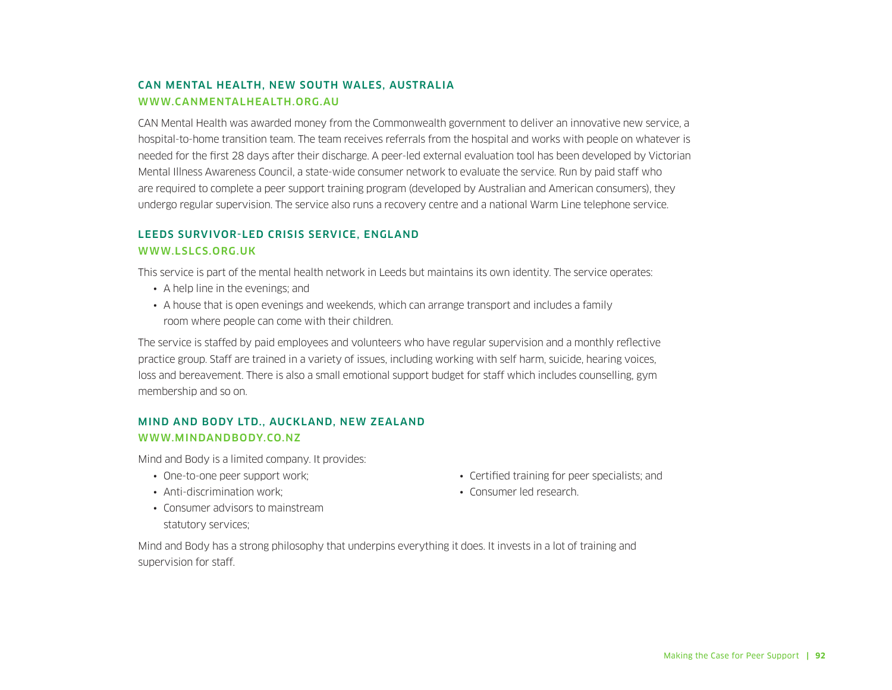### CAN MENTAL HEALTH, NEW SOUTH WALES, AUSTRALIA

WWW.CANMENTALHEALTH.ORG.AU

CAN Mental Health was awarded money from the Commonwealth government to deliver an innovative new service, a hospital-to-home transition team. The team receives referrals from the hospital and works with people on whatever is needed for the first 28 days after their discharge. A peer-led external evaluation tool has been developed by Victorian Mental Illness Awareness Council, a state-wide consumer network to evaluate the service. Run by paid staff who are required to complete a peer support training program (developed by Australian and American consumers), they undergo regular supervision. The service also runs a recovery centre and a national Warm Line telephone service.

### LEEDS SURVIVOR-LED CRISIS SERVICE, ENGLAND

WWW.LSLCS.ORG.UK

This service is part of the mental health network in Leeds but maintains its own identity. The service operates:

- A help line in the evenings; and
- A house that is open evenings and weekends, which can arrange transport and includes a family room where people can come with their children.

The service is staffed by paid employees and volunteers who have regular supervision and a monthly reflective practice group. Staff are trained in a variety of issues, including working with self harm, suicide, hearing voices, loss and bereavement. There is also a small emotional support budget for staff which includes counselling, gym membership and so on.

### MIND AND BODY LTD., AUCKLAND, NEW ZEALAND

WWW.MINDANDBODY.CO.NZ

Mind and Body is a limited company. It provides:

- One-to-one peer support work;
- Anti-discrimination work;
- Consumer advisors to mainstream statutory services;
- Certified training for peer specialists; and
- Consumer led research.

Mind and Body has a strong philosophy that underpins everything it does. It invests in a lot of training and supervision for staff.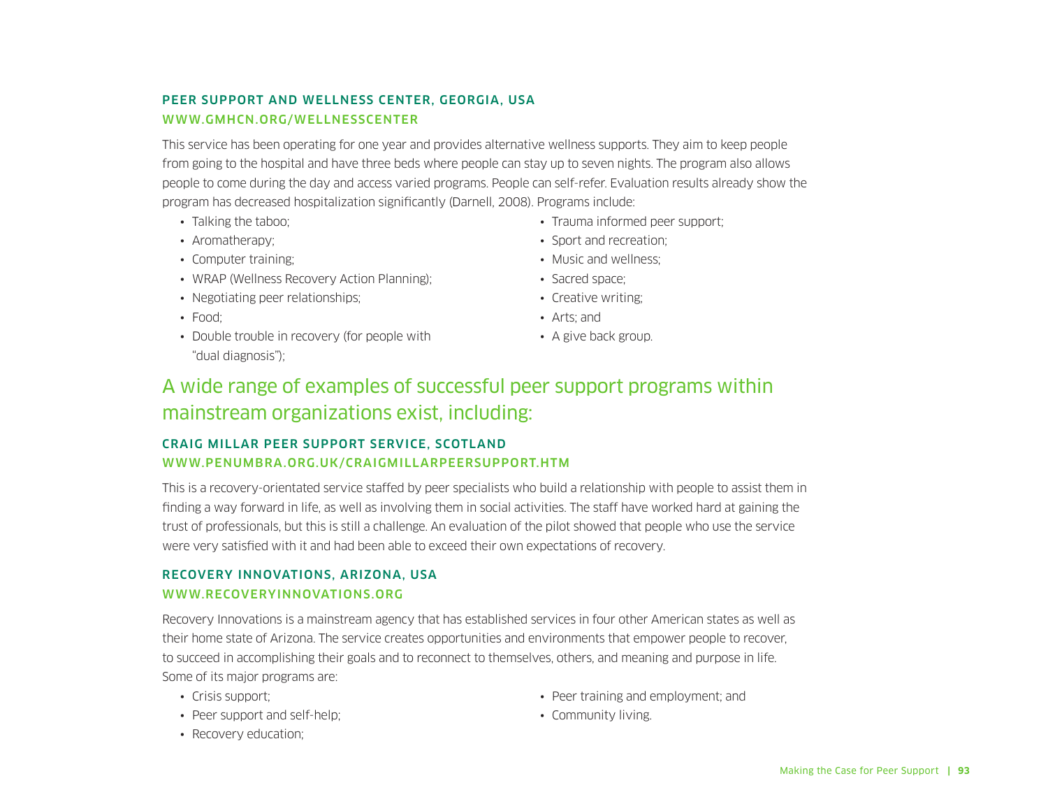### PEER SUPPORT AND WELLNESS CENTER, GEORGIA, USA

WWW.GMHCN.ORG/WELLNESSCENTER

This service has been operating for one year and provides alternative wellness supports. They aim to keep people from going to the hospital and have three beds where people can stay up to seven nights. The program also allows people to come during the day and access varied programs. People can self-refer. Evaluation results already show the program has decreased hospitalization significantly (Darnell, 2008). Programs include:

- Talking the taboo;
- Aromatherapy;
- Computer training;
- WRAP (Wellness Recovery Action Planning);
- Negotiating peer relationships;
- Food;
- Double trouble in recovery (for people with "dual diagnosis");
- Trauma informed peer support;
- Sport and recreation;
- Music and wellness;
- Sacred space;
- Creative writing;
- Arts; and
- A give back group.

## A wide range of examples of successful peer support programs within mainstream organizations exist, including:

### CRAIG MILLAR PEER SUPPORT SERVICE, SCOTLAND

WWW.PENUMBRA.ORG.UK/CRAIGMILLARPEERSUPPORT.HTM

This is a recovery-orientated service staffed by peer specialists who build a relationship with people to assist them in finding a way forward in life, as well as involving them in social activities. The staff have worked hard at gaining the trust of professionals, but this is still a challenge. An evaluation of the pilot showed that people who use the service were very satisfied with it and had been able to exceed their own expectations of recovery.

### RECOVERY INNOVATIONS, ARIZONA, USA

WWW.RECOVERYINNOVATIONS.ORG

Recovery Innovations is a mainstream agency that has established services in four other American states as well as their home state of Arizona. The service creates opportunities and environments that empower people to recover, to succeed in accomplishing their goals and to reconnect to themselves, others, and meaning and purpose in life. Some of its major programs are:

- Crisis support;
- Peer support and self-help;
- Recovery education;
- Peer training and employment; and
- Community living.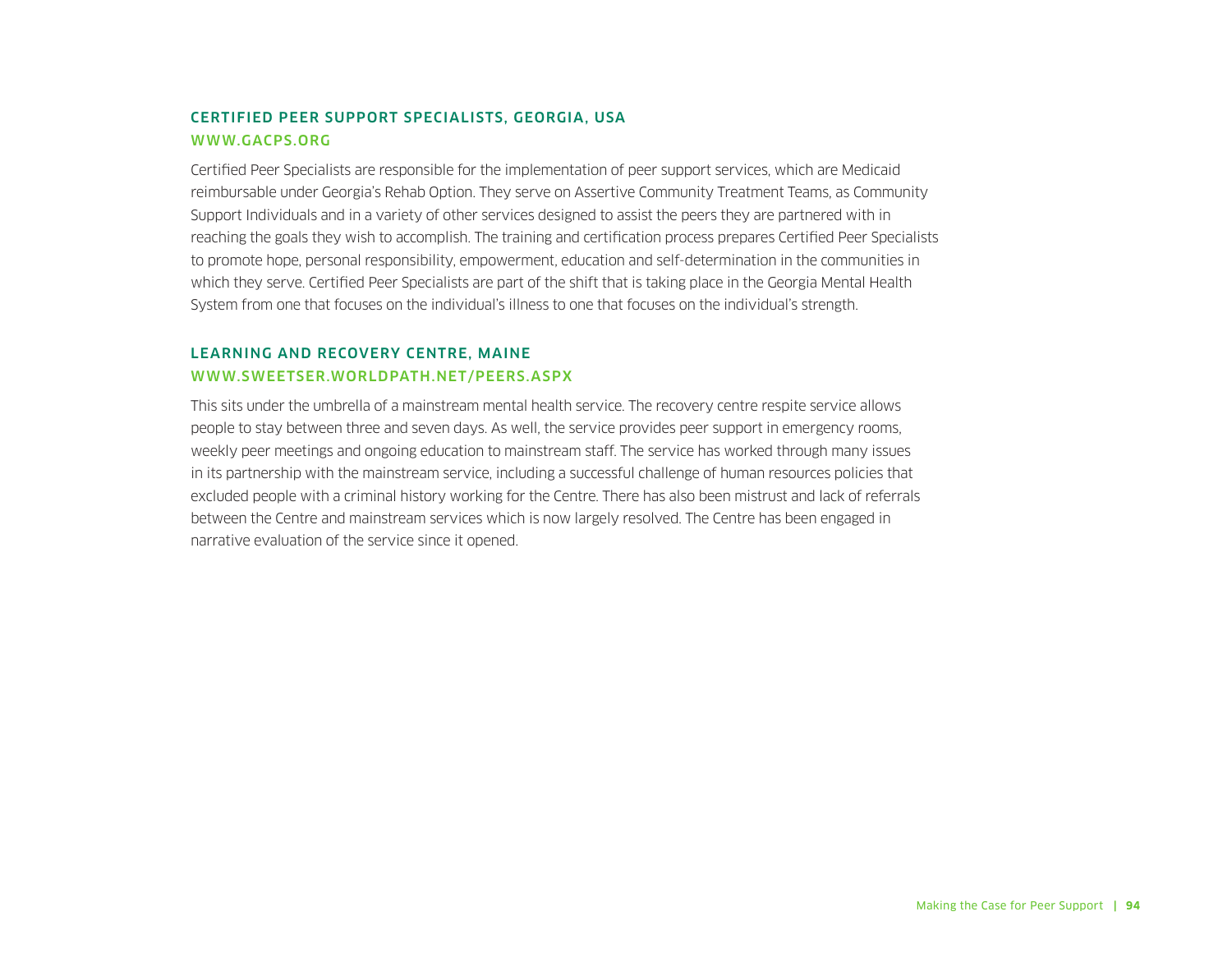### CERTIFIED PEER SUPPORT SPECIALISTS, GEORGIA, USA

WWW.GACPS.ORG

Certified Peer Specialists are responsible for the implementation of peer support services, which are Medicaid reimbursable under Georgia's Rehab Option. They serve on Assertive Community Treatment Teams, as Community Support Individuals and in a variety of other services designed to assist the peers they are partnered with in reaching the goals they wish to accomplish. The training and certification process prepares Certified Peer Specialists to promote hope, personal responsibility, empowerment, education and self-determination in the communities in which they serve. Certified Peer Specialists are part of the shift that is taking place in the Georgia Mental Health System from one that focuses on the individual's illness to one that focuses on the individual's strength.

### LEARNING AND RECOVERY CENTRE, MAINE

WWW.SWEETSER.WORLDPATH.NET/PEERS.ASPX

This sits under the umbrella of a mainstream mental health service. The recovery centre respite service allows people to stay between three and seven days. As well, the service provides peer support in emergency rooms, weekly peer meetings and ongoing education to mainstream staff. The service has worked through many issues in its partnership with the mainstream service, including a successful challenge of human resources policies that excluded people with a criminal history working for the Centre. There has also been mistrust and lack of referrals between the Centre and mainstream services which is now largely resolved. The Centre has been engaged in narrative evaluation of the service since it opened.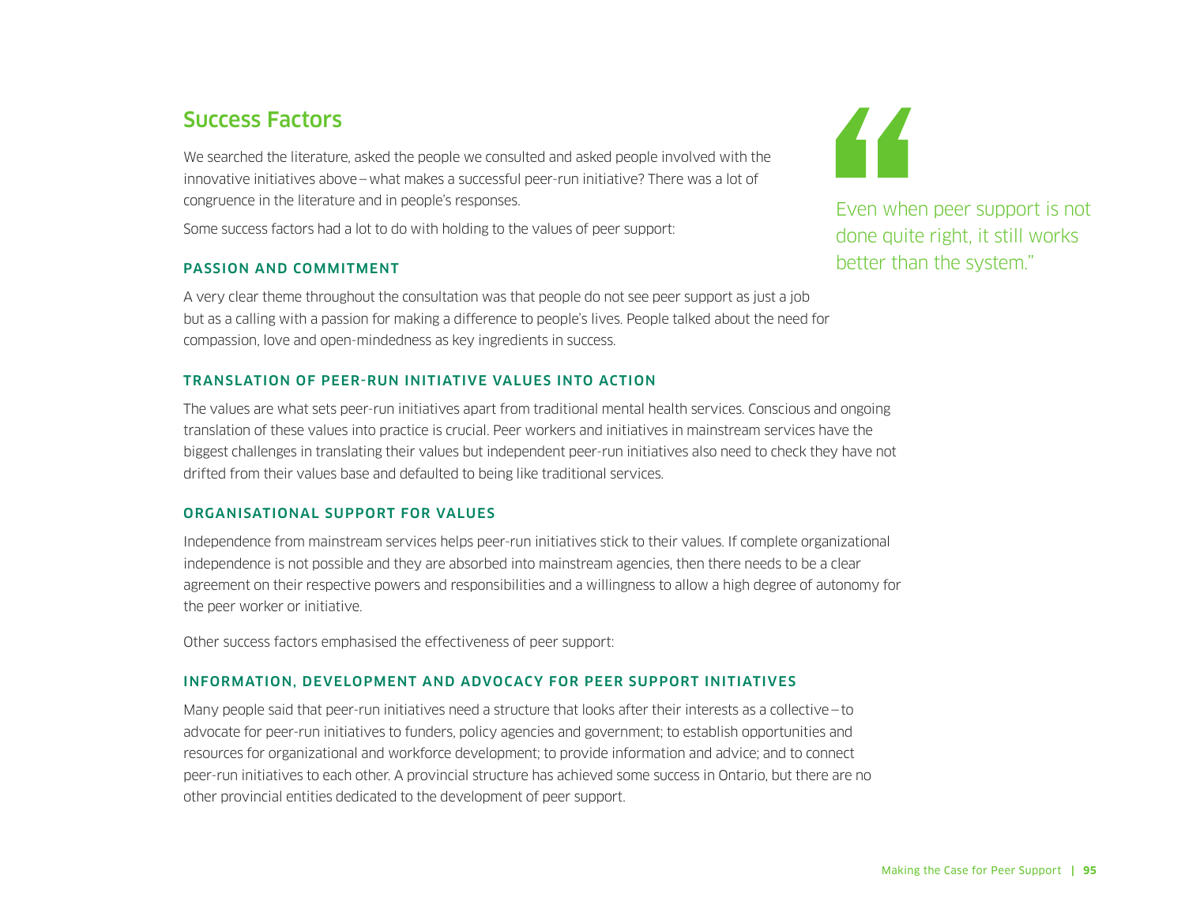## Success Factors

We searched the literature, asked the people we consulted and asked people involved with the innovative initiatives above – what makes a successful peer-run initiative? There was a lot of congruence in the literature and in people's responses.

Some success factors had a lot to do with holding to the values of peer support:

> Even when peer support is not done quite right, it still works better than the system."

### PASSION AND COMMITMENT

A very clear theme throughout the consultation was that people do not see peer support as just a job but as a calling with a passion for making a difference to people's lives. People talked about the need for compassion, love and open-mindedness as key ingredients in success.

### TRANSLATION OF PEER-RUN INITIATIVE VALUES INTO ACTION

The values are what sets peer-run initiatives apart from traditional mental health services. Conscious and ongoing translation of these values into practice is crucial. Peer workers and initiatives in mainstream services have the biggest challenges in translating their values but independent peer-run initiatives also need to check they have not drifted from their values base and defaulted to being like traditional services.

### ORGANISATIONAL SUPPORT FOR VALUES

Independence from mainstream services helps peer-run initiatives stick to their values. If complete organizational independence is not possible and they are absorbed into mainstream agencies, then there needs to be a clear agreement on their respective powers and responsibilities and a willingness to allow a high degree of autonomy for the peer worker or initiative.

Other success factors emphasised the effectiveness of peer support:

### INFORMATION, DEVELOPMENT AND ADVOCACY FOR PEER SUPPORT INITIATIVES

Many people said that peer-run initiatives need a structure that looks after their interests as a collective – to advocate for peer-run initiatives to funders, policy agencies and government; to establish opportunities and resources for organizational and workforce development; to provide information and advice; and to connect peer-run initiatives to each other. A provincial structure has achieved some success in Ontario, but there are no other provincial entities dedicated to the development of peer support.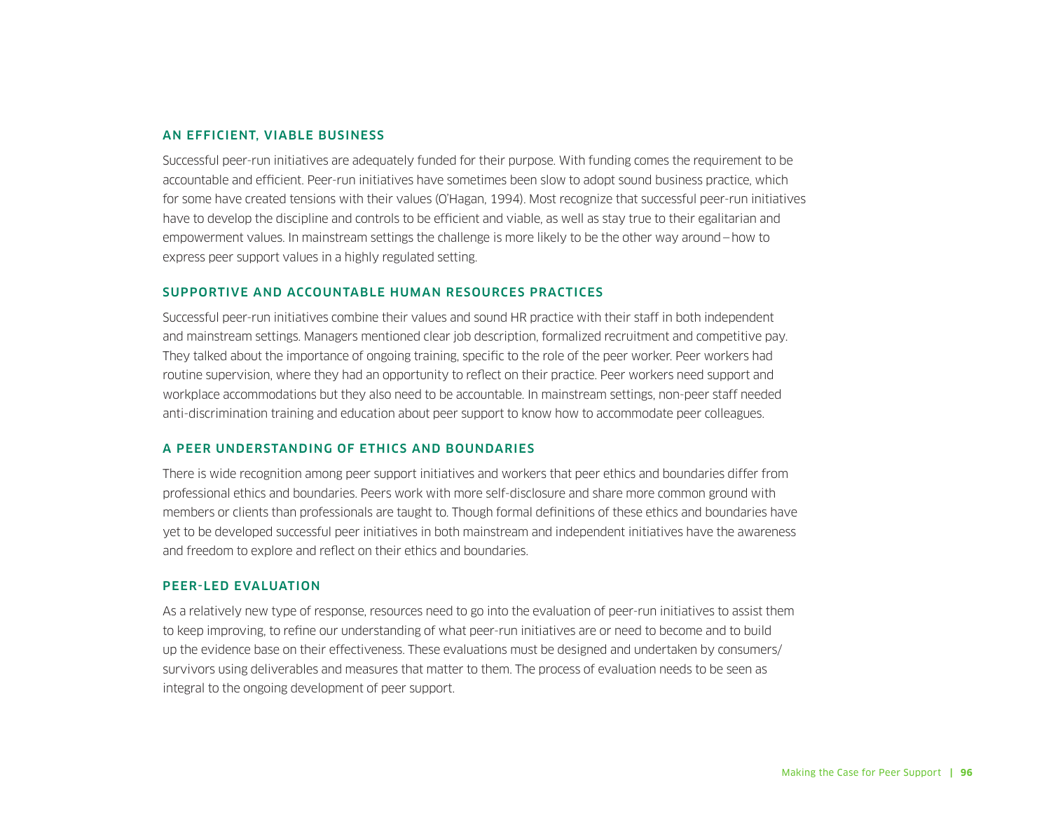### AN EFFICIENT, VIABLE BUSINESS

Successful peer-run initiatives are adequately funded for their purpose. With funding comes the requirement to be accountable and efficient. Peer-run initiatives have sometimes been slow to adopt sound business practice, which for some have created tensions with their values (O'Hagan, 1994). Most recognize that successful peer-run initiatives have to develop the discipline and controls to be efficient and viable, as well as stay true to their egalitarian and empowerment values. In mainstream settings the challenge is more likely to be the other way around – how to express peer support values in a highly regulated setting.

### SUPPORTIVE AND ACCOUNTABLE HUMAN RESOURCES PRACTICES

Successful peer-run initiatives combine their values and sound HR practice with their staff in both independent and mainstream settings. Managers mentioned clear job description, formalized recruitment and competitive pay. They talked about the importance of ongoing training, specific to the role of the peer worker. Peer workers had routine supervision, where they had an opportunity to reflect on their practice. Peer workers need support and workplace accommodations but they also need to be accountable. In mainstream settings, non-peer staff needed anti-discrimination training and education about peer support to know how to accommodate peer colleagues.

### A PEER UNDERSTANDING OF ETHICS AND BOUNDARIES

There is wide recognition among peer support initiatives and workers that peer ethics and boundaries differ from professional ethics and boundaries. Peers work with more self-disclosure and share more common ground with members or clients than professionals are taught to. Though formal definitions of these ethics and boundaries have yet to be developed successful peer initiatives in both mainstream and independent initiatives have the awareness and freedom to explore and reflect on their ethics and boundaries.

### PEER-LED EVALUATION

As a relatively new type of response, resources need to go into the evaluation of peer-run initiatives to assist them to keep improving, to refine our understanding of what peer-run initiatives are or need to become and to build up the evidence base on their effectiveness. These evaluations must be designed and undertaken by consumers/survivors using deliverables and measures that matter to them. The process of evaluation needs to be seen as integral to the ongoing development of peer support.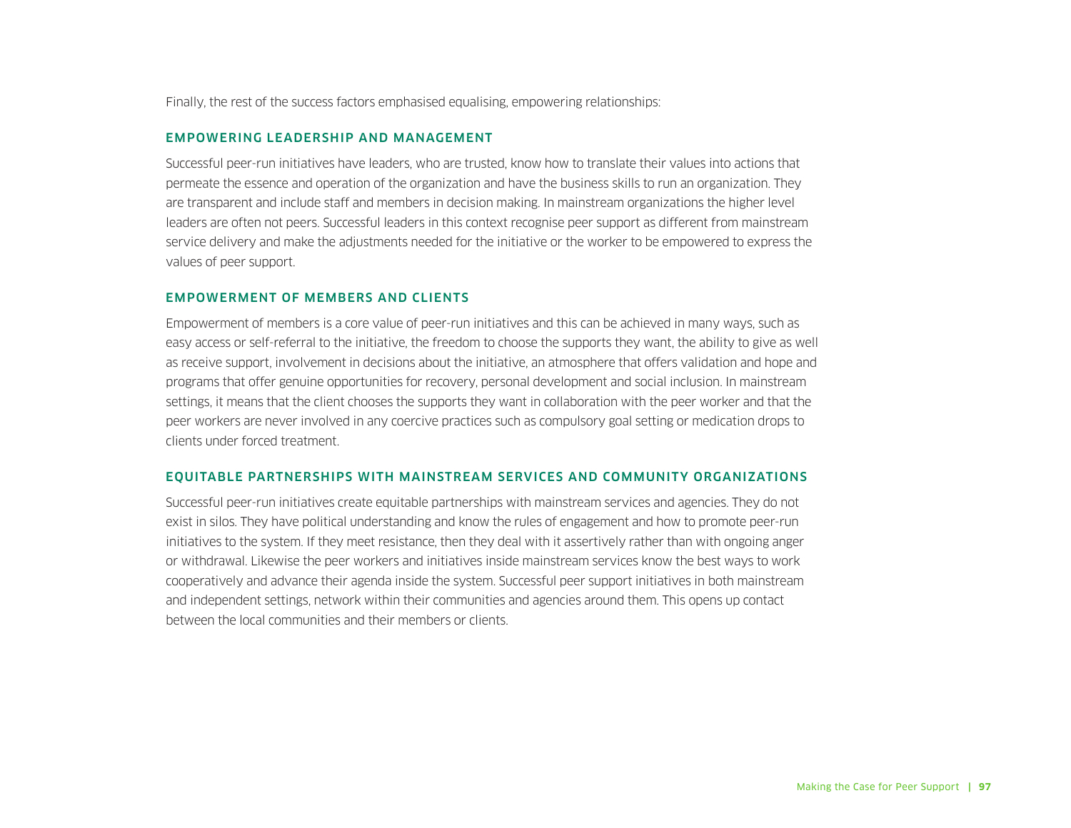Finally, the rest of the success factors emphasised equalising, empowering relationships:

### EMPOWERING LEADERSHIP AND MANAGEMENT

Successful peer-run initiatives have leaders, who are trusted, know how to translate their values into actions that permeate the essence and operation of the organization and have the business skills to run an organization. They are transparent and include staff and members in decision making. In mainstream organizations the higher level leaders are often not peers. Successful leaders in this context recognise peer support as different from mainstream service delivery and make the adjustments needed for the initiative or the worker to be empowered to express the values of peer support.

### EMPOWERMENT OF MEMBERS AND CLIENTS

Empowerment of members is a core value of peer-run initiatives and this can be achieved in many ways, such as easy access or self-referral to the initiative, the freedom to choose the supports they want, the ability to give as well as receive support, involvement in decisions about the initiative, an atmosphere that offers validation and hope and programs that offer genuine opportunities for recovery, personal development and social inclusion. In mainstream settings, it means that the client chooses the supports they want in collaboration with the peer worker and that the peer workers are never involved in any coercive practices such as compulsory goal setting or medication drops to clients under forced treatment.

### EQUITABLE PARTNERSHIPS WITH MAINSTREAM SERVICES AND COMMUNITY ORGANIZATIONS

Successful peer-run initiatives create equitable partnerships with mainstream services and agencies. They do not exist in silos. They have political understanding and know the rules of engagement and how to promote peer-run initiatives to the system. If they meet resistance, then they deal with it assertively rather than with ongoing anger or withdrawal. Likewise the peer workers and initiatives inside mainstream services know the best ways to work cooperatively and advance their agenda inside the system. Successful peer support initiatives in both mainstream and independent settings, network within their communities and agencies around them. This opens up contact between the local communities and their members or clients.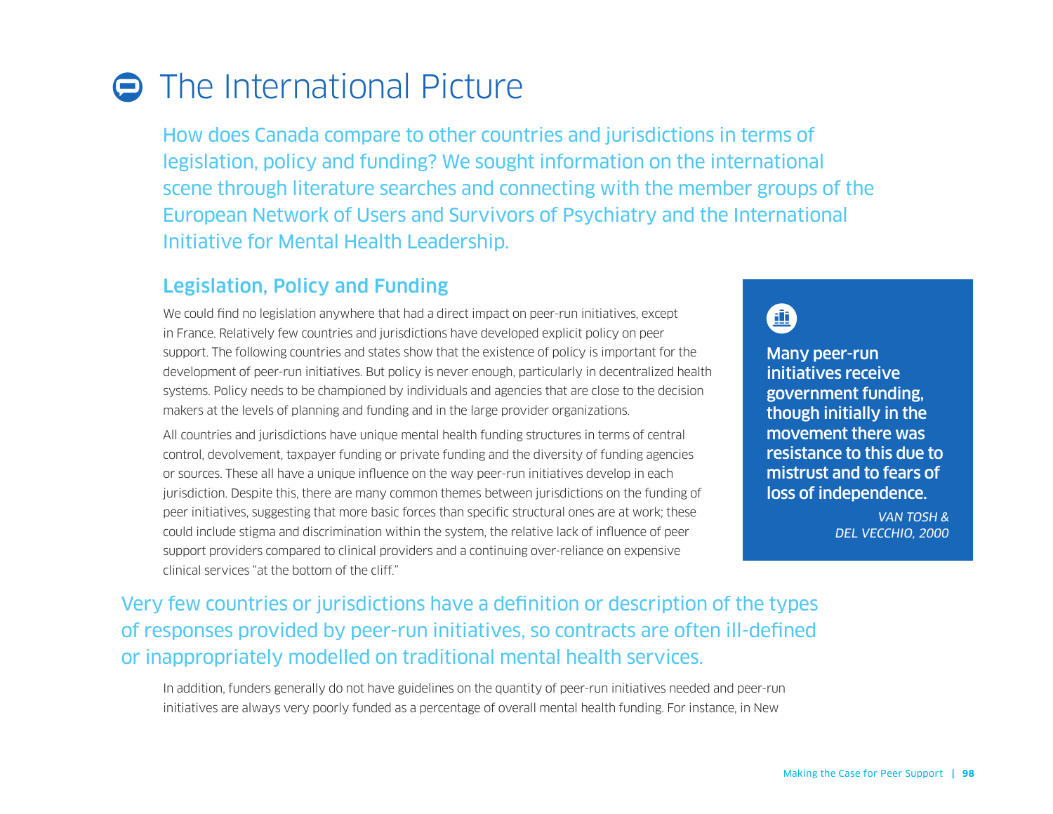# The International Picture

How does Canada compare to other countries and jurisdictions in terms of legislation, policy and funding? We sought information on the international scene through literature searches and connecting with the member groups of the European Network of Users and Survivors of Psychiatry and the International Initiative for Mental Health Leadership.

## Legislation, Policy and Funding

We could find no legislation anywhere that had a direct impact on peer-run initiatives, except in France. Relatively few countries and jurisdictions have developed explicit policy on peer support. The following countries and states show that the existence of policy is important for the development of peer-run initiatives. But policy is never enough, particularly in decentralized health systems. Policy needs to be championed by individuals and agencies that are close to the decision makers at the levels of planning and funding and in the large provider organizations.

All countries and jurisdictions have unique mental health funding structures in terms of central control, devolvement, taxpayer funding or private funding and the diversity of funding agencies or sources. These all have a unique influence on the way peer-run initiatives develop in each jurisdiction. Despite this, there are many common themes between jurisdictions on the funding of peer initiatives, suggesting that more basic forces than specific structural ones are at work; these could include stigma and discrimination within the system, the relative lack of influence of peer support providers compared to clinical providers and a continuing over-reliance on expensive clinical services "at the bottom of the cliff."

> **Many peer-run initiatives receive government funding, though initially in the movement there was resistance to this due to mistrust and to fears of loss of independence.**
>
> *VAN TOSH & DEL VECCHIO, 2000*

Very few countries or jurisdictions have a definition or description of the types of responses provided by peer-run initiatives, so contracts are often ill-defined or inappropriately modelled on traditional mental health services.

In addition, funders generally do not have guidelines on the quantity of peer-run initiatives needed and peer-run initiatives are always very poorly funded as a percentage of overall mental health funding. For instance, in New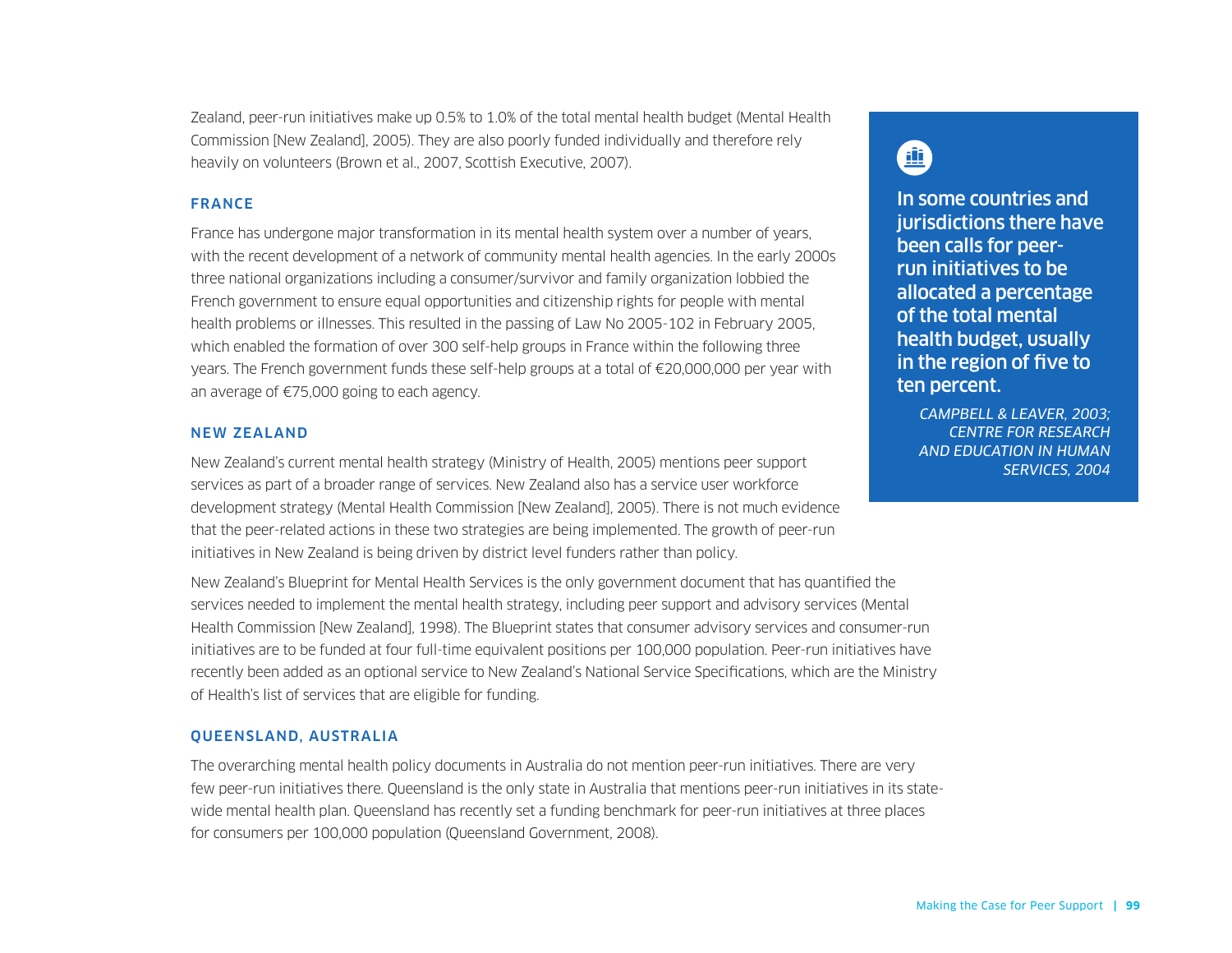Zealand, peer-run initiatives make up 0.5% to 1.0% of the total mental health budget (Mental Health Commission [New Zealand], 2005). They are also poorly funded individually and therefore rely heavily on volunteers (Brown et al., 2007, Scottish Executive, 2007).

### FRANCE

France has undergone major transformation in its mental health system over a number of years, with the recent development of a network of community mental health agencies. In the early 2000s three national organizations including a consumer/survivor and family organization lobbied the French government to ensure equal opportunities and citizenship rights for people with mental health problems or illnesses. This resulted in the passing of Law No 2005-102 in February 2005, which enabled the formation of over 300 self-help groups in France within the following three years. The French government funds these self-help groups at a total of €20,000,000 per year with an average of €75,000 going to each agency.

### NEW ZEALAND

New Zealand's current mental health strategy (Ministry of Health, 2005) mentions peer support services as part of a broader range of services. New Zealand also has a service user workforce development strategy (Mental Health Commission [New Zealand], 2005). There is not much evidence that the peer-related actions in these two strategies are being implemented. The growth of peer-run initiatives in New Zealand is being driven by district level funders rather than policy.

> **In some countries and jurisdictions there have been calls for peer-run initiatives to be allocated a percentage of the total mental health budget, usually in the region of five to ten percent.**
>
> *CAMPBELL & LEAVER, 2003; CENTRE FOR RESEARCH AND EDUCATION IN HUMAN SERVICES, 2004*

New Zealand's Blueprint for Mental Health Services is the only government document that has quantified the services needed to implement the mental health strategy, including peer support and advisory services (Mental Health Commission [New Zealand], 1998). The Blueprint states that consumer advisory services and consumer-run initiatives are to be funded at four full-time equivalent positions per 100,000 population. Peer-run initiatives have recently been added as an optional service to New Zealand's National Service Specifications, which are the Ministry of Health's list of services that are eligible for funding.

### QUEENSLAND, AUSTRALIA

The overarching mental health policy documents in Australia do not mention peer-run initiatives. There are very few peer-run initiatives there. Queensland is the only state in Australia that mentions peer-run initiatives in its state-wide mental health plan. Queensland has recently set a funding benchmark for peer-run initiatives at three places for consumers per 100,000 population (Queensland Government, 2008).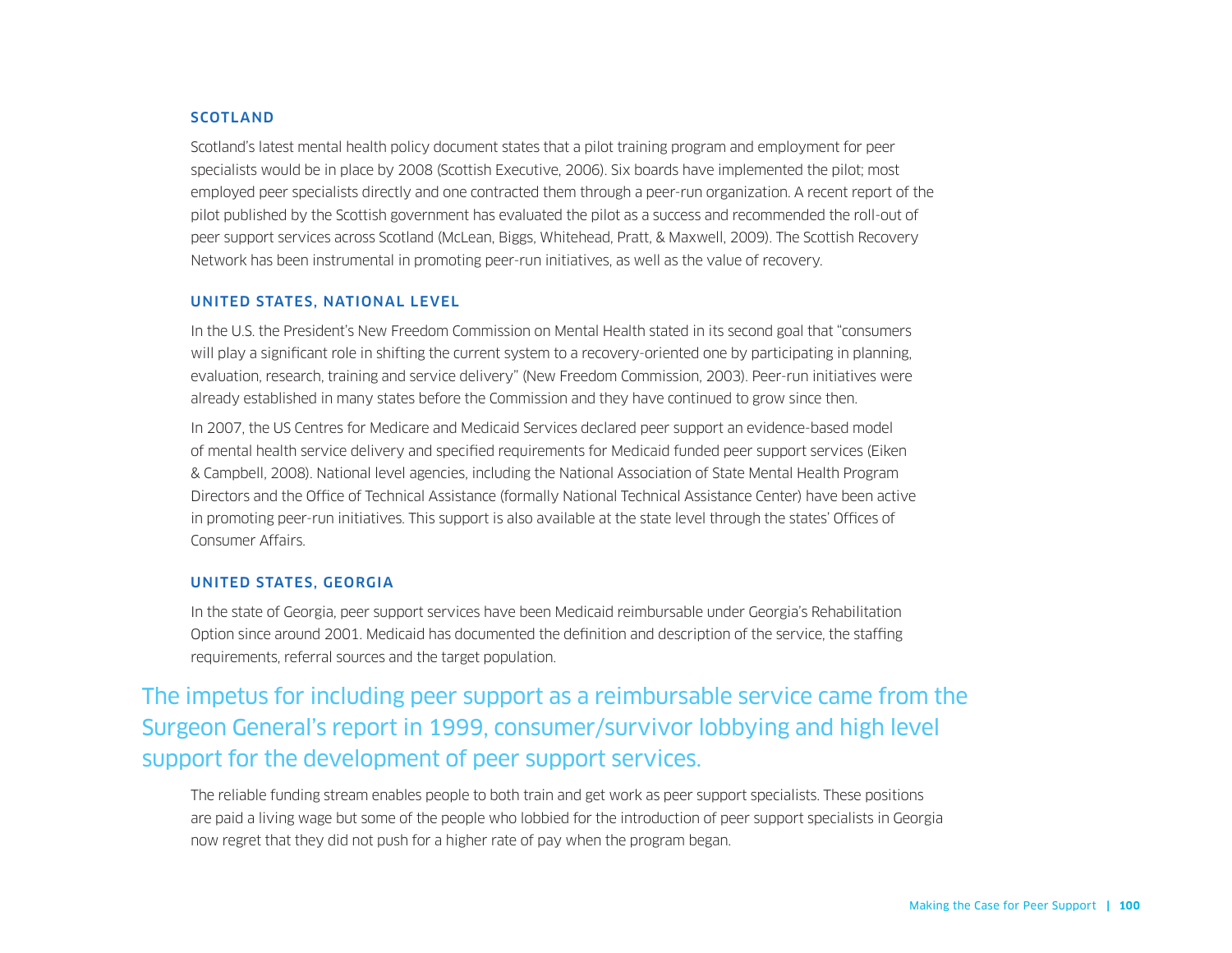### SCOTLAND

Scotland's latest mental health policy document states that a pilot training program and employment for peer specialists would be in place by 2008 (Scottish Executive, 2006). Six boards have implemented the pilot; most employed peer specialists directly and one contracted them through a peer-run organization. A recent report of the pilot published by the Scottish government has evaluated the pilot as a success and recommended the roll-out of peer support services across Scotland (McLean, Biggs, Whitehead, Pratt, & Maxwell, 2009). The Scottish Recovery Network has been instrumental in promoting peer-run initiatives, as well as the value of recovery.

### UNITED STATES, NATIONAL LEVEL

In the U.S. the President's New Freedom Commission on Mental Health stated in its second goal that "consumers will play a significant role in shifting the current system to a recovery-oriented one by participating in planning, evaluation, research, training and service delivery" (New Freedom Commission, 2003). Peer-run initiatives were already established in many states before the Commission and they have continued to grow since then.

In 2007, the US Centres for Medicare and Medicaid Services declared peer support an evidence-based model of mental health service delivery and specified requirements for Medicaid funded peer support services (Eiken & Campbell, 2008). National level agencies, including the National Association of State Mental Health Program Directors and the Office of Technical Assistance (formally National Technical Assistance Center) have been active in promoting peer-run initiatives. This support is also available at the state level through the states' Offices of Consumer Affairs.

### UNITED STATES, GEORGIA

In the state of Georgia, peer support services have been Medicaid reimbursable under Georgia's Rehabilitation Option since around 2001. Medicaid has documented the definition and description of the service, the staffing requirements, referral sources and the target population.

> The impetus for including peer support as a reimbursable service came from the Surgeon General's report in 1999, consumer/survivor lobbying and high level support for the development of peer support services.

The reliable funding stream enables people to both train and get work as peer support specialists. These positions are paid a living wage but some of the people who lobbied for the introduction of peer support specialists in Georgia now regret that they did not push for a higher rate of pay when the program began.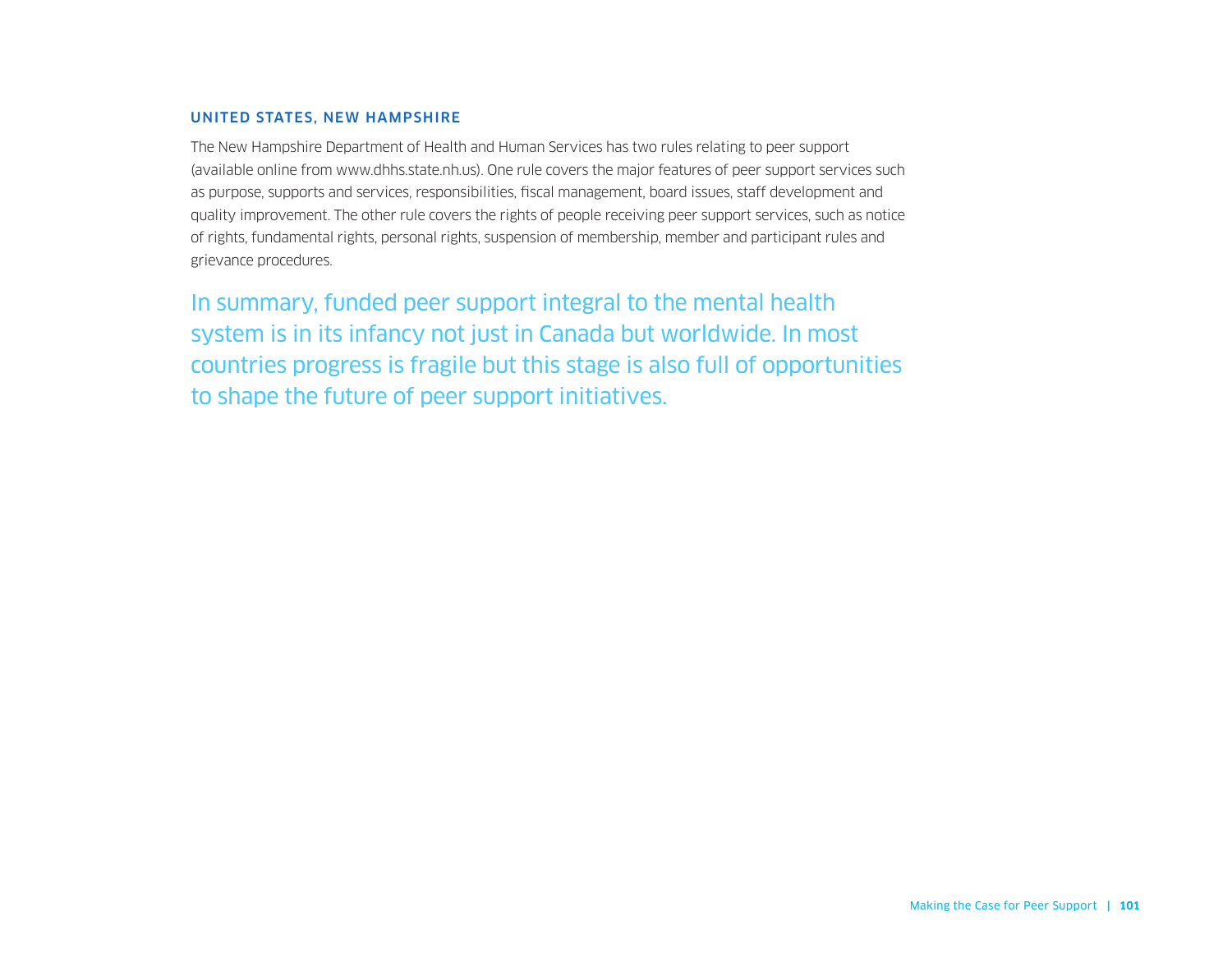### UNITED STATES, NEW HAMPSHIRE

The New Hampshire Department of Health and Human Services has two rules relating to peer support (available online from www.dhhs.state.nh.us). One rule covers the major features of peer support services such as purpose, supports and services, responsibilities, fiscal management, board issues, staff development and quality improvement. The other rule covers the rights of people receiving peer support services, such as notice of rights, fundamental rights, personal rights, suspension of membership, member and participant rules and grievance procedures.

In summary, funded peer support integral to the mental health system is in its infancy not just in Canada but worldwide. In most countries progress is fragile but this stage is also full of opportunities to shape the future of peer support initiatives.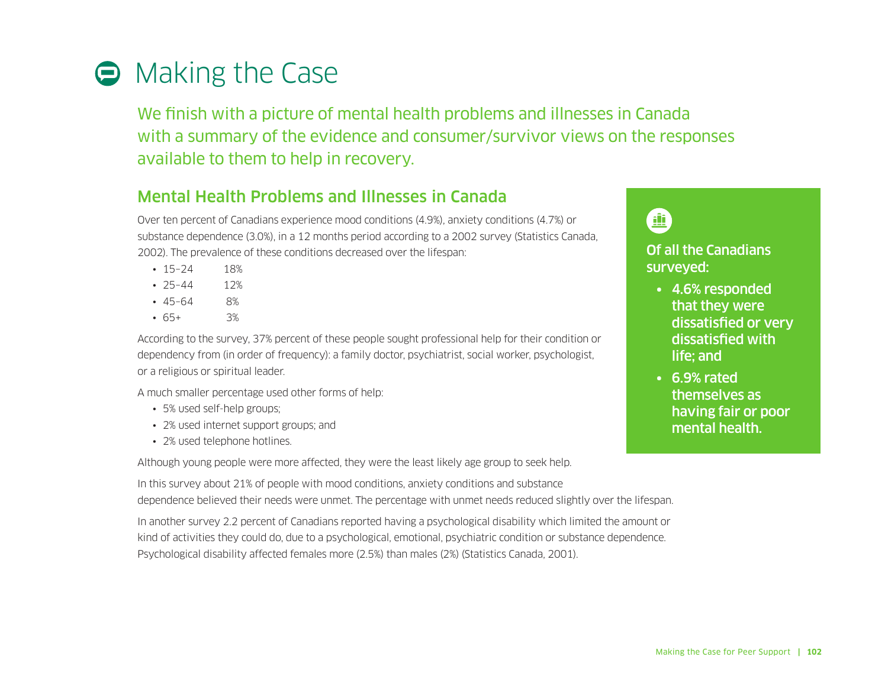# Making the Case

We finish with a picture of mental health problems and illnesses in Canada with a summary of the evidence and consumer/survivor views on the responses available to them to help in recovery.

## Mental Health Problems and Illnesses in Canada

Over ten percent of Canadians experience mood conditions (4.9%), anxiety conditions (4.7%) or substance dependence (3.0%), in a 12 months period according to a 2002 survey (Statistics Canada, 2002). The prevalence of these conditions decreased over the lifespan:

- 15–24 18%
- 25–44 12%
- 45–64 8%
- 65+ 3%

According to the survey, 37% percent of these people sought professional help for their condition or dependency from (in order of frequency): a family doctor, psychiatrist, social worker, psychologist, or a religious or spiritual leader.

A much smaller percentage used other forms of help:

- 5% used self-help groups;
- 2% used internet support groups; and
- 2% used telephone hotlines.

Although young people were more affected, they were the least likely age group to seek help.

In this survey about 21% of people with mood conditions, anxiety conditions and substance dependence believed their needs were unmet. The percentage with unmet needs reduced slightly over the lifespan.

In another survey 2.2 percent of Canadians reported having a psychological disability which limited the amount or kind of activities they could do, due to a psychological, emotional, psychiatric condition or substance dependence. Psychological disability affected females more (2.5%) than males (2%) (Statistics Canada, 2001).

**Of all the Canadians surveyed:**

- **4.6% responded that they were dissatisfied or very dissatisfied with life; and**
- **6.9% rated themselves as having fair or poor mental health.**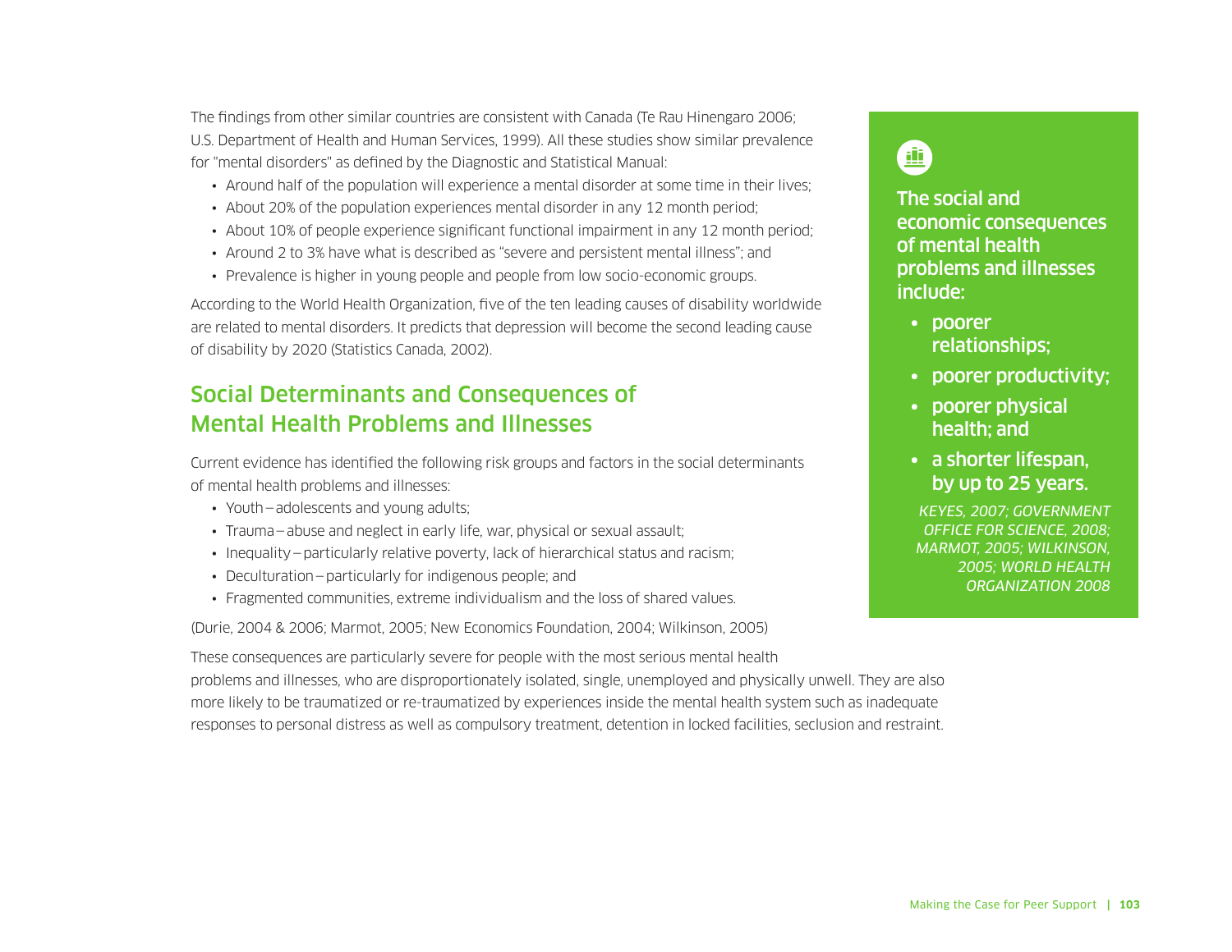The findings from other similar countries are consistent with Canada (Te Rau Hinengaro 2006; U.S. Department of Health and Human Services, 1999). All these studies show similar prevalence for "mental disorders" as defined by the Diagnostic and Statistical Manual:

- Around half of the population will experience a mental disorder at some time in their lives;
- About 20% of the population experiences mental disorder in any 12 month period;
- About 10% of people experience significant functional impairment in any 12 month period;
- Around 2 to 3% have what is described as "severe and persistent mental illness"; and
- Prevalence is higher in young people and people from low socio-economic groups.

According to the World Health Organization, five of the ten leading causes of disability worldwide are related to mental disorders. It predicts that depression will become the second leading cause of disability by 2020 (Statistics Canada, 2002).

## Social Determinants and Consequences of Mental Health Problems and Illnesses

Current evidence has identified the following risk groups and factors in the social determinants of mental health problems and illnesses:

- Youth – adolescents and young adults;
- Trauma – abuse and neglect in early life, war, physical or sexual assault;
- Inequality – particularly relative poverty, lack of hierarchical status and racism;
- Deculturation – particularly for indigenous people; and
- Fragmented communities, extreme individualism and the loss of shared values.

(Durie, 2004 & 2006; Marmot, 2005; New Economics Foundation, 2004; Wilkinson, 2005)

**The social and economic consequences of mental health problems and illnesses include:**

- **poorer relationships;**
- **poorer productivity;**
- **poorer physical health; and**
- **a shorter lifespan, by up to 25 years.**

*KEYES, 2007; GOVERNMENT OFFICE FOR SCIENCE, 2008; MARMOT, 2005; WILKINSON, 2005; WORLD HEALTH ORGANIZATION 2008*

These consequences are particularly severe for people with the most serious mental health problems and illnesses, who are disproportionately isolated, single, unemployed and physically unwell. They are also more likely to be traumatized or re-traumatized by experiences inside the mental health system such as inadequate responses to personal distress as well as compulsory treatment, detention in locked facilities, seclusion and restraint.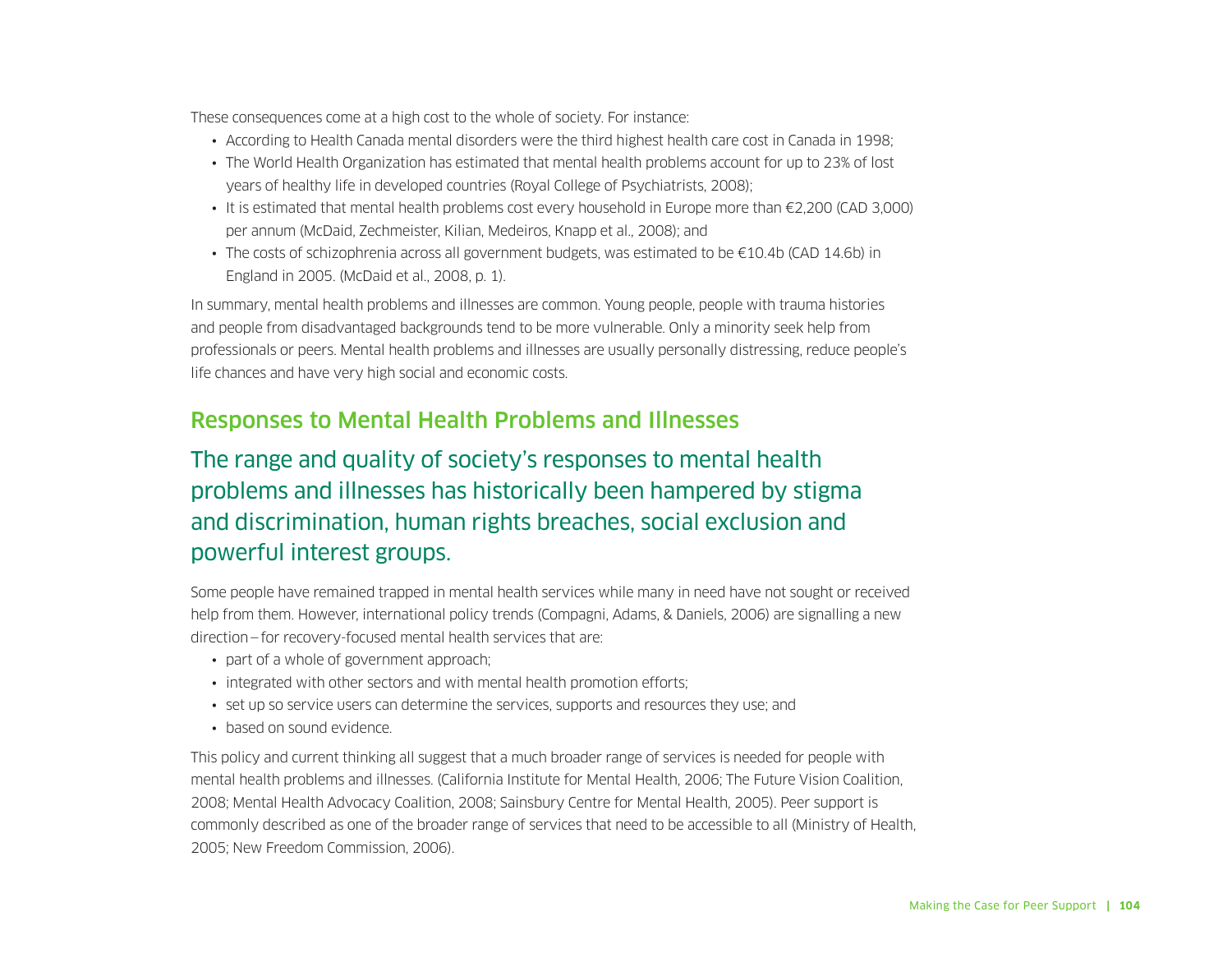These consequences come at a high cost to the whole of society. For instance:

- According to Health Canada mental disorders were the third highest health care cost in Canada in 1998;
- The World Health Organization has estimated that mental health problems account for up to 23% of lost years of healthy life in developed countries (Royal College of Psychiatrists, 2008);
- It is estimated that mental health problems cost every household in Europe more than €2,200 (CAD 3,000) per annum (McDaid, Zechmeister, Kilian, Medeiros, Knapp et al., 2008); and
- The costs of schizophrenia across all government budgets, was estimated to be €10.4b (CAD 14.6b) in England in 2005. (McDaid et al., 2008, p. 1).

In summary, mental health problems and illnesses are common. Young people, people with trauma histories and people from disadvantaged backgrounds tend to be more vulnerable. Only a minority seek help from professionals or peers. Mental health problems and illnesses are usually personally distressing, reduce people's life chances and have very high social and economic costs.

## Responses to Mental Health Problems and Illnesses

### The range and quality of society's responses to mental health problems and illnesses has historically been hampered by stigma and discrimination, human rights breaches, social exclusion and powerful interest groups.

Some people have remained trapped in mental health services while many in need have not sought or received help from them. However, international policy trends (Compagni, Adams, & Daniels, 2006) are signalling a new direction—for recovery-focused mental health services that are:

- part of a whole of government approach;
- integrated with other sectors and with mental health promotion efforts;
- set up so service users can determine the services, supports and resources they use; and
- based on sound evidence.

This policy and current thinking all suggest that a much broader range of services is needed for people with mental health problems and illnesses. (California Institute for Mental Health, 2006; The Future Vision Coalition, 2008; Mental Health Advocacy Coalition, 2008; Sainsbury Centre for Mental Health, 2005). Peer support is commonly described as one of the broader range of services that need to be accessible to all (Ministry of Health, 2005; New Freedom Commission, 2006).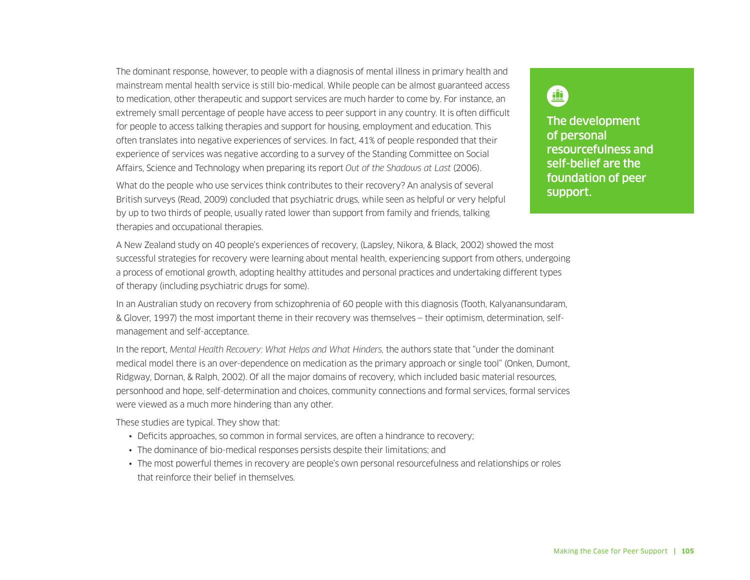The dominant response, however, to people with a diagnosis of mental illness in primary health and mainstream mental health service is still bio-medical. While people can be almost guaranteed access to medication, other therapeutic and support services are much harder to come by. For instance, an extremely small percentage of people have access to peer support in any country. It is often difficult for people to access talking therapies and support for housing, employment and education. This often translates into negative experiences of services. In fact, 41% of people responded that their experience of services was negative according to a survey of the Standing Committee on Social Affairs, Science and Technology when preparing its report *Out of the Shadows at Last* (2006).

What do the people who use services think contributes to their recovery? An analysis of several British surveys (Read, 2009) concluded that psychiatric drugs, while seen as helpful or very helpful by up to two thirds of people, usually rated lower than support from family and friends, talking therapies and occupational therapies.

**The development of personal resourcefulness and self-belief are the foundation of peer support.**

A New Zealand study on 40 people's experiences of recovery, (Lapsley, Nikora, & Black, 2002) showed the most successful strategies for recovery were learning about mental health, experiencing support from others, undergoing a process of emotional growth, adopting healthy attitudes and personal practices and undertaking different types of therapy (including psychiatric drugs for some).

In an Australian study on recovery from schizophrenia of 60 people with this diagnosis (Tooth, Kalyanansundaram, & Glover, 1997) the most important theme in their recovery was themselves – their optimism, determination, self-management and self-acceptance.

In the report, *Mental Health Recovery: What Helps and What Hinders,* the authors state that "under the dominant medical model there is an over-dependence on medication as the primary approach or single tool" (Onken, Dumont, Ridgway, Dornan, & Ralph, 2002). Of all the major domains of recovery, which included basic material resources, personhood and hope, self-determination and choices, community connections and formal services, formal services were viewed as a much more hindering than any other.

These studies are typical. They show that:

- Deficits approaches, so common in formal services, are often a hindrance to recovery;
- The dominance of bio-medical responses persists despite their limitations; and
- The most powerful themes in recovery are people's own personal resourcefulness and relationships or roles that reinforce their belief in themselves.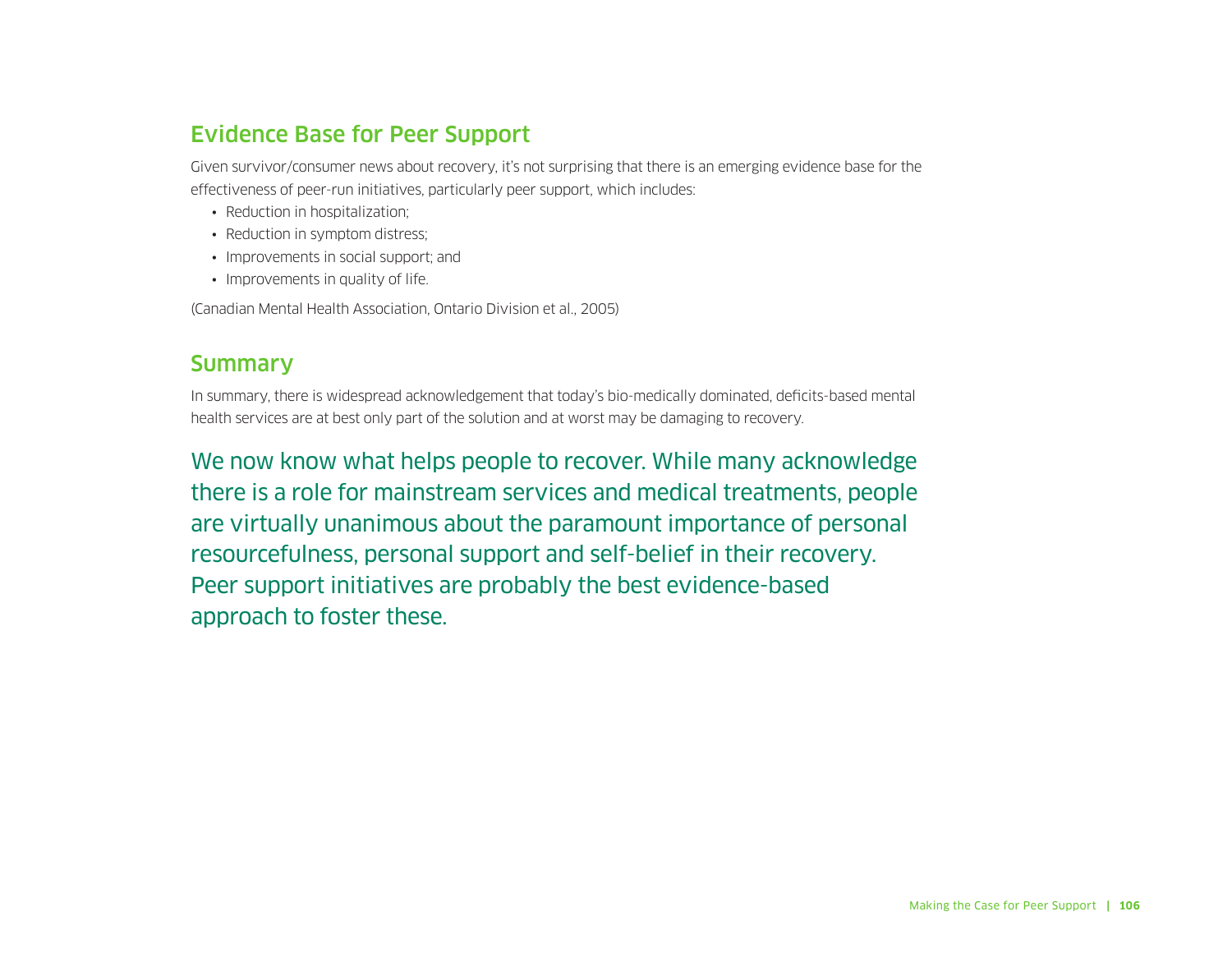## Evidence Base for Peer Support

Given survivor/consumer news about recovery, it's not surprising that there is an emerging evidence base for the effectiveness of peer-run initiatives, particularly peer support, which includes:

- Reduction in hospitalization;
- Reduction in symptom distress;
- Improvements in social support; and
- Improvements in quality of life.

(Canadian Mental Health Association, Ontario Division et al., 2005)

## Summary

In summary, there is widespread acknowledgement that today's bio-medically dominated, deficits-based mental health services are at best only part of the solution and at worst may be damaging to recovery.

We now know what helps people to recover. While many acknowledge there is a role for mainstream services and medical treatments, people are virtually unanimous about the paramount importance of personal resourcefulness, personal support and self-belief in their recovery. Peer support initiatives are probably the best evidence-based approach to foster these.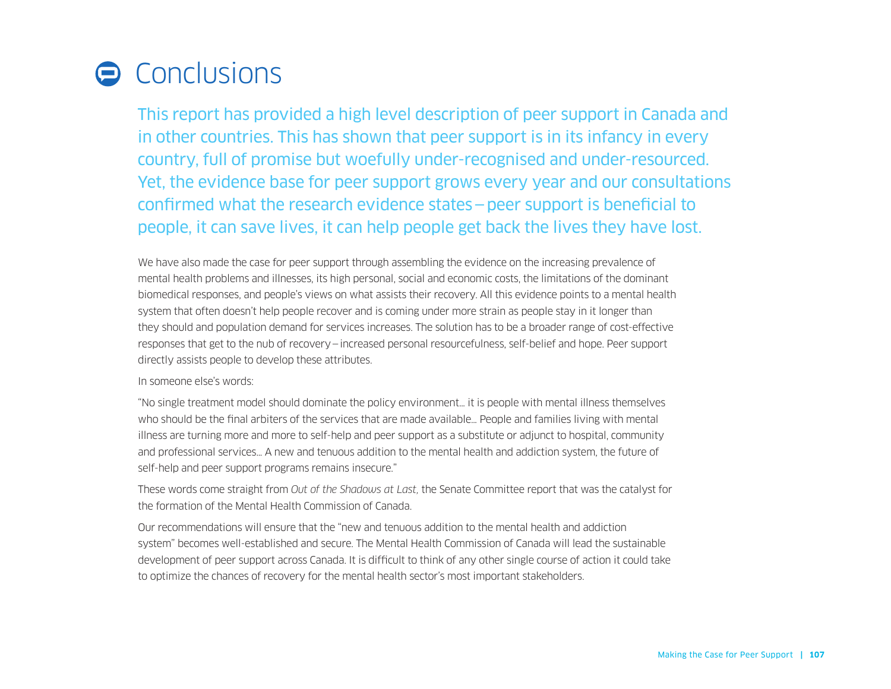# Conclusions

This report has provided a high level description of peer support in Canada and in other countries. This has shown that peer support is in its infancy in every country, full of promise but woefully under-recognised and under-resourced. Yet, the evidence base for peer support grows every year and our consultations confirmed what the research evidence states – peer support is beneficial to people, it can save lives, it can help people get back the lives they have lost.

We have also made the case for peer support through assembling the evidence on the increasing prevalence of mental health problems and illnesses, its high personal, social and economic costs, the limitations of the dominant biomedical responses, and people's views on what assists their recovery. All this evidence points to a mental health system that often doesn't help people recover and is coming under more strain as people stay in it longer than they should and population demand for services increases. The solution has to be a broader range of cost-effective responses that get to the nub of recovery – increased personal resourcefulness, self-belief and hope. Peer support directly assists people to develop these attributes.

In someone else's words:

"No single treatment model should dominate the policy environment… it is people with mental illness themselves who should be the final arbiters of the services that are made available… People and families living with mental illness are turning more and more to self-help and peer support as a substitute or adjunct to hospital, community and professional services… A new and tenuous addition to the mental health and addiction system, the future of self-help and peer support programs remains insecure."

These words come straight from *Out of the Shadows at Last,* the Senate Committee report that was the catalyst for the formation of the Mental Health Commission of Canada.

Our recommendations will ensure that the "new and tenuous addition to the mental health and addiction system" becomes well-established and secure. The Mental Health Commission of Canada will lead the sustainable development of peer support across Canada. It is difficult to think of any other single course of action it could take to optimize the chances of recovery for the mental health sector's most important stakeholders.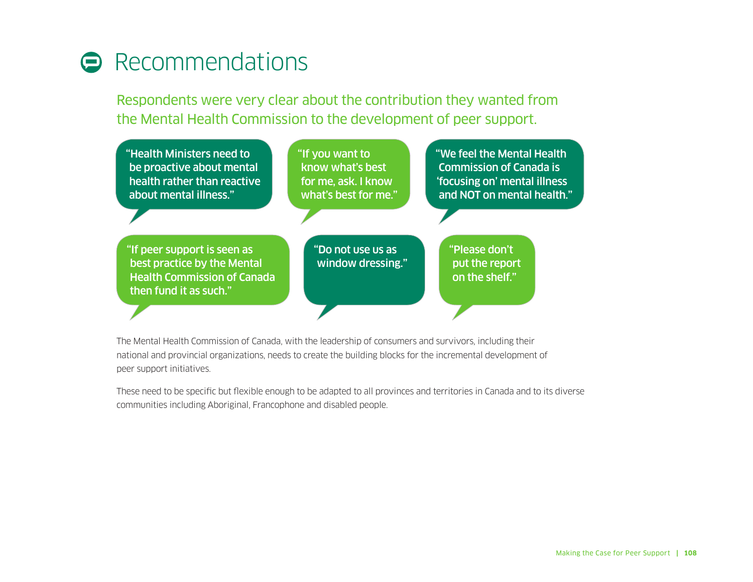# Recommendations

Respondents were very clear about the contribution they wanted from the Mental Health Commission to the development of peer support.

"Health Ministers need to be proactive about mental health rather than reactive about mental illness."

"If you want to know what's best for me, ask. I know what's best for me."

"We feel the Mental Health Commission of Canada is 'focusing on' mental illness and NOT on mental health."

"If peer support is seen as best practice by the Mental Health Commission of Canada then fund it as such."

"Do not use us as window dressing."

"Please don't put the report on the shelf."

The Mental Health Commission of Canada, with the leadership of consumers and survivors, including their national and provincial organizations, needs to create the building blocks for the incremental development of peer support initiatives.

These need to be specific but flexible enough to be adapted to all provinces and territories in Canada and to its diverse communities including Aboriginal, Francophone and disabled people.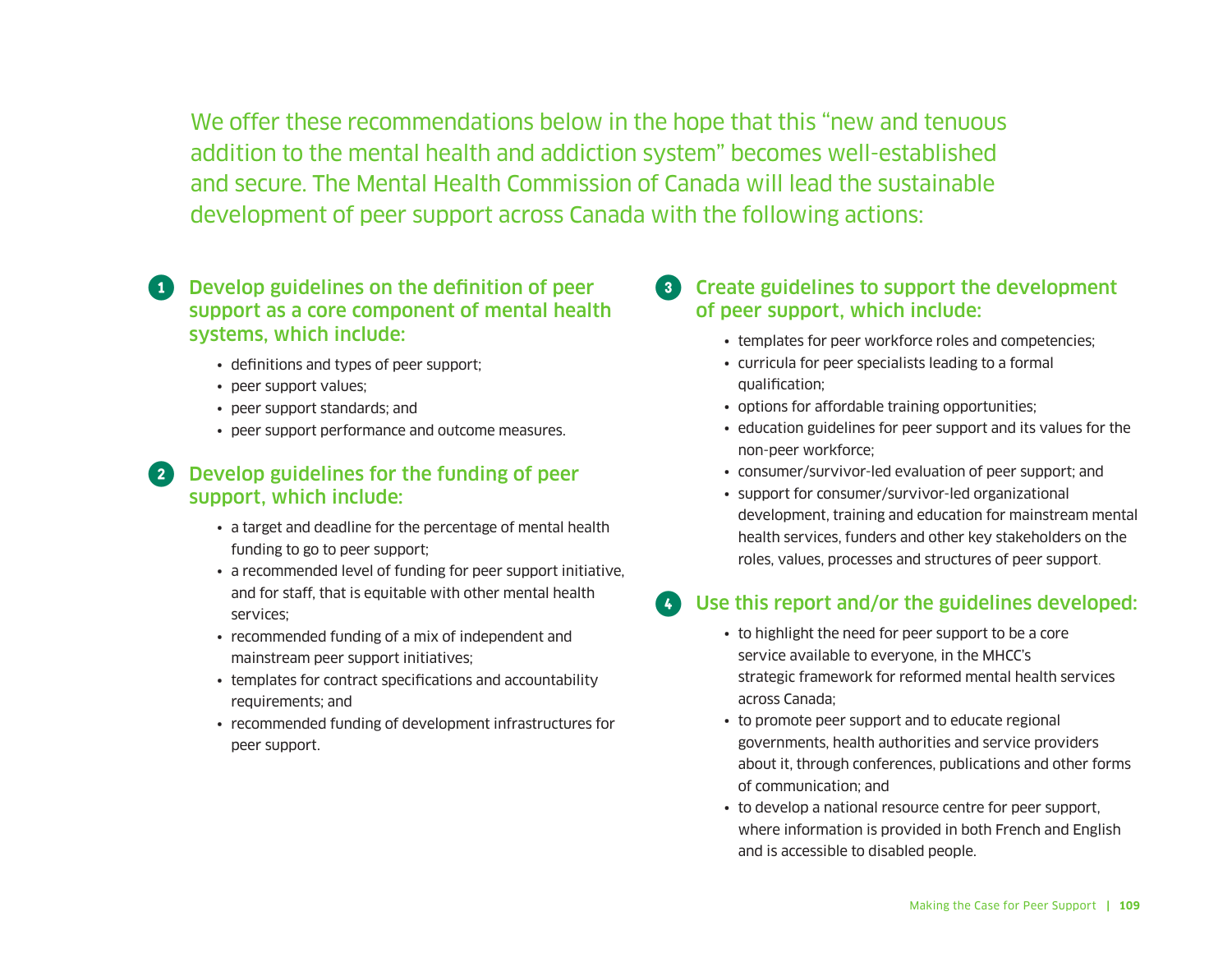We offer these recommendations below in the hope that this "new and tenuous addition to the mental health and addiction system" becomes well-established and secure. The Mental Health Commission of Canada will lead the sustainable development of peer support across Canada with the following actions:

### 1 Develop guidelines on the definition of peer support as a core component of mental health systems, which include:

- definitions and types of peer support;
- peer support values;
- peer support standards; and
- peer support performance and outcome measures.

### 2 Develop guidelines for the funding of peer support, which include:

- a target and deadline for the percentage of mental health funding to go to peer support;
- a recommended level of funding for peer support initiative, and for staff, that is equitable with other mental health services;
- recommended funding of a mix of independent and mainstream peer support initiatives;
- templates for contract specifications and accountability requirements; and
- recommended funding of development infrastructures for peer support.

### 3 Create guidelines to support the development of peer support, which include:

- templates for peer workforce roles and competencies;
- curricula for peer specialists leading to a formal qualification;
- options for affordable training opportunities;
- education guidelines for peer support and its values for the non-peer workforce;
- consumer/survivor-led evaluation of peer support; and
- support for consumer/survivor-led organizational development, training and education for mainstream mental health services, funders and other key stakeholders on the roles, values, processes and structures of peer support.

### 4 Use this report and/or the guidelines developed:

- to highlight the need for peer support to be a core service available to everyone, in the MHCC's strategic framework for reformed mental health services across Canada;
- to promote peer support and to educate regional governments, health authorities and service providers about it, through conferences, publications and other forms of communication; and
- to develop a national resource centre for peer support, where information is provided in both French and English and is accessible to disabled people.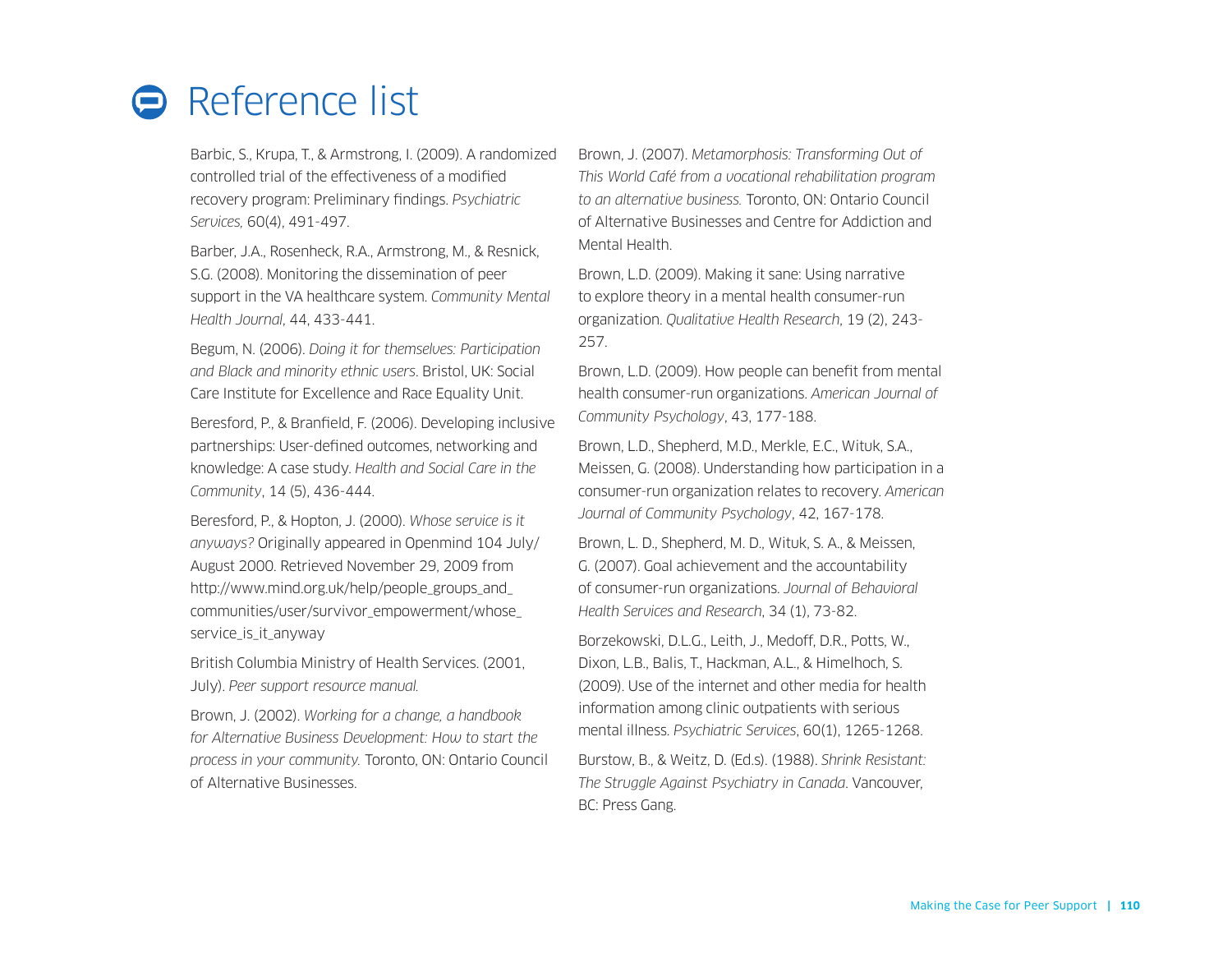# Reference list

Barbic, S., Krupa, T., & Armstrong, I. (2009). A randomized controlled trial of the effectiveness of a modified recovery program: Preliminary findings. *Psychiatric Services,* 60(4), 491-497.

Barber, J.A., Rosenheck, R.A., Armstrong, M., & Resnick, S.G. (2008). Monitoring the dissemination of peer support in the VA healthcare system. *Community Mental Health Journal*, 44, 433-441.

Begum, N. (2006). *Doing it for themselves: Participation and Black and minority ethnic users*. Bristol, UK: Social Care Institute for Excellence and Race Equality Unit.

Beresford, P., & Branfield, F. (2006). Developing inclusive partnerships: User-defined outcomes, networking and knowledge: A case study. *Health and Social Care in the Community*, 14 (5), 436-444.

Beresford, P., & Hopton, J. (2000). *Whose service is it anyways?* Originally appeared in Openmind 104 July/August 2000. Retrieved November 29, 2009 from http://www.mind.org.uk/help/people_groups_and_communities/user/survivor_empowerment/whose_service_is_it_anyway

British Columbia Ministry of Health Services. (2001, July). *Peer support resource manual.*

Brown, J. (2002). *Working for a change, a handbook for Alternative Business Development: How to start the process in your community.* Toronto, ON: Ontario Council of Alternative Businesses.

Brown, J. (2007). *Metamorphosis: Transforming Out of This World Café from a vocational rehabilitation program to an alternative business.* Toronto, ON: Ontario Council of Alternative Businesses and Centre for Addiction and Mental Health.

Brown, L.D. (2009). Making it sane: Using narrative to explore theory in a mental health consumer-run organization. *Qualitative Health Research*, 19 (2), 243-257.

Brown, L.D. (2009). How people can benefit from mental health consumer-run organizations. *American Journal of Community Psychology*, 43, 177-188.

Brown, L.D., Shepherd, M.D., Merkle, E.C., Wituk, S.A., Meissen, G. (2008). Understanding how participation in a consumer-run organization relates to recovery. *American Journal of Community Psychology*, 42, 167-178.

Brown, L. D., Shepherd, M. D., Wituk, S. A., & Meissen, G. (2007). Goal achievement and the accountability of consumer-run organizations. *Journal of Behavioral Health Services and Research*, 34 (1), 73-82.

Borzekowski, D.L.G., Leith, J., Medoff, D.R., Potts, W., Dixon, L.B., Balis, T., Hackman, A.L., & Himelhoch, S. (2009). Use of the internet and other media for health information among clinic outpatients with serious mental illness. *Psychiatric Services*, 60(1), 1265-1268.

Burstow, B., & Weitz, D. (Ed.s). (1988). *Shrink Resistant: The Struggle Against Psychiatry in Canada*. Vancouver, BC: Press Gang.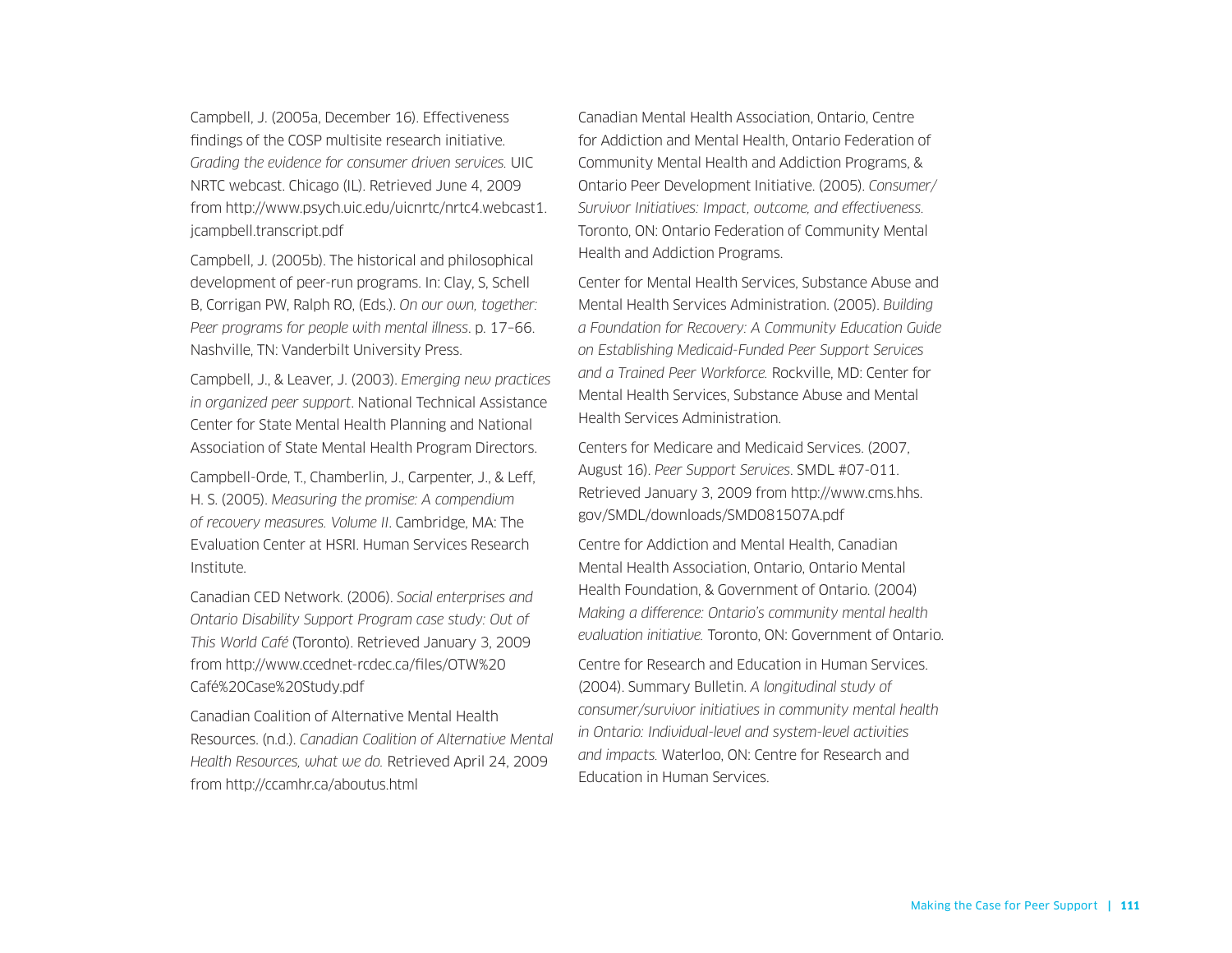Campbell, J. (2005a, December 16). Effectiveness findings of the COSP multisite research initiative. *Grading the evidence for consumer driven services.* UIC NRTC webcast. Chicago (IL). Retrieved June 4, 2009 from http://www.psych.uic.edu/uicnrtc/nrtc4.webcast1.jcampbell.transcript.pdf

Campbell, J. (2005b). The historical and philosophical development of peer-run programs. In: Clay, S, Schell B, Corrigan PW, Ralph RO, (Eds.). *On our own, together: Peer programs for people with mental illness*. p. 17–66. Nashville, TN: Vanderbilt University Press.

Campbell, J., & Leaver, J. (2003). *Emerging new practices in organized peer support*. National Technical Assistance Center for State Mental Health Planning and National Association of State Mental Health Program Directors.

Campbell-Orde, T., Chamberlin, J., Carpenter, J., & Leff, H. S. (2005). *Measuring the promise: A compendium of recovery measures. Volume II*. Cambridge, MA: The Evaluation Center at HSRI. Human Services Research Institute.

Canadian CED Network. (2006). *Social enterprises and Ontario Disability Support Program case study: Out of This World Café* (Toronto). Retrieved January 3, 2009 from http://www.ccednet-rcdec.ca/files/OTW%20Café%20Case%20Study.pdf

Canadian Coalition of Alternative Mental Health Resources. (n.d.). *Canadian Coalition of Alternative Mental Health Resources, what we do.* Retrieved April 24, 2009 from http://ccamhr.ca/aboutus.html

Canadian Mental Health Association, Ontario, Centre for Addiction and Mental Health, Ontario Federation of Community Mental Health and Addiction Programs, & Ontario Peer Development Initiative. (2005). *Consumer/Survivor Initiatives: Impact, outcome, and effectiveness.* Toronto, ON: Ontario Federation of Community Mental Health and Addiction Programs.

Center for Mental Health Services, Substance Abuse and Mental Health Services Administration. (2005). *Building a Foundation for Recovery: A Community Education Guide on Establishing Medicaid-Funded Peer Support Services and a Trained Peer Workforce.* Rockville, MD: Center for Mental Health Services, Substance Abuse and Mental Health Services Administration.

Centers for Medicare and Medicaid Services. (2007, August 16). *Peer Support Services*. SMDL #07-011. Retrieved January 3, 2009 from http://www.cms.hhs.gov/SMDL/downloads/SMD081507A.pdf

Centre for Addiction and Mental Health, Canadian Mental Health Association, Ontario, Ontario Mental Health Foundation, & Government of Ontario. (2004) *Making a difference: Ontario's community mental health evaluation initiative.* Toronto, ON: Government of Ontario.

Centre for Research and Education in Human Services. (2004). Summary Bulletin. *A longitudinal study of consumer/survivor initiatives in community mental health in Ontario: Individual-level and system-level activities and impacts.* Waterloo, ON: Centre for Research and Education in Human Services.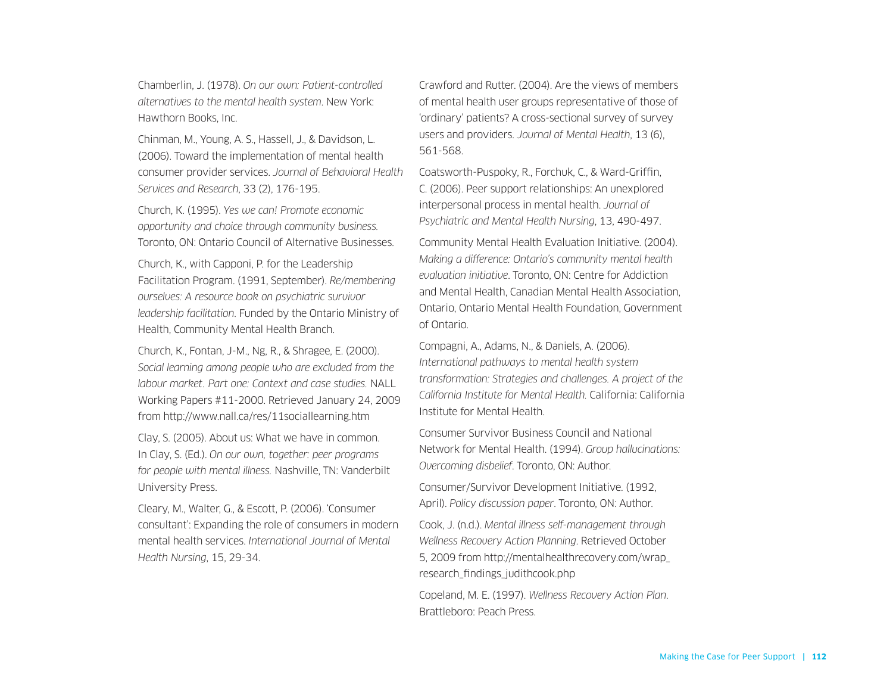Chamberlin, J. (1978). *On our own: Patient-controlled alternatives to the mental health system*. New York: Hawthorn Books, Inc.

Chinman, M., Young, A. S., Hassell, J., & Davidson, L. (2006). Toward the implementation of mental health consumer provider services. *Journal of Behavioral Health Services and Research*, 33 (2), 176-195.

Church, K. (1995). *Yes we can! Promote economic opportunity and choice through community business.* Toronto, ON: Ontario Council of Alternative Businesses.

Church, K., with Capponi, P. for the Leadership Facilitation Program. (1991, September). *Re/membering ourselves: A resource book on psychiatric survivor leadership facilitation*. Funded by the Ontario Ministry of Health, Community Mental Health Branch.

Church, K., Fontan, J-M., Ng, R., & Shragee, E. (2000). *Social learning among people who are excluded from the labour market. Part one: Context and case studies.* NALL Working Papers #11-2000. Retrieved January 24, 2009 from http://www.nall.ca/res/11sociallearning.htm

Clay, S. (2005). About us: What we have in common. In Clay, S. (Ed.). *On our own, together: peer programs for people with mental illness.* Nashville, TN: Vanderbilt University Press.

Cleary, M., Walter, G., & Escott, P. (2006). 'Consumer consultant': Expanding the role of consumers in modern mental health services. *International Journal of Mental Health Nursing*, 15, 29-34.

Crawford and Rutter. (2004). Are the views of members of mental health user groups representative of those of 'ordinary' patients? A cross-sectional survey of survey users and providers. *Journal of Mental Health*, 13 (6), 561-568.

Coatsworth-Puspoky, R., Forchuk, C., & Ward-Griffin, C. (2006). Peer support relationships: An unexplored interpersonal process in mental health. *Journal of Psychiatric and Mental Health Nursing*, 13, 490-497.

Community Mental Health Evaluation Initiative. (2004). *Making a difference: Ontario's community mental health evaluation initiative*. Toronto, ON: Centre for Addiction and Mental Health, Canadian Mental Health Association, Ontario, Ontario Mental Health Foundation, Government of Ontario.

Compagni, A., Adams, N., & Daniels, A. (2006). *International pathways to mental health system transformation: Strategies and challenges. A project of the California Institute for Mental Health.* California: California Institute for Mental Health.

Consumer Survivor Business Council and National Network for Mental Health. (1994). *Group hallucinations: Overcoming disbelief*. Toronto, ON: Author.

Consumer/Survivor Development Initiative. (1992, April). *Policy discussion paper*. Toronto, ON: Author.

Cook, J. (n.d.). *Mental illness self-management through Wellness Recovery Action Planning*. Retrieved October 5, 2009 from http://mentalhealthrecovery.com/wrap_research_findings_judithcook.php

Copeland, M. E. (1997). *Wellness Recovery Action Plan*. Brattleboro: Peach Press.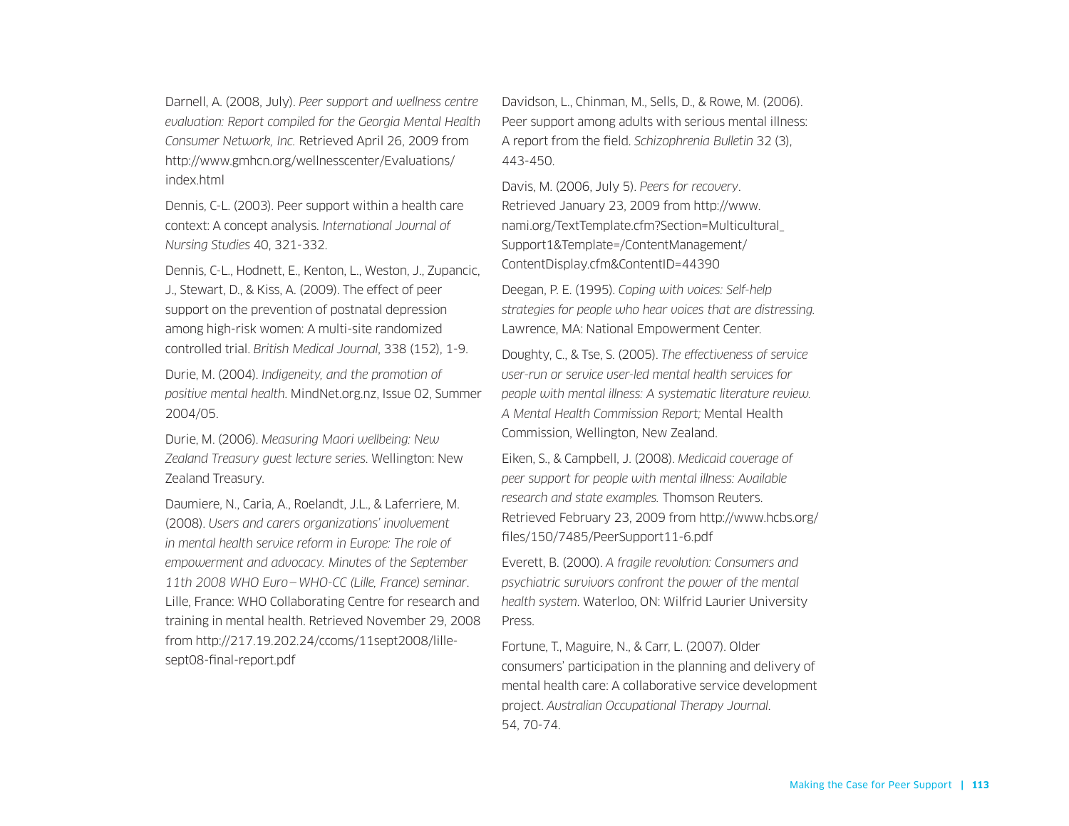Darnell, A. (2008, July). *Peer support and wellness centre evaluation: Report compiled for the Georgia Mental Health Consumer Network, Inc.* Retrieved April 26, 2009 from http://www.gmhcn.org/wellnesscenter/Evaluations/index.html

Dennis, C-L. (2003). Peer support within a health care context: A concept analysis. *International Journal of Nursing Studies* 40, 321-332.

Dennis, C-L., Hodnett, E., Kenton, L., Weston, J., Zupancic, J., Stewart, D., & Kiss, A. (2009). The effect of peer support on the prevention of postnatal depression among high-risk women: A multi-site randomized controlled trial. *British Medical Journal*, 338 (152), 1-9.

Durie, M. (2004). *Indigeneity, and the promotion of positive mental health*. MindNet.org.nz, Issue 02, Summer 2004/05.

Durie, M. (2006). *Measuring Maori wellbeing: New Zealand Treasury guest lecture series*. Wellington: New Zealand Treasury.

Daumiere, N., Caria, A., Roelandt, J.L., & Laferriere, M. (2008). *Users and carers organizations' involvement in mental health service reform in Europe: The role of empowerment and advocacy. Minutes of the September 11th 2008 WHO Euro – WHO-CC (Lille, France) seminar*. Lille, France: WHO Collaborating Centre for research and training in mental health. Retrieved November 29, 2008 from http://217.19.202.24/ccoms/11sept2008/lille-sept08-final-report.pdf

Davidson, L., Chinman, M., Sells, D., & Rowe, M. (2006). Peer support among adults with serious mental illness: A report from the field. *Schizophrenia Bulletin* 32 (3), 443-450.

Davis, M. (2006, July 5). *Peers for recovery*. Retrieved January 23, 2009 from http://www.nami.org/TextTemplate.cfm?Section=Multicultural_Support1&Template=/ContentManagement/ContentDisplay.cfm&ContentID=44390

Deegan, P. E. (1995). *Coping with voices: Self-help strategies for people who hear voices that are distressing.* Lawrence, MA: National Empowerment Center.

Doughty, C., & Tse, S. (2005). *The effectiveness of service user-run or service user-led mental health services for people with mental illness: A systematic literature review. A Mental Health Commission Report;* Mental Health Commission, Wellington, New Zealand.

Eiken, S., & Campbell, J. (2008). *Medicaid coverage of peer support for people with mental illness: Available research and state examples.* Thomson Reuters. Retrieved February 23, 2009 from http://www.hcbs.org/files/150/7485/PeerSupport11-6.pdf

Everett, B. (2000). *A fragile revolution: Consumers and psychiatric survivors confront the power of the mental health system*. Waterloo, ON: Wilfrid Laurier University Press.

Fortune, T., Maguire, N., & Carr, L. (2007). Older consumers' participation in the planning and delivery of mental health care: A collaborative service development project. *Australian Occupational Therapy Journal*. 54, 70-74.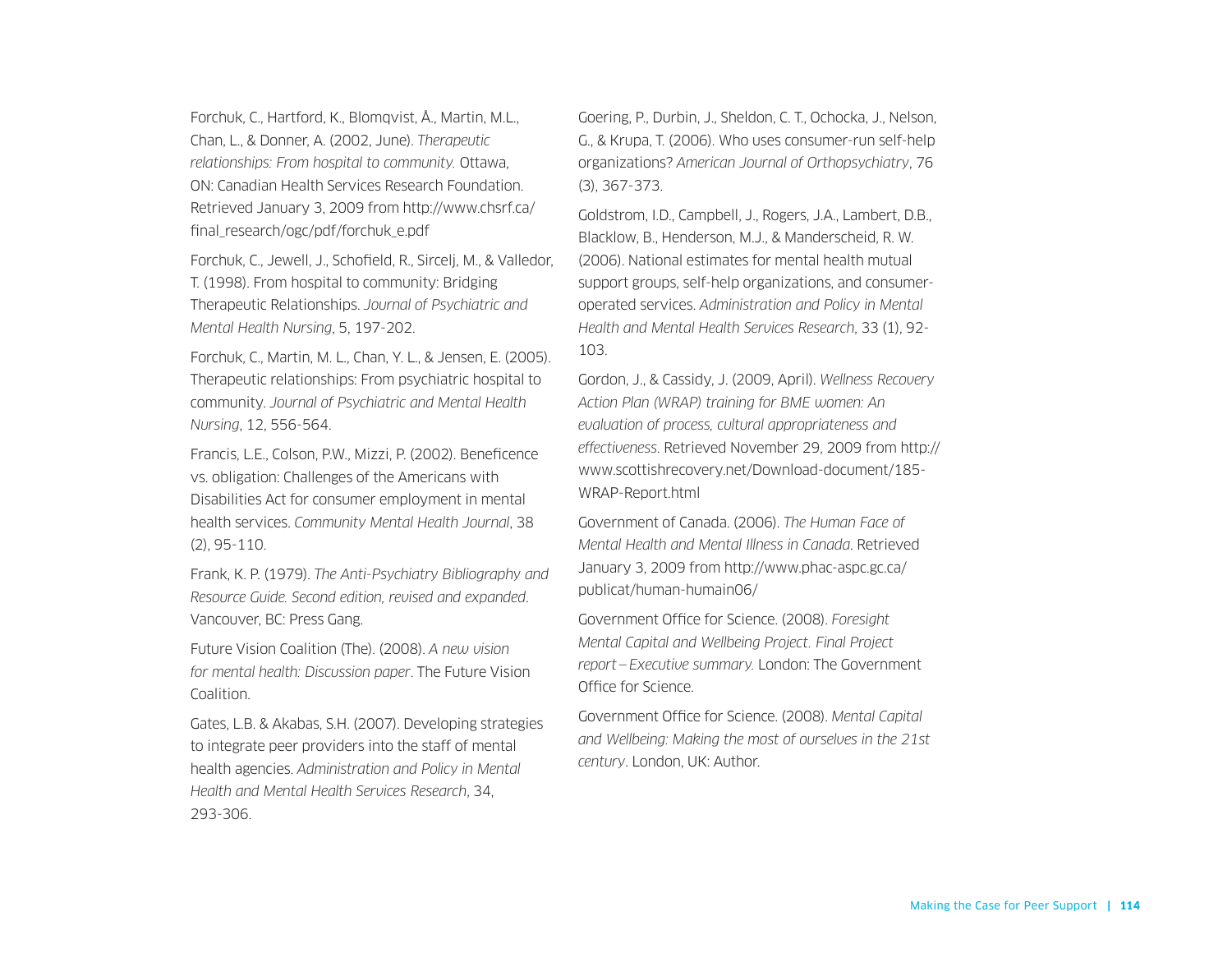Forchuk, C., Hartford, K., Blomqvist, Å., Martin, M.L., Chan, L., & Donner, A. (2002, June). *Therapeutic relationships: From hospital to community.* Ottawa, ON: Canadian Health Services Research Foundation. Retrieved January 3, 2009 from http://www.chsrf.ca/final_research/ogc/pdf/forchuk_e.pdf

Forchuk, C., Jewell, J., Schofield, R., Sircelj, M., & Valledor, T. (1998). From hospital to community: Bridging Therapeutic Relationships. *Journal of Psychiatric and Mental Health Nursing*, 5, 197-202.

Forchuk, C., Martin, M. L., Chan, Y. L., & Jensen, E. (2005). Therapeutic relationships: From psychiatric hospital to community. *Journal of Psychiatric and Mental Health Nursing*, 12, 556-564.

Francis, L.E., Colson, P.W., Mizzi, P. (2002). Beneficence vs. obligation: Challenges of the Americans with Disabilities Act for consumer employment in mental health services. *Community Mental Health Journal*, 38 (2), 95-110.

Frank, K. P. (1979). *The Anti-Psychiatry Bibliography and Resource Guide. Second edition, revised and expanded.* Vancouver, BC: Press Gang.

Future Vision Coalition (The). (2008). *A new vision for mental health: Discussion paper*. The Future Vision Coalition.

Gates, L.B. & Akabas, S.H. (2007). Developing strategies to integrate peer providers into the staff of mental health agencies. *Administration and Policy in Mental Health and Mental Health Services Research*, 34, 293-306.

Goering, P., Durbin, J., Sheldon, C. T., Ochocka, J., Nelson, G., & Krupa, T. (2006). Who uses consumer-run self-help organizations? *American Journal of Orthopsychiatry*, 76 (3), 367-373.

Goldstrom, I.D., Campbell, J., Rogers, J.A., Lambert, D.B., Blacklow, B., Henderson, M.J., & Manderscheid, R. W. (2006). National estimates for mental health mutual support groups, self-help organizations, and consumer-operated services. *Administration and Policy in Mental Health and Mental Health Services Research*, 33 (1), 92-103.

Gordon, J., & Cassidy, J. (2009, April). *Wellness Recovery Action Plan (WRAP) training for BME women: An evaluation of process, cultural appropriateness and effectiveness*. Retrieved November 29, 2009 from http://www.scottishrecovery.net/Download-document/185-WRAP-Report.html

Government of Canada. (2006). *The Human Face of Mental Health and Mental Illness in Canada*. Retrieved January 3, 2009 from http://www.phac-aspc.gc.ca/publicat/human-humain06/

Government Office for Science. (2008). *Foresight Mental Capital and Wellbeing Project. Final Project report – Executive summary.* London: The Government Office for Science.

Government Office for Science. (2008). *Mental Capital and Wellbeing: Making the most of ourselves in the 21st century*. London, UK: Author.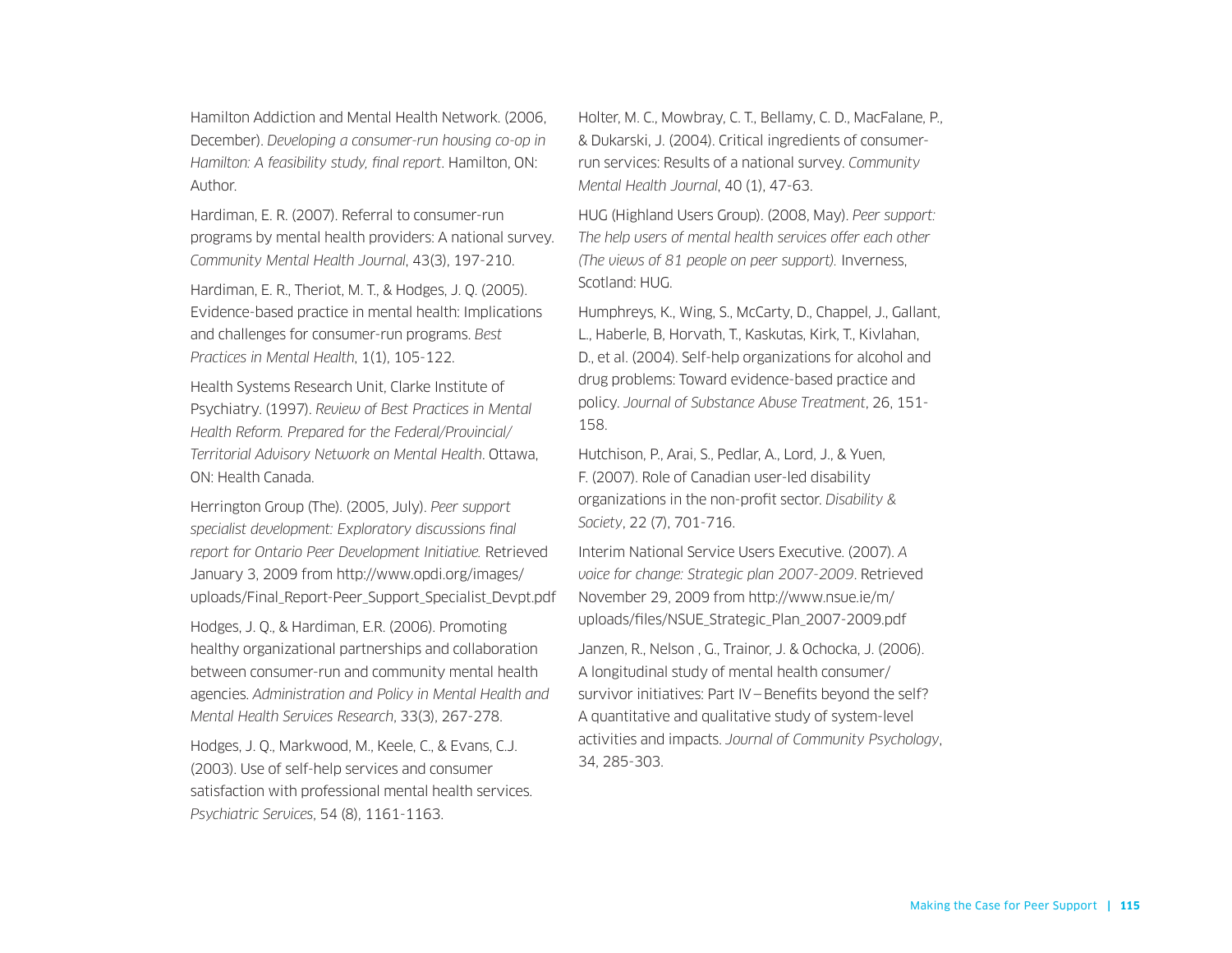Hamilton Addiction and Mental Health Network. (2006, December). *Developing a consumer-run housing co-op in Hamilton: A feasibility study, final report*. Hamilton, ON: Author.

Hardiman, E. R. (2007). Referral to consumer-run programs by mental health providers: A national survey. *Community Mental Health Journal*, 43(3), 197-210.

Hardiman, E. R., Theriot, M. T., & Hodges, J. Q. (2005). Evidence-based practice in mental health: Implications and challenges for consumer-run programs. *Best Practices in Mental Health*, 1(1), 105-122.

Health Systems Research Unit, Clarke Institute of Psychiatry. (1997). *Review of Best Practices in Mental Health Reform. Prepared for the Federal/Provincial/ Territorial Advisory Network on Mental Health*. Ottawa, ON: Health Canada.

Herrington Group (The). (2005, July). *Peer support specialist development: Exploratory discussions final report for Ontario Peer Development Initiative.* Retrieved January 3, 2009 from http://www.opdi.org/images/uploads/Final_Report-Peer_Support_Specialist_Devpt.pdf

Hodges, J. Q., & Hardiman, E.R. (2006). Promoting healthy organizational partnerships and collaboration between consumer-run and community mental health agencies. *Administration and Policy in Mental Health and Mental Health Services Research*, 33(3), 267-278.

Hodges, J. Q., Markwood, M., Keele, C., & Evans, C.J. (2003). Use of self-help services and consumer satisfaction with professional mental health services. *Psychiatric Services*, 54 (8), 1161-1163.

Holter, M. C., Mowbray, C. T., Bellamy, C. D., MacFalane, P., & Dukarski, J. (2004). Critical ingredients of consumer-run services: Results of a national survey. *Community Mental Health Journal*, 40 (1), 47-63.

HUG (Highland Users Group). (2008, May). *Peer support: The help users of mental health services offer each other (The views of 81 people on peer support).* Inverness, Scotland: HUG.

Humphreys, K., Wing, S., McCarty, D., Chappel, J., Gallant, L., Haberle, B, Horvath, T., Kaskutas, Kirk, T., Kivlahan, D., et al. (2004). Self-help organizations for alcohol and drug problems: Toward evidence-based practice and policy. *Journal of Substance Abuse Treatment*, 26, 151-158.

Hutchison, P., Arai, S., Pedlar, A., Lord, J., & Yuen, F. (2007). Role of Canadian user-led disability organizations in the non-profit sector. *Disability & Society*, 22 (7), 701-716.

Interim National Service Users Executive. (2007). *A voice for change: Strategic plan 2007-2009*. Retrieved November 29, 2009 from http://www.nsue.ie/m/uploads/files/NSUE_Strategic_Plan_2007-2009.pdf

Janzen, R., Nelson , G., Trainor, J. & Ochocka, J. (2006). A longitudinal study of mental health consumer/ survivor initiatives: Part IV – Benefits beyond the self? A quantitative and qualitative study of system-level activities and impacts. *Journal of Community Psychology*, 34, 285-303.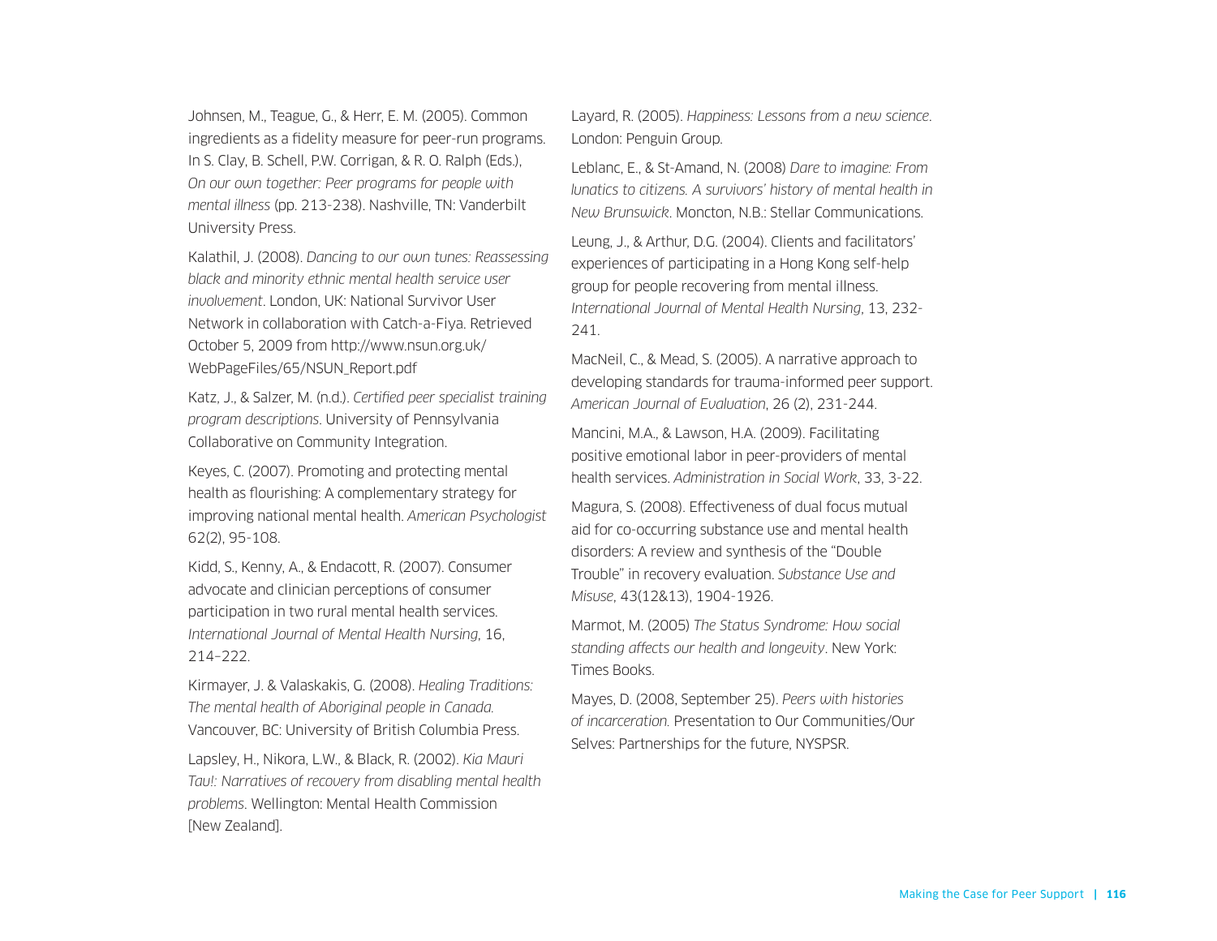Johnsen, M., Teague, G., & Herr, E. M. (2005). Common ingredients as a fidelity measure for peer-run programs. In S. Clay, B. Schell, P.W. Corrigan, & R. O. Ralph (Eds.), *On our own together: Peer programs for people with mental illness* (pp. 213-238). Nashville, TN: Vanderbilt University Press.

Kalathil, J. (2008). *Dancing to our own tunes: Reassessing black and minority ethnic mental health service user involvement*. London, UK: National Survivor User Network in collaboration with Catch-a-Fiya. Retrieved October 5, 2009 from http://www.nsun.org.uk/WebPageFiles/65/NSUN_Report.pdf

Katz, J., & Salzer, M. (n.d.). *Certified peer specialist training program descriptions*. University of Pennsylvania Collaborative on Community Integration.

Keyes, C. (2007). Promoting and protecting mental health as flourishing: A complementary strategy for improving national mental health. *American Psychologist* 62(2), 95-108.

Kidd, S., Kenny, A., & Endacott, R. (2007). Consumer advocate and clinician perceptions of consumer participation in two rural mental health services. *International Journal of Mental Health Nursing*, 16, 214–222.

Kirmayer, J. & Valaskakis, G. (2008). *Healing Traditions: The mental health of Aboriginal people in Canada.* Vancouver, BC: University of British Columbia Press.

Lapsley, H., Nikora, L.W., & Black, R. (2002). *Kia Mauri Tau!: Narratives of recovery from disabling mental health problems*. Wellington: Mental Health Commission [New Zealand].

Layard, R. (2005). *Happiness: Lessons from a new science*. London: Penguin Group.

Leblanc, E., & St-Amand, N. (2008) *Dare to imagine: From lunatics to citizens. A survivors' history of mental health in New Brunswick*. Moncton, N.B.: Stellar Communications.

Leung, J., & Arthur, D.G. (2004). Clients and facilitators' experiences of participating in a Hong Kong self-help group for people recovering from mental illness. *International Journal of Mental Health Nursing*, 13, 232-241.

MacNeil, C., & Mead, S. (2005). A narrative approach to developing standards for trauma-informed peer support. *American Journal of Evaluation*, 26 (2), 231-244.

Mancini, M.A., & Lawson, H.A. (2009). Facilitating positive emotional labor in peer-providers of mental health services. *Administration in Social Work*, 33, 3-22.

Magura, S. (2008). Effectiveness of dual focus mutual aid for co-occurring substance use and mental health disorders: A review and synthesis of the "Double Trouble" in recovery evaluation. *Substance Use and Misuse*, 43(12&13), 1904-1926.

Marmot, M. (2005) *The Status Syndrome: How social standing affects our health and longevity*. New York: Times Books.

Mayes, D. (2008, September 25). *Peers with histories of incarceration.* Presentation to Our Communities/Our Selves: Partnerships for the future, NYSPSR.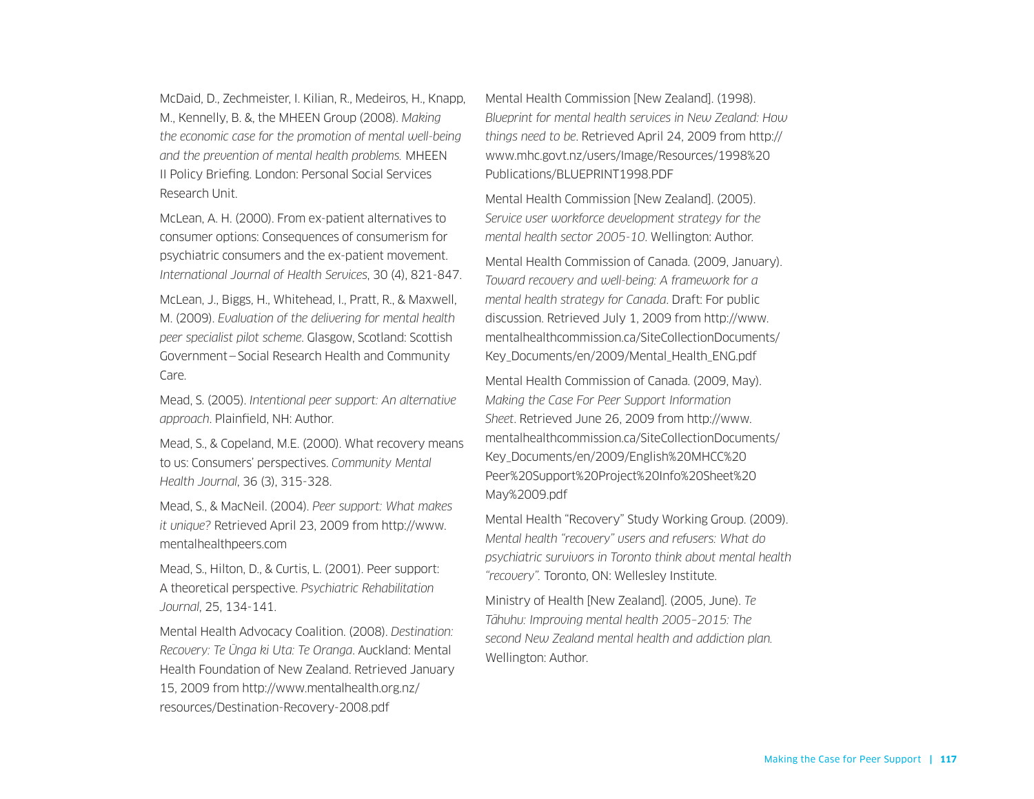McDaid, D., Zechmeister, I. Kilian, R., Medeiros, H., Knapp, M., Kennelly, B. &, the MHEEN Group (2008). *Making the economic case for the promotion of mental well-being and the prevention of mental health problems.* MHEEN II Policy Briefing. London: Personal Social Services Research Unit.

McLean, A. H. (2000). From ex-patient alternatives to consumer options: Consequences of consumerism for psychiatric consumers and the ex-patient movement. *International Journal of Health Services*, 30 (4), 821-847.

McLean, J., Biggs, H., Whitehead, I., Pratt, R., & Maxwell, M. (2009). *Evaluation of the delivering for mental health peer specialist pilot scheme*. Glasgow, Scotland: Scottish Government—Social Research Health and Community Care.

Mead, S. (2005). *Intentional peer support: An alternative approach*. Plainfield, NH: Author.

Mead, S., & Copeland, M.E. (2000). What recovery means to us: Consumers' perspectives. *Community Mental Health Journal*, 36 (3), 315-328.

Mead, S., & MacNeil. (2004). *Peer support: What makes it unique?* Retrieved April 23, 2009 from http://www.mentalhealthpeers.com

Mead, S., Hilton, D., & Curtis, L. (2001). Peer support: A theoretical perspective. *Psychiatric Rehabilitation Journal*, 25, 134-141.

Mental Health Advocacy Coalition. (2008). *Destination: Recovery: Te Ūnga ki Uta: Te Oranga*. Auckland: Mental Health Foundation of New Zealand. Retrieved January 15, 2009 from http://www.mentalhealth.org.nz/resources/Destination-Recovery-2008.pdf

Mental Health Commission [New Zealand]. (1998). *Blueprint for mental health services in New Zealand: How things need to be*. Retrieved April 24, 2009 from http://www.mhc.govt.nz/users/Image/Resources/1998%20Publications/BLUEPRINT1998.PDF

Mental Health Commission [New Zealand]. (2005). *Service user workforce development strategy for the mental health sector 2005-10*. Wellington: Author.

Mental Health Commission of Canada. (2009, January). *Toward recovery and well-being: A framework for a mental health strategy for Canada*. Draft: For public discussion. Retrieved July 1, 2009 from http://www.mentalhealthcommission.ca/SiteCollectionDocuments/Key_Documents/en/2009/Mental_Health_ENG.pdf

Mental Health Commission of Canada. (2009, May). *Making the Case For Peer Support Information Sheet*. Retrieved June 26, 2009 from http://www.mentalhealthcommission.ca/SiteCollectionDocuments/Key_Documents/en/2009/English%20MHCC%20Peer%20Support%20Project%20Info%20Sheet%20May%2009.pdf

Mental Health "Recovery" Study Working Group. (2009). *Mental health "recovery" users and refusers: What do psychiatric survivors in Toronto think about mental health "recovery".* Toronto, ON: Wellesley Institute.

Ministry of Health [New Zealand]. (2005, June). *Te Tāhuhu: Improving mental health 2005–2015: The second New Zealand mental health and addiction plan.* Wellington: Author.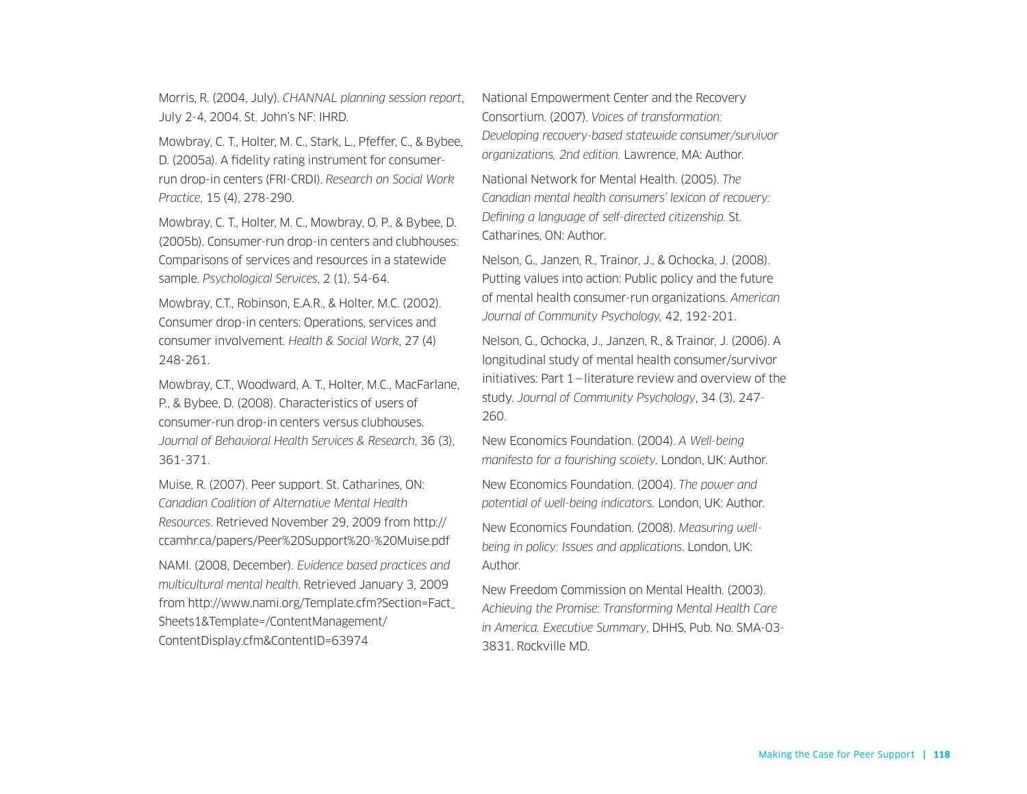Morris, R. (2004, July). *CHANNAL planning session report*, July 2-4, 2004. St. John's NF: IHRD.

Mowbray, C. T., Holter, M. C., Stark, L., Pfeffer, C., & Bybee, D. (2005a). A fidelity rating instrument for consumer-run drop-in centers (FRI-CRDI). *Research on Social Work Practice*, 15 (4), 278-290.

Mowbray, C. T., Holter, M. C., Mowbray, O. P., & Bybee, D. (2005b). Consumer-run drop-in centers and clubhouses: Comparisons of services and resources in a statewide sample. *Psychological Services*, 2 (1), 54-64.

Mowbray, C.T., Robinson, E.A.R., & Holter, M.C. (2002). Consumer drop-in centers: Operations, services and consumer involvement. *Health & Social Work*, 27 (4) 248-261.

Mowbray, C.T., Woodward, A. T., Holter, M.C., MacFarlane, P., & Bybee, D. (2008). Characteristics of users of consumer-run drop-in centers versus clubhouses. *Journal of Behavioral Health Services & Research*, 36 (3), 361-371.

Muise, R. (2007). Peer support. St. Catharines, ON: *Canadian Coalition of Alternative Mental Health Resources*. Retrieved November 29, 2009 from http://ccamhr.ca/papers/Peer%20Support%20-%20Muise.pdf

NAMI. (2008, December). *Evidence based practices and multicultural mental health*. Retrieved January 3, 2009 from http://www.nami.org/Template.cfm?Section=Fact_Sheets1&Template=/ContentManagement/ContentDisplay.cfm&ContentID=63974

National Empowerment Center and the Recovery Consortium. (2007). *Voices of transformation: Developing recovery-based statewide consumer/survivor organizations, 2nd edition.* Lawrence, MA: Author.

National Network for Mental Health. (2005). *The Canadian mental health consumers' lexicon of recovery: Defining a language of self-directed citizenship.* St. Catharines, ON: Author.

Nelson, G., Janzen, R., Trainor, J., & Ochocka, J. (2008). Putting values into action: Public policy and the future of mental health consumer-run organizations. *American Journal of Community Psychology,* 42, 192-201.

Nelson, G., Ochocka, J., Janzen, R., & Trainor, J. (2006). A longitudinal study of mental health consumer/survivor initiatives: Part 1 – literature review and overview of the study. *Journal of Community Psychology*, 34 (3), 247-260.

New Economics Foundation. (2004). *A Well-being manifesto for a fourishing scoiety*. London, UK: Author.

New Economics Foundation. (2004). *The power and potential of well-being indicators.* London, UK: Author.

New Economics Foundation. (2008). *Measuring well-being in policy: Issues and applications*. London, UK: Author.

New Freedom Commission on Mental Health. (2003). *Achieving the Promise: Transforming Mental Health Care in America. Executive Summary*, DHHS, Pub. No. SMA-03-3831. Rockville MD.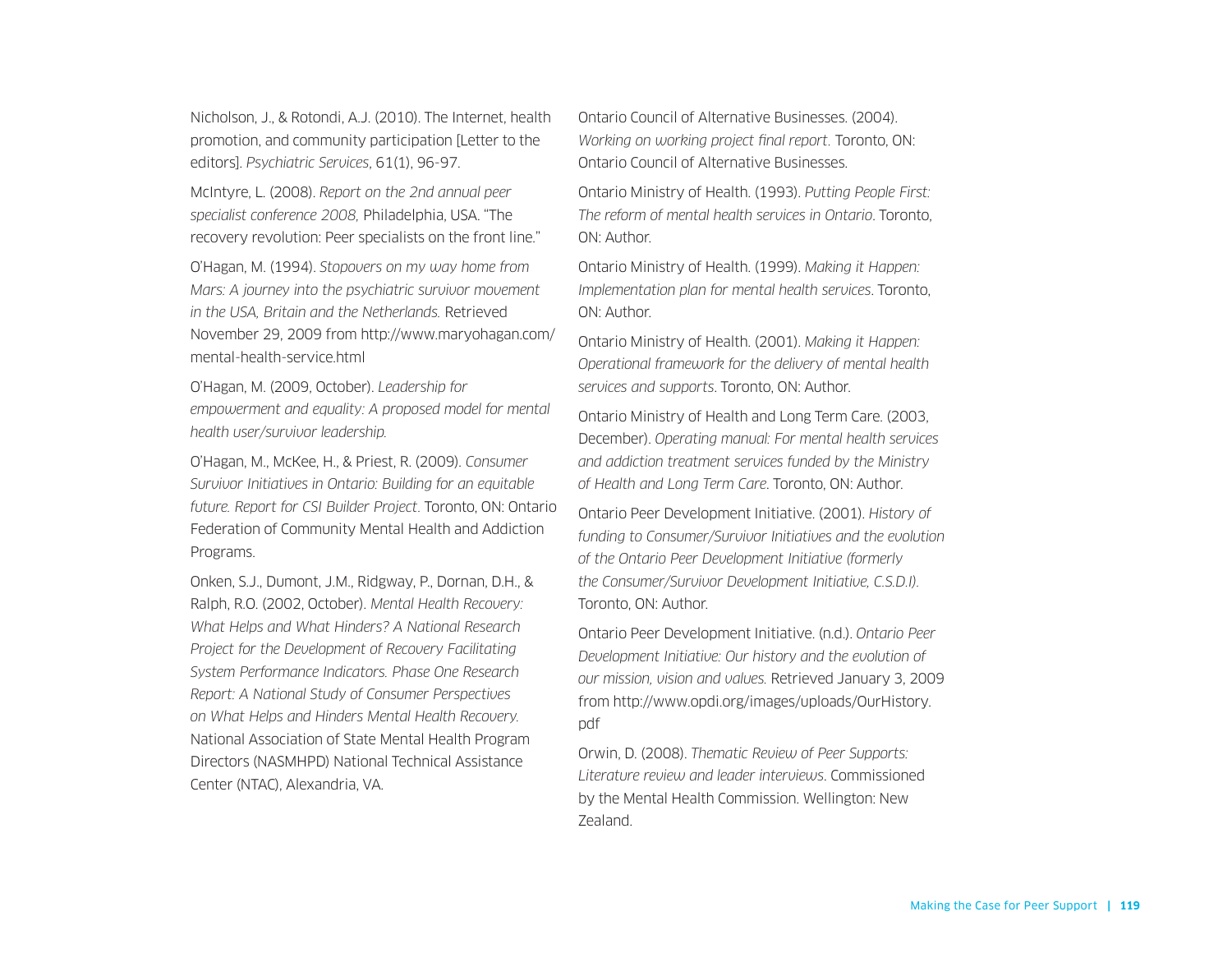Nicholson, J., & Rotondi, A.J. (2010). The Internet, health promotion, and community participation [Letter to the editors]. *Psychiatric Services*, 61(1), 96-97.

McIntyre, L. (2008). *Report on the 2nd annual peer specialist conference 2008,* Philadelphia, USA. "The recovery revolution: Peer specialists on the front line."

O'Hagan, M. (1994). *Stopovers on my way home from Mars: A journey into the psychiatric survivor movement in the USA, Britain and the Netherlands.* Retrieved November 29, 2009 from http://www.maryohagan.com/mental-health-service.html

O'Hagan, M. (2009, October). *Leadership for empowerment and equality: A proposed model for mental health user/survivor leadership.*

O'Hagan, M., McKee, H., & Priest, R. (2009). *Consumer Survivor Initiatives in Ontario: Building for an equitable future. Report for CSI Builder Project*. Toronto, ON: Ontario Federation of Community Mental Health and Addiction Programs.

Onken, S.J., Dumont, J.M., Ridgway, P., Dornan, D.H., & Ralph, R.O. (2002, October). *Mental Health Recovery: What Helps and What Hinders? A National Research Project for the Development of Recovery Facilitating System Performance Indicators. Phase One Research Report: A National Study of Consumer Perspectives on What Helps and Hinders Mental Health Recovery.* National Association of State Mental Health Program Directors (NASMHPD) National Technical Assistance Center (NTAC), Alexandria, VA.

Ontario Council of Alternative Businesses. (2004). *Working on working project final report*. Toronto, ON: Ontario Council of Alternative Businesses.

Ontario Ministry of Health. (1993). *Putting People First: The reform of mental health services in Ontario*. Toronto, ON: Author.

Ontario Ministry of Health. (1999). *Making it Happen: Implementation plan for mental health services*. Toronto, ON: Author.

Ontario Ministry of Health. (2001). *Making it Happen: Operational framework for the delivery of mental health services and supports*. Toronto, ON: Author.

Ontario Ministry of Health and Long Term Care. (2003, December). *Operating manual: For mental health services and addiction treatment services funded by the Ministry of Health and Long Term Care*. Toronto, ON: Author.

Ontario Peer Development Initiative. (2001). *History of funding to Consumer/Survivor Initiatives and the evolution of the Ontario Peer Development Initiative (formerly the Consumer/Survivor Development Initiative, C.S.D.I).* Toronto, ON: Author.

Ontario Peer Development Initiative. (n.d.). *Ontario Peer Development Initiative: Our history and the evolution of our mission, vision and values.* Retrieved January 3, 2009 from http://www.opdi.org/images/uploads/OurHistory.pdf

Orwin, D. (2008). *Thematic Review of Peer Supports: Literature review and leader interviews*. Commissioned by the Mental Health Commission. Wellington: New Zealand.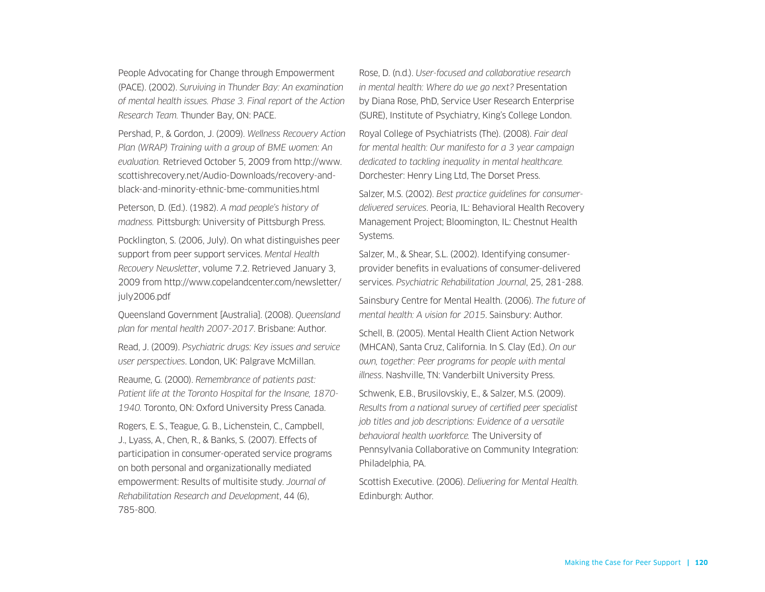People Advocating for Change through Empowerment (PACE). (2002). *Surviving in Thunder Bay: An examination of mental health issues. Phase 3. Final report of the Action Research Team.* Thunder Bay, ON: PACE.

Pershad, P., & Gordon, J. (2009). *Wellness Recovery Action Plan (WRAP) Training with a group of BME women: An evaluation.* Retrieved October 5, 2009 from http://www.scottishrecovery.net/Audio-Downloads/recovery-and-black-and-minority-ethnic-bme-communities.html

Peterson, D. (Ed.). (1982). *A mad people's history of madness.* Pittsburgh: University of Pittsburgh Press.

Pocklington, S. (2006, July). On what distinguishes peer support from peer support services. *Mental Health Recovery Newsletter*, volume 7.2. Retrieved January 3, 2009 from http://www.copelandcenter.com/newsletter/july2006.pdf

Queensland Government [Australia]. (2008). *Queensland plan for mental health 2007-2017*. Brisbane: Author.

Read, J. (2009). *Psychiatric drugs: Key issues and service user perspectives*. London, UK: Palgrave McMillan.

Reaume, G. (2000). *Remembrance of patients past: Patient life at the Toronto Hospital for the Insane, 1870-1940.* Toronto, ON: Oxford University Press Canada.

Rogers, E. S., Teague, G. B., Lichenstein, C., Campbell, J., Lyass, A., Chen, R., & Banks, S. (2007). Effects of participation in consumer-operated service programs on both personal and organizationally mediated empowerment: Results of multisite study. *Journal of Rehabilitation Research and Development*, 44 (6), 785-800.

Rose, D. (n.d.). *User-focused and collaborative research in mental health: Where do we go next?* Presentation by Diana Rose, PhD, Service User Research Enterprise (SURE), Institute of Psychiatry, King's College London.

Royal College of Psychiatrists (The). (2008). *Fair deal for mental health: Our manifesto for a 3 year campaign dedicated to tackling inequality in mental healthcare.* Dorchester: Henry Ling Ltd, The Dorset Press.

Salzer, M.S. (2002). *Best practice guidelines for consumer-delivered services*. Peoria, IL: Behavioral Health Recovery Management Project; Bloomington, IL: Chestnut Health Systems.

Salzer, M., & Shear, S.L. (2002). Identifying consumer-provider benefits in evaluations of consumer-delivered services. *Psychiatric Rehabilitation Journal*, 25, 281-288.

Sainsbury Centre for Mental Health. (2006). *The future of mental health: A vision for 2015*. Sainsbury: Author.

Schell, B. (2005). Mental Health Client Action Network (MHCAN), Santa Cruz, California. In S. Clay (Ed.). *On our own, together: Peer programs for people with mental illness*. Nashville, TN: Vanderbilt University Press.

Schwenk, E.B., Brusilovskiy, E., & Salzer, M.S. (2009). *Results from a national survey of certified peer specialist job titles and job descriptions: Evidence of a versatile behavioral health workforce.* The University of Pennsylvania Collaborative on Community Integration: Philadelphia, PA.

Scottish Executive. (2006). *Delivering for Mental Health.* Edinburgh: Author.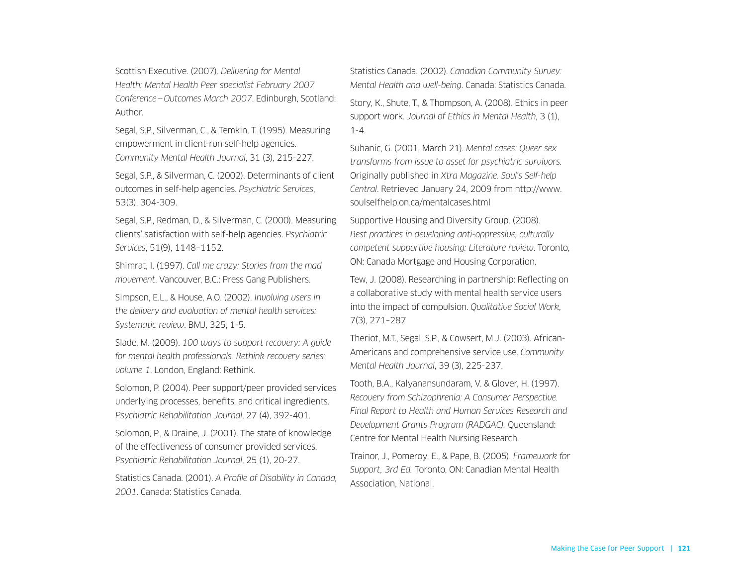Scottish Executive. (2007). *Delivering for Mental Health: Mental Health Peer specialist February 2007 Conference – Outcomes March 2007*. Edinburgh, Scotland: Author.

Segal, S.P., Silverman, C., & Temkin, T. (1995). Measuring empowerment in client-run self-help agencies. *Community Mental Health Journal*, 31 (3), 215-227.

Segal, S.P., & Silverman, C. (2002). Determinants of client outcomes in self-help agencies. *Psychiatric Services*, 53(3), 304-309.

Segal, S.P., Redman, D., & Silverman, C. (2000). Measuring clients' satisfaction with self-help agencies. *Psychiatric Services*, 51(9), 1148–1152.

Shimrat, I. (1997). *Call me crazy: Stories from the mad movement*. Vancouver, B.C.: Press Gang Publishers.

Simpson, E.L., & House, A.O. (2002). *Involving users in the delivery and evaluation of mental health services: Systematic review*. BMJ, 325, 1-5.

Slade, M. (2009). *100 ways to support recovery: A guide for mental health professionals. Rethink recovery series: volume 1*. London, England: Rethink.

Solomon, P. (2004). Peer support/peer provided services underlying processes, benefits, and critical ingredients. *Psychiatric Rehabilitation Journal*, 27 (4), 392-401.

Solomon, P., & Draine, J. (2001). The state of knowledge of the effectiveness of consumer provided services. *Psychiatric Rehabilitation Journal*, 25 (1), 20-27.

Statistics Canada. (2001). *A Profile of Disability in Canada, 2001*. Canada: Statistics Canada.

Statistics Canada. (2002). *Canadian Community Survey: Mental Health and well-being*. Canada: Statistics Canada.

Story, K., Shute, T., & Thompson, A. (2008). Ethics in peer support work. *Journal of Ethics in Mental Health*, 3 (1), 1-4.

Suhanic, G. (2001, March 21). *Mental cases: Queer sex transforms from issue to asset for psychiatric survivors.* Originally published in *Xtra Magazine. Soul's Self-help Central*. Retrieved January 24, 2009 from http://www.soulselfhelp.on.ca/mentalcases.html

Supportive Housing and Diversity Group. (2008). *Best practices in developing anti-oppressive, culturally competent supportive housing: Literature review*. Toronto, ON: Canada Mortgage and Housing Corporation.

Tew, J. (2008). Researching in partnership: Reflecting on a collaborative study with mental health service users into the impact of compulsion. *Qualitative Social Work*, 7(3), 271–287

Theriot, M.T., Segal, S.P., & Cowsert, M.J. (2003). African-Americans and comprehensive service use. *Community Mental Health Journal*, 39 (3), 225-237.

Tooth, B.A., Kalyanansundaram, V. & Glover, H. (1997). *Recovery from Schizophrenia: A Consumer Perspective. Final Report to Health and Human Services Research and Development Grants Program (RADGAC).* Queensland: Centre for Mental Health Nursing Research.

Trainor, J., Pomeroy, E., & Pape, B. (2005). *Framework for Support, 3rd Ed.* Toronto, ON: Canadian Mental Health Association, National.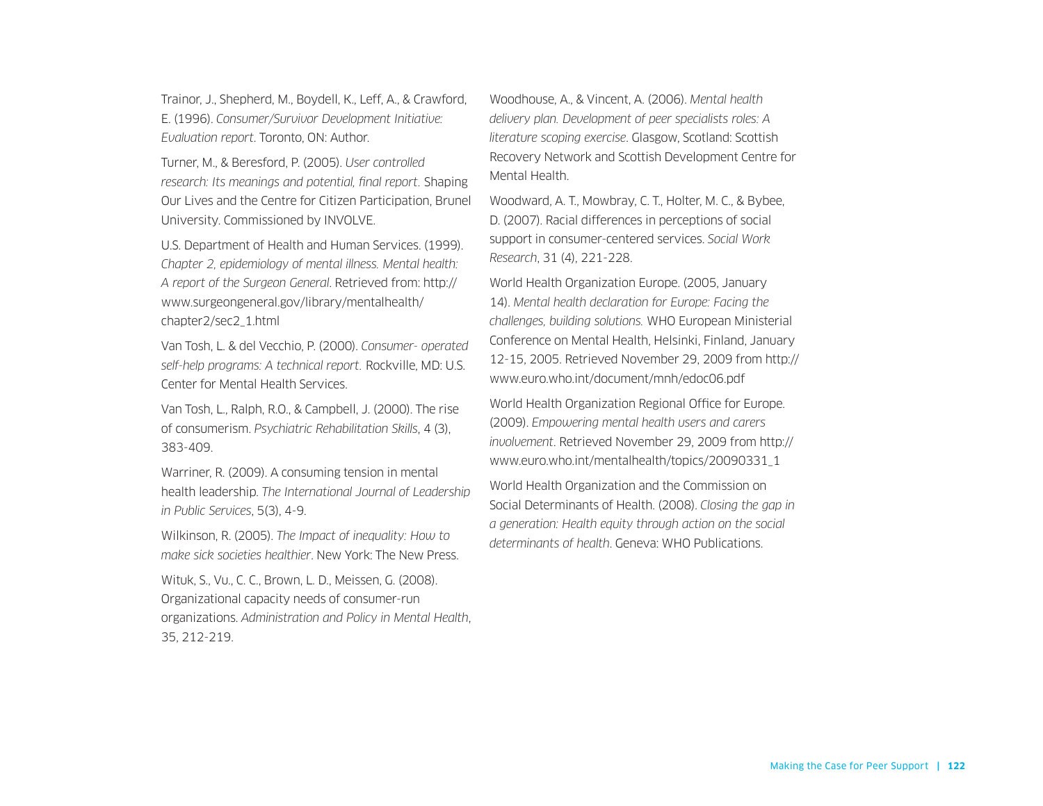Trainor, J., Shepherd, M., Boydell, K., Leff, A., & Crawford, E. (1996). *Consumer/Survivor Development Initiative: Evaluation report*. Toronto, ON: Author.

Turner, M., & Beresford, P. (2005). *User controlled research: Its meanings and potential, final report*. Shaping Our Lives and the Centre for Citizen Participation, Brunel University. Commissioned by INVOLVE.

U.S. Department of Health and Human Services. (1999). *Chapter 2, epidemiology of mental illness. Mental health: A report of the Surgeon General*. Retrieved from: http://www.surgeongeneral.gov/library/mentalhealth/chapter2/sec2_1.html

Van Tosh, L. & del Vecchio, P. (2000). *Consumer- operated self-help programs: A technical report*. Rockville, MD: U.S. Center for Mental Health Services.

Van Tosh, L., Ralph, R.O., & Campbell, J. (2000). The rise of consumerism. *Psychiatric Rehabilitation Skills*, 4 (3), 383-409.

Warriner, R. (2009). A consuming tension in mental health leadership. *The International Journal of Leadership in Public Services*, 5(3), 4-9.

Wilkinson, R. (2005). *The Impact of inequality: How to make sick societies healthier*. New York: The New Press.

Wituk, S., Vu., C. C., Brown, L. D., Meissen, G. (2008). Organizational capacity needs of consumer-run organizations. *Administration and Policy in Mental Health*, 35, 212-219.

Woodhouse, A., & Vincent, A. (2006). *Mental health delivery plan. Development of peer specialists roles: A literature scoping exercise*. Glasgow, Scotland: Scottish Recovery Network and Scottish Development Centre for Mental Health.

Woodward, A. T., Mowbray, C. T., Holter, M. C., & Bybee, D. (2007). Racial differences in perceptions of social support in consumer-centered services. *Social Work Research*, 31 (4), 221-228.

World Health Organization Europe. (2005, January 14). *Mental health declaration for Europe: Facing the challenges, building solutions.* WHO European Ministerial Conference on Mental Health, Helsinki, Finland, January 12-15, 2005. Retrieved November 29, 2009 from http://www.euro.who.int/document/mnh/edoc06.pdf

World Health Organization Regional Office for Europe. (2009). *Empowering mental health users and carers involvement*. Retrieved November 29, 2009 from http://www.euro.who.int/mentalhealth/topics/20090331_1

World Health Organization and the Commission on Social Determinants of Health. (2008). *Closing the gap in a generation: Health equity through action on the social determinants of health*. Geneva: WHO Publications.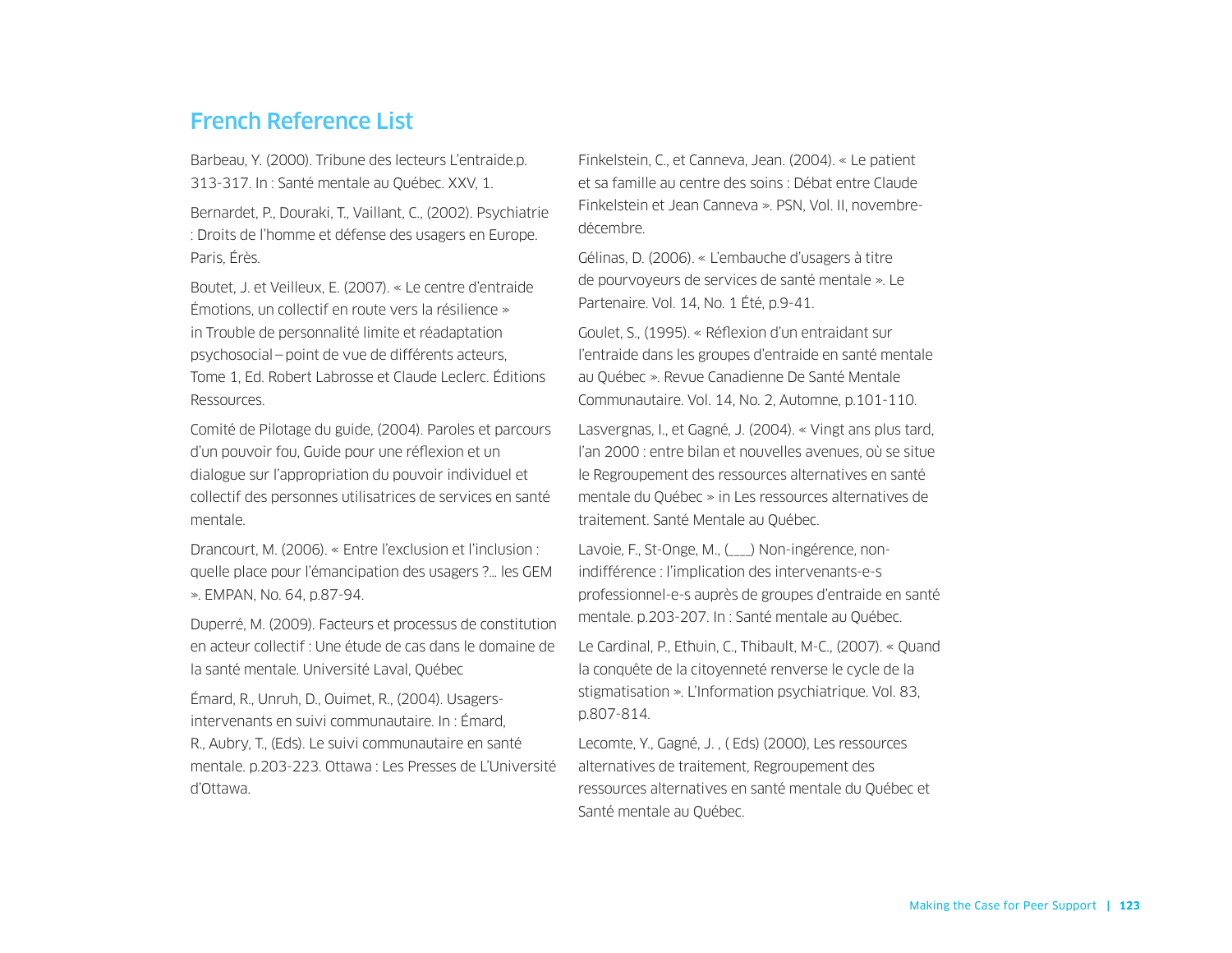## French Reference List

Barbeau, Y. (2000). Tribune des lecteurs L'entraide.p. 313-317. In : Santé mentale au Québec. XXV, 1.

Bernardet, P., Douraki, T., Vaillant, C., (2002). Psychiatrie : Droits de l'homme et défense des usagers en Europe. Paris, Érès.

Boutet, J. et Veilleux, E. (2007). « Le centre d'entraide Émotions, un collectif en route vers la résilience » in Trouble de personnalité limite et réadaptation psychosocial – point de vue de différents acteurs, Tome 1, Ed. Robert Labrosse et Claude Leclerc. Éditions Ressources.

Comité de Pilotage du guide, (2004). Paroles et parcours d'un pouvoir fou, Guide pour une réflexion et un dialogue sur l'appropriation du pouvoir individuel et collectif des personnes utilisatrices de services en santé mentale.

Drancourt, M. (2006). « Entre l'exclusion et l'inclusion : quelle place pour l'émancipation des usagers ?… les GEM ». EMPAN, No. 64, p.87-94.

Duperré, M. (2009). Facteurs et processus de constitution en acteur collectif : Une étude de cas dans le domaine de la santé mentale. Université Laval, Québec

Émard, R., Unruh, D., Ouimet, R., (2004). Usagers-intervenants en suivi communautaire. In : Émard, R., Aubry, T., (Eds). Le suivi communautaire en santé mentale. p.203-223. Ottawa : Les Presses de L'Université d'Ottawa.

Finkelstein, C., et Canneva, Jean. (2004). « Le patient et sa famille au centre des soins : Débat entre Claude Finkelstein et Jean Canneva ». PSN, Vol. II, novembre-décembre.

Gélinas, D. (2006). « L'embauche d'usagers à titre de pourvoyeurs de services de santé mentale ». Le Partenaire. Vol. 14, No. 1 Été, p.9-41.

Goulet, S., (1995). « Réflexion d'un entraidant sur l'entraide dans les groupes d'entraide en santé mentale au Québec ». Revue Canadienne De Santé Mentale Communautaire. Vol. 14, No. 2, Automne, p.101-110.

Lasvergnas, I., et Gagné, J. (2004). « Vingt ans plus tard, l'an 2000 : entre bilan et nouvelles avenues, où se situe le Regroupement des ressources alternatives en santé mentale du Québec » in Les ressources alternatives de traitement. Santé Mentale au Québec.

Lavoie, F., St-Onge, M., (___) Non-ingérence, non-indifférence : l'implication des intervenants-e-s professionnel-e-s auprès de groupes d'entraide en santé mentale. p.203-207. In : Santé mentale au Québec.

Le Cardinal, P., Ethuin, C., Thibault, M-C., (2007). « Quand la conquête de la citoyenneté renverse le cycle de la stigmatisation ». L'Information psychiatrique. Vol. 83, p.807-814.

Lecomte, Y., Gagné, J. , ( Eds) (2000), Les ressources alternatives de traitement, Regroupement des ressources alternatives en santé mentale du Québec et Santé mentale au Québec.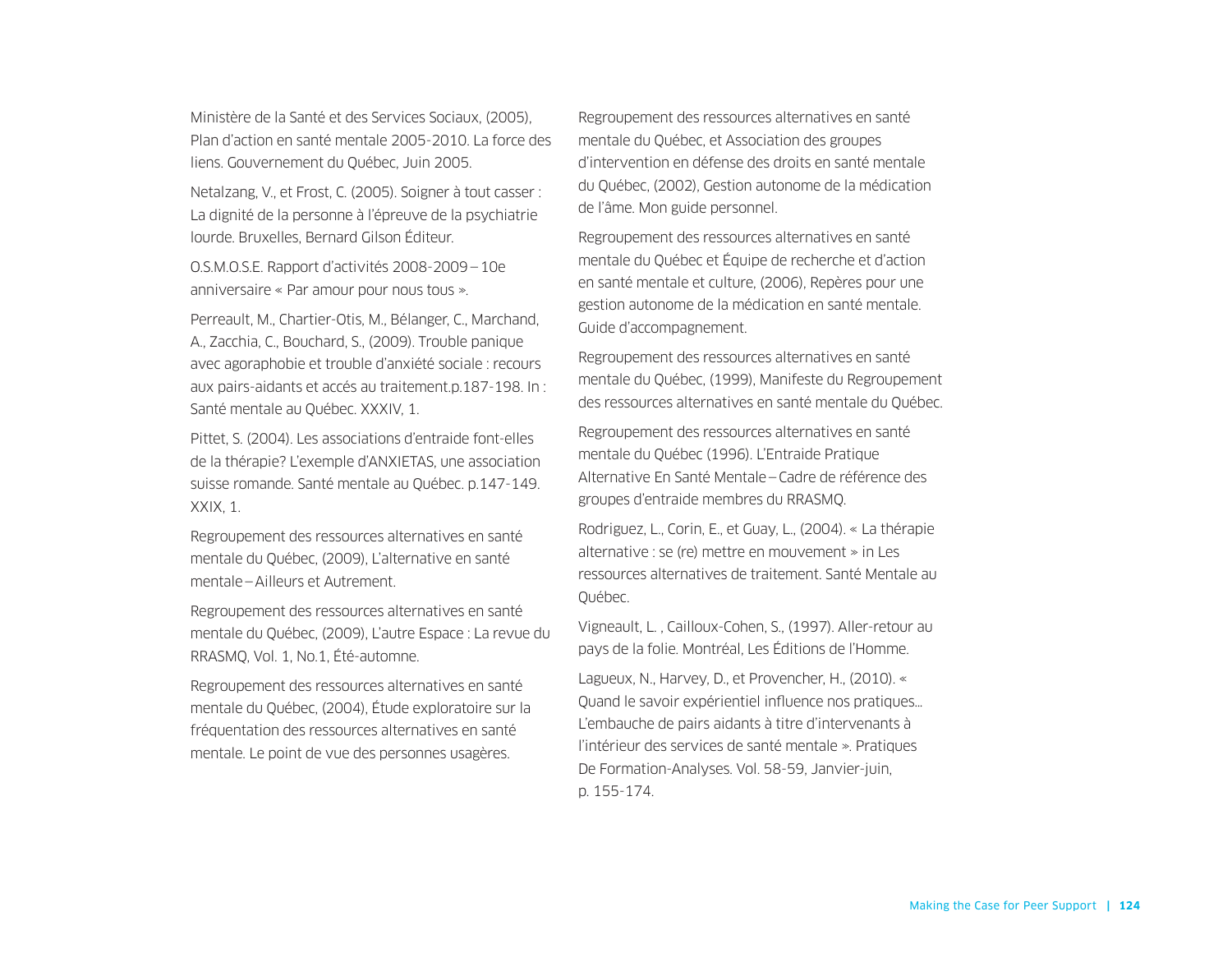Ministère de la Santé et des Services Sociaux, (2005), Plan d'action en santé mentale 2005-2010. La force des liens. Gouvernement du Québec, Juin 2005.

Netalzang, V., et Frost, C. (2005). Soigner à tout casser : La dignité de la personne à l'épreuve de la psychiatrie lourde. Bruxelles, Bernard Gilson Éditeur.

O.S.M.O.S.E. Rapport d'activités 2008-2009 – 10e anniversaire « Par amour pour nous tous ».

Perreault, M., Chartier-Otis, M., Bélanger, C., Marchand, A., Zacchia, C., Bouchard, S., (2009). Trouble panique avec agoraphobie et trouble d'anxiété sociale : recours aux pairs-aidants et accés au traitement.p.187-198. In : Santé mentale au Québec. XXXIV, 1.

Pittet, S. (2004). Les associations d'entraide font-elles de la thérapie? L'exemple d'ANXIETAS, une association suisse romande. Santé mentale au Québec. p.147-149. XXIX, 1.

Regroupement des ressources alternatives en santé mentale du Québec, (2009), L'alternative en santé mentale – Ailleurs et Autrement.

Regroupement des ressources alternatives en santé mentale du Québec, (2009), L'autre Espace : La revue du RRASMQ, Vol. 1, No.1, Été-automne.

Regroupement des ressources alternatives en santé mentale du Québec, (2004), Étude exploratoire sur la fréquentation des ressources alternatives en santé mentale. Le point de vue des personnes usagères.

Regroupement des ressources alternatives en santé mentale du Québec, et Association des groupes d'intervention en défense des droits en santé mentale du Québec, (2002), Gestion autonome de la médication de l'âme. Mon guide personnel.

Regroupement des ressources alternatives en santé mentale du Québec et Équipe de recherche et d'action en santé mentale et culture, (2006), Repères pour une gestion autonome de la médication en santé mentale. Guide d'accompagnement.

Regroupement des ressources alternatives en santé mentale du Québec, (1999), Manifeste du Regroupement des ressources alternatives en santé mentale du Québec.

Regroupement des ressources alternatives en santé mentale du Québec (1996). L'Entraide Pratique Alternative En Santé Mentale – Cadre de référence des groupes d'entraide membres du RRASMQ.

Rodriguez, L., Corin, E., et Guay, L., (2004). « La thérapie alternative : se (re) mettre en mouvement » in Les ressources alternatives de traitement. Santé Mentale au Québec.

Vigneault, L. , Cailloux-Cohen, S., (1997). Aller-retour au pays de la folie. Montréal, Les Éditions de l'Homme.

Lagueux, N., Harvey, D., et Provencher, H., (2010). « Quand le savoir expérientiel influence nos pratiques… L'embauche de pairs aidants à titre d'intervenants à l'intérieur des services de santé mentale ». Pratiques De Formation-Analyses. Vol. 58-59, Janvier-juin, p. 155-174.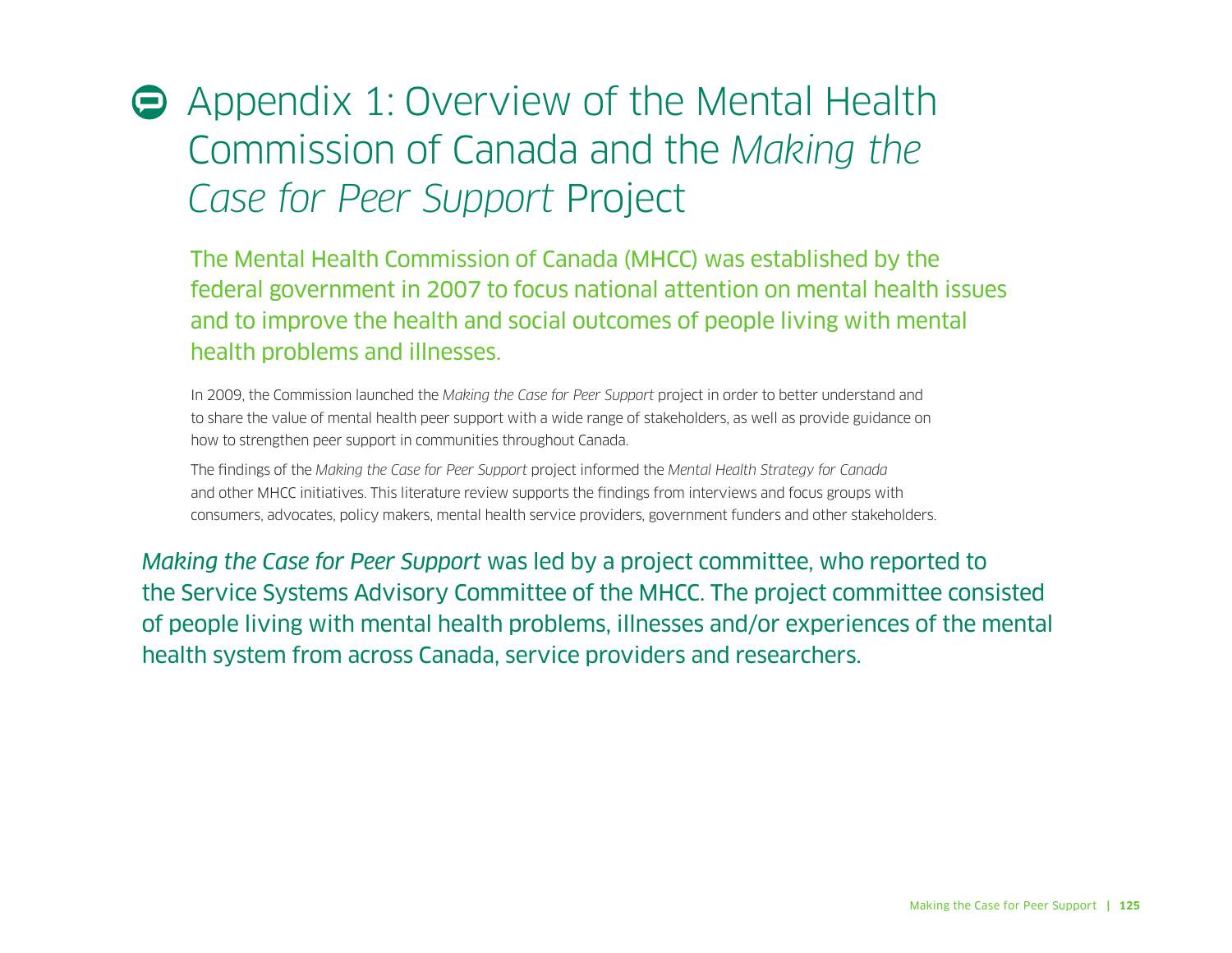# Appendix 1: Overview of the Mental Health Commission of Canada and the *Making the Case for Peer Support* Project

The Mental Health Commission of Canada (MHCC) was established by the federal government in 2007 to focus national attention on mental health issues and to improve the health and social outcomes of people living with mental health problems and illnesses.

In 2009, the Commission launched the *Making the Case for Peer Support* project in order to better understand and to share the value of mental health peer support with a wide range of stakeholders, as well as provide guidance on how to strengthen peer support in communities throughout Canada.

The findings of the *Making the Case for Peer Support* project informed the *Mental Health Strategy for Canada* and other MHCC initiatives. This literature review supports the findings from interviews and focus groups with consumers, advocates, policy makers, mental health service providers, government funders and other stakeholders.

*Making the Case for Peer Support* was led by a project committee, who reported to the Service Systems Advisory Committee of the MHCC. The project committee consisted of people living with mental health problems, illnesses and/or experiences of the mental health system from across Canada, service providers and researchers.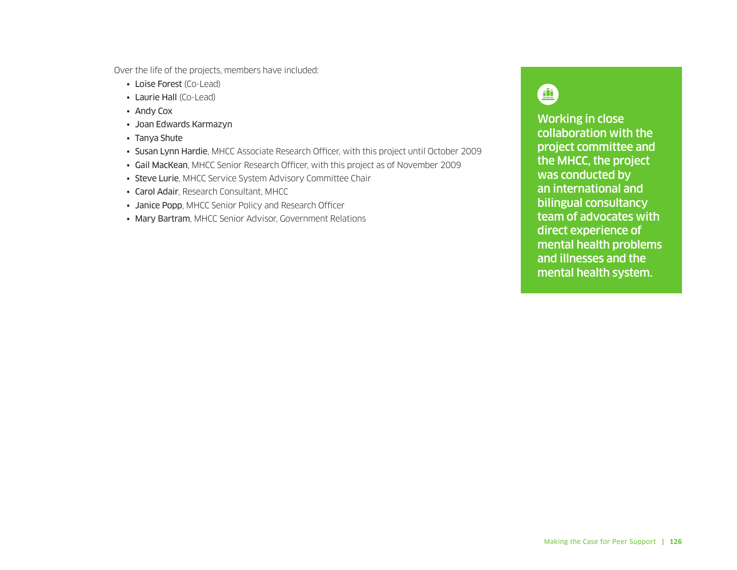Over the life of the projects, members have included:

- Loïse Forest (Co-Lead)
- Laurie Hall (Co-Lead)
- Andy Cox
- Joan Edwards Karmazyn
- Tanya Shute
- Susan Lynn Hardie, MHCC Associate Research Officer, with this project until October 2009
- Gail MacKean, MHCC Senior Research Officer, with this project as of November 2009
- Steve Lurie, MHCC Service System Advisory Committee Chair
- Carol Adair, Research Consultant, MHCC
- Janice Popp, MHCC Senior Policy and Research Officer
- Mary Bartram, MHCC Senior Advisor, Government Relations

**Working in close collaboration with the project committee and the MHCC, the project was conducted by an international and bilingual consultancy team of advocates with direct experience of mental health problems and illnesses and the mental health system.**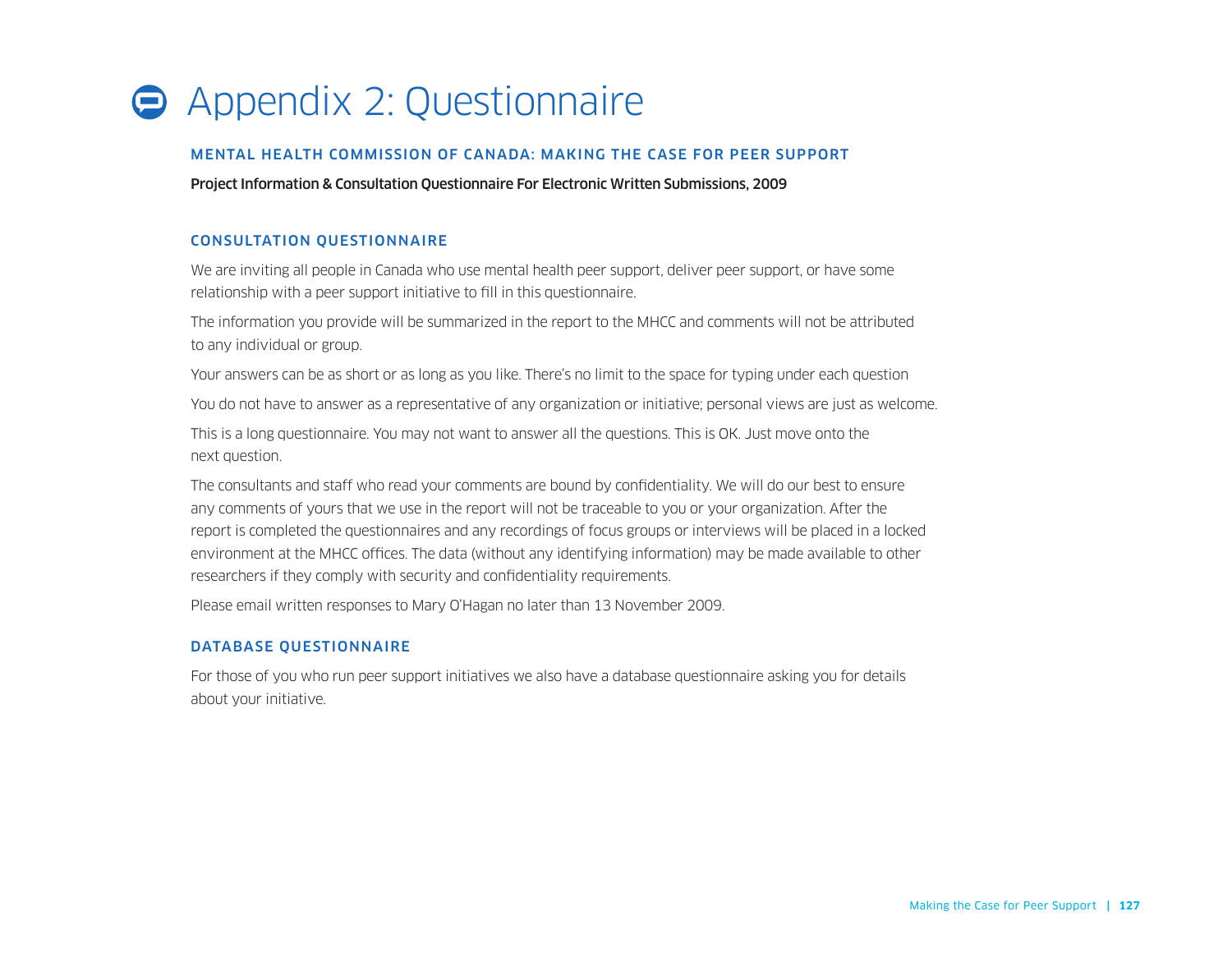# Appendix 2: Questionnaire

## MENTAL HEALTH COMMISSION OF CANADA: MAKING THE CASE FOR PEER SUPPORT

**Project Information & Consultation Questionnaire For Electronic Written Submissions, 2009**

### CONSULTATION QUESTIONNAIRE

We are inviting all people in Canada who use mental health peer support, deliver peer support, or have some relationship with a peer support initiative to fill in this questionnaire.

The information you provide will be summarized in the report to the MHCC and comments will not be attributed to any individual or group.

Your answers can be as short or as long as you like. There's no limit to the space for typing under each question

You do not have to answer as a representative of any organization or initiative; personal views are just as welcome.

This is a long questionnaire. You may not want to answer all the questions. This is OK. Just move onto the next question.

The consultants and staff who read your comments are bound by confidentiality. We will do our best to ensure any comments of yours that we use in the report will not be traceable to you or your organization. After the report is completed the questionnaires and any recordings of focus groups or interviews will be placed in a locked environment at the MHCC offices. The data (without any identifying information) may be made available to other researchers if they comply with security and confidentiality requirements.

Please email written responses to Mary O'Hagan no later than 13 November 2009.

### DATABASE QUESTIONNAIRE

For those of you who run peer support initiatives we also have a database questionnaire asking you for details about your initiative.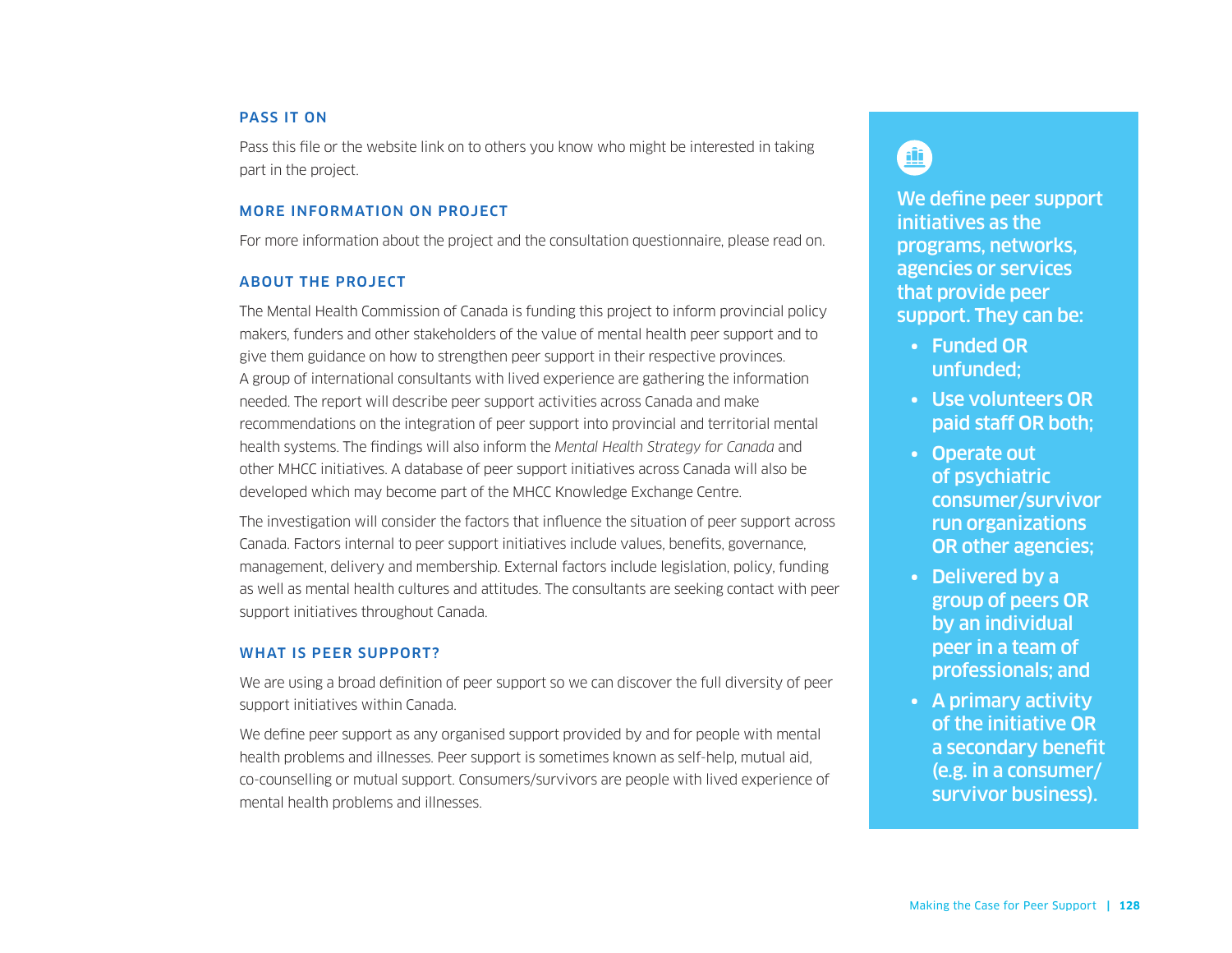### PASS IT ON

Pass this file or the website link on to others you know who might be interested in taking part in the project.

### MORE INFORMATION ON PROJECT

For more information about the project and the consultation questionnaire, please read on.

### ABOUT THE PROJECT

The Mental Health Commission of Canada is funding this project to inform provincial policy makers, funders and other stakeholders of the value of mental health peer support and to give them guidance on how to strengthen peer support in their respective provinces. A group of international consultants with lived experience are gathering the information needed. The report will describe peer support activities across Canada and make recommendations on the integration of peer support into provincial and territorial mental health systems. The findings will also inform the *Mental Health Strategy for Canada* and other MHCC initiatives. A database of peer support initiatives across Canada will also be developed which may become part of the MHCC Knowledge Exchange Centre.

The investigation will consider the factors that influence the situation of peer support across Canada. Factors internal to peer support initiatives include values, benefits, governance, management, delivery and membership. External factors include legislation, policy, funding as well as mental health cultures and attitudes. The consultants are seeking contact with peer support initiatives throughout Canada.

### WHAT IS PEER SUPPORT?

We are using a broad definition of peer support so we can discover the full diversity of peer support initiatives within Canada.

We define peer support as any organised support provided by and for people with mental health problems and illnesses. Peer support is sometimes known as self-help, mutual aid, co-counselling or mutual support. Consumers/survivors are people with lived experience of mental health problems and illnesses.

**We define peer support initiatives as the programs, networks, agencies or services that provide peer support. They can be:**

- **Funded OR unfunded;**
- **Use volunteers OR paid staff OR both;**
- **Operate out of psychiatric consumer/survivor run organizations OR other agencies;**
- **Delivered by a group of peers OR by an individual peer in a team of professionals; and**
- **A primary activity of the initiative OR a secondary benefit (e.g. in a consumer/survivor business).**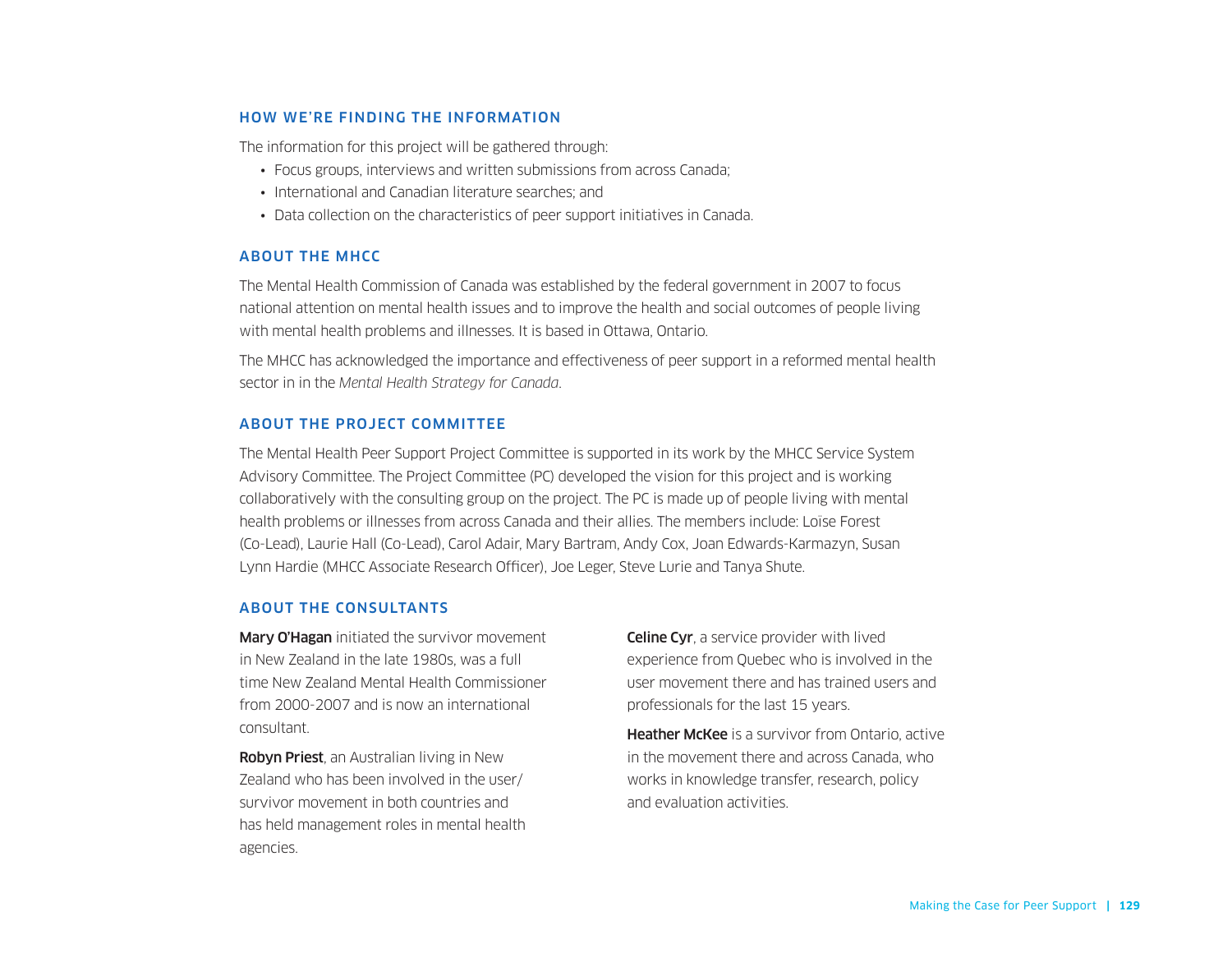### HOW WE'RE FINDING THE INFORMATION

The information for this project will be gathered through:

- Focus groups, interviews and written submissions from across Canada;
- International and Canadian literature searches; and
- Data collection on the characteristics of peer support initiatives in Canada.

### ABOUT THE MHCC

The Mental Health Commission of Canada was established by the federal government in 2007 to focus national attention on mental health issues and to improve the health and social outcomes of people living with mental health problems and illnesses. It is based in Ottawa, Ontario.

The MHCC has acknowledged the importance and effectiveness of peer support in a reformed mental health sector in in the *Mental Health Strategy for Canada*.

### ABOUT THE PROJECT COMMITTEE

The Mental Health Peer Support Project Committee is supported in its work by the MHCC Service System Advisory Committee. The Project Committee (PC) developed the vision for this project and is working collaboratively with the consulting group on the project. The PC is made up of people living with mental health problems or illnesses from across Canada and their allies. The members include: Loïse Forest (Co-Lead), Laurie Hall (Co-Lead), Carol Adair, Mary Bartram, Andy Cox, Joan Edwards-Karmazyn, Susan Lynn Hardie (MHCC Associate Research Officer), Joe Leger, Steve Lurie and Tanya Shute.

### ABOUT THE CONSULTANTS

**Mary O'Hagan** initiated the survivor movement in New Zealand in the late 1980s, was a full time New Zealand Mental Health Commissioner from 2000-2007 and is now an international consultant.

**Robyn Priest**, an Australian living in New Zealand who has been involved in the user/survivor movement in both countries and has held management roles in mental health agencies.

**Celine Cyr**, a service provider with lived experience from Quebec who is involved in the user movement there and has trained users and professionals for the last 15 years.

**Heather McKee** is a survivor from Ontario, active in the movement there and across Canada, who works in knowledge transfer, research, policy and evaluation activities.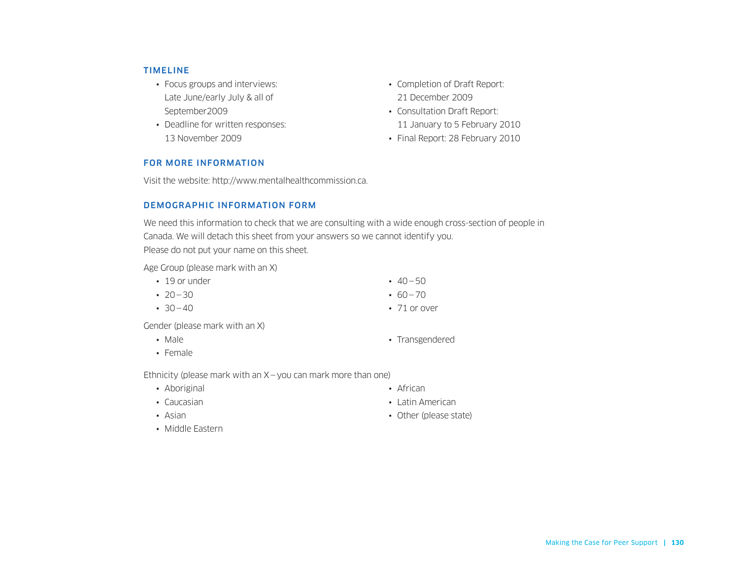## TIMELINE

- Focus groups and interviews: Late June/early July & all of September2009
- Deadline for written responses: 13 November 2009
- Completion of Draft Report: 21 December 2009
- Consultation Draft Report: 11 January to 5 February 2010
- Final Report: 28 February 2010

## FOR MORE INFORMATION

Visit the website: http://www.mentalhealthcommission.ca.

## DEMOGRAPHIC INFORMATION FORM

We need this information to check that we are consulting with a wide enough cross-section of people in Canada. We will detach this sheet from your answers so we cannot identify you.
Please do not put your name on this sheet.

Age Group (please mark with an X)

- 19 or under
- 20 – 30
- 30 – 40
- 40 – 50
- 60 – 70
- 71 or over

Gender (please mark with an X)

- Male
- Female
- Transgendered

Ethnicity (please mark with an X – you can mark more than one)

- Aboriginal
- Caucasian
- Asian
- Middle Eastern
- African
- Latin American
- Other (please state)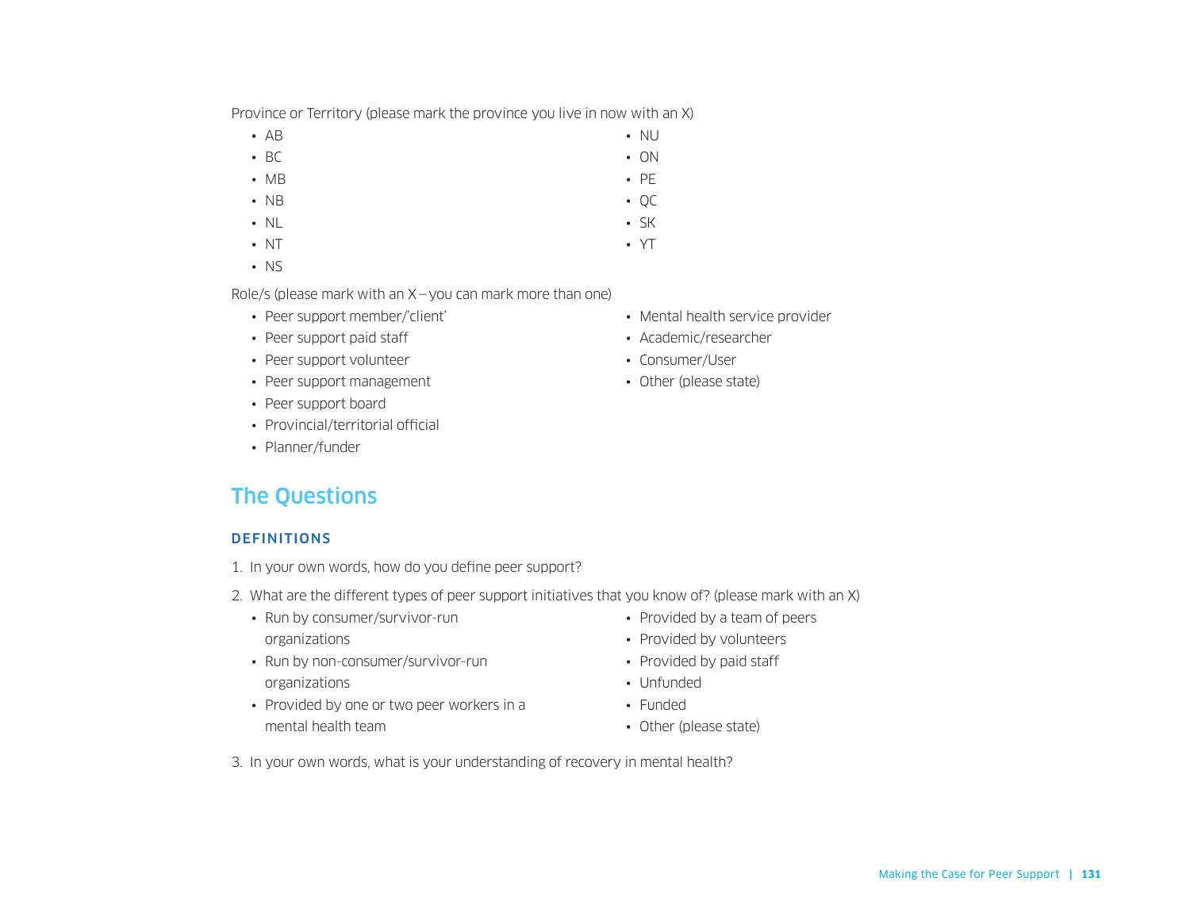Province or Territory (please mark the province you live in now with an X)

- AB
- BC
- MB
- NB
- NL
- NT
- NS
- NU
- ON
- PE
- QC
- SK
- YT

Role/s (please mark with an X – you can mark more than one)

- Peer support member/'client'
- Peer support paid staff
- Peer support volunteer
- Peer support management
- Peer support board
- Provincial/territorial official
- Planner/funder
- Mental health service provider
- Academic/researcher
- Consumer/User
- Other (please state)

## The Questions

### DEFINITIONS

1. In your own words, how do you define peer support?
2. What are the different types of peer support initiatives that you know of? (please mark with an X)
   - Run by consumer/survivor-run organizations
   - Run by non-consumer/survivor-run organizations
   - Provided by one or two peer workers in a mental health team
   - Provided by a team of peers
   - Provided by volunteers
   - Provided by paid staff
   - Unfunded
   - Funded
   - Other (please state)
3. In your own words, what is your understanding of recovery in mental health?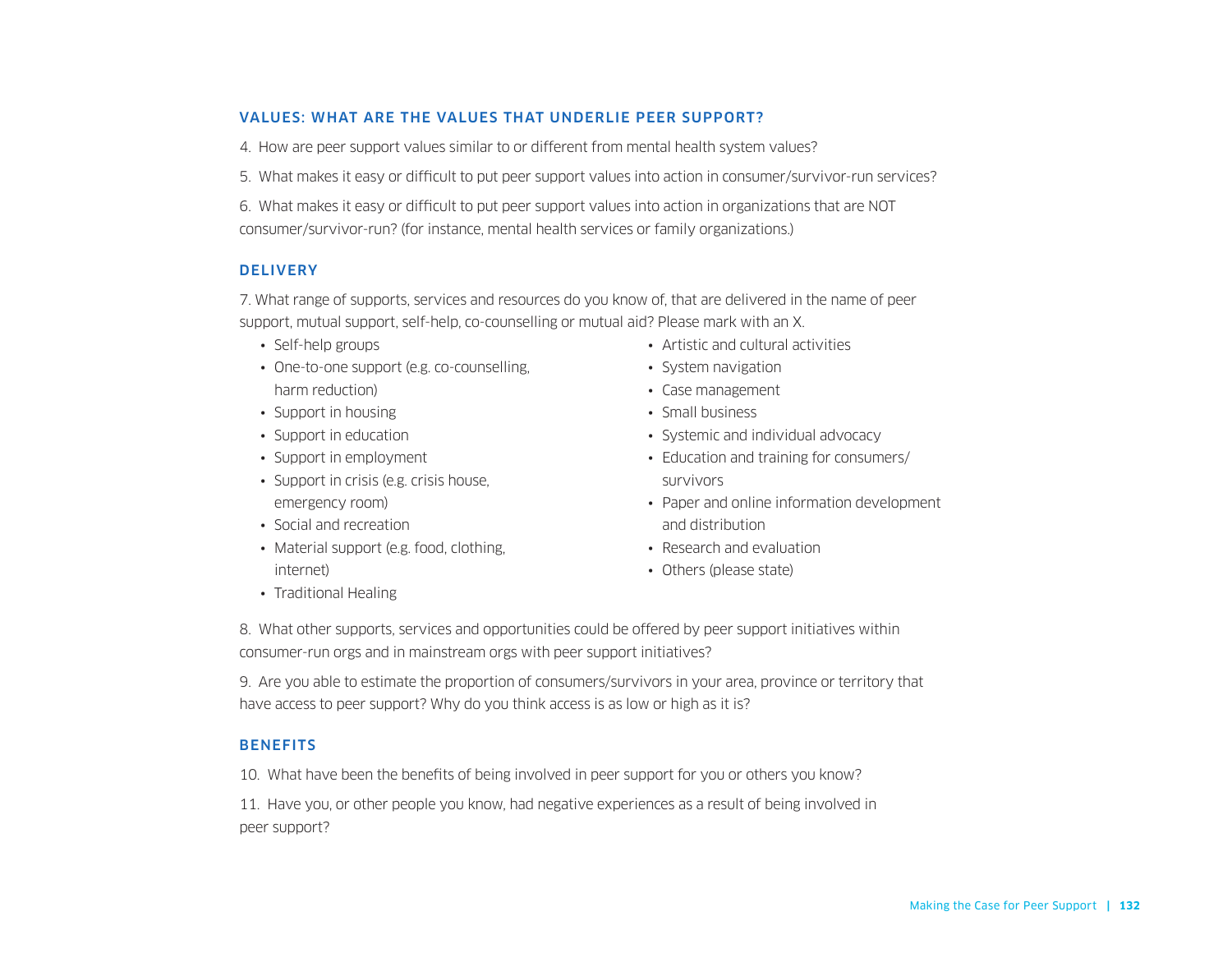### VALUES: WHAT ARE THE VALUES THAT UNDERLIE PEER SUPPORT?

4. How are peer support values similar to or different from mental health system values?

5. What makes it easy or difficult to put peer support values into action in consumer/survivor-run services?

6. What makes it easy or difficult to put peer support values into action in organizations that are NOT consumer/survivor-run? (for instance, mental health services or family organizations.)

### DELIVERY

7. What range of supports, services and resources do you know of, that are delivered in the name of peer support, mutual support, self-help, co-counselling or mutual aid? Please mark with an X.

- Self-help groups
- One-to-one support (e.g. co-counselling, harm reduction)
- Support in housing
- Support in education
- Support in employment
- Support in crisis (e.g. crisis house, emergency room)
- Social and recreation
- Material support (e.g. food, clothing, internet)
- Traditional Healing
- Artistic and cultural activities
- System navigation
- Case management
- Small business
- Systemic and individual advocacy
- Education and training for consumers/survivors
- Paper and online information development and distribution
- Research and evaluation
- Others (please state)

8. What other supports, services and opportunities could be offered by peer support initiatives within consumer-run orgs and in mainstream orgs with peer support initiatives?

9. Are you able to estimate the proportion of consumers/survivors in your area, province or territory that have access to peer support? Why do you think access is as low or high as it is?

### BENEFITS

10. What have been the benefits of being involved in peer support for you or others you know?

11. Have you, or other people you know, had negative experiences as a result of being involved in peer support?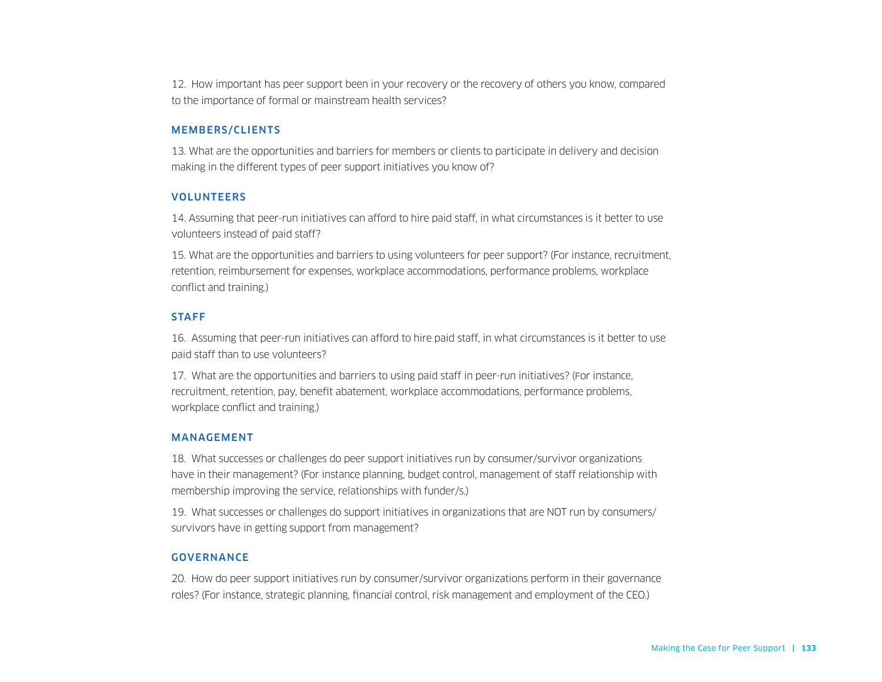12. How important has peer support been in your recovery or the recovery of others you know, compared to the importance of formal or mainstream health services?

### MEMBERS/CLIENTS

13. What are the opportunities and barriers for members or clients to participate in delivery and decision making in the different types of peer support initiatives you know of?

### VOLUNTEERS

14. Assuming that peer-run initiatives can afford to hire paid staff, in what circumstances is it better to use volunteers instead of paid staff?

15. What are the opportunities and barriers to using volunteers for peer support? (For instance, recruitment, retention, reimbursement for expenses, workplace accommodations, performance problems, workplace conflict and training.)

### STAFF

16. Assuming that peer-run initiatives can afford to hire paid staff, in what circumstances is it better to use paid staff than to use volunteers?

17. What are the opportunities and barriers to using paid staff in peer-run initiatives? (For instance, recruitment, retention, pay, benefit abatement, workplace accommodations, performance problems, workplace conflict and training.)

### MANAGEMENT

18. What successes or challenges do peer support initiatives run by consumer/survivor organizations have in their management? (For instance planning, budget control, management of staff relationship with membership improving the service, relationships with funder/s.)

19. What successes or challenges do support initiatives in organizations that are NOT run by consumers/survivors have in getting support from management?

### GOVERNANCE

20. How do peer support initiatives run by consumer/survivor organizations perform in their governance roles? (For instance, strategic planning, financial control, risk management and employment of the CEO.)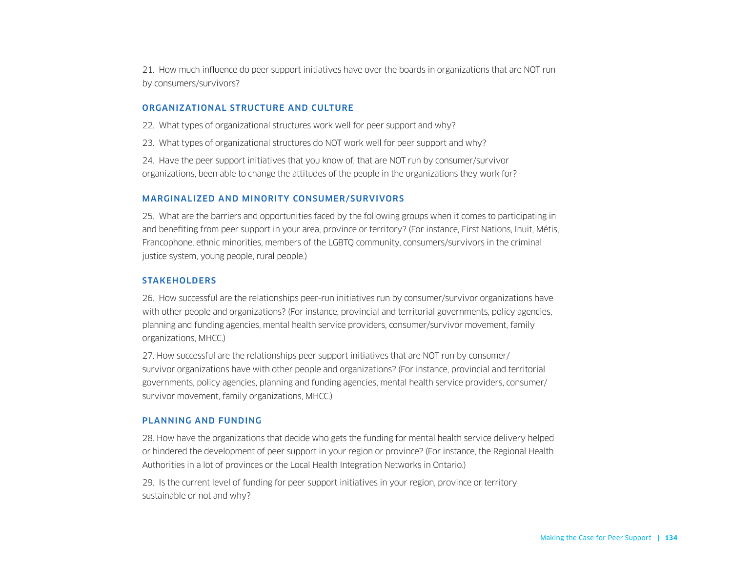21. How much influence do peer support initiatives have over the boards in organizations that are NOT run by consumers/survivors?

### ORGANIZATIONAL STRUCTURE AND CULTURE

22. What types of organizational structures work well for peer support and why?

23. What types of organizational structures do NOT work well for peer support and why?

24. Have the peer support initiatives that you know of, that are NOT run by consumer/survivor organizations, been able to change the attitudes of the people in the organizations they work for?

### MARGINALIZED AND MINORITY CONSUMER/SURVIVORS

25. What are the barriers and opportunities faced by the following groups when it comes to participating in and benefiting from peer support in your area, province or territory? (For instance, First Nations, Inuit, Métis, Francophone, ethnic minorities, members of the LGBTQ community, consumers/survivors in the criminal justice system, young people, rural people.)

### STAKEHOLDERS

26. How successful are the relationships peer-run initiatives run by consumer/survivor organizations have with other people and organizations? (For instance, provincial and territorial governments, policy agencies, planning and funding agencies, mental health service providers, consumer/survivor movement, family organizations, MHCC.)

27. How successful are the relationships peer support initiatives that are NOT run by consumer/survivor organizations have with other people and organizations? (For instance, provincial and territorial governments, policy agencies, planning and funding agencies, mental health service providers, consumer/survivor movement, family organizations, MHCC.)

### PLANNING AND FUNDING

28. How have the organizations that decide who gets the funding for mental health service delivery helped or hindered the development of peer support in your region or province? (For instance, the Regional Health Authorities in a lot of provinces or the Local Health Integration Networks in Ontario.)

29. Is the current level of funding for peer support initiatives in your region, province or territory sustainable or not and why?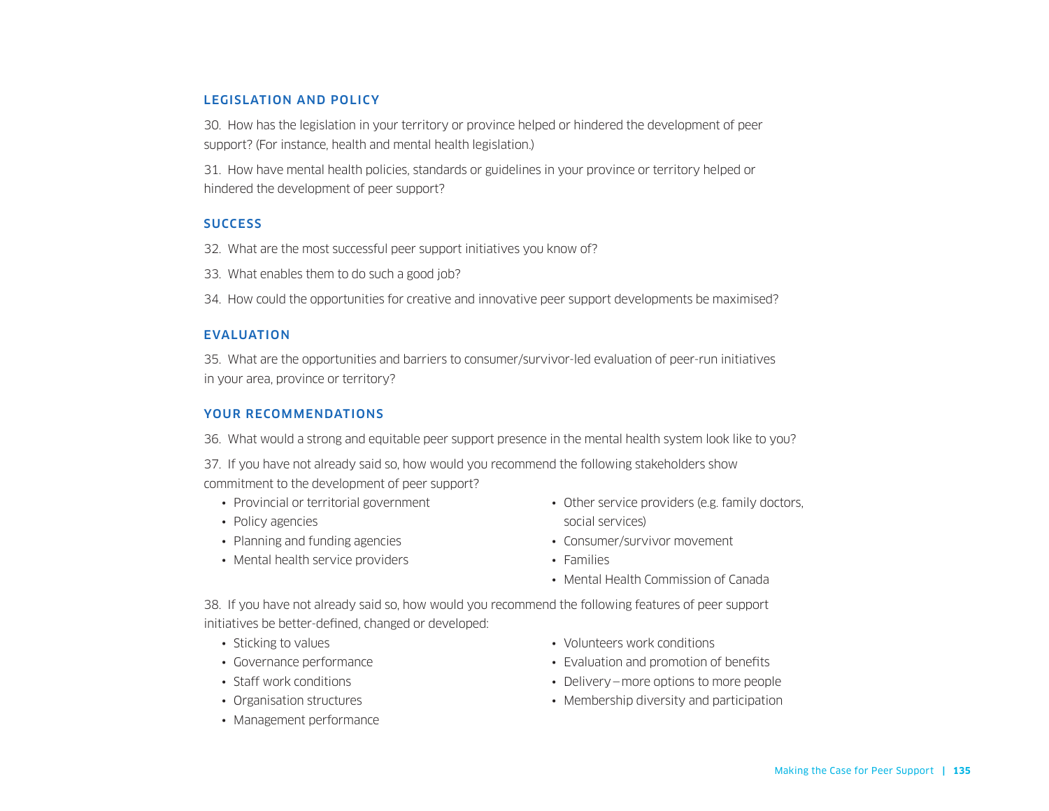### LEGISLATION AND POLICY

30. How has the legislation in your territory or province helped or hindered the development of peer support? (For instance, health and mental health legislation.)

31. How have mental health policies, standards or guidelines in your province or territory helped or hindered the development of peer support?

### SUCCESS

32. What are the most successful peer support initiatives you know of?

33. What enables them to do such a good job?

34. How could the opportunities for creative and innovative peer support developments be maximised?

### EVALUATION

35. What are the opportunities and barriers to consumer/survivor-led evaluation of peer-run initiatives in your area, province or territory?

### YOUR RECOMMENDATIONS

36. What would a strong and equitable peer support presence in the mental health system look like to you?

37. If you have not already said so, how would you recommend the following stakeholders show commitment to the development of peer support?

- Provincial or territorial government
- Policy agencies
- Planning and funding agencies
- Mental health service providers
- Other service providers (e.g. family doctors, social services)
- Consumer/survivor movement
- Families
- Mental Health Commission of Canada

38. If you have not already said so, how would you recommend the following features of peer support initiatives be better-defined, changed or developed:

- Sticking to values
- Governance performance
- Staff work conditions
- Organisation structures
- Management performance
- Volunteers work conditions
- Evaluation and promotion of benefits
- Delivery – more options to more people
- Membership diversity and participation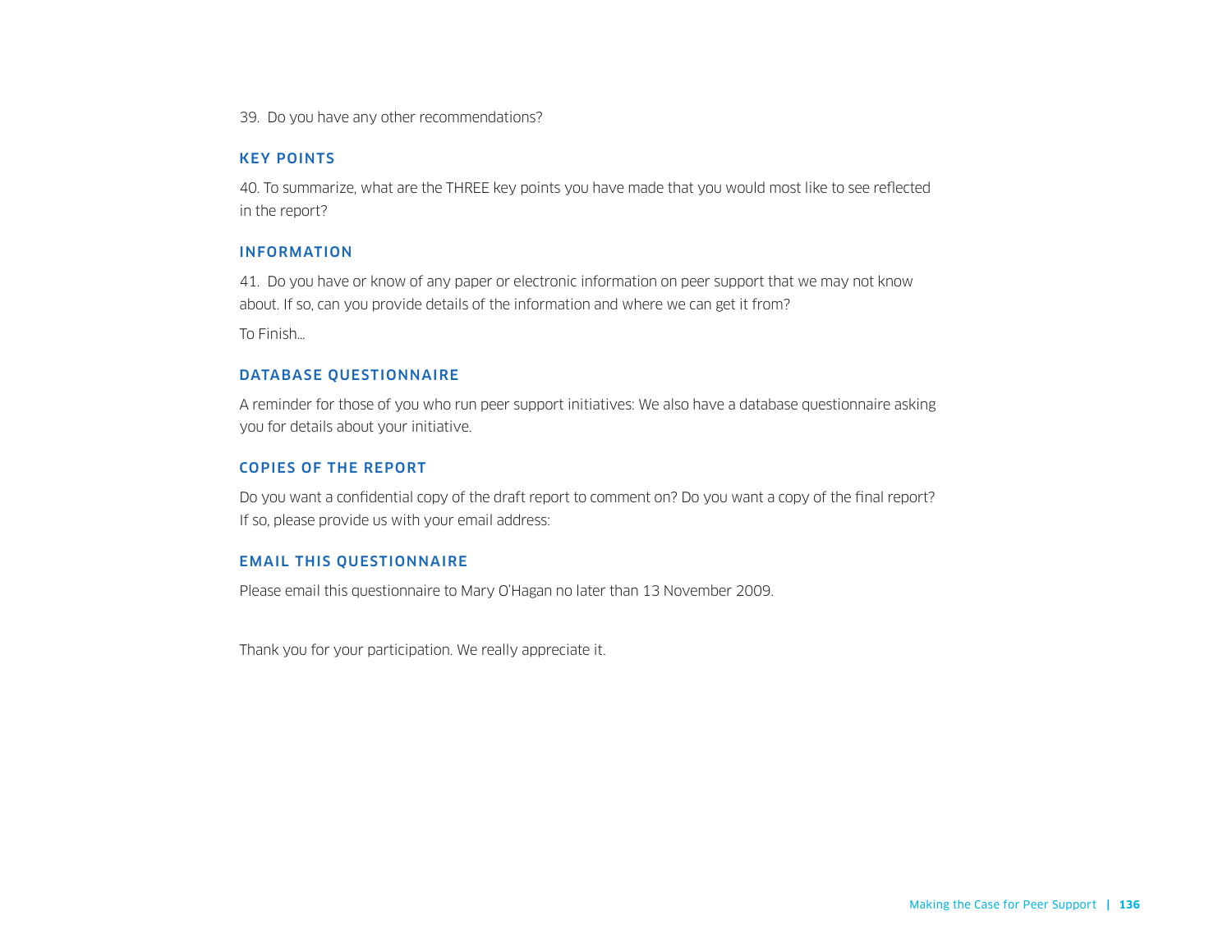39. Do you have any other recommendations?

### KEY POINTS

40. To summarize, what are the THREE key points you have made that you would most like to see reflected in the report?

### INFORMATION

41. Do you have or know of any paper or electronic information on peer support that we may not know about. If so, can you provide details of the information and where we can get it from?

To Finish…

### DATABASE QUESTIONNAIRE

A reminder for those of you who run peer support initiatives: We also have a database questionnaire asking you for details about your initiative.

### COPIES OF THE REPORT

Do you want a confidential copy of the draft report to comment on? Do you want a copy of the final report? If so, please provide us with your email address:

### EMAIL THIS QUESTIONNAIRE

Please email this questionnaire to Mary O'Hagan no later than 13 November 2009.

Thank you for your participation. We really appreciate it.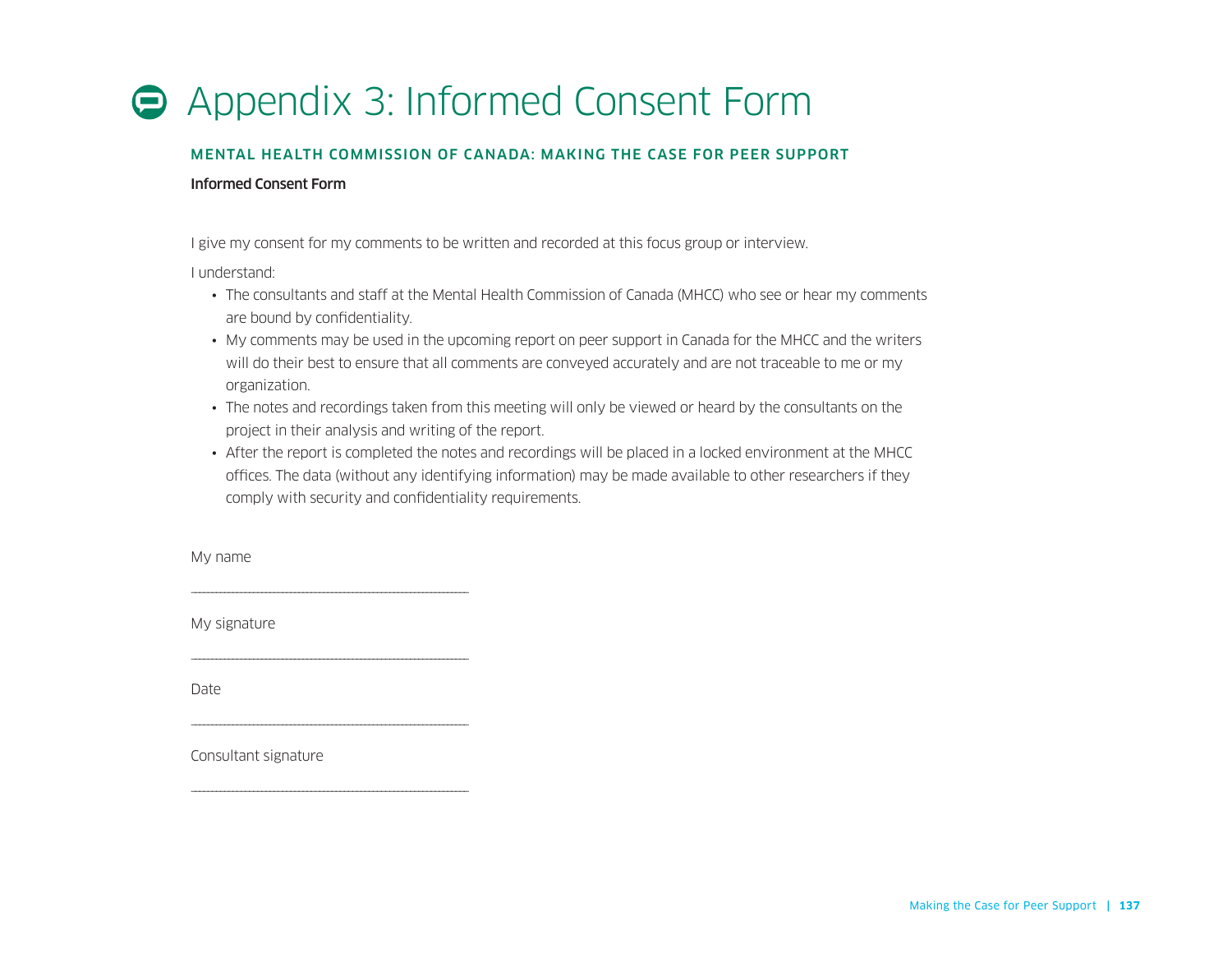# Appendix 3: Informed Consent Form

## MENTAL HEALTH COMMISSION OF CANADA: MAKING THE CASE FOR PEER SUPPORT

**Informed Consent Form**

I give my consent for my comments to be written and recorded at this focus group or interview.

I understand:

- The consultants and staff at the Mental Health Commission of Canada (MHCC) who see or hear my comments are bound by confidentiality.
- My comments may be used in the upcoming report on peer support in Canada for the MHCC and the writers will do their best to ensure that all comments are conveyed accurately and are not traceable to me or my organization.
- The notes and recordings taken from this meeting will only be viewed or heard by the consultants on the project in their analysis and writing of the report.
- After the report is completed the notes and recordings will be placed in a locked environment at the MHCC offices. The data (without any identifying information) may be made available to other researchers if they comply with security and confidentiality requirements.

My name

\_\_\_\_\_\_\_\_\_\_\_\_\_\_\_\_\_\_\_\_\_\_\_\_\_\_\_\_\_\_\_\_\_\_\_\_

My signature

\_\_\_\_\_\_\_\_\_\_\_\_\_\_\_\_\_\_\_\_\_\_\_\_\_\_\_\_\_\_\_\_\_\_\_\_

Date

\_\_\_\_\_\_\_\_\_\_\_\_\_\_\_\_\_\_\_\_\_\_\_\_\_\_\_\_\_\_\_\_\_\_\_\_

Consultant signature

\_\_\_\_\_\_\_\_\_\_\_\_\_\_\_\_\_\_\_\_\_\_\_\_\_\_\_\_\_\_\_\_\_\_\_\_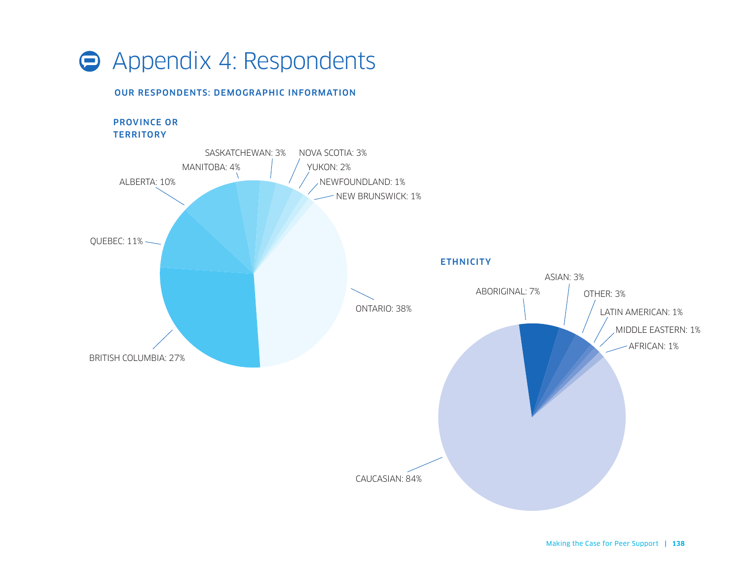# Appendix 4: Respondents

## OUR RESPONDENTS: DEMOGRAPHIC INFORMATION

### PROVINCE OR TERRITORY

- ONTARIO: 38%
- BRITISH COLUMBIA: 27%
- QUEBEC: 11%
- ALBERTA: 10%
- MANITOBA: 4%
- SASKATCHEWAN: 3%
- NOVA SCOTIA: 3%
- YUKON: 2%
- NEWFOUNDLAND: 1%
- NEW BRUNSWICK: 1%

### ETHNICITY

- CAUCASIAN: 84%
- ABORIGINAL: 7%
- ASIAN: 3%
- OTHER: 3%
- LATIN AMERICAN: 1%
- MIDDLE EASTERN: 1%
- AFRICAN: 1%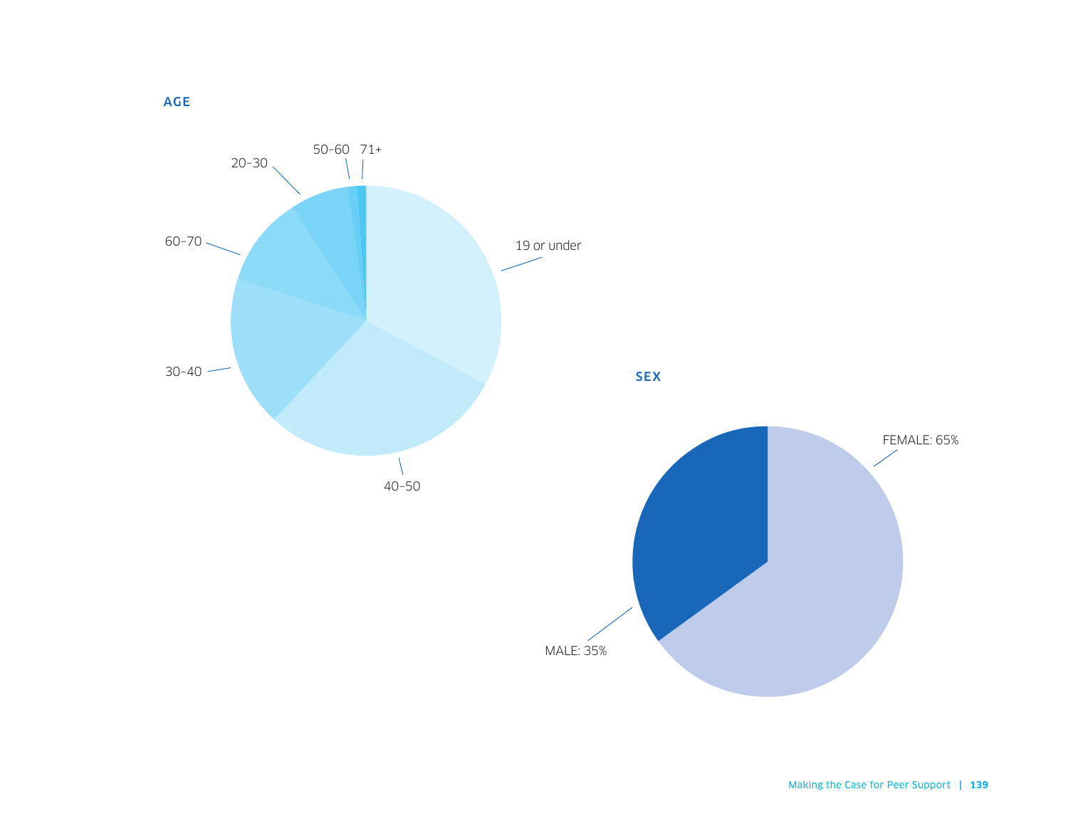**AGE**

19 or under

40–50

30–40

60–70

20–30

50–60

71+

**SEX**

FEMALE: 65%

MALE: 35%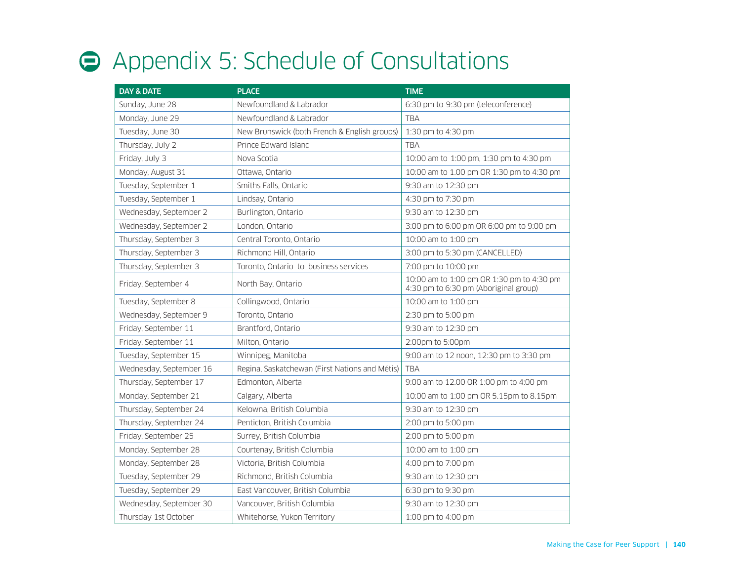# Appendix 5: Schedule of Consultations

| DAY & DATE | PLACE | TIME |
|---|---|---|
| Sunday, June 28 | Newfoundland & Labrador | 6:30 pm to 9:30 pm (teleconference) |
| Monday, June 29 | Newfoundland & Labrador | TBA |
| Tuesday, June 30 | New Brunswick (both French & English groups) | 1:30 pm to 4:30 pm |
| Thursday, July 2 | Prince Edward Island | TBA |
| Friday, July 3 | Nova Scotia | 10:00 am to 1:00 pm, 1:30 pm to 4:30 pm |
| Monday, August 31 | Ottawa, Ontario | 10:00 am to 1.00 pm OR 1:30 pm to 4:30 pm |
| Tuesday, September 1 | Smiths Falls, Ontario | 9:30 am to 12:30 pm |
| Tuesday, September 1 | Lindsay, Ontario | 4:30 pm to 7:30 pm |
| Wednesday, September 2 | Burlington, Ontario | 9:30 am to 12:30 pm |
| Wednesday, September 2 | London, Ontario | 3:00 pm to 6:00 pm OR 6:00 pm to 9:00 pm |
| Thursday, September 3 | Central Toronto, Ontario | 10:00 am to 1:00 pm |
| Thursday, September 3 | Richmond Hill, Ontario | 3:00 pm to 5:30 pm (CANCELLED) |
| Thursday, September 3 | Toronto, Ontario to business services | 7:00 pm to 10:00 pm |
| Friday, September 4 | North Bay, Ontario | 10:00 am to 1:00 pm OR 1:30 pm to 4:30 pm<br>4:30 pm to 6:30 pm (Aboriginal group) |
| Tuesday, September 8 | Collingwood, Ontario | 10:00 am to 1:00 pm |
| Wednesday, September 9 | Toronto, Ontario | 2:30 pm to 5:00 pm |
| Friday, September 11 | Brantford, Ontario | 9:30 am to 12:30 pm |
| Friday, September 11 | Milton, Ontario | 2:00pm to 5:00pm |
| Tuesday, September 15 | Winnipeg, Manitoba | 9:00 am to 12 noon, 12:30 pm to 3:30 pm |
| Wednesday, September 16 | Regina, Saskatchewan (First Nations and Métis) | TBA |
| Thursday, September 17 | Edmonton, Alberta | 9:00 am to 12.00 OR 1:00 pm to 4:00 pm |
| Monday, September 21 | Calgary, Alberta | 10:00 am to 1:00 pm OR 5.15pm to 8.15pm |
| Thursday, September 24 | Kelowna, British Columbia | 9:30 am to 12:30 pm |
| Thursday, September 24 | Penticton, British Columbia | 2:00 pm to 5:00 pm |
| Friday, September 25 | Surrey, British Columbia | 2:00 pm to 5:00 pm |
| Monday, September 28 | Courtenay, British Columbia | 10:00 am to 1:00 pm |
| Monday, September 28 | Victoria, British Columbia | 4:00 pm to 7:00 pm |
| Tuesday, September 29 | Richmond, British Columbia | 9:30 am to 12:30 pm |
| Tuesday, September 29 | East Vancouver, British Columbia | 6:30 pm to 9:30 pm |
| Wednesday, September 30 | Vancouver, British Columbia | 9:30 am to 12:30 pm |
| Thursday 1st October | Whitehorse, Yukon Territory | 1:00 pm to 4:00 pm |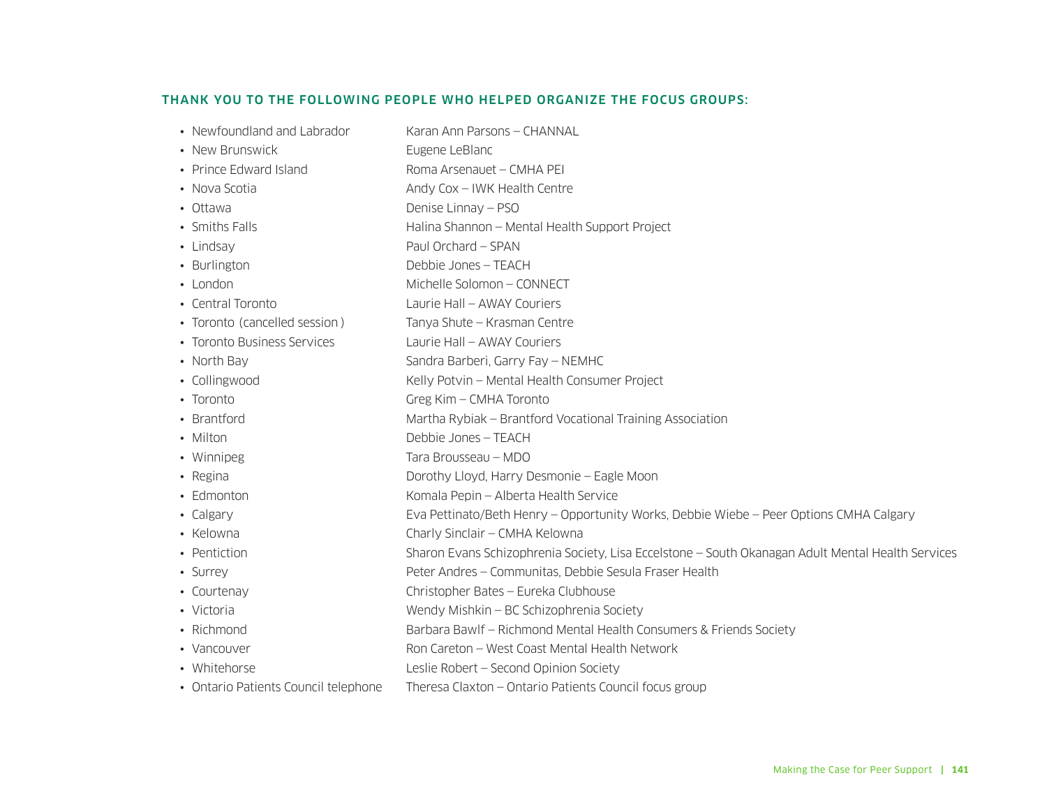### THANK YOU TO THE FOLLOWING PEOPLE WHO HELPED ORGANIZE THE FOCUS GROUPS:

| | |
|---|---|
| • Newfoundland and Labrador | Karan Ann Parsons – CHANNAL |
| • New Brunswick | Eugene LeBlanc |
| • Prince Edward Island | Roma Arsenauet – CMHA PEI |
| • Nova Scotia | Andy Cox – IWK Health Centre |
| • Ottawa | Denise Linnay – PSO |
| • Smiths Falls | Halina Shannon – Mental Health Support Project |
| • Lindsay | Paul Orchard – SPAN |
| • Burlington | Debbie Jones – TEACH |
| • London | Michelle Solomon – CONNECT |
| • Central Toronto | Laurie Hall – AWAY Couriers |
| • Toronto (cancelled session ) | Tanya Shute – Krasman Centre |
| • Toronto Business Services | Laurie Hall – AWAY Couriers |
| • North Bay | Sandra Barberi, Garry Fay – NEMHC |
| • Collingwood | Kelly Potvin – Mental Health Consumer Project |
| • Toronto | Greg Kim – CMHA Toronto |
| • Brantford | Martha Rybiak – Brantford Vocational Training Association |
| • Milton | Debbie Jones – TEACH |
| • Winnipeg | Tara Brousseau – MDO |
| • Regina | Dorothy Lloyd, Harry Desmonie – Eagle Moon |
| • Edmonton | Komala Pepin – Alberta Health Service |
| • Calgary | Eva Pettinato/Beth Henry – Opportunity Works, Debbie Wiebe – Peer Options CMHA Calgary |
| • Kelowna | Charly Sinclair – CMHA Kelowna |
| • Pentiction | Sharon Evans Schizophrenia Society, Lisa Eccelstone – South Okanagan Adult Mental Health Services |
| • Surrey | Peter Andres – Communitas, Debbie Sesula Fraser Health |
| • Courtenay | Christopher Bates – Eureka Clubhouse |
| • Victoria | Wendy Mishkin – BC Schizophrenia Society |
| • Richmond | Barbara Bawlf – Richmond Mental Health Consumers & Friends Society |
| • Vancouver | Ron Careton – West Coast Mental Health Network |
| • Whitehorse | Leslie Robert – Second Opinion Society |
| • Ontario Patients Council telephone | Theresa Claxton – Ontario Patients Council focus group |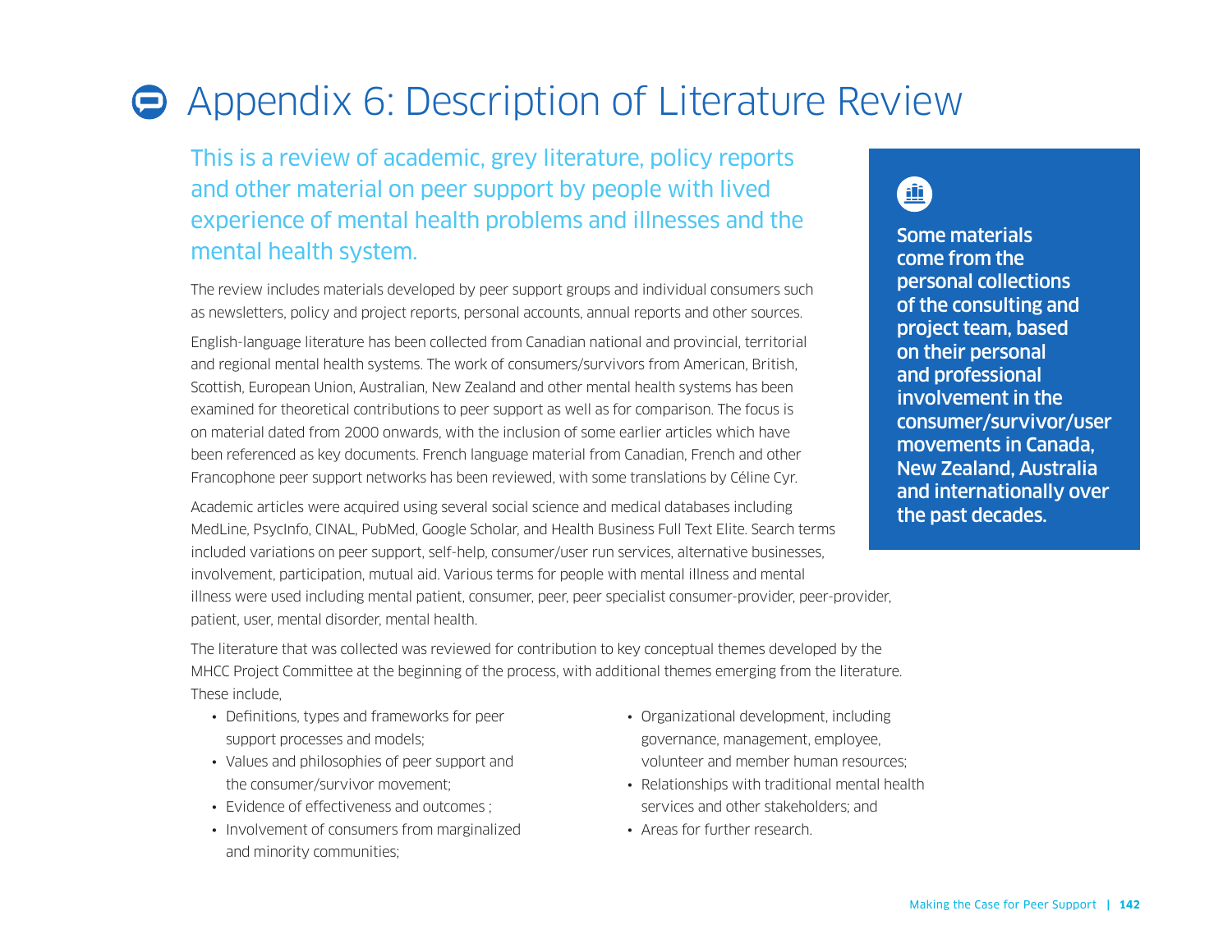# Appendix 6: Description of Literature Review

This is a review of academic, grey literature, policy reports and other material on peer support by people with lived experience of mental health problems and illnesses and the mental health system.

The review includes materials developed by peer support groups and individual consumers such as newsletters, policy and project reports, personal accounts, annual reports and other sources.

English-language literature has been collected from Canadian national and provincial, territorial and regional mental health systems. The work of consumers/survivors from American, British, Scottish, European Union, Australian, New Zealand and other mental health systems has been examined for theoretical contributions to peer support as well as for comparison. The focus is on material dated from 2000 onwards, with the inclusion of some earlier articles which have been referenced as key documents. French language material from Canadian, French and other Francophone peer support networks has been reviewed, with some translations by Céline Cyr.

Academic articles were acquired using several social science and medical databases including MedLine, PsycInfo, CINAL, PubMed, Google Scholar, and Health Business Full Text Elite. Search terms included variations on peer support, self-help, consumer/user run services, alternative businesses, involvement, participation, mutual aid. Various terms for people with mental illness and mental illness were used including mental patient, consumer, peer, peer specialist consumer-provider, peer-provider, patient, user, mental disorder, mental health.

The literature that was collected was reviewed for contribution to key conceptual themes developed by the MHCC Project Committee at the beginning of the process, with additional themes emerging from the literature. These include,

- Definitions, types and frameworks for peer support processes and models;
- Values and philosophies of peer support and the consumer/survivor movement;
- Evidence of effectiveness and outcomes ;
- Involvement of consumers from marginalized and minority communities;
- Organizational development, including governance, management, employee, volunteer and member human resources;
- Relationships with traditional mental health services and other stakeholders; and
- Areas for further research.

**Some materials come from the personal collections of the consulting and project team, based on their personal and professional involvement in the consumer/survivor/user movements in Canada, New Zealand, Australia and internationally over the past decades.**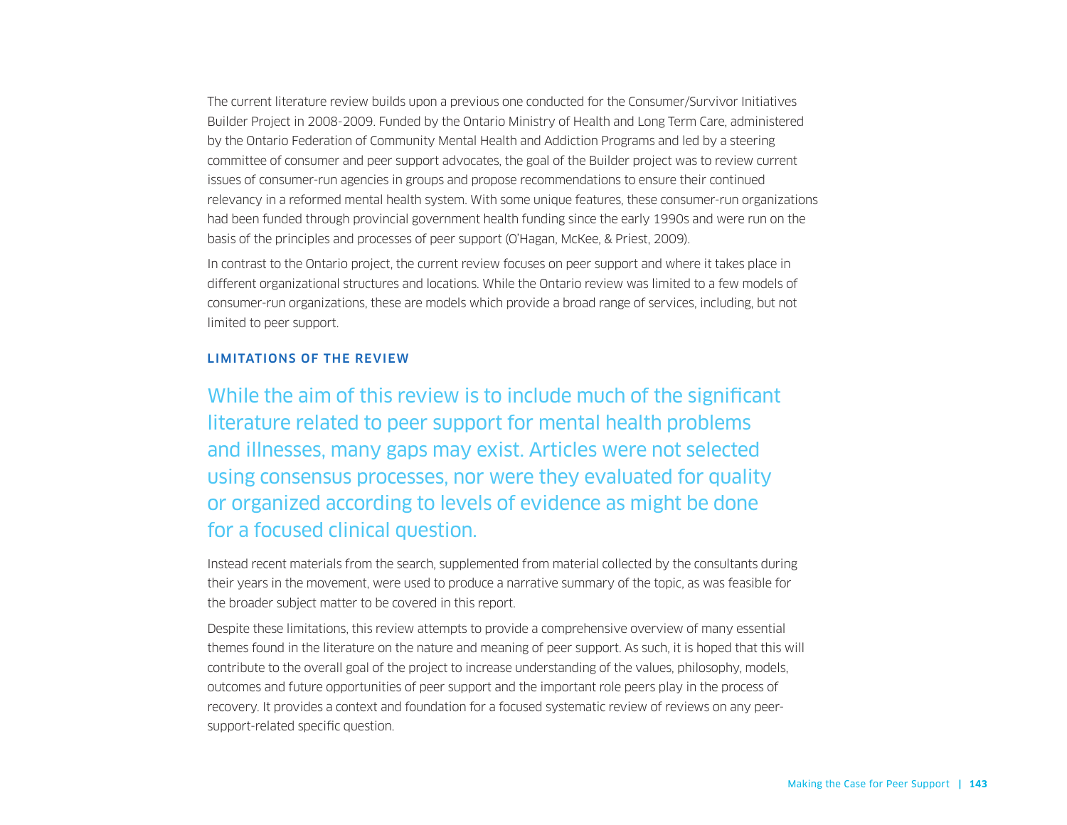The current literature review builds upon a previous one conducted for the Consumer/Survivor Initiatives Builder Project in 2008-2009. Funded by the Ontario Ministry of Health and Long Term Care, administered by the Ontario Federation of Community Mental Health and Addiction Programs and led by a steering committee of consumer and peer support advocates, the goal of the Builder project was to review current issues of consumer-run agencies in groups and propose recommendations to ensure their continued relevancy in a reformed mental health system. With some unique features, these consumer-run organizations had been funded through provincial government health funding since the early 1990s and were run on the basis of the principles and processes of peer support (O'Hagan, McKee, & Priest, 2009).

In contrast to the Ontario project, the current review focuses on peer support and where it takes place in different organizational structures and locations. While the Ontario review was limited to a few models of consumer-run organizations, these are models which provide a broad range of services, including, but not limited to peer support.

### LIMITATIONS OF THE REVIEW

While the aim of this review is to include much of the significant literature related to peer support for mental health problems and illnesses, many gaps may exist. Articles were not selected using consensus processes, nor were they evaluated for quality or organized according to levels of evidence as might be done for a focused clinical question.

Instead recent materials from the search, supplemented from material collected by the consultants during their years in the movement, were used to produce a narrative summary of the topic, as was feasible for the broader subject matter to be covered in this report.

Despite these limitations, this review attempts to provide a comprehensive overview of many essential themes found in the literature on the nature and meaning of peer support. As such, it is hoped that this will contribute to the overall goal of the project to increase understanding of the values, philosophy, models, outcomes and future opportunities of peer support and the important role peers play in the process of recovery. It provides a context and foundation for a focused systematic review of reviews on any peer-support-related specific question.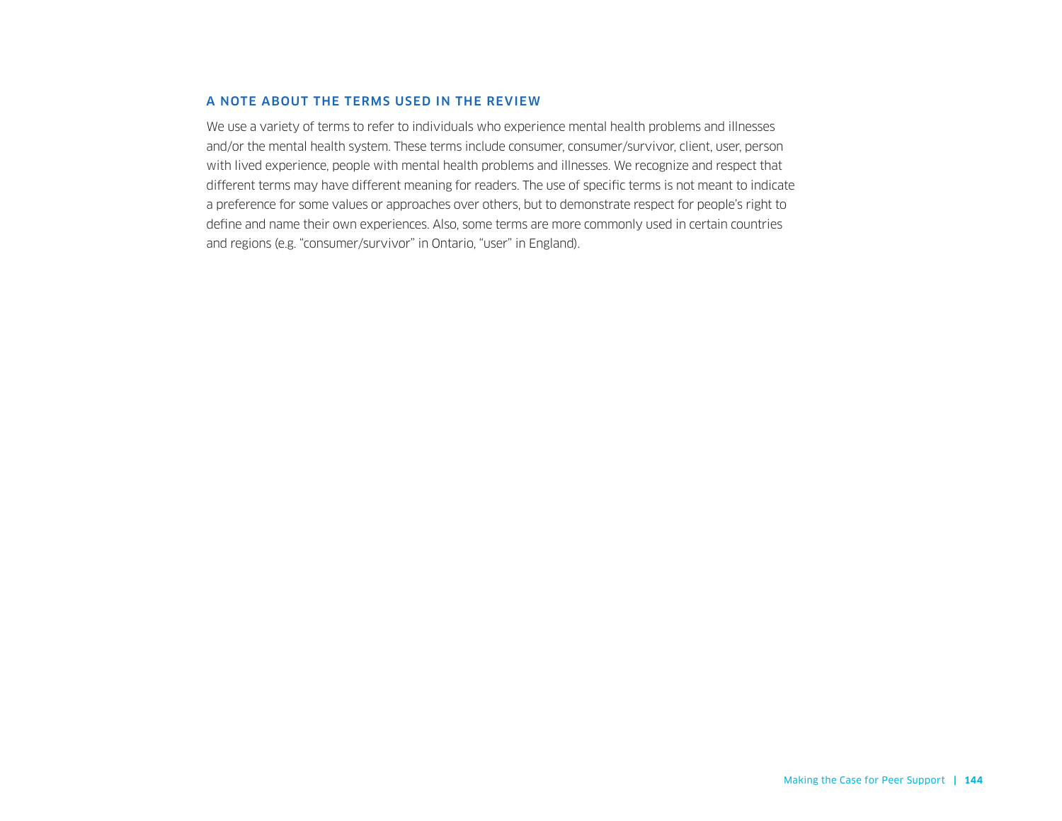## A NOTE ABOUT THE TERMS USED IN THE REVIEW

We use a variety of terms to refer to individuals who experience mental health problems and illnesses and/or the mental health system. These terms include consumer, consumer/survivor, client, user, person with lived experience, people with mental health problems and illnesses. We recognize and respect that different terms may have different meaning for readers. The use of specific terms is not meant to indicate a preference for some values or approaches over others, but to demonstrate respect for people's right to define and name their own experiences. Also, some terms are more commonly used in certain countries and regions (e.g. "consumer/survivor" in Ontario, "user" in England).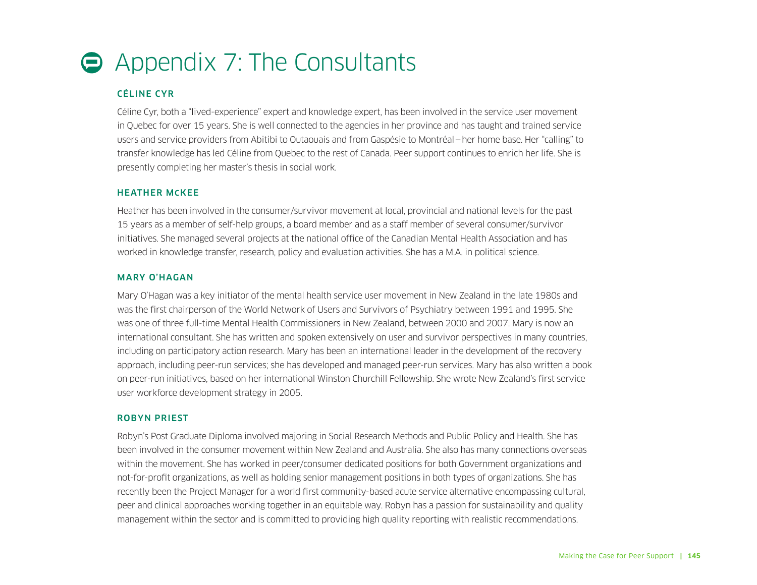# Appendix 7: The Consultants

### CÉLINE CYR

Céline Cyr, both a "lived-experience" expert and knowledge expert, has been involved in the service user movement in Quebec for over 15 years. She is well connected to the agencies in her province and has taught and trained service users and service providers from Abitibi to Outaouais and from Gaspésie to Montréal – her home base. Her "calling" to transfer knowledge has led Céline from Quebec to the rest of Canada. Peer support continues to enrich her life. She is presently completing her master's thesis in social work.

### HEATHER McKEE

Heather has been involved in the consumer/survivor movement at local, provincial and national levels for the past 15 years as a member of self-help groups, a board member and as a staff member of several consumer/survivor initiatives. She managed several projects at the national office of the Canadian Mental Health Association and has worked in knowledge transfer, research, policy and evaluation activities. She has a M.A. in political science.

### MARY O'HAGAN

Mary O'Hagan was a key initiator of the mental health service user movement in New Zealand in the late 1980s and was the first chairperson of the World Network of Users and Survivors of Psychiatry between 1991 and 1995. She was one of three full-time Mental Health Commissioners in New Zealand, between 2000 and 2007. Mary is now an international consultant. She has written and spoken extensively on user and survivor perspectives in many countries, including on participatory action research. Mary has been an international leader in the development of the recovery approach, including peer-run services; she has developed and managed peer-run services. Mary has also written a book on peer-run initiatives, based on her international Winston Churchill Fellowship. She wrote New Zealand's first service user workforce development strategy in 2005.

### ROBYN PRIEST

Robyn's Post Graduate Diploma involved majoring in Social Research Methods and Public Policy and Health. She has been involved in the consumer movement within New Zealand and Australia. She also has many connections overseas within the movement. She has worked in peer/consumer dedicated positions for both Government organizations and not-for-profit organizations, as well as holding senior management positions in both types of organizations. She has recently been the Project Manager for a world first community-based acute service alternative encompassing cultural, peer and clinical approaches working together in an equitable way. Robyn has a passion for sustainability and quality management within the sector and is committed to providing high quality reporting with realistic recommendations.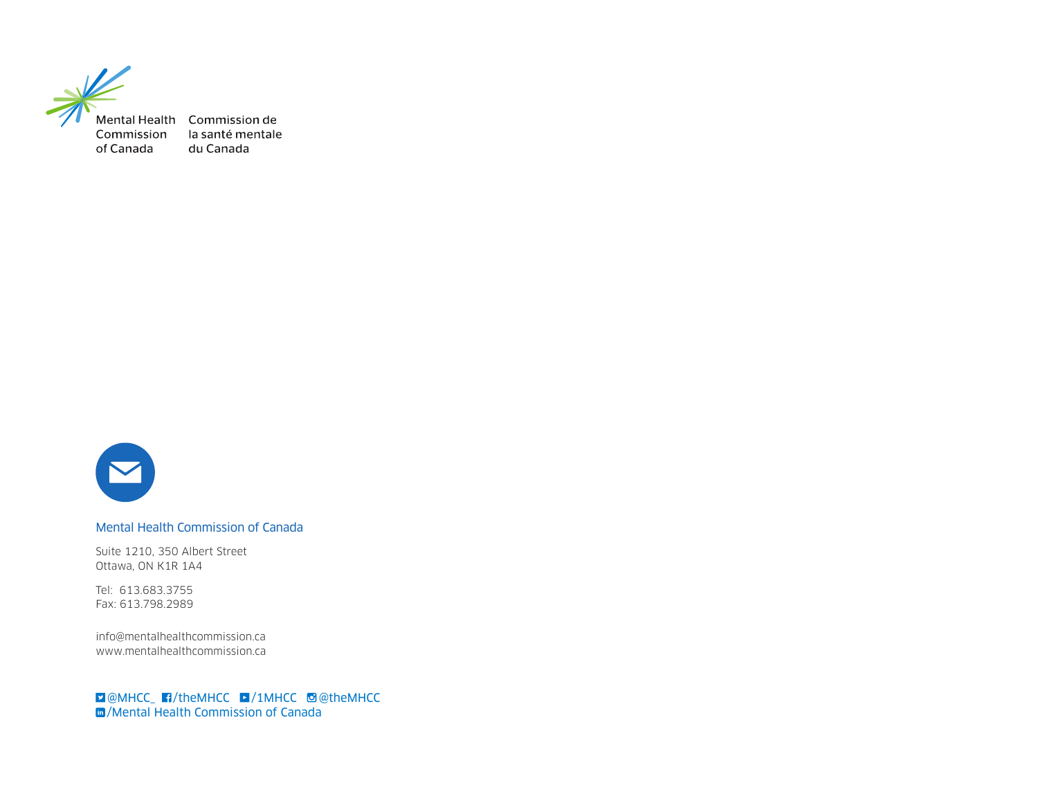Mental Health Commission of Canada

Commission de la santé mentale du Canada

Mental Health Commission of Canada

Suite 1210, 350 Albert Street
Ottawa, ON K1R 1A4

Tel: 613.683.3755
Fax: 613.798.2989

info@mentalhealthcommission.ca
www.mentalhealthcommission.ca

@MHCC_ /theMHCC /1MHCC @theMHCC
/Mental Health Commission of Canada